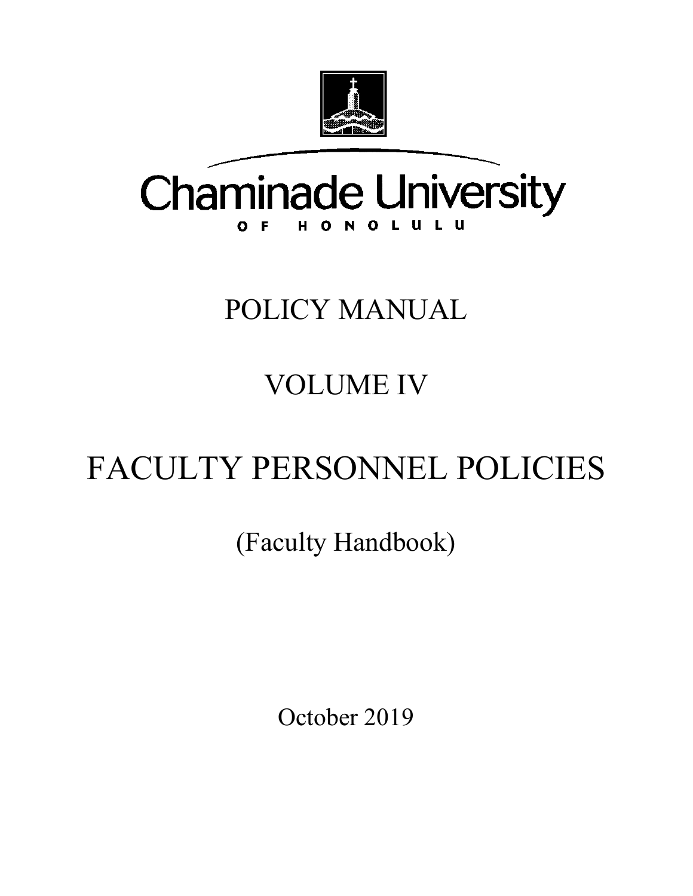Chaminade University
OF HONOLULU

# POLICY MANUAL

# VOLUME IV

# FACULTY PERSONNEL POLICIES

(Faculty Handbook)

October 2019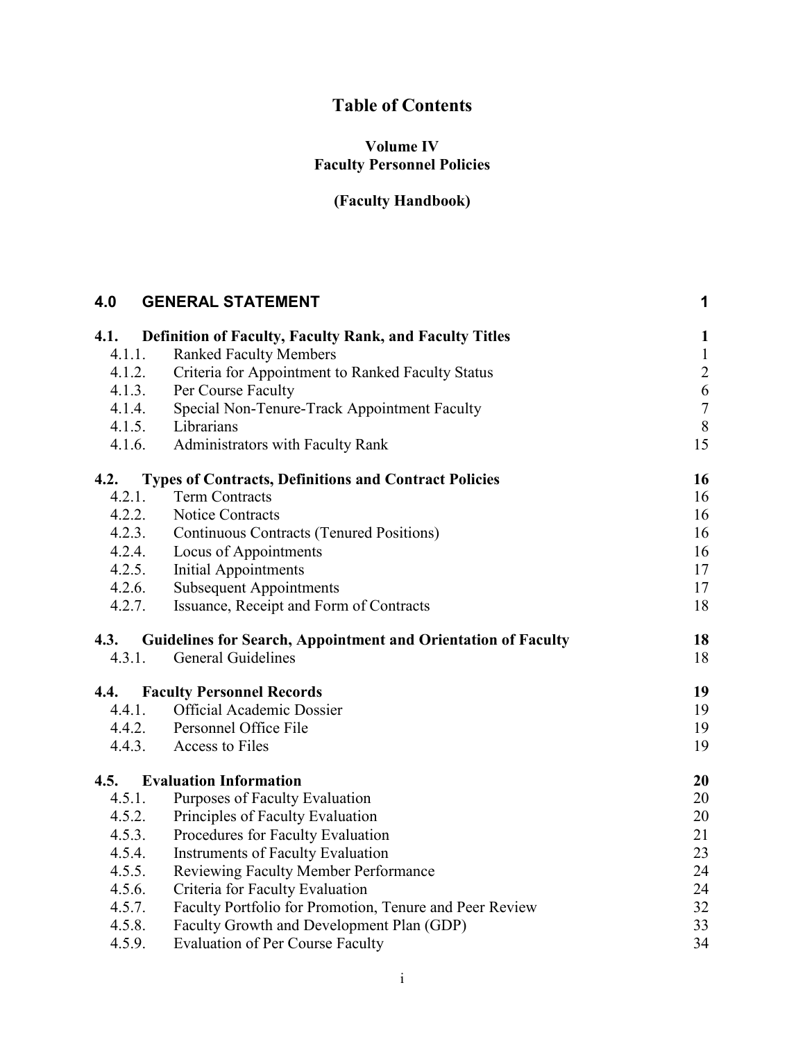# Table of Contents

## Volume IV
## Faculty Personnel Policies

## (Faculty Handbook)

| | | |
|---|---|---|
| **4.0** | **GENERAL STATEMENT** | **1** |
| **4.1.** | **Definition of Faculty, Faculty Rank, and Faculty Titles** | **1** |
| 4.1.1. | Ranked Faculty Members | 1 |
| 4.1.2. | Criteria for Appointment to Ranked Faculty Status | 2 |
| 4.1.3. | Per Course Faculty | 6 |
| 4.1.4. | Special Non-Tenure-Track Appointment Faculty | 7 |
| 4.1.5. | Librarians | 8 |
| 4.1.6. | Administrators with Faculty Rank | 15 |
| **4.2.** | **Types of Contracts, Definitions and Contract Policies** | **16** |
| 4.2.1. | Term Contracts | 16 |
| 4.2.2. | Notice Contracts | 16 |
| 4.2.3. | Continuous Contracts (Tenured Positions) | 16 |
| 4.2.4. | Locus of Appointments | 16 |
| 4.2.5. | Initial Appointments | 17 |
| 4.2.6. | Subsequent Appointments | 17 |
| 4.2.7. | Issuance, Receipt and Form of Contracts | 18 |
| **4.3.** | **Guidelines for Search, Appointment and Orientation of Faculty** | **18** |
| 4.3.1. | General Guidelines | 18 |
| **4.4.** | **Faculty Personnel Records** | **19** |
| 4.4.1. | Official Academic Dossier | 19 |
| 4.4.2. | Personnel Office File | 19 |
| 4.4.3. | Access to Files | 19 |
| **4.5.** | **Evaluation Information** | **20** |
| 4.5.1. | Purposes of Faculty Evaluation | 20 |
| 4.5.2. | Principles of Faculty Evaluation | 20 |
| 4.5.3. | Procedures for Faculty Evaluation | 21 |
| 4.5.4. | Instruments of Faculty Evaluation | 23 |
| 4.5.5. | Reviewing Faculty Member Performance | 24 |
| 4.5.6. | Criteria for Faculty Evaluation | 24 |
| 4.5.7. | Faculty Portfolio for Promotion, Tenure and Peer Review | 32 |
| 4.5.8. | Faculty Growth and Development Plan (GDP) | 33 |
| 4.5.9. | Evaluation of Per Course Faculty | 34 |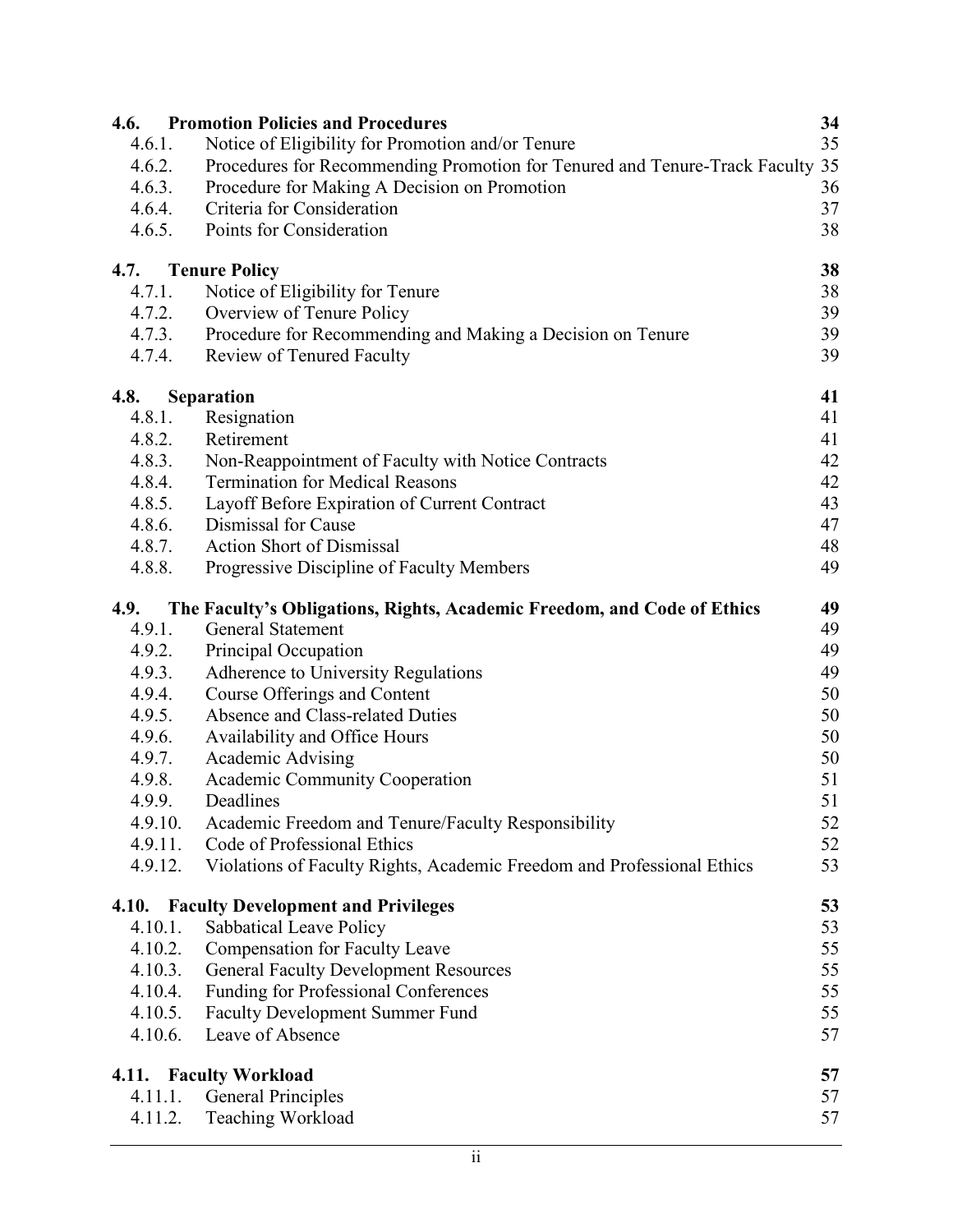| | | |
|---|---|---|
| **4.6.** | **Promotion Policies and Procedures** | **34** |
| 4.6.1. | Notice of Eligibility for Promotion and/or Tenure | 35 |
| 4.6.2. | Procedures for Recommending Promotion for Tenured and Tenure-Track Faculty | 35 |
| 4.6.3. | Procedure for Making A Decision on Promotion | 36 |
| 4.6.4. | Criteria for Consideration | 37 |
| 4.6.5. | Points for Consideration | 38 |
| **4.7.** | **Tenure Policy** | **38** |
| 4.7.1. | Notice of Eligibility for Tenure | 38 |
| 4.7.2. | Overview of Tenure Policy | 39 |
| 4.7.3. | Procedure for Recommending and Making a Decision on Tenure | 39 |
| 4.7.4. | Review of Tenured Faculty | 39 |
| **4.8.** | **Separation** | **41** |
| 4.8.1. | Resignation | 41 |
| 4.8.2. | Retirement | 41 |
| 4.8.3. | Non-Reappointment of Faculty with Notice Contracts | 42 |
| 4.8.4. | Termination for Medical Reasons | 42 |
| 4.8.5. | Layoff Before Expiration of Current Contract | 43 |
| 4.8.6. | Dismissal for Cause | 47 |
| 4.8.7. | Action Short of Dismissal | 48 |
| 4.8.8. | Progressive Discipline of Faculty Members | 49 |
| **4.9.** | **The Faculty's Obligations, Rights, Academic Freedom, and Code of Ethics** | **49** |
| 4.9.1. | General Statement | 49 |
| 4.9.2. | Principal Occupation | 49 |
| 4.9.3. | Adherence to University Regulations | 49 |
| 4.9.4. | Course Offerings and Content | 50 |
| 4.9.5. | Absence and Class-related Duties | 50 |
| 4.9.6. | Availability and Office Hours | 50 |
| 4.9.7. | Academic Advising | 50 |
| 4.9.8. | Academic Community Cooperation | 51 |
| 4.9.9. | Deadlines | 51 |
| 4.9.10. | Academic Freedom and Tenure/Faculty Responsibility | 52 |
| 4.9.11. | Code of Professional Ethics | 52 |
| 4.9.12. | Violations of Faculty Rights, Academic Freedom and Professional Ethics | 53 |
| **4.10.** | **Faculty Development and Privileges** | **53** |
| 4.10.1. | Sabbatical Leave Policy | 53 |
| 4.10.2. | Compensation for Faculty Leave | 55 |
| 4.10.3. | General Faculty Development Resources | 55 |
| 4.10.4. | Funding for Professional Conferences | 55 |
| 4.10.5. | Faculty Development Summer Fund | 55 |
| 4.10.6. | Leave of Absence | 57 |
| **4.11.** | **Faculty Workload** | **57** |
| 4.11.1. | General Principles | 57 |
| 4.11.2. | Teaching Workload | 57 |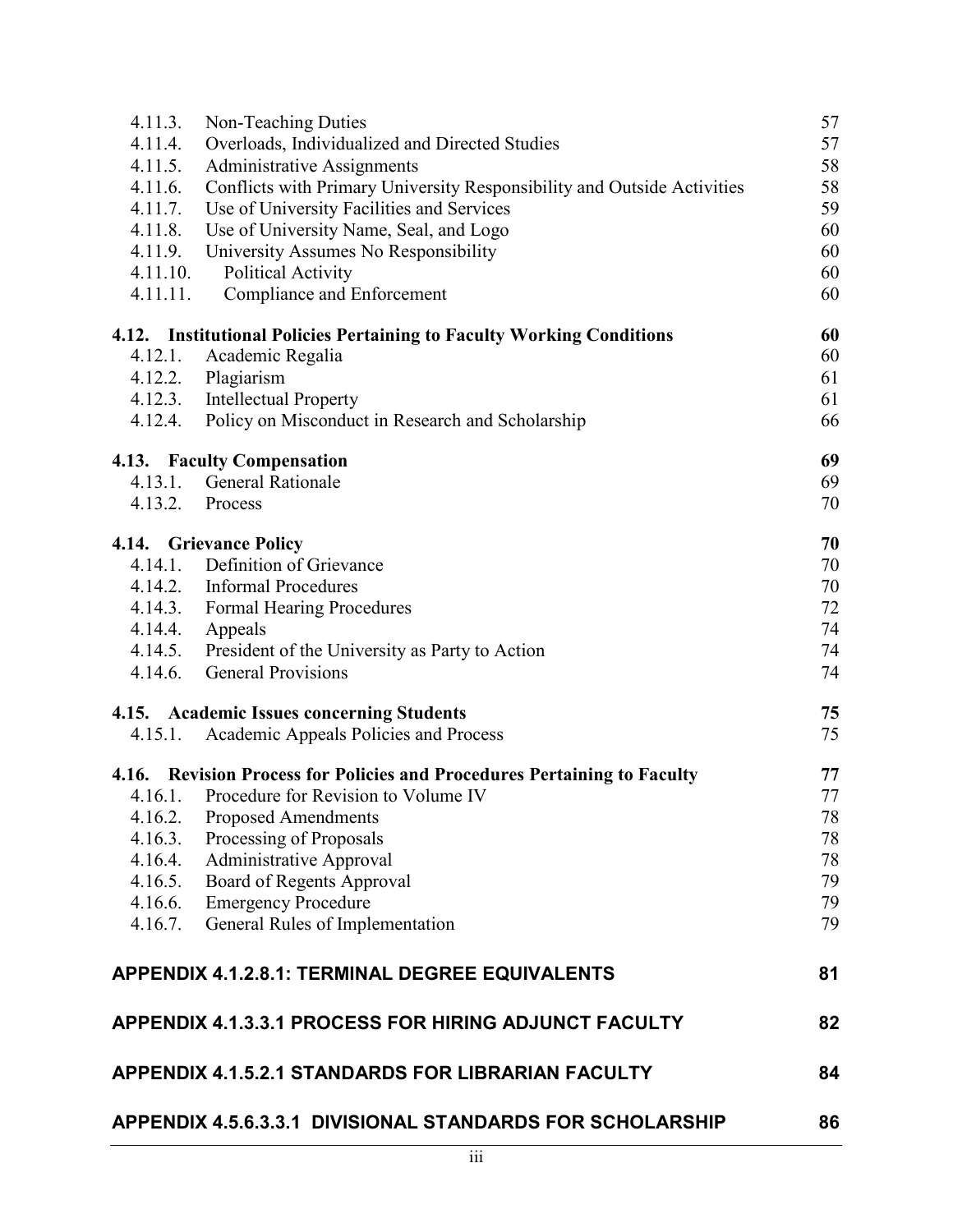| | | |
|---|---|---|
| 4.11.3. | Non-Teaching Duties | 57 |
| 4.11.4. | Overloads, Individualized and Directed Studies | 57 |
| 4.11.5. | Administrative Assignments | 58 |
| 4.11.6. | Conflicts with Primary University Responsibility and Outside Activities | 58 |
| 4.11.7. | Use of University Facilities and Services | 59 |
| 4.11.8. | Use of University Name, Seal, and Logo | 60 |
| 4.11.9. | University Assumes No Responsibility | 60 |
| 4.11.10. | Political Activity | 60 |
| 4.11.11. | Compliance and Enforcement | 60 |
| **4.12.** | **Institutional Policies Pertaining to Faculty Working Conditions** | **60** |
| 4.12.1. | Academic Regalia | 60 |
| 4.12.2. | Plagiarism | 61 |
| 4.12.3. | Intellectual Property | 61 |
| 4.12.4. | Policy on Misconduct in Research and Scholarship | 66 |
| **4.13.** | **Faculty Compensation** | **69** |
| 4.13.1. | General Rationale | 69 |
| 4.13.2. | Process | 70 |
| **4.14.** | **Grievance Policy** | **70** |
| 4.14.1. | Definition of Grievance | 70 |
| 4.14.2. | Informal Procedures | 70 |
| 4.14.3. | Formal Hearing Procedures | 72 |
| 4.14.4. | Appeals | 74 |
| 4.14.5. | President of the University as Party to Action | 74 |
| 4.14.6. | General Provisions | 74 |
| **4.15.** | **Academic Issues concerning Students** | **75** |
| 4.15.1. | Academic Appeals Policies and Process | 75 |
| **4.16.** | **Revision Process for Policies and Procedures Pertaining to Faculty** | **77** |
| 4.16.1. | Procedure for Revision to Volume IV | 77 |
| 4.16.2. | Proposed Amendments | 78 |
| 4.16.3. | Processing of Proposals | 78 |
| 4.16.4. | Administrative Approval | 78 |
| 4.16.5. | Board of Regents Approval | 79 |
| 4.16.6. | Emergency Procedure | 79 |
| 4.16.7. | General Rules of Implementation | 79 |

**APPENDIX 4.1.2.8.1: TERMINAL DEGREE EQUIVALENTS** 81

**APPENDIX 4.1.3.3.1 PROCESS FOR HIRING ADJUNCT FACULTY** 82

**APPENDIX 4.1.5.2.1 STANDARDS FOR LIBRARIAN FACULTY** 84

**APPENDIX 4.5.6.3.3.1 DIVISIONAL STANDARDS FOR SCHOLARSHIP** 86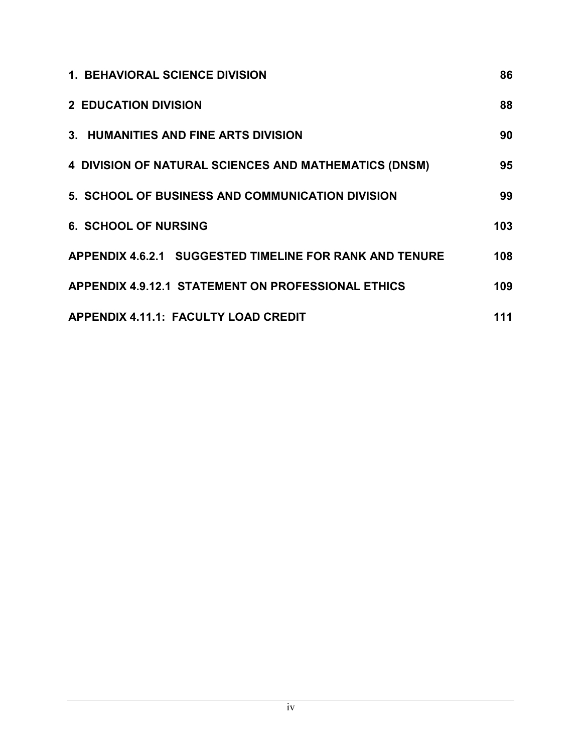| | |
|---|---|
| **1. BEHAVIORAL SCIENCE DIVISION** | **86** |
| **2 EDUCATION DIVISION** | **88** |
| **3. HUMANITIES AND FINE ARTS DIVISION** | **90** |
| **4 DIVISION OF NATURAL SCIENCES AND MATHEMATICS (DNSM)** | **95** |
| **5. SCHOOL OF BUSINESS AND COMMUNICATION DIVISION** | **99** |
| **6. SCHOOL OF NURSING** | **103** |
| **APPENDIX 4.6.2.1 SUGGESTED TIMELINE FOR RANK AND TENURE** | **108** |
| **APPENDIX 4.9.12.1 STATEMENT ON PROFESSIONAL ETHICS** | **109** |
| **APPENDIX 4.11.1: FACULTY LOAD CREDIT** | **111** |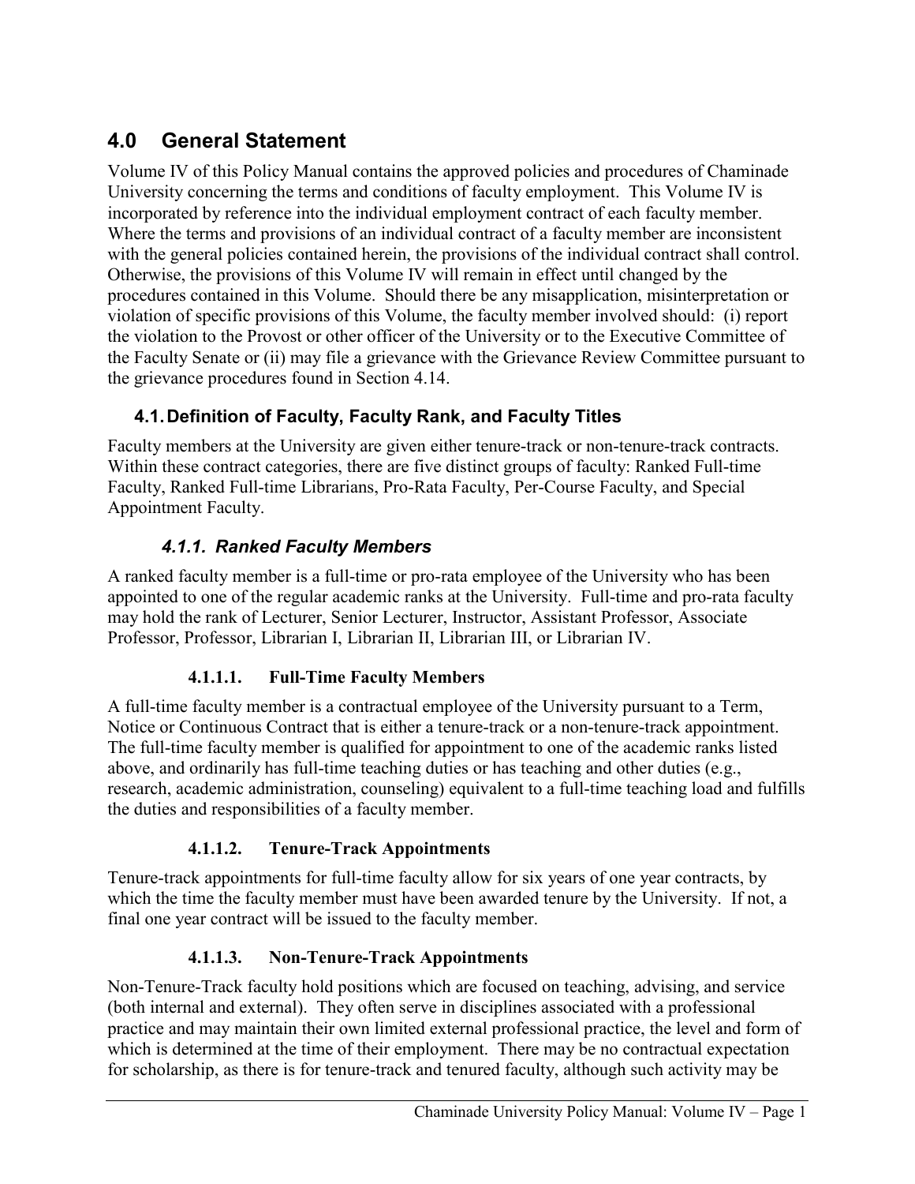# 4.0 General Statement

Volume IV of this Policy Manual contains the approved policies and procedures of Chaminade University concerning the terms and conditions of faculty employment. This Volume IV is incorporated by reference into the individual employment contract of each faculty member. Where the terms and provisions of an individual contract of a faculty member are inconsistent with the general policies contained herein, the provisions of the individual contract shall control. Otherwise, the provisions of this Volume IV will remain in effect until changed by the procedures contained in this Volume. Should there be any misapplication, misinterpretation or violation of specific provisions of this Volume, the faculty member involved should: (i) report the violation to the Provost or other officer of the University or to the Executive Committee of the Faculty Senate or (ii) may file a grievance with the Grievance Review Committee pursuant to the grievance procedures found in Section 4.14.

## 4.1. Definition of Faculty, Faculty Rank, and Faculty Titles

Faculty members at the University are given either tenure-track or non-tenure-track contracts. Within these contract categories, there are five distinct groups of faculty: Ranked Full-time Faculty, Ranked Full-time Librarians, Pro-Rata Faculty, Per-Course Faculty, and Special Appointment Faculty.

### *4.1.1. Ranked Faculty Members*

A ranked faculty member is a full-time or pro-rata employee of the University who has been appointed to one of the regular academic ranks at the University. Full-time and pro-rata faculty may hold the rank of Lecturer, Senior Lecturer, Instructor, Assistant Professor, Associate Professor, Professor, Librarian I, Librarian II, Librarian III, or Librarian IV.

#### 4.1.1.1. Full-Time Faculty Members

A full-time faculty member is a contractual employee of the University pursuant to a Term, Notice or Continuous Contract that is either a tenure-track or a non-tenure-track appointment. The full-time faculty member is qualified for appointment to one of the academic ranks listed above, and ordinarily has full-time teaching duties or has teaching and other duties (e.g., research, academic administration, counseling) equivalent to a full-time teaching load and fulfills the duties and responsibilities of a faculty member.

#### 4.1.1.2. Tenure-Track Appointments

Tenure-track appointments for full-time faculty allow for six years of one year contracts, by which the time the faculty member must have been awarded tenure by the University. If not, a final one year contract will be issued to the faculty member.

#### 4.1.1.3. Non-Tenure-Track Appointments

Non-Tenure-Track faculty hold positions which are focused on teaching, advising, and service (both internal and external). They often serve in disciplines associated with a professional practice and may maintain their own limited external professional practice, the level and form of which is determined at the time of their employment. There may be no contractual expectation for scholarship, as there is for tenure-track and tenured faculty, although such activity may be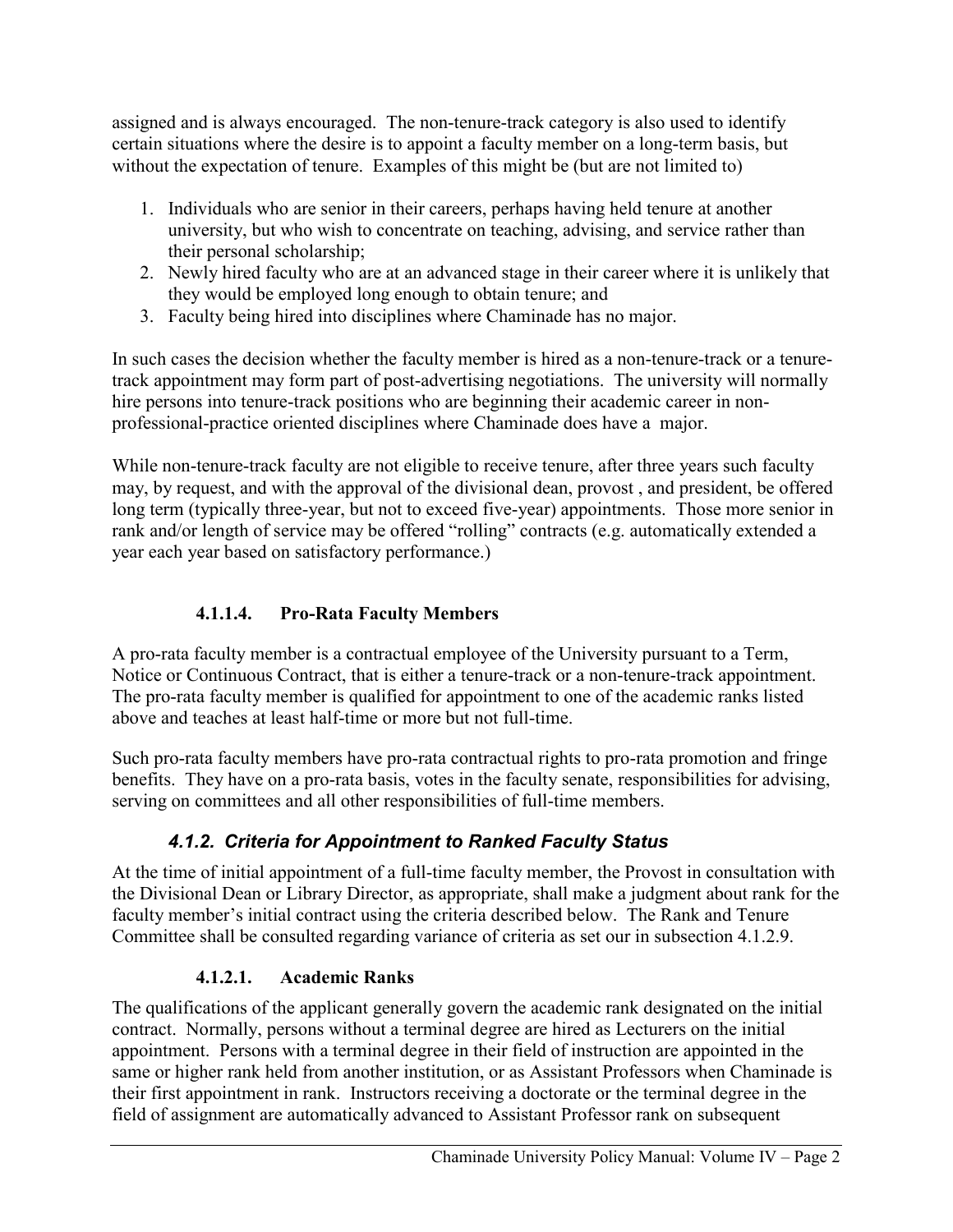assigned and is always encouraged. The non-tenure-track category is also used to identify certain situations where the desire is to appoint a faculty member on a long-term basis, but without the expectation of tenure. Examples of this might be (but are not limited to)

1. Individuals who are senior in their careers, perhaps having held tenure at another university, but who wish to concentrate on teaching, advising, and service rather than their personal scholarship;
2. Newly hired faculty who are at an advanced stage in their career where it is unlikely that they would be employed long enough to obtain tenure; and
3. Faculty being hired into disciplines where Chaminade has no major.

In such cases the decision whether the faculty member is hired as a non-tenure-track or a tenure-track appointment may form part of post-advertising negotiations. The university will normally hire persons into tenure-track positions who are beginning their academic career in non-professional-practice oriented disciplines where Chaminade does have a major.

While non-tenure-track faculty are not eligible to receive tenure, after three years such faculty may, by request, and with the approval of the divisional dean, provost , and president, be offered long term (typically three-year, but not to exceed five-year) appointments. Those more senior in rank and/or length of service may be offered "rolling" contracts (e.g. automatically extended a year each year based on satisfactory performance.)

#### 4.1.1.4. Pro-Rata Faculty Members

A pro-rata faculty member is a contractual employee of the University pursuant to a Term, Notice or Continuous Contract, that is either a tenure-track or a non-tenure-track appointment. The pro-rata faculty member is qualified for appointment to one of the academic ranks listed above and teaches at least half-time or more but not full-time.

Such pro-rata faculty members have pro-rata contractual rights to pro-rata promotion and fringe benefits. They have on a pro-rata basis, votes in the faculty senate, responsibilities for advising, serving on committees and all other responsibilities of full-time members.

### *4.1.2. Criteria for Appointment to Ranked Faculty Status*

At the time of initial appointment of a full-time faculty member, the Provost in consultation with the Divisional Dean or Library Director, as appropriate, shall make a judgment about rank for the faculty member's initial contract using the criteria described below. The Rank and Tenure Committee shall be consulted regarding variance of criteria as set our in subsection 4.1.2.9.

#### 4.1.2.1. Academic Ranks

The qualifications of the applicant generally govern the academic rank designated on the initial contract. Normally, persons without a terminal degree are hired as Lecturers on the initial appointment. Persons with a terminal degree in their field of instruction are appointed in the same or higher rank held from another institution, or as Assistant Professors when Chaminade is their first appointment in rank. Instructors receiving a doctorate or the terminal degree in the field of assignment are automatically advanced to Assistant Professor rank on subsequent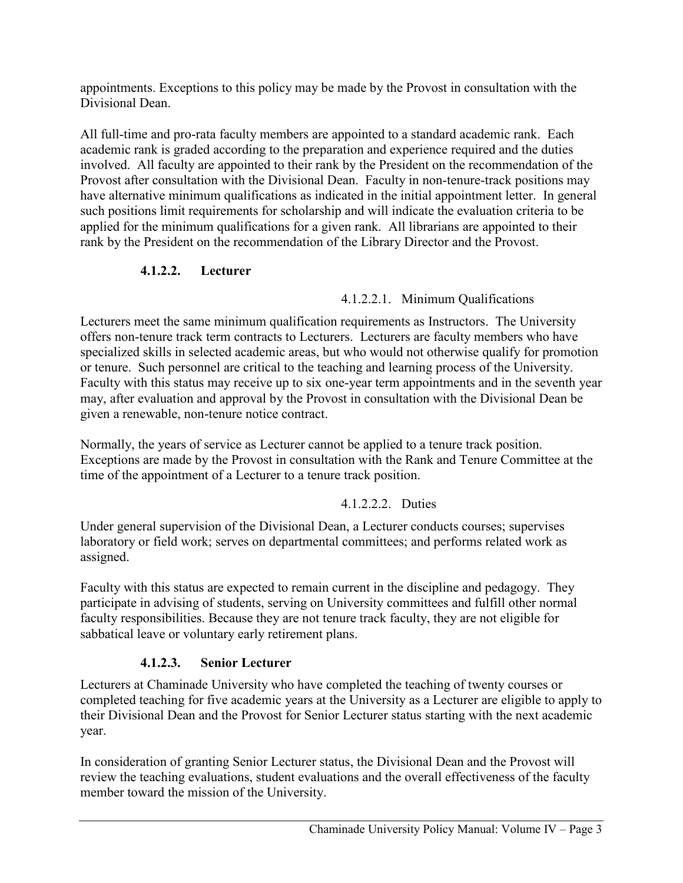appointments. Exceptions to this policy may be made by the Provost in consultation with the Divisional Dean.

All full-time and pro-rata faculty members are appointed to a standard academic rank. Each academic rank is graded according to the preparation and experience required and the duties involved. All faculty are appointed to their rank by the President on the recommendation of the Provost after consultation with the Divisional Dean. Faculty in non-tenure-track positions may have alternative minimum qualifications as indicated in the initial appointment letter. In general such positions limit requirements for scholarship and will indicate the evaluation criteria to be applied for the minimum qualifications for a given rank. All librarians are appointed to their rank by the President on the recommendation of the Library Director and the Provost.

#### 4.1.2.2. Lecturer

##### 4.1.2.2.1. Minimum Qualifications

Lecturers meet the same minimum qualification requirements as Instructors. The University offers non-tenure track term contracts to Lecturers. Lecturers are faculty members who have specialized skills in selected academic areas, but who would not otherwise qualify for promotion or tenure. Such personnel are critical to the teaching and learning process of the University. Faculty with this status may receive up to six one-year term appointments and in the seventh year may, after evaluation and approval by the Provost in consultation with the Divisional Dean be given a renewable, non-tenure notice contract.

Normally, the years of service as Lecturer cannot be applied to a tenure track position. Exceptions are made by the Provost in consultation with the Rank and Tenure Committee at the time of the appointment of a Lecturer to a tenure track position.

##### 4.1.2.2.2. Duties

Under general supervision of the Divisional Dean, a Lecturer conducts courses; supervises laboratory or field work; serves on departmental committees; and performs related work as assigned.

Faculty with this status are expected to remain current in the discipline and pedagogy. They participate in advising of students, serving on University committees and fulfill other normal faculty responsibilities. Because they are not tenure track faculty, they are not eligible for sabbatical leave or voluntary early retirement plans.

#### 4.1.2.3. Senior Lecturer

Lecturers at Chaminade University who have completed the teaching of twenty courses or completed teaching for five academic years at the University as a Lecturer are eligible to apply to their Divisional Dean and the Provost for Senior Lecturer status starting with the next academic year.

In consideration of granting Senior Lecturer status, the Divisional Dean and the Provost will review the teaching evaluations, student evaluations and the overall effectiveness of the faculty member toward the mission of the University.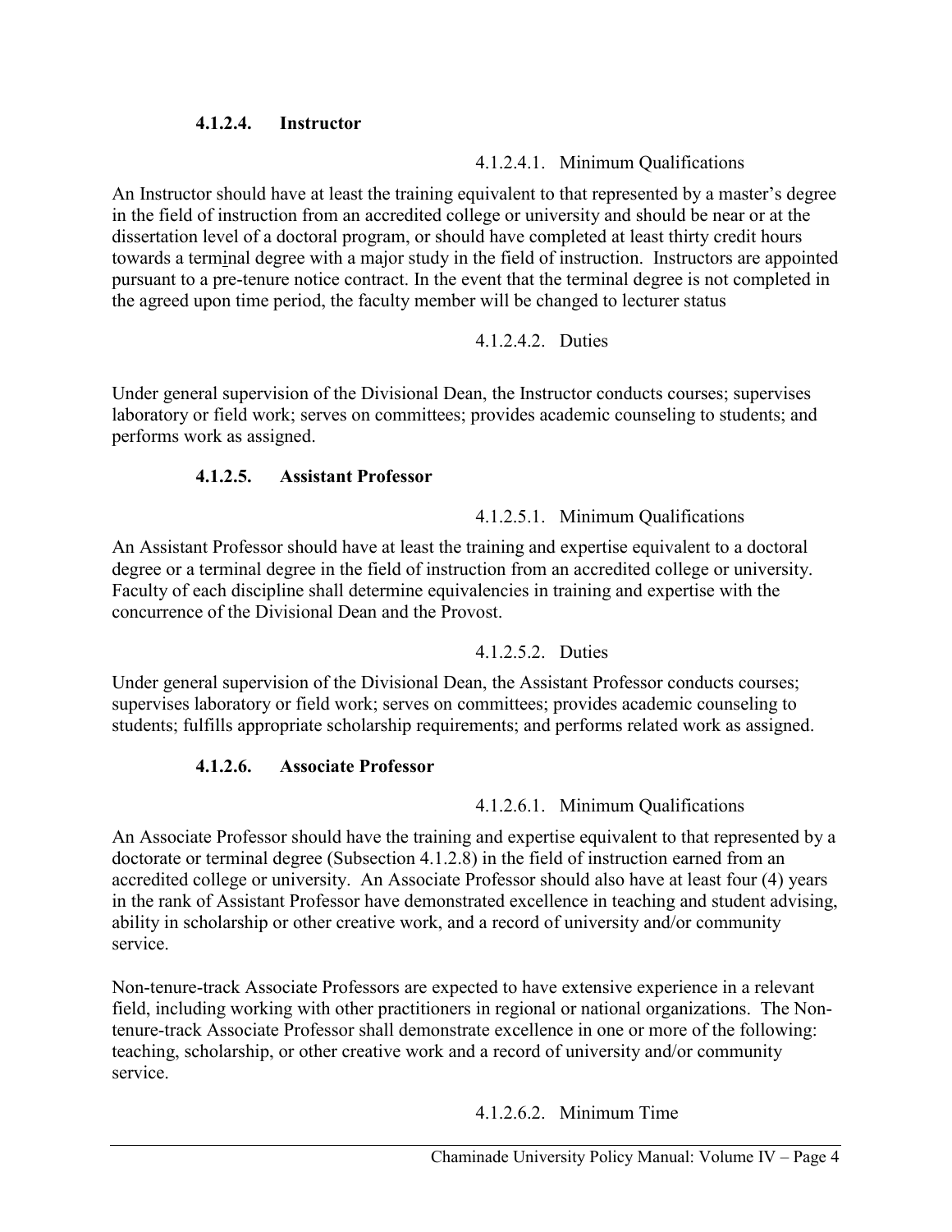#### 4.1.2.4. Instructor

##### 4.1.2.4.1. Minimum Qualifications

An Instructor should have at least the training equivalent to that represented by a master's degree in the field of instruction from an accredited college or university and should be near or at the dissertation level of a doctoral program, or should have completed at least thirty credit hours towards a terminal degree with a major study in the field of instruction. Instructors are appointed pursuant to a pre-tenure notice contract. In the event that the terminal degree is not completed in the agreed upon time period, the faculty member will be changed to lecturer status

##### 4.1.2.4.2. Duties

Under general supervision of the Divisional Dean, the Instructor conducts courses; supervises laboratory or field work; serves on committees; provides academic counseling to students; and performs work as assigned.

#### 4.1.2.5. Assistant Professor

##### 4.1.2.5.1. Minimum Qualifications

An Assistant Professor should have at least the training and expertise equivalent to a doctoral degree or a terminal degree in the field of instruction from an accredited college or university. Faculty of each discipline shall determine equivalencies in training and expertise with the concurrence of the Divisional Dean and the Provost.

##### 4.1.2.5.2. Duties

Under general supervision of the Divisional Dean, the Assistant Professor conducts courses; supervises laboratory or field work; serves on committees; provides academic counseling to students; fulfills appropriate scholarship requirements; and performs related work as assigned.

#### 4.1.2.6. Associate Professor

##### 4.1.2.6.1. Minimum Qualifications

An Associate Professor should have the training and expertise equivalent to that represented by a doctorate or terminal degree (Subsection 4.1.2.8) in the field of instruction earned from an accredited college or university. An Associate Professor should also have at least four (4) years in the rank of Assistant Professor have demonstrated excellence in teaching and student advising, ability in scholarship or other creative work, and a record of university and/or community service.

Non-tenure-track Associate Professors are expected to have extensive experience in a relevant field, including working with other practitioners in regional or national organizations. The Non-tenure-track Associate Professor shall demonstrate excellence in one or more of the following: teaching, scholarship, or other creative work and a record of university and/or community service.

##### 4.1.2.6.2. Minimum Time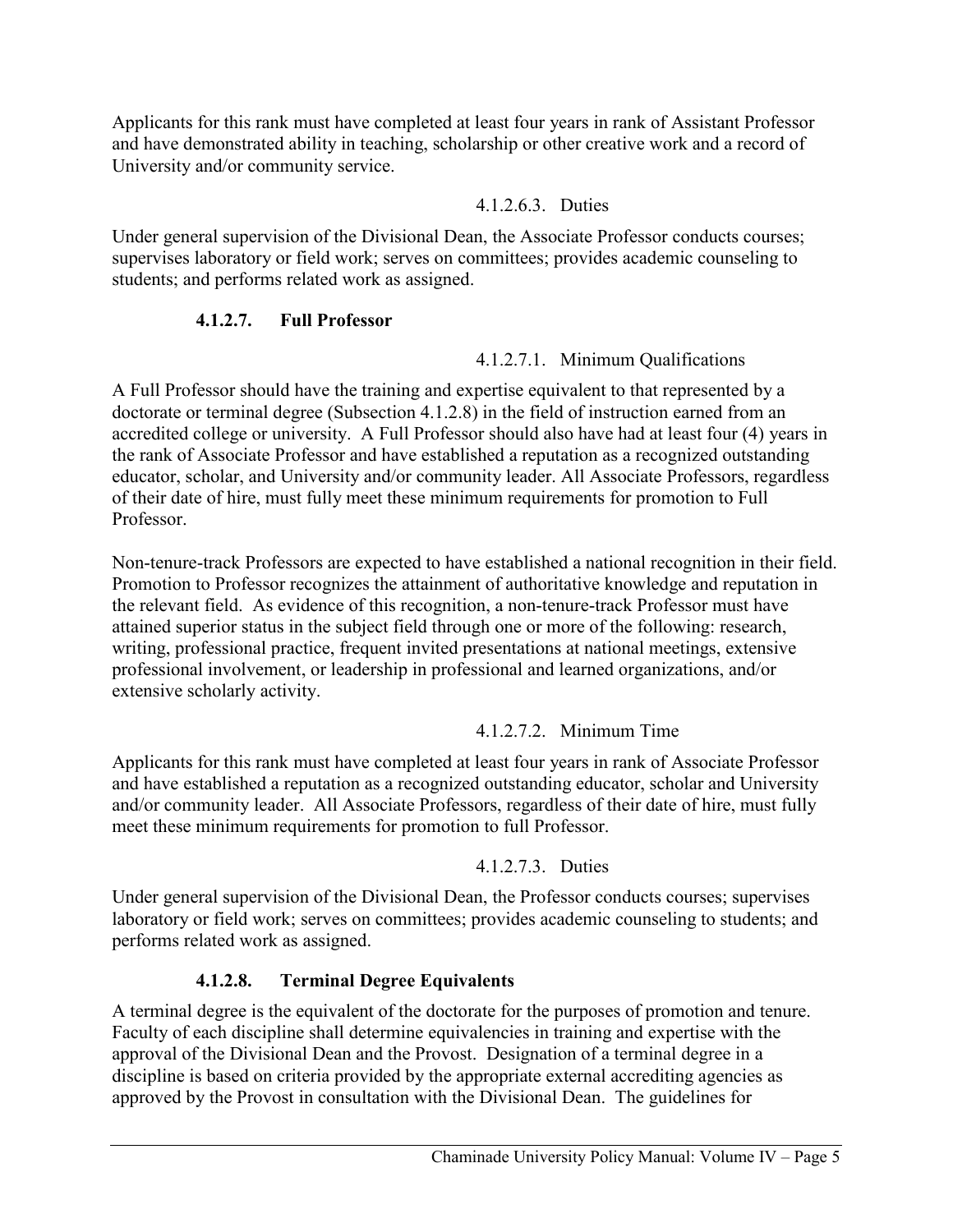Applicants for this rank must have completed at least four years in rank of Assistant Professor and have demonstrated ability in teaching, scholarship or other creative work and a record of University and/or community service.

##### 4.1.2.6.3. Duties

Under general supervision of the Divisional Dean, the Associate Professor conducts courses; supervises laboratory or field work; serves on committees; provides academic counseling to students; and performs related work as assigned.

#### 4.1.2.7. Full Professor

##### 4.1.2.7.1. Minimum Qualifications

A Full Professor should have the training and expertise equivalent to that represented by a doctorate or terminal degree (Subsection 4.1.2.8) in the field of instruction earned from an accredited college or university. A Full Professor should also have had at least four (4) years in the rank of Associate Professor and have established a reputation as a recognized outstanding educator, scholar, and University and/or community leader. All Associate Professors, regardless of their date of hire, must fully meet these minimum requirements for promotion to Full Professor.

Non-tenure-track Professors are expected to have established a national recognition in their field. Promotion to Professor recognizes the attainment of authoritative knowledge and reputation in the relevant field. As evidence of this recognition, a non-tenure-track Professor must have attained superior status in the subject field through one or more of the following: research, writing, professional practice, frequent invited presentations at national meetings, extensive professional involvement, or leadership in professional and learned organizations, and/or extensive scholarly activity.

##### 4.1.2.7.2. Minimum Time

Applicants for this rank must have completed at least four years in rank of Associate Professor and have established a reputation as a recognized outstanding educator, scholar and University and/or community leader. All Associate Professors, regardless of their date of hire, must fully meet these minimum requirements for promotion to full Professor.

##### 4.1.2.7.3. Duties

Under general supervision of the Divisional Dean, the Professor conducts courses; supervises laboratory or field work; serves on committees; provides academic counseling to students; and performs related work as assigned.

#### 4.1.2.8. Terminal Degree Equivalents

A terminal degree is the equivalent of the doctorate for the purposes of promotion and tenure. Faculty of each discipline shall determine equivalencies in training and expertise with the approval of the Divisional Dean and the Provost. Designation of a terminal degree in a discipline is based on criteria provided by the appropriate external accrediting agencies as approved by the Provost in consultation with the Divisional Dean. The guidelines for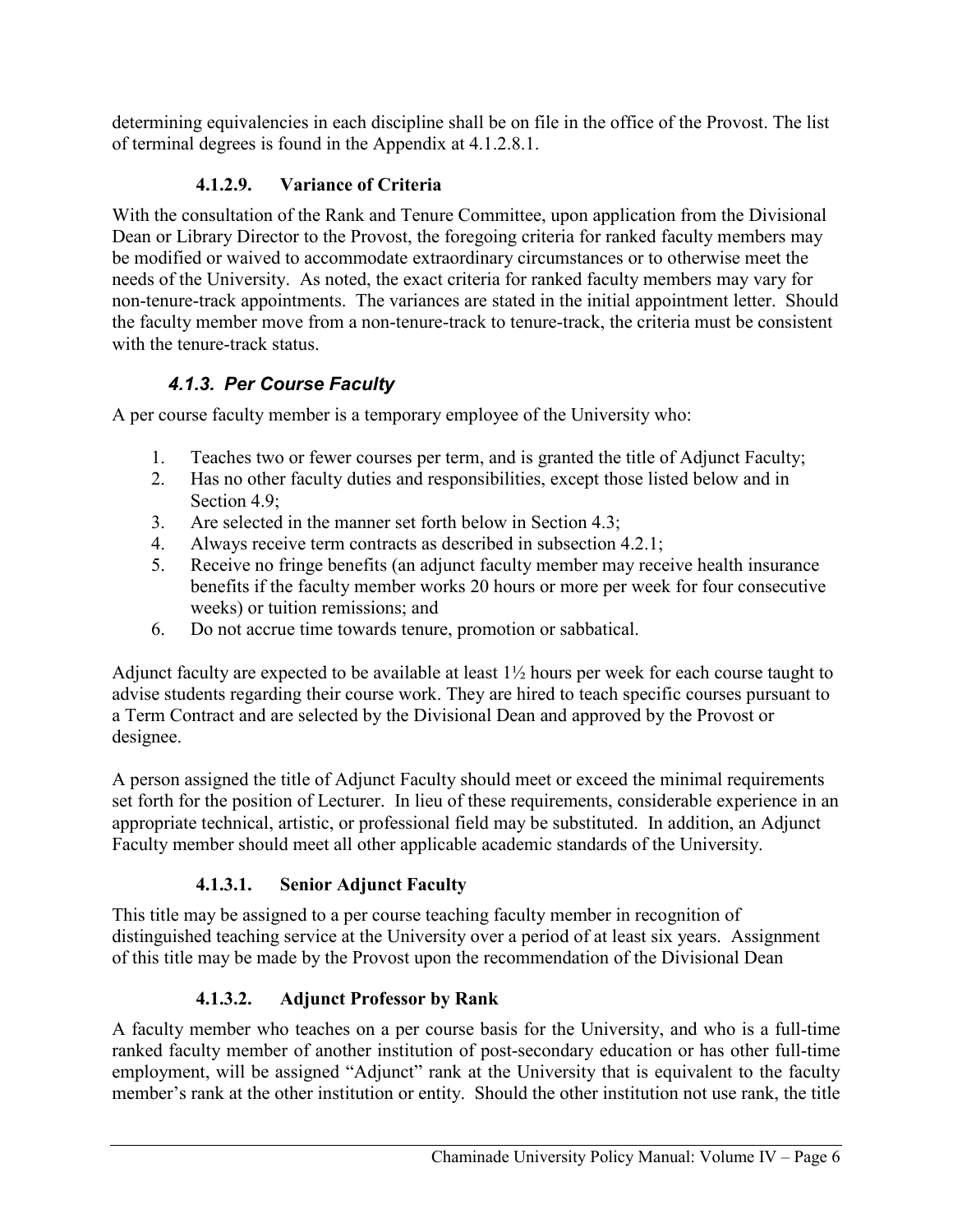determining equivalencies in each discipline shall be on file in the office of the Provost. The list of terminal degrees is found in the Appendix at 4.1.2.8.1.

#### 4.1.2.9. Variance of Criteria

With the consultation of the Rank and Tenure Committee, upon application from the Divisional Dean or Library Director to the Provost, the foregoing criteria for ranked faculty members may be modified or waived to accommodate extraordinary circumstances or to otherwise meet the needs of the University. As noted, the exact criteria for ranked faculty members may vary for non-tenure-track appointments. The variances are stated in the initial appointment letter. Should the faculty member move from a non-tenure-track to tenure-track, the criteria must be consistent with the tenure-track status.

### *4.1.3. Per Course Faculty*

A per course faculty member is a temporary employee of the University who:

1. Teaches two or fewer courses per term, and is granted the title of Adjunct Faculty;
2. Has no other faculty duties and responsibilities, except those listed below and in Section 4.9;
3. Are selected in the manner set forth below in Section 4.3;
4. Always receive term contracts as described in subsection 4.2.1;
5. Receive no fringe benefits (an adjunct faculty member may receive health insurance benefits if the faculty member works 20 hours or more per week for four consecutive weeks) or tuition remissions; and
6. Do not accrue time towards tenure, promotion or sabbatical.

Adjunct faculty are expected to be available at least 1½ hours per week for each course taught to advise students regarding their course work. They are hired to teach specific courses pursuant to a Term Contract and are selected by the Divisional Dean and approved by the Provost or designee.

A person assigned the title of Adjunct Faculty should meet or exceed the minimal requirements set forth for the position of Lecturer. In lieu of these requirements, considerable experience in an appropriate technical, artistic, or professional field may be substituted. In addition, an Adjunct Faculty member should meet all other applicable academic standards of the University.

#### 4.1.3.1. Senior Adjunct Faculty

This title may be assigned to a per course teaching faculty member in recognition of distinguished teaching service at the University over a period of at least six years. Assignment of this title may be made by the Provost upon the recommendation of the Divisional Dean

#### 4.1.3.2. Adjunct Professor by Rank

A faculty member who teaches on a per course basis for the University, and who is a full-time ranked faculty member of another institution of post-secondary education or has other full-time employment, will be assigned "Adjunct" rank at the University that is equivalent to the faculty member's rank at the other institution or entity. Should the other institution not use rank, the title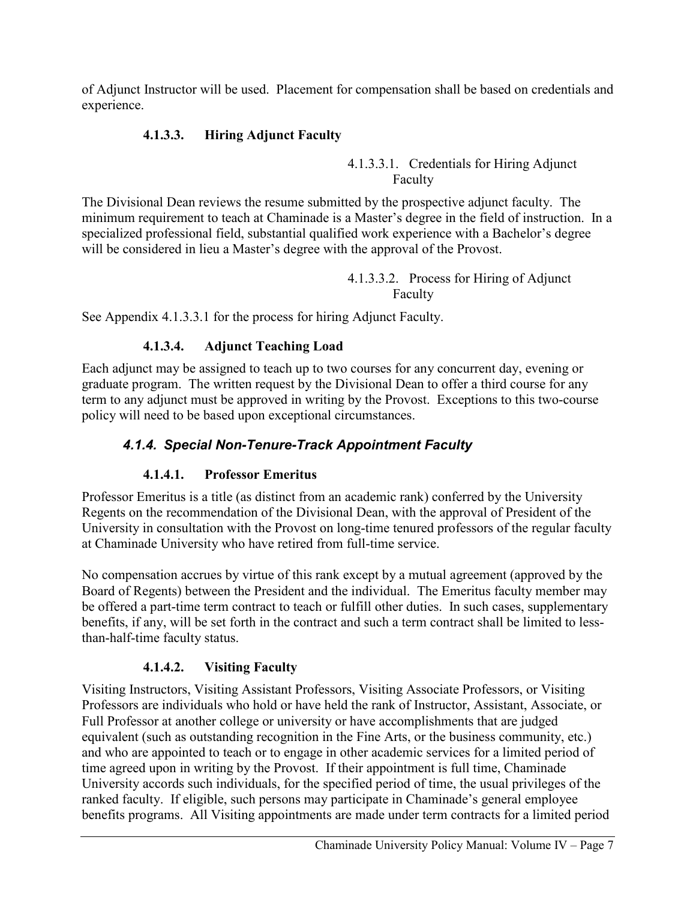of Adjunct Instructor will be used. Placement for compensation shall be based on credentials and experience.

#### 4.1.3.3. Hiring Adjunct Faculty

##### 4.1.3.3.1. Credentials for Hiring Adjunct Faculty

The Divisional Dean reviews the resume submitted by the prospective adjunct faculty. The minimum requirement to teach at Chaminade is a Master's degree in the field of instruction. In a specialized professional field, substantial qualified work experience with a Bachelor's degree will be considered in lieu a Master's degree with the approval of the Provost.

##### 4.1.3.3.2. Process for Hiring of Adjunct Faculty

See Appendix 4.1.3.3.1 for the process for hiring Adjunct Faculty.

#### 4.1.3.4. Adjunct Teaching Load

Each adjunct may be assigned to teach up to two courses for any concurrent day, evening or graduate program. The written request by the Divisional Dean to offer a third course for any term to any adjunct must be approved in writing by the Provost. Exceptions to this two-course policy will need to be based upon exceptional circumstances.

### *4.1.4. Special Non-Tenure-Track Appointment Faculty*

#### 4.1.4.1. Professor Emeritus

Professor Emeritus is a title (as distinct from an academic rank) conferred by the University Regents on the recommendation of the Divisional Dean, with the approval of President of the University in consultation with the Provost on long-time tenured professors of the regular faculty at Chaminade University who have retired from full-time service.

No compensation accrues by virtue of this rank except by a mutual agreement (approved by the Board of Regents) between the President and the individual. The Emeritus faculty member may be offered a part-time term contract to teach or fulfill other duties. In such cases, supplementary benefits, if any, will be set forth in the contract and such a term contract shall be limited to less-than-half-time faculty status.

#### 4.1.4.2. Visiting Faculty

Visiting Instructors, Visiting Assistant Professors, Visiting Associate Professors, or Visiting Professors are individuals who hold or have held the rank of Instructor, Assistant, Associate, or Full Professor at another college or university or have accomplishments that are judged equivalent (such as outstanding recognition in the Fine Arts, or the business community, etc.) and who are appointed to teach or to engage in other academic services for a limited period of time agreed upon in writing by the Provost. If their appointment is full time, Chaminade University accords such individuals, for the specified period of time, the usual privileges of the ranked faculty. If eligible, such persons may participate in Chaminade's general employee benefits programs. All Visiting appointments are made under term contracts for a limited period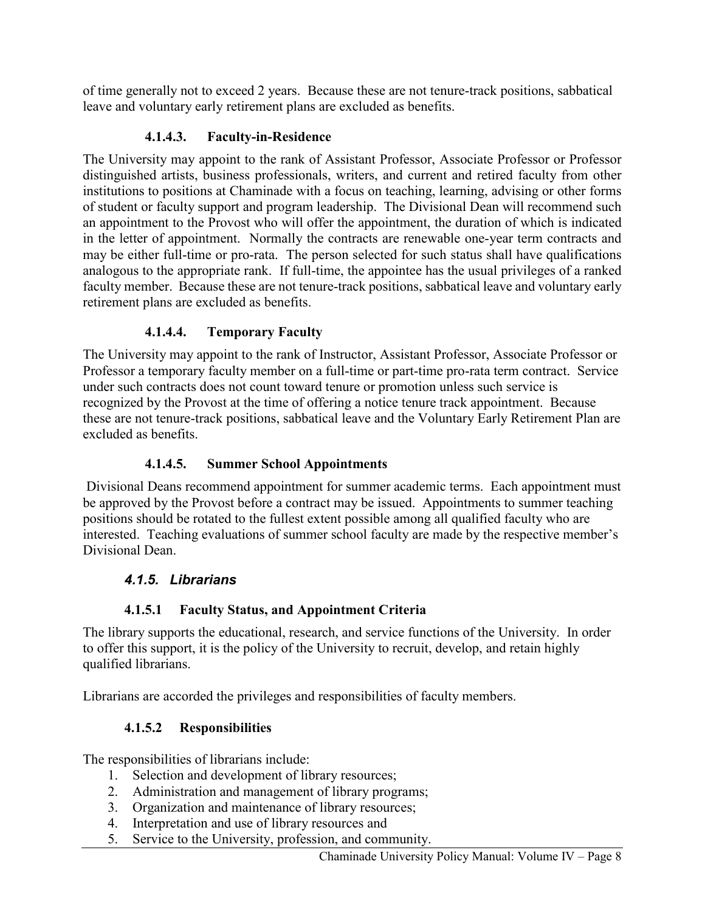of time generally not to exceed 2 years. Because these are not tenure-track positions, sabbatical leave and voluntary early retirement plans are excluded as benefits.

#### 4.1.4.3. Faculty-in-Residence

The University may appoint to the rank of Assistant Professor, Associate Professor or Professor distinguished artists, business professionals, writers, and current and retired faculty from other institutions to positions at Chaminade with a focus on teaching, learning, advising or other forms of student or faculty support and program leadership. The Divisional Dean will recommend such an appointment to the Provost who will offer the appointment, the duration of which is indicated in the letter of appointment. Normally the contracts are renewable one-year term contracts and may be either full-time or pro-rata. The person selected for such status shall have qualifications analogous to the appropriate rank. If full-time, the appointee has the usual privileges of a ranked faculty member. Because these are not tenure-track positions, sabbatical leave and voluntary early retirement plans are excluded as benefits.

#### 4.1.4.4. Temporary Faculty

The University may appoint to the rank of Instructor, Assistant Professor, Associate Professor or Professor a temporary faculty member on a full-time or part-time pro-rata term contract. Service under such contracts does not count toward tenure or promotion unless such service is recognized by the Provost at the time of offering a notice tenure track appointment. Because these are not tenure-track positions, sabbatical leave and the Voluntary Early Retirement Plan are excluded as benefits.

#### 4.1.4.5. Summer School Appointments

Divisional Deans recommend appointment for summer academic terms. Each appointment must be approved by the Provost before a contract may be issued. Appointments to summer teaching positions should be rotated to the fullest extent possible among all qualified faculty who are interested. Teaching evaluations of summer school faculty are made by the respective member's Divisional Dean.

### *4.1.5. Librarians*

#### 4.1.5.1 Faculty Status, and Appointment Criteria

The library supports the educational, research, and service functions of the University. In order to offer this support, it is the policy of the University to recruit, develop, and retain highly qualified librarians.

Librarians are accorded the privileges and responsibilities of faculty members.

#### 4.1.5.2 Responsibilities

The responsibilities of librarians include:

1. Selection and development of library resources;
2. Administration and management of library programs;
3. Organization and maintenance of library resources;
4. Interpretation and use of library resources and
5. Service to the University, profession, and community.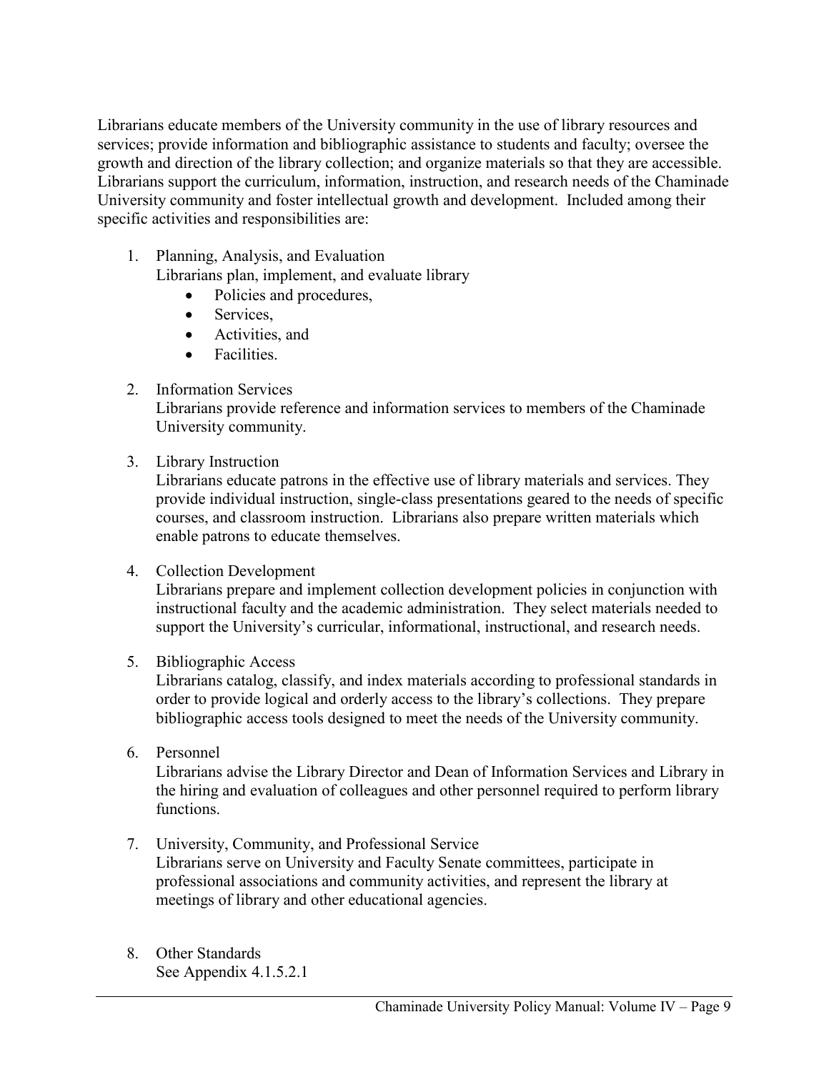Librarians educate members of the University community in the use of library resources and services; provide information and bibliographic assistance to students and faculty; oversee the growth and direction of the library collection; and organize materials so that they are accessible. Librarians support the curriculum, information, instruction, and research needs of the Chaminade University community and foster intellectual growth and development. Included among their specific activities and responsibilities are:

1. Planning, Analysis, and Evaluation
   Librarians plan, implement, and evaluate library
   - Policies and procedures,
   - Services,
   - Activities, and
   - Facilities.

2. Information Services
   Librarians provide reference and information services to members of the Chaminade University community.

3. Library Instruction
   Librarians educate patrons in the effective use of library materials and services. They provide individual instruction, single-class presentations geared to the needs of specific courses, and classroom instruction. Librarians also prepare written materials which enable patrons to educate themselves.

4. Collection Development
   Librarians prepare and implement collection development policies in conjunction with instructional faculty and the academic administration. They select materials needed to support the University's curricular, informational, instructional, and research needs.

5. Bibliographic Access
   Librarians catalog, classify, and index materials according to professional standards in order to provide logical and orderly access to the library's collections. They prepare bibliographic access tools designed to meet the needs of the University community.

6. Personnel
   Librarians advise the Library Director and Dean of Information Services and Library in the hiring and evaluation of colleagues and other personnel required to perform library functions.

7. University, Community, and Professional Service
   Librarians serve on University and Faculty Senate committees, participate in professional associations and community activities, and represent the library at meetings of library and other educational agencies.

8. Other Standards
   See Appendix 4.1.5.2.1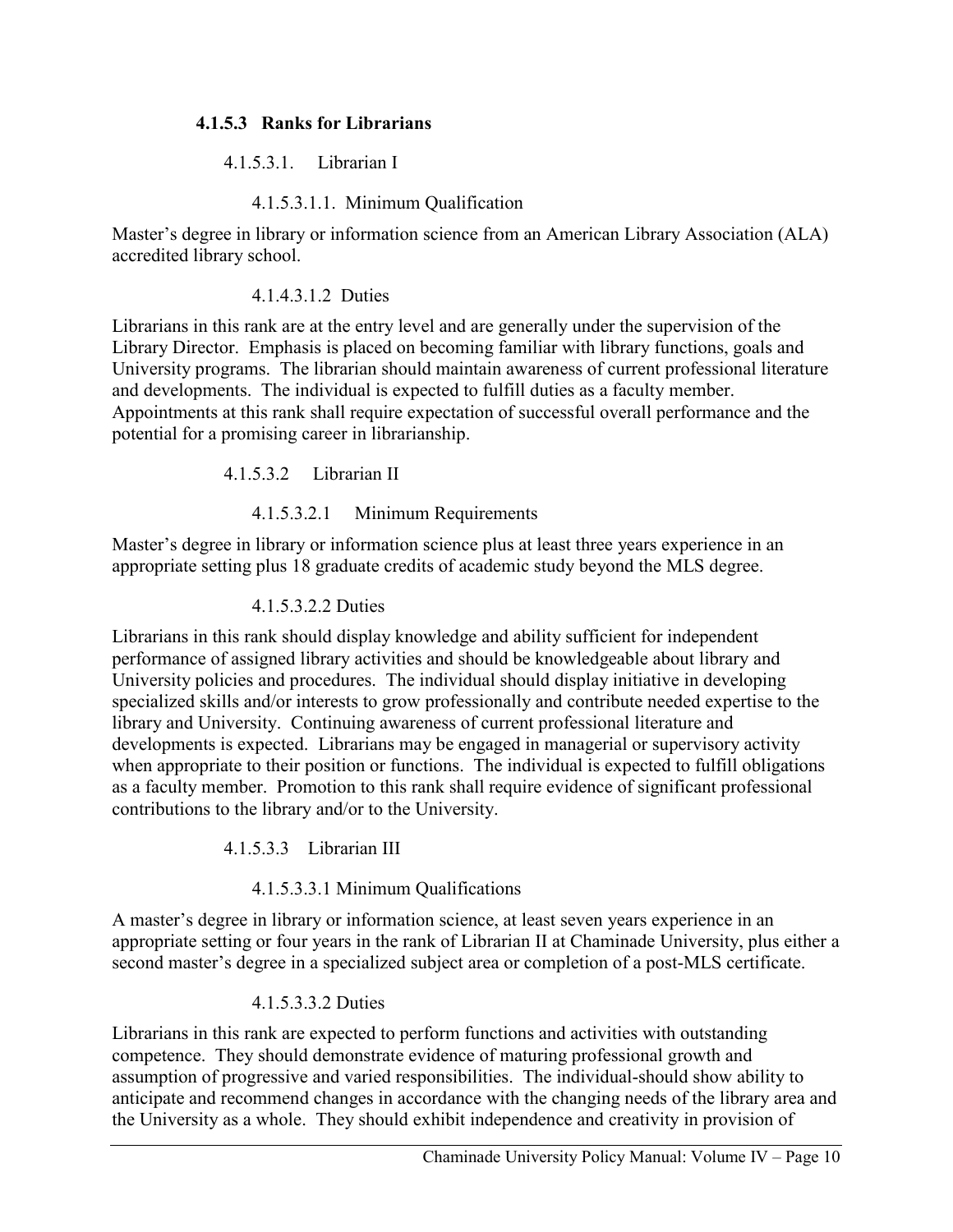### 4.1.5.3 Ranks for Librarians

#### 4.1.5.3.1. Librarian I

##### 4.1.5.3.1.1. Minimum Qualification

Master's degree in library or information science from an American Library Association (ALA) accredited library school.

##### 4.1.4.3.1.2 Duties

Librarians in this rank are at the entry level and are generally under the supervision of the Library Director. Emphasis is placed on becoming familiar with library functions, goals and University programs. The librarian should maintain awareness of current professional literature and developments. The individual is expected to fulfill duties as a faculty member. Appointments at this rank shall require expectation of successful overall performance and the potential for a promising career in librarianship.

#### 4.1.5.3.2 Librarian II

##### 4.1.5.3.2.1 Minimum Requirements

Master's degree in library or information science plus at least three years experience in an appropriate setting plus 18 graduate credits of academic study beyond the MLS degree.

##### 4.1.5.3.2.2 Duties

Librarians in this rank should display knowledge and ability sufficient for independent performance of assigned library activities and should be knowledgeable about library and University policies and procedures. The individual should display initiative in developing specialized skills and/or interests to grow professionally and contribute needed expertise to the library and University. Continuing awareness of current professional literature and developments is expected. Librarians may be engaged in managerial or supervisory activity when appropriate to their position or functions. The individual is expected to fulfill obligations as a faculty member. Promotion to this rank shall require evidence of significant professional contributions to the library and/or to the University.

#### 4.1.5.3.3 Librarian III

##### 4.1.5.3.3.1 Minimum Qualifications

A master's degree in library or information science, at least seven years experience in an appropriate setting or four years in the rank of Librarian II at Chaminade University, plus either a second master's degree in a specialized subject area or completion of a post-MLS certificate.

##### 4.1.5.3.3.2 Duties

Librarians in this rank are expected to perform functions and activities with outstanding competence. They should demonstrate evidence of maturing professional growth and assumption of progressive and varied responsibilities. The individual-should show ability to anticipate and recommend changes in accordance with the changing needs of the library area and the University as a whole. They should exhibit independence and creativity in provision of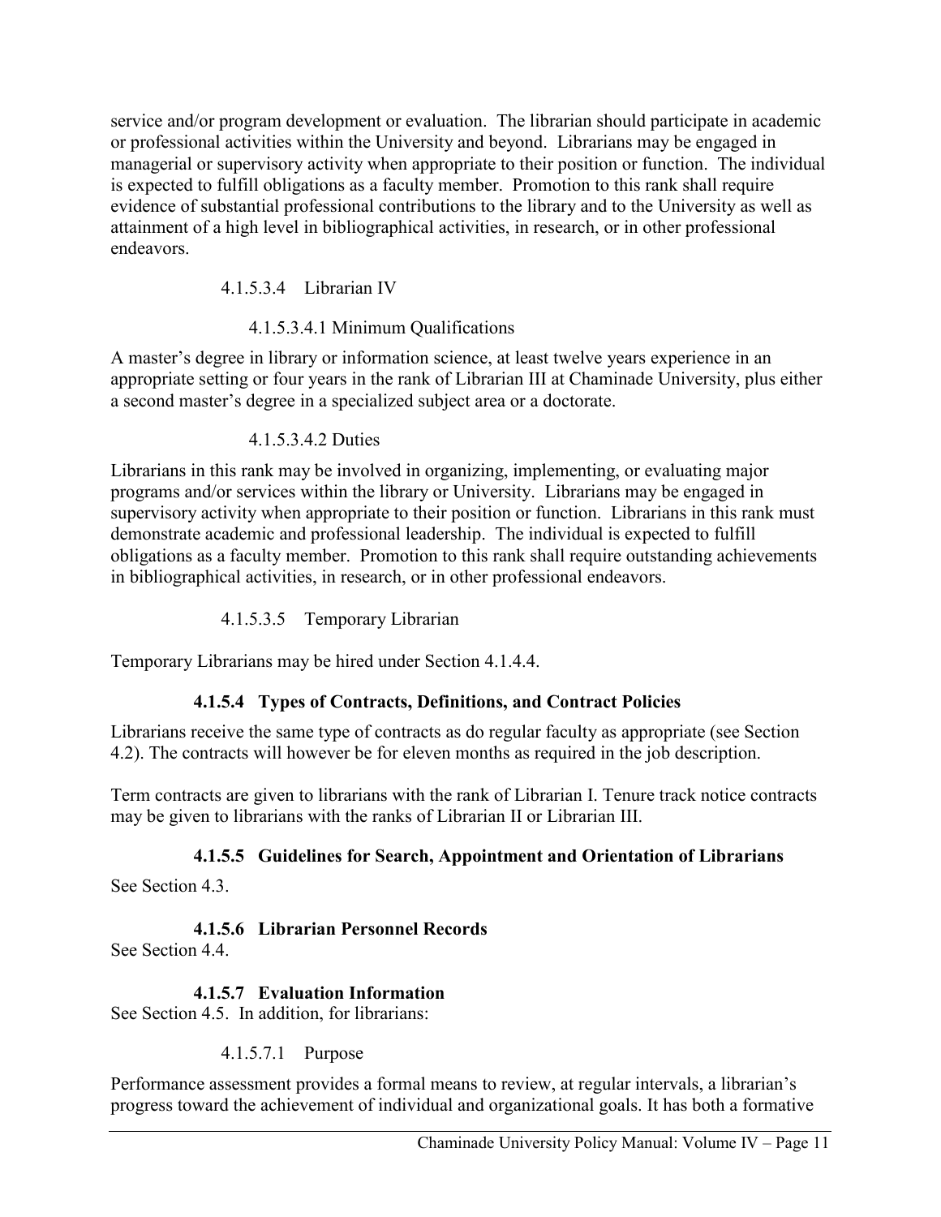service and/or program development or evaluation. The librarian should participate in academic or professional activities within the University and beyond. Librarians may be engaged in managerial or supervisory activity when appropriate to their position or function. The individual is expected to fulfill obligations as a faculty member. Promotion to this rank shall require evidence of substantial professional contributions to the library and to the University as well as attainment of a high level in bibliographical activities, in research, or in other professional endeavors.

4.1.5.3.4 Librarian IV

4.1.5.3.4.1 Minimum Qualifications

A master's degree in library or information science, at least twelve years experience in an appropriate setting or four years in the rank of Librarian III at Chaminade University, plus either a second master's degree in a specialized subject area or a doctorate.

4.1.5.3.4.2 Duties

Librarians in this rank may be involved in organizing, implementing, or evaluating major programs and/or services within the library or University. Librarians may be engaged in supervisory activity when appropriate to their position or function. Librarians in this rank must demonstrate academic and professional leadership. The individual is expected to fulfill obligations as a faculty member. Promotion to this rank shall require outstanding achievements in bibliographical activities, in research, or in other professional endeavors.

4.1.5.3.5 Temporary Librarian

Temporary Librarians may be hired under Section 4.1.4.4.

### 4.1.5.4 Types of Contracts, Definitions, and Contract Policies

Librarians receive the same type of contracts as do regular faculty as appropriate (see Section 4.2). The contracts will however be for eleven months as required in the job description.

Term contracts are given to librarians with the rank of Librarian I. Tenure track notice contracts may be given to librarians with the ranks of Librarian II or Librarian III.

### 4.1.5.5 Guidelines for Search, Appointment and Orientation of Librarians

See Section 4.3.

### 4.1.5.6 Librarian Personnel Records

See Section 4.4.

### 4.1.5.7 Evaluation Information

See Section 4.5. In addition, for librarians:

4.1.5.7.1 Purpose

Performance assessment provides a formal means to review, at regular intervals, a librarian's progress toward the achievement of individual and organizational goals. It has both a formative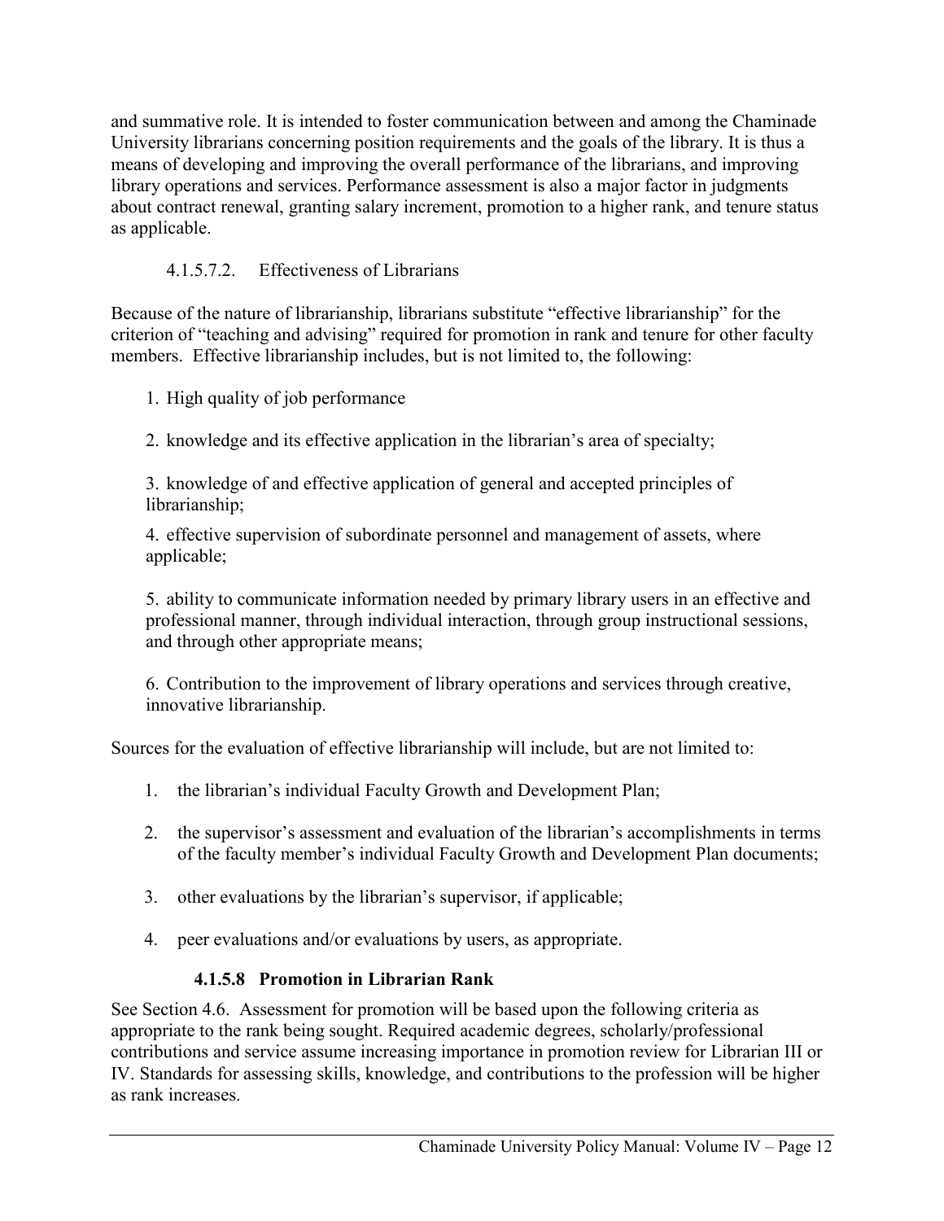and summative role. It is intended to foster communication between and among the Chaminade University librarians concerning position requirements and the goals of the library. It is thus a means of developing and improving the overall performance of the librarians, and improving library operations and services. Performance assessment is also a major factor in judgments about contract renewal, granting salary increment, promotion to a higher rank, and tenure status as applicable.

#### 4.1.5.7.2. Effectiveness of Librarians

Because of the nature of librarianship, librarians substitute "effective librarianship" for the criterion of "teaching and advising" required for promotion in rank and tenure for other faculty members. Effective librarianship includes, but is not limited to, the following:

1. High quality of job performance

2. knowledge and its effective application in the librarian's area of specialty;

3. knowledge of and effective application of general and accepted principles of librarianship;

4. effective supervision of subordinate personnel and management of assets, where applicable;

5. ability to communicate information needed by primary library users in an effective and professional manner, through individual interaction, through group instructional sessions, and through other appropriate means;

6. Contribution to the improvement of library operations and services through creative, innovative librarianship.

Sources for the evaluation of effective librarianship will include, but are not limited to:

1. the librarian's individual Faculty Growth and Development Plan;
2. the supervisor's assessment and evaluation of the librarian's accomplishments in terms of the faculty member's individual Faculty Growth and Development Plan documents;
3. other evaluations by the librarian's supervisor, if applicable;
4. peer evaluations and/or evaluations by users, as appropriate.

### 4.1.5.8 Promotion in Librarian Rank

See Section 4.6. Assessment for promotion will be based upon the following criteria as appropriate to the rank being sought. Required academic degrees, scholarly/professional contributions and service assume increasing importance in promotion review for Librarian III or IV. Standards for assessing skills, knowledge, and contributions to the profession will be higher as rank increases.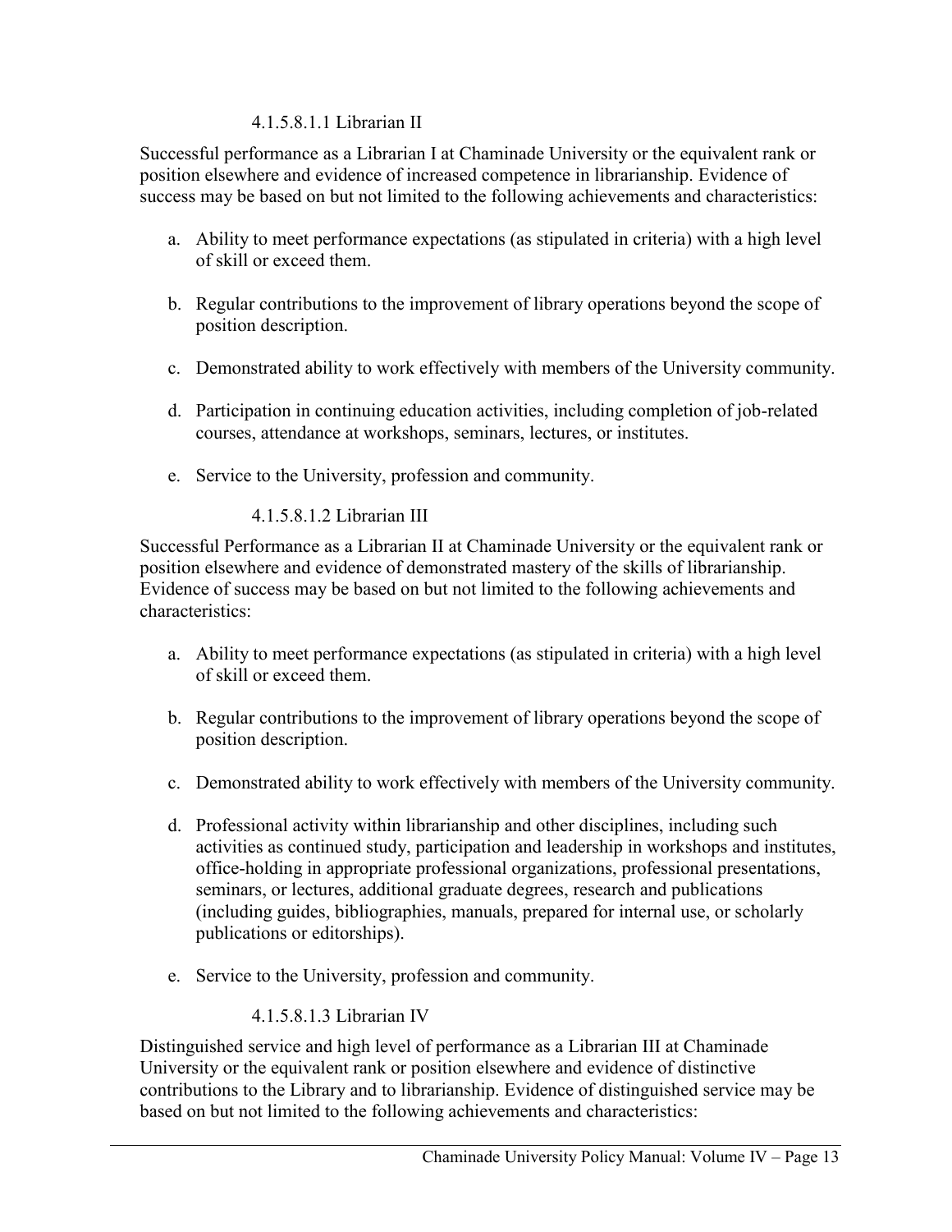##### 4.1.5.8.1.1 Librarian II

Successful performance as a Librarian I at Chaminade University or the equivalent rank or position elsewhere and evidence of increased competence in librarianship. Evidence of success may be based on but not limited to the following achievements and characteristics:

a. Ability to meet performance expectations (as stipulated in criteria) with a high level of skill or exceed them.

b. Regular contributions to the improvement of library operations beyond the scope of position description.

c. Demonstrated ability to work effectively with members of the University community.

d. Participation in continuing education activities, including completion of job-related courses, attendance at workshops, seminars, lectures, or institutes.

e. Service to the University, profession and community.

##### 4.1.5.8.1.2 Librarian III

Successful Performance as a Librarian II at Chaminade University or the equivalent rank or position elsewhere and evidence of demonstrated mastery of the skills of librarianship. Evidence of success may be based on but not limited to the following achievements and characteristics:

a. Ability to meet performance expectations (as stipulated in criteria) with a high level of skill or exceed them.

b. Regular contributions to the improvement of library operations beyond the scope of position description.

c. Demonstrated ability to work effectively with members of the University community.

d. Professional activity within librarianship and other disciplines, including such activities as continued study, participation and leadership in workshops and institutes, office-holding in appropriate professional organizations, professional presentations, seminars, or lectures, additional graduate degrees, research and publications (including guides, bibliographies, manuals, prepared for internal use, or scholarly publications or editorships).

e. Service to the University, profession and community.

##### 4.1.5.8.1.3 Librarian IV

Distinguished service and high level of performance as a Librarian III at Chaminade University or the equivalent rank or position elsewhere and evidence of distinctive contributions to the Library and to librarianship. Evidence of distinguished service may be based on but not limited to the following achievements and characteristics: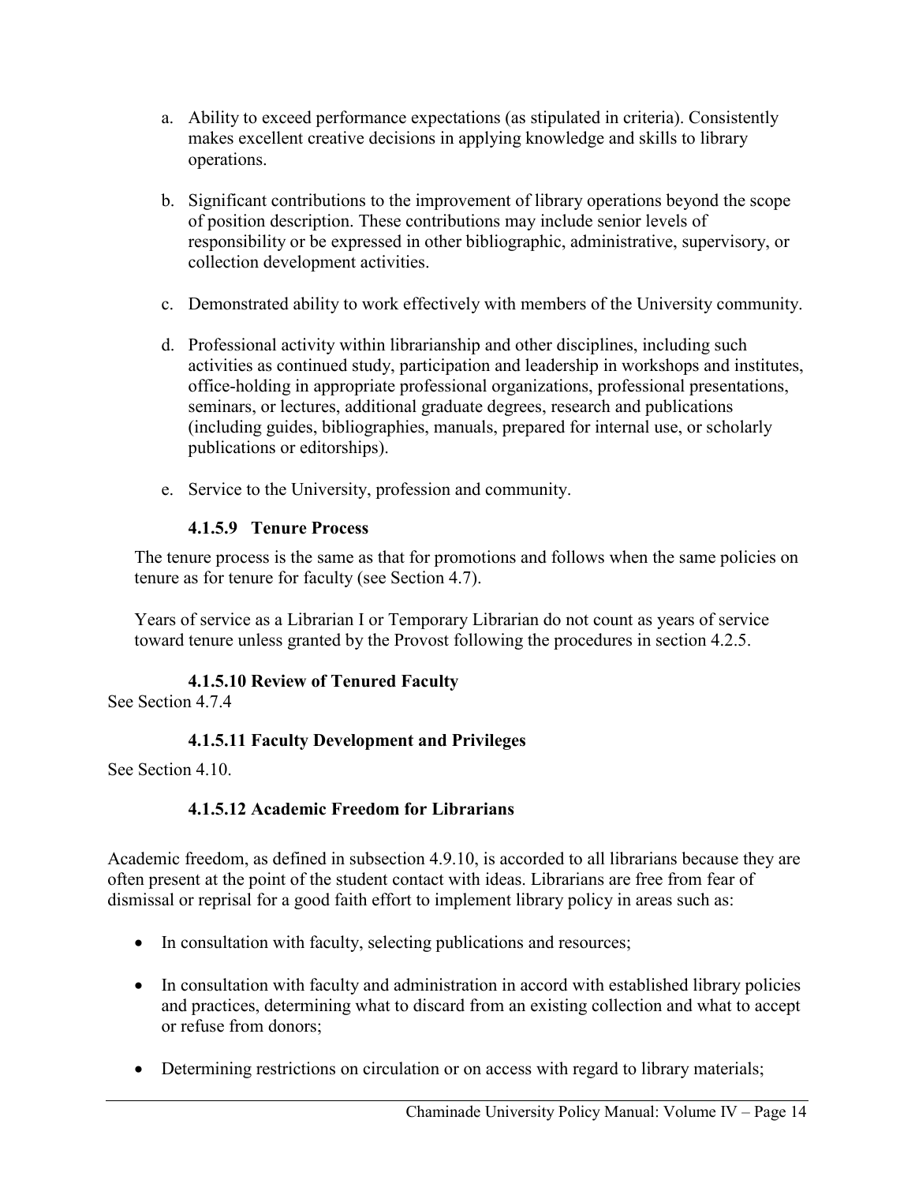a. Ability to exceed performance expectations (as stipulated in criteria). Consistently makes excellent creative decisions in applying knowledge and skills to library operations.

b. Significant contributions to the improvement of library operations beyond the scope of position description. These contributions may include senior levels of responsibility or be expressed in other bibliographic, administrative, supervisory, or collection development activities.

c. Demonstrated ability to work effectively with members of the University community.

d. Professional activity within librarianship and other disciplines, including such activities as continued study, participation and leadership in workshops and institutes, office-holding in appropriate professional organizations, professional presentations, seminars, or lectures, additional graduate degrees, research and publications (including guides, bibliographies, manuals, prepared for internal use, or scholarly publications or editorships).

e. Service to the University, profession and community.

#### 4.1.5.9 Tenure Process

The tenure process is the same as that for promotions and follows when the same policies on tenure as for tenure for faculty (see Section 4.7).

Years of service as a Librarian I or Temporary Librarian do not count as years of service toward tenure unless granted by the Provost following the procedures in section 4.2.5.

#### 4.1.5.10 Review of Tenured Faculty

See Section 4.7.4

#### 4.1.5.11 Faculty Development and Privileges

See Section 4.10.

#### 4.1.5.12 Academic Freedom for Librarians

Academic freedom, as defined in subsection 4.9.10, is accorded to all librarians because they are often present at the point of the student contact with ideas. Librarians are free from fear of dismissal or reprisal for a good faith effort to implement library policy in areas such as:

- In consultation with faculty, selecting publications and resources;
- In consultation with faculty and administration in accord with established library policies and practices, determining what to discard from an existing collection and what to accept or refuse from donors;
- Determining restrictions on circulation or on access with regard to library materials;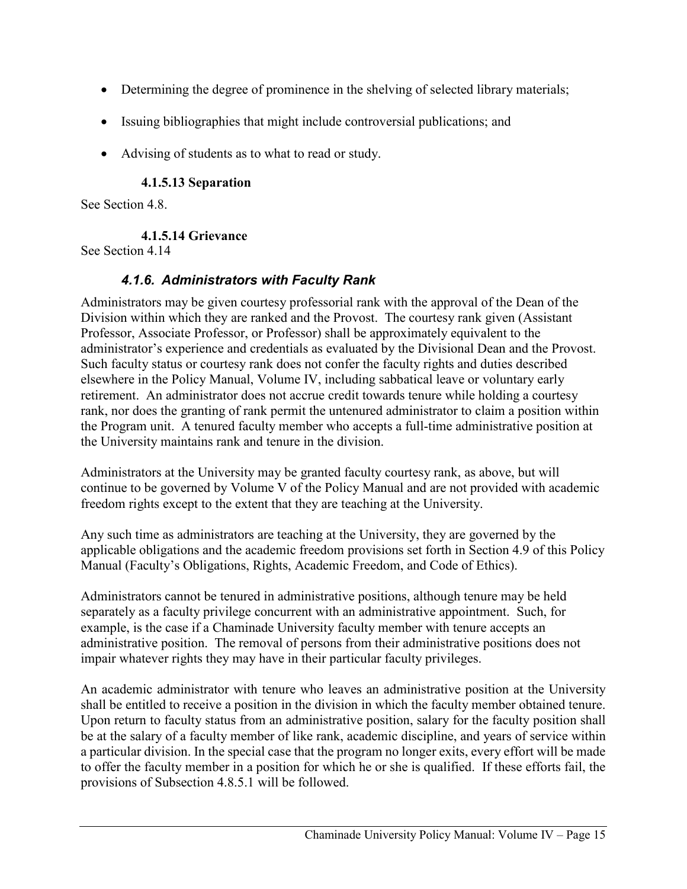- Determining the degree of prominence in the shelving of selected library materials;
- Issuing bibliographies that might include controversial publications; and
- Advising of students as to what to read or study.

#### 4.1.5.13 Separation

See Section 4.8.

#### 4.1.5.14 Grievance

See Section 4.14

### *4.1.6. Administrators with Faculty Rank*

Administrators may be given courtesy professorial rank with the approval of the Dean of the Division within which they are ranked and the Provost. The courtesy rank given (Assistant Professor, Associate Professor, or Professor) shall be approximately equivalent to the administrator's experience and credentials as evaluated by the Divisional Dean and the Provost. Such faculty status or courtesy rank does not confer the faculty rights and duties described elsewhere in the Policy Manual, Volume IV, including sabbatical leave or voluntary early retirement. An administrator does not accrue credit towards tenure while holding a courtesy rank, nor does the granting of rank permit the untenured administrator to claim a position within the Program unit. A tenured faculty member who accepts a full-time administrative position at the University maintains rank and tenure in the division.

Administrators at the University may be granted faculty courtesy rank, as above, but will continue to be governed by Volume V of the Policy Manual and are not provided with academic freedom rights except to the extent that they are teaching at the University.

Any such time as administrators are teaching at the University, they are governed by the applicable obligations and the academic freedom provisions set forth in Section 4.9 of this Policy Manual (Faculty's Obligations, Rights, Academic Freedom, and Code of Ethics).

Administrators cannot be tenured in administrative positions, although tenure may be held separately as a faculty privilege concurrent with an administrative appointment. Such, for example, is the case if a Chaminade University faculty member with tenure accepts an administrative position. The removal of persons from their administrative positions does not impair whatever rights they may have in their particular faculty privileges.

An academic administrator with tenure who leaves an administrative position at the University shall be entitled to receive a position in the division in which the faculty member obtained tenure. Upon return to faculty status from an administrative position, salary for the faculty position shall be at the salary of a faculty member of like rank, academic discipline, and years of service within a particular division. In the special case that the program no longer exits, every effort will be made to offer the faculty member in a position for which he or she is qualified. If these efforts fail, the provisions of Subsection 4.8.5.1 will be followed.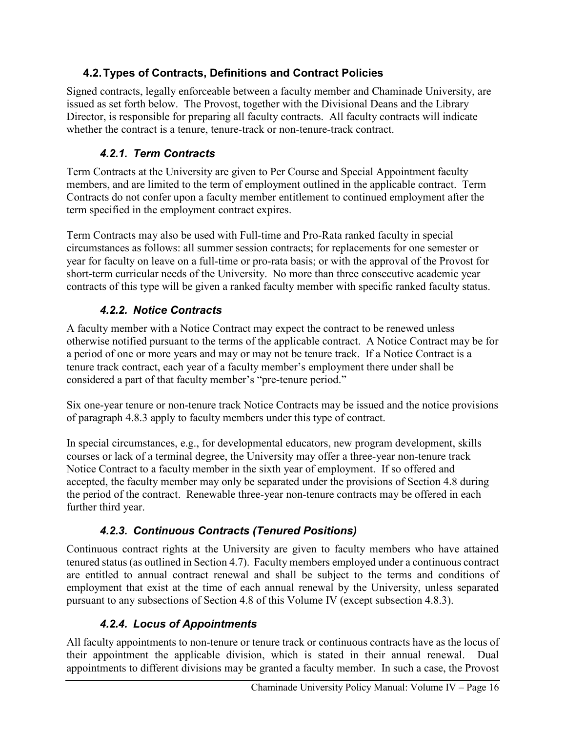## 4.2. Types of Contracts, Definitions and Contract Policies

Signed contracts, legally enforceable between a faculty member and Chaminade University, are issued as set forth below. The Provost, together with the Divisional Deans and the Library Director, is responsible for preparing all faculty contracts. All faculty contracts will indicate whether the contract is a tenure, tenure-track or non-tenure-track contract.

### *4.2.1. Term Contracts*

Term Contracts at the University are given to Per Course and Special Appointment faculty members, and are limited to the term of employment outlined in the applicable contract. Term Contracts do not confer upon a faculty member entitlement to continued employment after the term specified in the employment contract expires.

Term Contracts may also be used with Full-time and Pro-Rata ranked faculty in special circumstances as follows: all summer session contracts; for replacements for one semester or year for faculty on leave on a full-time or pro-rata basis; or with the approval of the Provost for short-term curricular needs of the University. No more than three consecutive academic year contracts of this type will be given a ranked faculty member with specific ranked faculty status.

### *4.2.2. Notice Contracts*

A faculty member with a Notice Contract may expect the contract to be renewed unless otherwise notified pursuant to the terms of the applicable contract. A Notice Contract may be for a period of one or more years and may or may not be tenure track. If a Notice Contract is a tenure track contract, each year of a faculty member's employment there under shall be considered a part of that faculty member's "pre-tenure period."

Six one-year tenure or non-tenure track Notice Contracts may be issued and the notice provisions of paragraph 4.8.3 apply to faculty members under this type of contract.

In special circumstances, e.g., for developmental educators, new program development, skills courses or lack of a terminal degree, the University may offer a three-year non-tenure track Notice Contract to a faculty member in the sixth year of employment. If so offered and accepted, the faculty member may only be separated under the provisions of Section 4.8 during the period of the contract. Renewable three-year non-tenure contracts may be offered in each further third year.

### *4.2.3. Continuous Contracts (Tenured Positions)*

Continuous contract rights at the University are given to faculty members who have attained tenured status (as outlined in Section 4.7). Faculty members employed under a continuous contract are entitled to annual contract renewal and shall be subject to the terms and conditions of employment that exist at the time of each annual renewal by the University, unless separated pursuant to any subsections of Section 4.8 of this Volume IV (except subsection 4.8.3).

### *4.2.4. Locus of Appointments*

All faculty appointments to non-tenure or tenure track or continuous contracts have as the locus of their appointment the applicable division, which is stated in their annual renewal. Dual appointments to different divisions may be granted a faculty member. In such a case, the Provost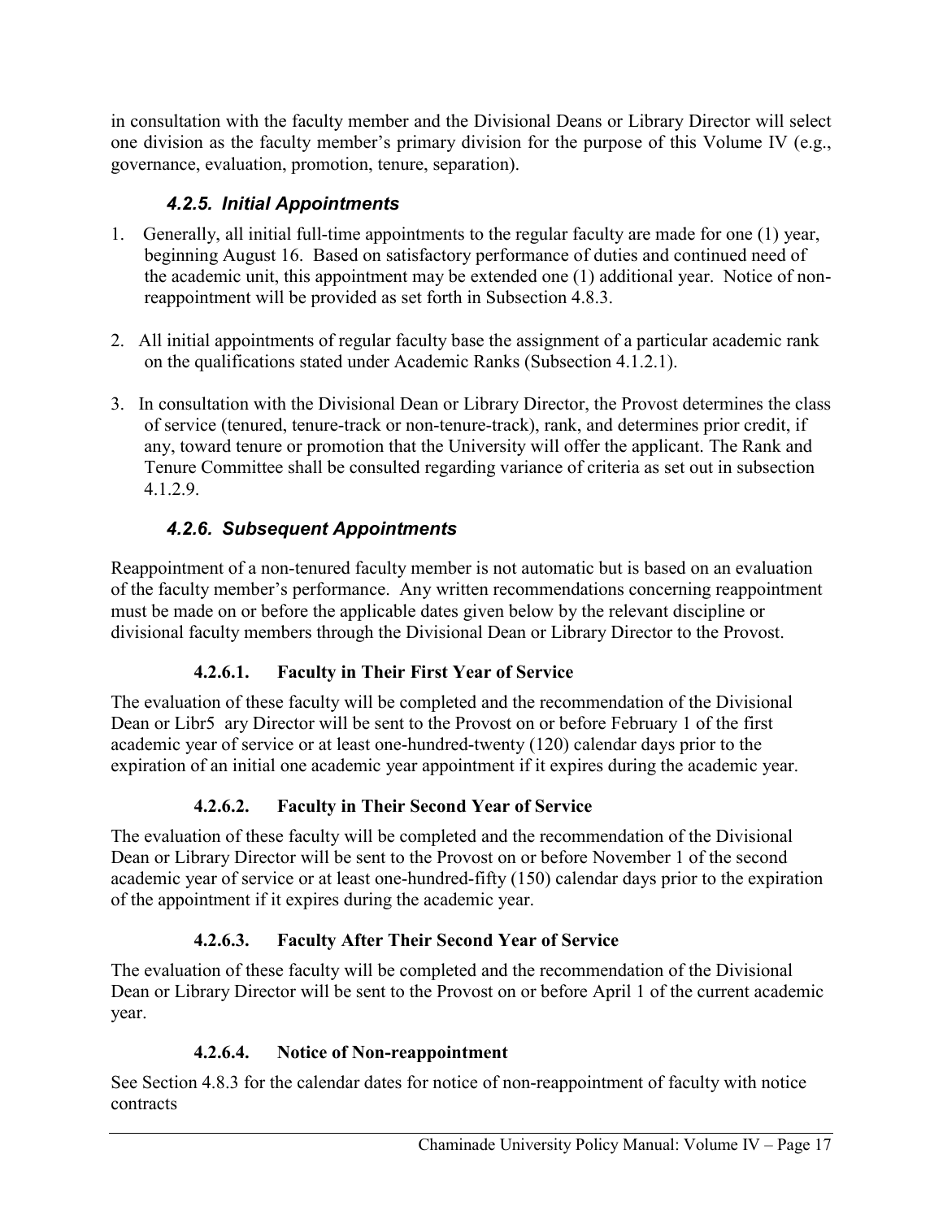in consultation with the faculty member and the Divisional Deans or Library Director will select one division as the faculty member's primary division for the purpose of this Volume IV (e.g., governance, evaluation, promotion, tenure, separation).

### *4.2.5. Initial Appointments*

1. Generally, all initial full-time appointments to the regular faculty are made for one (1) year, beginning August 16. Based on satisfactory performance of duties and continued need of the academic unit, this appointment may be extended one (1) additional year. Notice of non-reappointment will be provided as set forth in Subsection 4.8.3.

2. All initial appointments of regular faculty base the assignment of a particular academic rank on the qualifications stated under Academic Ranks (Subsection 4.1.2.1).

3. In consultation with the Divisional Dean or Library Director, the Provost determines the class of service (tenured, tenure-track or non-tenure-track), rank, and determines prior credit, if any, toward tenure or promotion that the University will offer the applicant. The Rank and Tenure Committee shall be consulted regarding variance of criteria as set out in subsection 4.1.2.9.

### *4.2.6. Subsequent Appointments*

Reappointment of a non-tenured faculty member is not automatic but is based on an evaluation of the faculty member's performance. Any written recommendations concerning reappointment must be made on or before the applicable dates given below by the relevant discipline or divisional faculty members through the Divisional Dean or Library Director to the Provost.

#### **4.2.6.1. Faculty in Their First Year of Service**

The evaluation of these faculty will be completed and the recommendation of the Divisional Dean or Libr5 ary Director will be sent to the Provost on or before February 1 of the first academic year of service or at least one-hundred-twenty (120) calendar days prior to the expiration of an initial one academic year appointment if it expires during the academic year.

#### **4.2.6.2. Faculty in Their Second Year of Service**

The evaluation of these faculty will be completed and the recommendation of the Divisional Dean or Library Director will be sent to the Provost on or before November 1 of the second academic year of service or at least one-hundred-fifty (150) calendar days prior to the expiration of the appointment if it expires during the academic year.

#### **4.2.6.3. Faculty After Their Second Year of Service**

The evaluation of these faculty will be completed and the recommendation of the Divisional Dean or Library Director will be sent to the Provost on or before April 1 of the current academic year.

#### **4.2.6.4. Notice of Non-reappointment**

See Section 4.8.3 for the calendar dates for notice of non-reappointment of faculty with notice contracts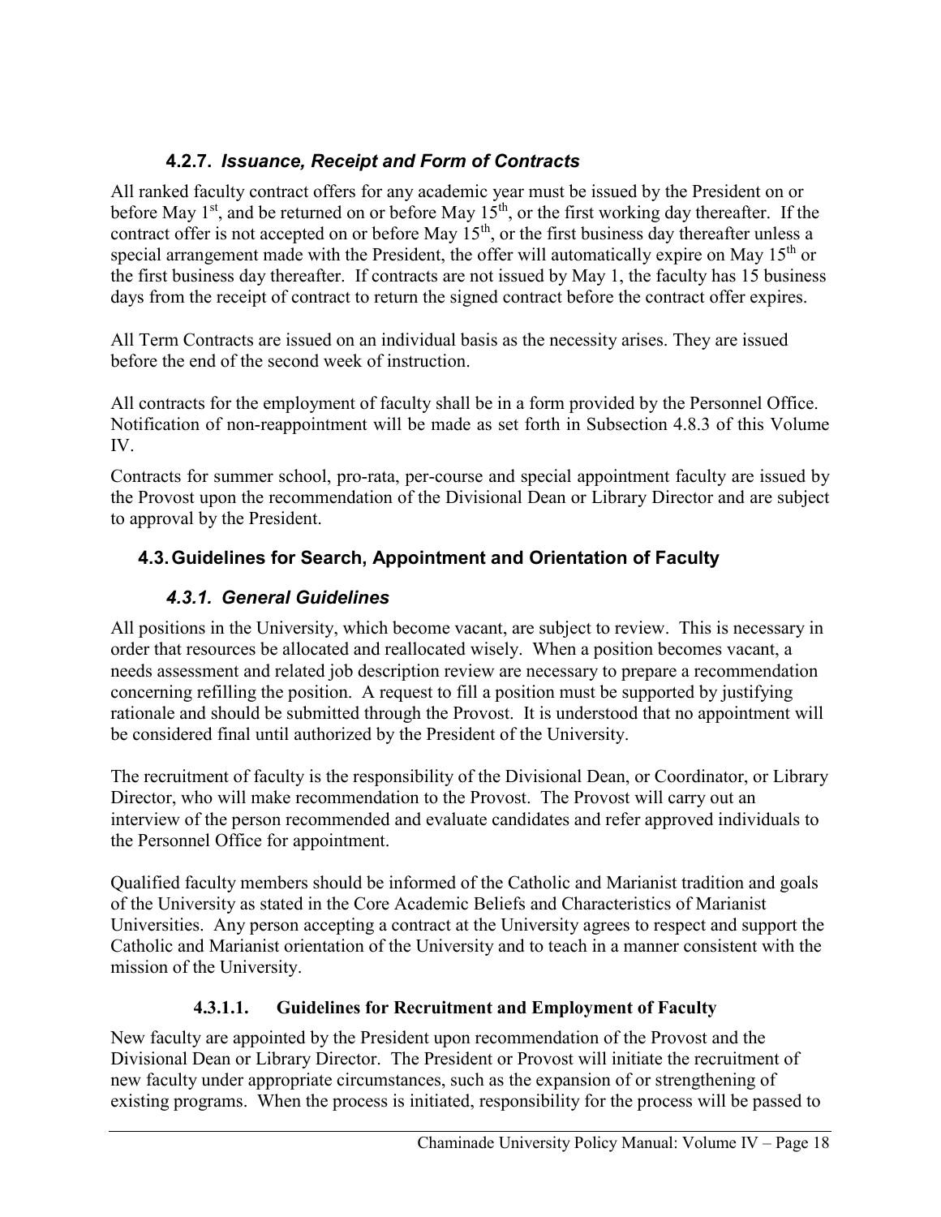### 4.2.7. *Issuance, Receipt and Form of Contracts*

All ranked faculty contract offers for any academic year must be issued by the President on or before May 1st, and be returned on or before May 15th, or the first working day thereafter. If the contract offer is not accepted on or before May 15th, or the first business day thereafter unless a special arrangement made with the President, the offer will automatically expire on May 15th or the first business day thereafter. If contracts are not issued by May 1, the faculty has 15 business days from the receipt of contract to return the signed contract before the contract offer expires.

All Term Contracts are issued on an individual basis as the necessity arises. They are issued before the end of the second week of instruction.

All contracts for the employment of faculty shall be in a form provided by the Personnel Office. Notification of non-reappointment will be made as set forth in Subsection 4.8.3 of this Volume IV.

Contracts for summer school, pro-rata, per-course and special appointment faculty are issued by the Provost upon the recommendation of the Divisional Dean or Library Director and are subject to approval by the President.

## 4.3. Guidelines for Search, Appointment and Orientation of Faculty

### *4.3.1. General Guidelines*

All positions in the University, which become vacant, are subject to review. This is necessary in order that resources be allocated and reallocated wisely. When a position becomes vacant, a needs assessment and related job description review are necessary to prepare a recommendation concerning refilling the position. A request to fill a position must be supported by justifying rationale and should be submitted through the Provost. It is understood that no appointment will be considered final until authorized by the President of the University.

The recruitment of faculty is the responsibility of the Divisional Dean, or Coordinator, or Library Director, who will make recommendation to the Provost. The Provost will carry out an interview of the person recommended and evaluate candidates and refer approved individuals to the Personnel Office for appointment.

Qualified faculty members should be informed of the Catholic and Marianist tradition and goals of the University as stated in the Core Academic Beliefs and Characteristics of Marianist Universities. Any person accepting a contract at the University agrees to respect and support the Catholic and Marianist orientation of the University and to teach in a manner consistent with the mission of the University.

#### 4.3.1.1. Guidelines for Recruitment and Employment of Faculty

New faculty are appointed by the President upon recommendation of the Provost and the Divisional Dean or Library Director. The President or Provost will initiate the recruitment of new faculty under appropriate circumstances, such as the expansion of or strengthening of existing programs. When the process is initiated, responsibility for the process will be passed to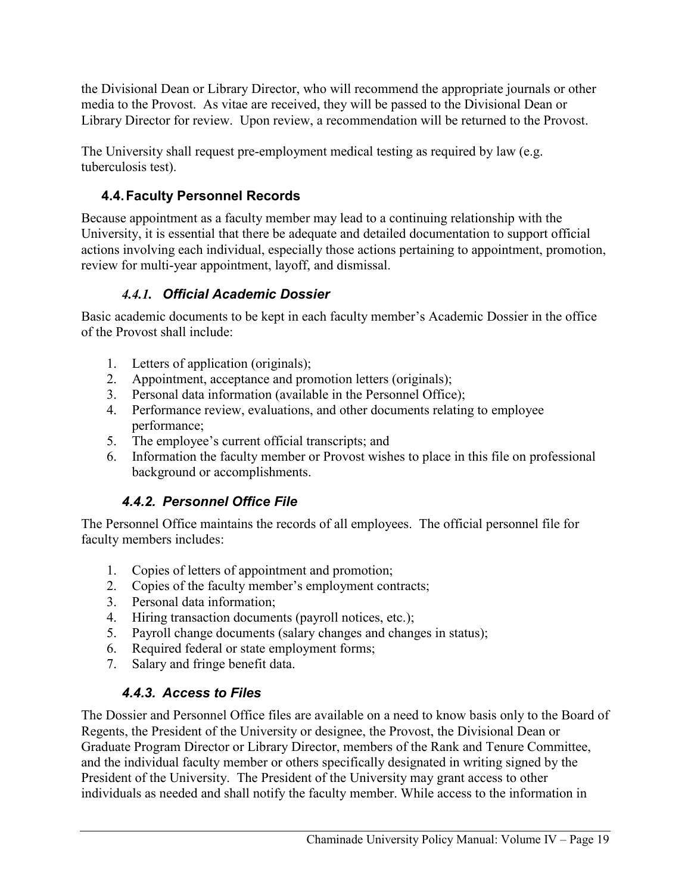the Divisional Dean or Library Director, who will recommend the appropriate journals or other media to the Provost. As vitae are received, they will be passed to the Divisional Dean or Library Director for review. Upon review, a recommendation will be returned to the Provost.

The University shall request pre-employment medical testing as required by law (e.g. tuberculosis test).

## 4.4. Faculty Personnel Records

Because appointment as a faculty member may lead to a continuing relationship with the University, it is essential that there be adequate and detailed documentation to support official actions involving each individual, especially those actions pertaining to appointment, promotion, review for multi-year appointment, layoff, and dismissal.

### *4.4.1. Official Academic Dossier*

Basic academic documents to be kept in each faculty member's Academic Dossier in the office of the Provost shall include:

1. Letters of application (originals);
2. Appointment, acceptance and promotion letters (originals);
3. Personal data information (available in the Personnel Office);
4. Performance review, evaluations, and other documents relating to employee performance;
5. The employee's current official transcripts; and
6. Information the faculty member or Provost wishes to place in this file on professional background or accomplishments.

### *4.4.2. Personnel Office File*

The Personnel Office maintains the records of all employees. The official personnel file for faculty members includes:

1. Copies of letters of appointment and promotion;
2. Copies of the faculty member's employment contracts;
3. Personal data information;
4. Hiring transaction documents (payroll notices, etc.);
5. Payroll change documents (salary changes and changes in status);
6. Required federal or state employment forms;
7. Salary and fringe benefit data.

### *4.4.3. Access to Files*

The Dossier and Personnel Office files are available on a need to know basis only to the Board of Regents, the President of the University or designee, the Provost, the Divisional Dean or Graduate Program Director or Library Director, members of the Rank and Tenure Committee, and the individual faculty member or others specifically designated in writing signed by the President of the University. The President of the University may grant access to other individuals as needed and shall notify the faculty member. While access to the information in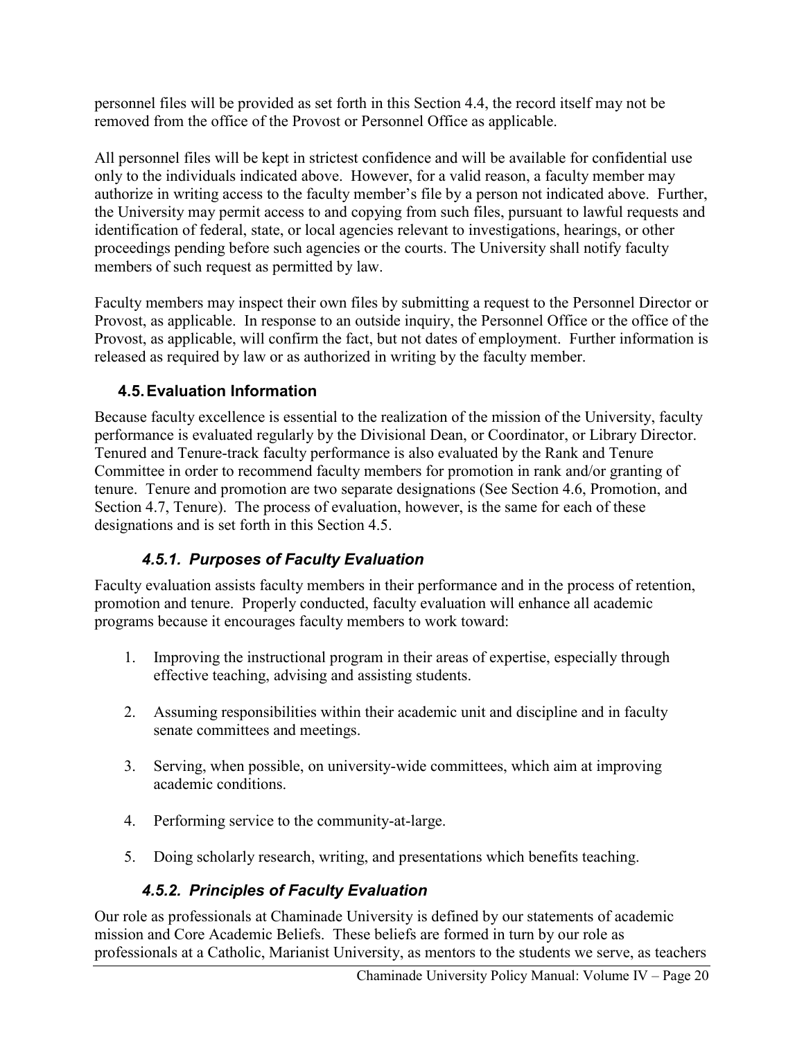personnel files will be provided as set forth in this Section 4.4, the record itself may not be removed from the office of the Provost or Personnel Office as applicable.

All personnel files will be kept in strictest confidence and will be available for confidential use only to the individuals indicated above. However, for a valid reason, a faculty member may authorize in writing access to the faculty member's file by a person not indicated above. Further, the University may permit access to and copying from such files, pursuant to lawful requests and identification of federal, state, or local agencies relevant to investigations, hearings, or other proceedings pending before such agencies or the courts. The University shall notify faculty members of such request as permitted by law.

Faculty members may inspect their own files by submitting a request to the Personnel Director or Provost, as applicable. In response to an outside inquiry, the Personnel Office or the office of the Provost, as applicable, will confirm the fact, but not dates of employment. Further information is released as required by law or as authorized in writing by the faculty member.

## 4.5. Evaluation Information

Because faculty excellence is essential to the realization of the mission of the University, faculty performance is evaluated regularly by the Divisional Dean, or Coordinator, or Library Director. Tenured and Tenure-track faculty performance is also evaluated by the Rank and Tenure Committee in order to recommend faculty members for promotion in rank and/or granting of tenure. Tenure and promotion are two separate designations (See Section 4.6, Promotion, and Section 4.7, Tenure). The process of evaluation, however, is the same for each of these designations and is set forth in this Section 4.5.

### *4.5.1. Purposes of Faculty Evaluation*

Faculty evaluation assists faculty members in their performance and in the process of retention, promotion and tenure. Properly conducted, faculty evaluation will enhance all academic programs because it encourages faculty members to work toward:

1. Improving the instructional program in their areas of expertise, especially through effective teaching, advising and assisting students.

2. Assuming responsibilities within their academic unit and discipline and in faculty senate committees and meetings.

3. Serving, when possible, on university-wide committees, which aim at improving academic conditions.

4. Performing service to the community-at-large.

5. Doing scholarly research, writing, and presentations which benefits teaching.

### *4.5.2. Principles of Faculty Evaluation*

Our role as professionals at Chaminade University is defined by our statements of academic mission and Core Academic Beliefs. These beliefs are formed in turn by our role as professionals at a Catholic, Marianist University, as mentors to the students we serve, as teachers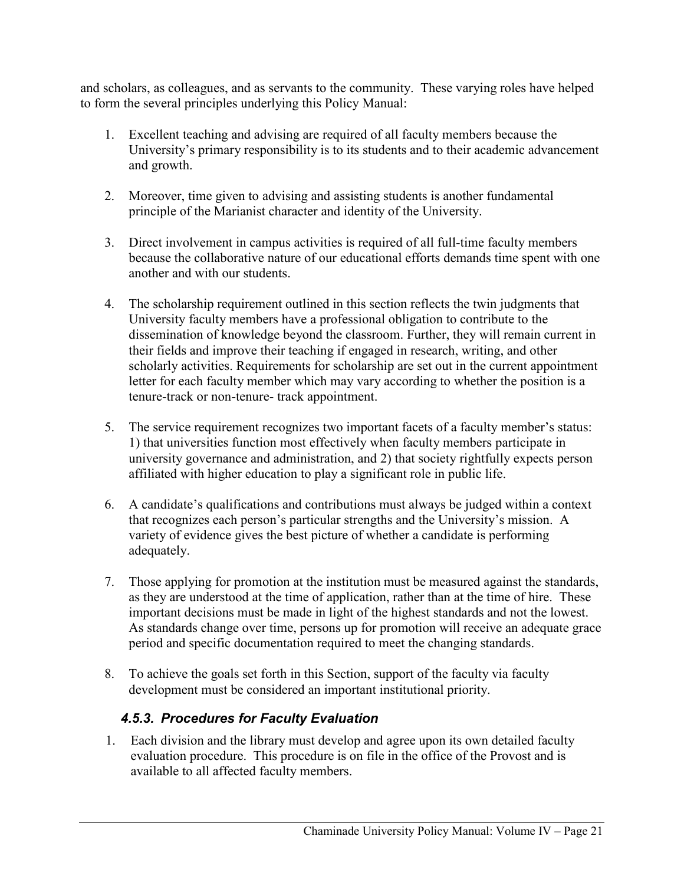and scholars, as colleagues, and as servants to the community. These varying roles have helped to form the several principles underlying this Policy Manual:

1. Excellent teaching and advising are required of all faculty members because the University's primary responsibility is to its students and to their academic advancement and growth.

2. Moreover, time given to advising and assisting students is another fundamental principle of the Marianist character and identity of the University.

3. Direct involvement in campus activities is required of all full-time faculty members because the collaborative nature of our educational efforts demands time spent with one another and with our students.

4. The scholarship requirement outlined in this section reflects the twin judgments that University faculty members have a professional obligation to contribute to the dissemination of knowledge beyond the classroom. Further, they will remain current in their fields and improve their teaching if engaged in research, writing, and other scholarly activities. Requirements for scholarship are set out in the current appointment letter for each faculty member which may vary according to whether the position is a tenure-track or non-tenure- track appointment.

5. The service requirement recognizes two important facets of a faculty member's status: 1) that universities function most effectively when faculty members participate in university governance and administration, and 2) that society rightfully expects person affiliated with higher education to play a significant role in public life.

6. A candidate's qualifications and contributions must always be judged within a context that recognizes each person's particular strengths and the University's mission. A variety of evidence gives the best picture of whether a candidate is performing adequately.

7. Those applying for promotion at the institution must be measured against the standards, as they are understood at the time of application, rather than at the time of hire. These important decisions must be made in light of the highest standards and not the lowest. As standards change over time, persons up for promotion will receive an adequate grace period and specific documentation required to meet the changing standards.

8. To achieve the goals set forth in this Section, support of the faculty via faculty development must be considered an important institutional priority.

### *4.5.3. Procedures for Faculty Evaluation*

1. Each division and the library must develop and agree upon its own detailed faculty evaluation procedure. This procedure is on file in the office of the Provost and is available to all affected faculty members.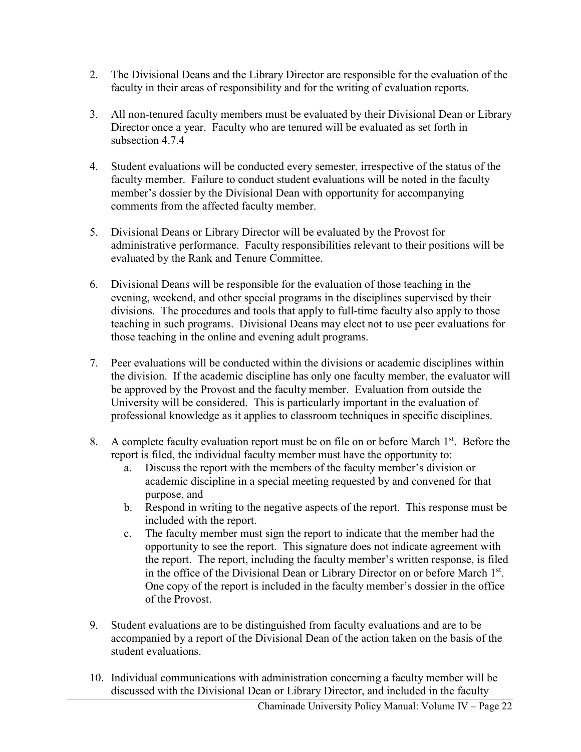2. The Divisional Deans and the Library Director are responsible for the evaluation of the faculty in their areas of responsibility and for the writing of evaluation reports.

3. All non-tenured faculty members must be evaluated by their Divisional Dean or Library Director once a year. Faculty who are tenured will be evaluated as set forth in subsection 4.7.4

4. Student evaluations will be conducted every semester, irrespective of the status of the faculty member. Failure to conduct student evaluations will be noted in the faculty member's dossier by the Divisional Dean with opportunity for accompanying comments from the affected faculty member.

5. Divisional Deans or Library Director will be evaluated by the Provost for administrative performance. Faculty responsibilities relevant to their positions will be evaluated by the Rank and Tenure Committee.

6. Divisional Deans will be responsible for the evaluation of those teaching in the evening, weekend, and other special programs in the disciplines supervised by their divisions. The procedures and tools that apply to full-time faculty also apply to those teaching in such programs. Divisional Deans may elect not to use peer evaluations for those teaching in the online and evening adult programs.

7. Peer evaluations will be conducted within the divisions or academic disciplines within the division. If the academic discipline has only one faculty member, the evaluator will be approved by the Provost and the faculty member. Evaluation from outside the University will be considered. This is particularly important in the evaluation of professional knowledge as it applies to classroom techniques in specific disciplines.

8. A complete faculty evaluation report must be on file on or before March 1st. Before the report is filed, the individual faculty member must have the opportunity to:
   a. Discuss the report with the members of the faculty member's division or academic discipline in a special meeting requested by and convened for that purpose, and
   b. Respond in writing to the negative aspects of the report. This response must be included with the report.
   c. The faculty member must sign the report to indicate that the member had the opportunity to see the report. This signature does not indicate agreement with the report. The report, including the faculty member's written response, is filed in the office of the Divisional Dean or Library Director on or before March 1st. One copy of the report is included in the faculty member's dossier in the office of the Provost.

9. Student evaluations are to be distinguished from faculty evaluations and are to be accompanied by a report of the Divisional Dean of the action taken on the basis of the student evaluations.

10. Individual communications with administration concerning a faculty member will be discussed with the Divisional Dean or Library Director, and included in the faculty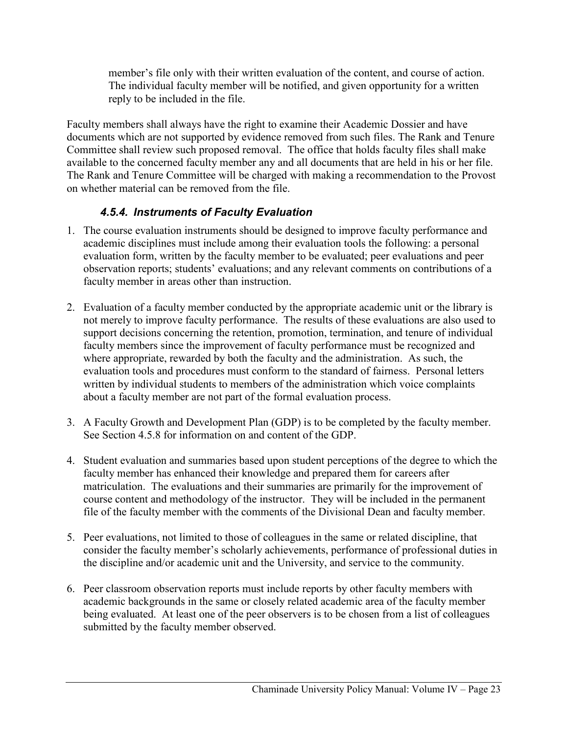member's file only with their written evaluation of the content, and course of action. The individual faculty member will be notified, and given opportunity for a written reply to be included in the file.

Faculty members shall always have the right to examine their Academic Dossier and have documents which are not supported by evidence removed from such files. The Rank and Tenure Committee shall review such proposed removal. The office that holds faculty files shall make available to the concerned faculty member any and all documents that are held in his or her file. The Rank and Tenure Committee will be charged with making a recommendation to the Provost on whether material can be removed from the file.

### *4.5.4. Instruments of Faculty Evaluation*

1. The course evaluation instruments should be designed to improve faculty performance and academic disciplines must include among their evaluation tools the following: a personal evaluation form, written by the faculty member to be evaluated; peer evaluations and peer observation reports; students' evaluations; and any relevant comments on contributions of a faculty member in areas other than instruction.

2. Evaluation of a faculty member conducted by the appropriate academic unit or the library is not merely to improve faculty performance. The results of these evaluations are also used to support decisions concerning the retention, promotion, termination, and tenure of individual faculty members since the improvement of faculty performance must be recognized and where appropriate, rewarded by both the faculty and the administration. As such, the evaluation tools and procedures must conform to the standard of fairness. Personal letters written by individual students to members of the administration which voice complaints about a faculty member are not part of the formal evaluation process.

3. A Faculty Growth and Development Plan (GDP) is to be completed by the faculty member. See Section 4.5.8 for information on and content of the GDP.

4. Student evaluation and summaries based upon student perceptions of the degree to which the faculty member has enhanced their knowledge and prepared them for careers after matriculation. The evaluations and their summaries are primarily for the improvement of course content and methodology of the instructor. They will be included in the permanent file of the faculty member with the comments of the Divisional Dean and faculty member.

5. Peer evaluations, not limited to those of colleagues in the same or related discipline, that consider the faculty member's scholarly achievements, performance of professional duties in the discipline and/or academic unit and the University, and service to the community.

6. Peer classroom observation reports must include reports by other faculty members with academic backgrounds in the same or closely related academic area of the faculty member being evaluated. At least one of the peer observers is to be chosen from a list of colleagues submitted by the faculty member observed.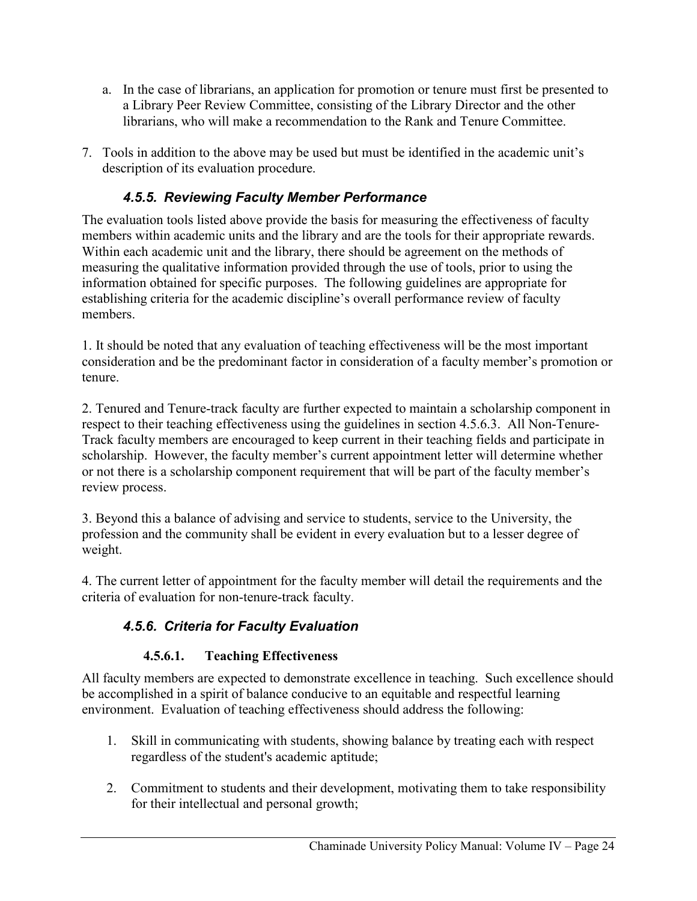a. In the case of librarians, an application for promotion or tenure must first be presented to a Library Peer Review Committee, consisting of the Library Director and the other librarians, who will make a recommendation to the Rank and Tenure Committee.

7. Tools in addition to the above may be used but must be identified in the academic unit's description of its evaluation procedure.

### *4.5.5. Reviewing Faculty Member Performance*

The evaluation tools listed above provide the basis for measuring the effectiveness of faculty members within academic units and the library and are the tools for their appropriate rewards. Within each academic unit and the library, there should be agreement on the methods of measuring the qualitative information provided through the use of tools, prior to using the information obtained for specific purposes. The following guidelines are appropriate for establishing criteria for the academic discipline's overall performance review of faculty members.

1. It should be noted that any evaluation of teaching effectiveness will be the most important consideration and be the predominant factor in consideration of a faculty member's promotion or tenure.

2. Tenured and Tenure-track faculty are further expected to maintain a scholarship component in respect to their teaching effectiveness using the guidelines in section 4.5.6.3. All Non-Tenure-Track faculty members are encouraged to keep current in their teaching fields and participate in scholarship. However, the faculty member's current appointment letter will determine whether or not there is a scholarship component requirement that will be part of the faculty member's review process.

3. Beyond this a balance of advising and service to students, service to the University, the profession and the community shall be evident in every evaluation but to a lesser degree of weight.

4. The current letter of appointment for the faculty member will detail the requirements and the criteria of evaluation for non-tenure-track faculty.

### *4.5.6. Criteria for Faculty Evaluation*

#### **4.5.6.1. Teaching Effectiveness**

All faculty members are expected to demonstrate excellence in teaching. Such excellence should be accomplished in a spirit of balance conducive to an equitable and respectful learning environment. Evaluation of teaching effectiveness should address the following:

1. Skill in communicating with students, showing balance by treating each with respect regardless of the student's academic aptitude;

2. Commitment to students and their development, motivating them to take responsibility for their intellectual and personal growth;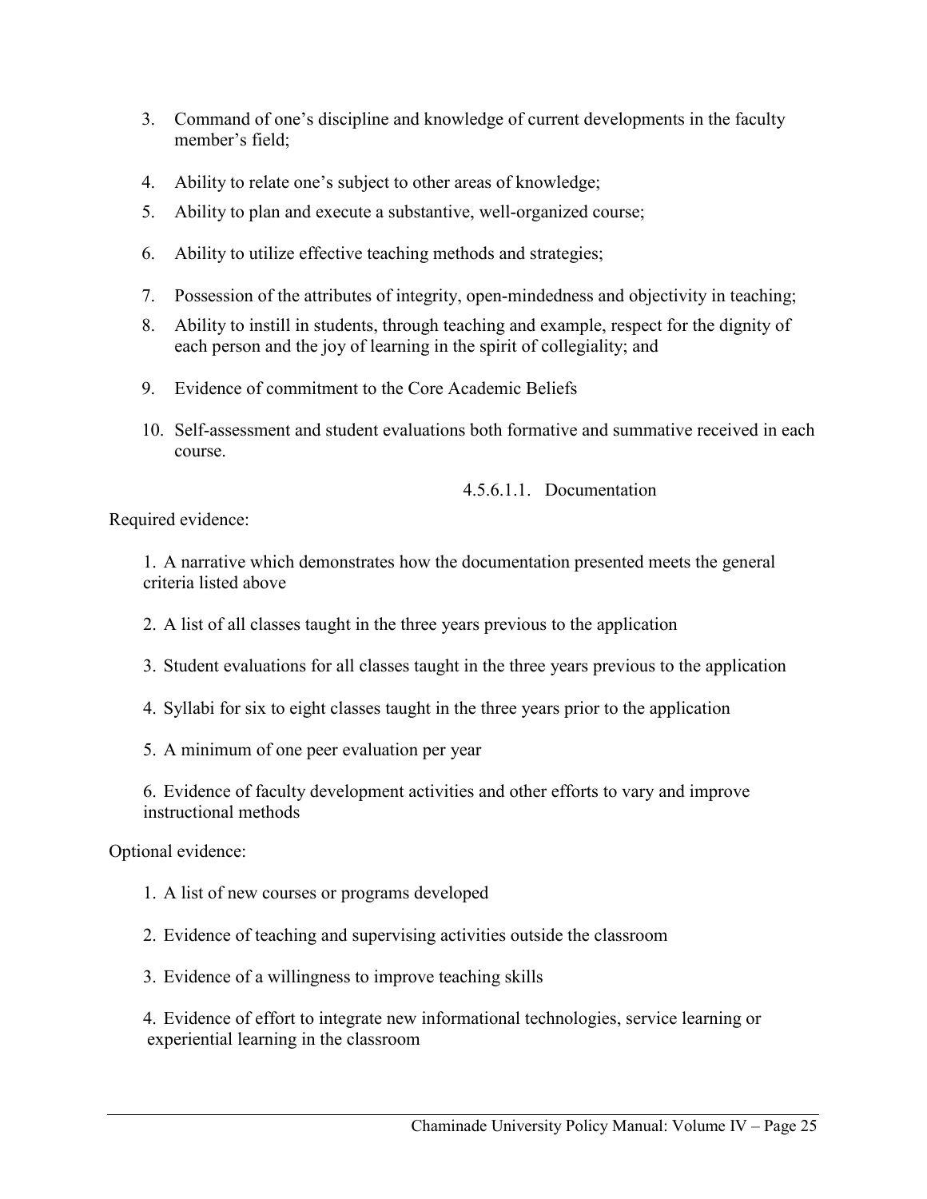3. Command of one's discipline and knowledge of current developments in the faculty member's field;
4. Ability to relate one's subject to other areas of knowledge;
5. Ability to plan and execute a substantive, well-organized course;
6. Ability to utilize effective teaching methods and strategies;
7. Possession of the attributes of integrity, open-mindedness and objectivity in teaching;
8. Ability to instill in students, through teaching and example, respect for the dignity of each person and the joy of learning in the spirit of collegiality; and
9. Evidence of commitment to the Core Academic Beliefs
10. Self-assessment and student evaluations both formative and summative received in each course.

###### 4.5.6.1.1. Documentation

Required evidence:

1. A narrative which demonstrates how the documentation presented meets the general criteria listed above
2. A list of all classes taught in the three years previous to the application
3. Student evaluations for all classes taught in the three years previous to the application
4. Syllabi for six to eight classes taught in the three years prior to the application
5. A minimum of one peer evaluation per year
6. Evidence of faculty development activities and other efforts to vary and improve instructional methods

Optional evidence:

1. A list of new courses or programs developed
2. Evidence of teaching and supervising activities outside the classroom
3. Evidence of a willingness to improve teaching skills
4. Evidence of effort to integrate new informational technologies, service learning or experiential learning in the classroom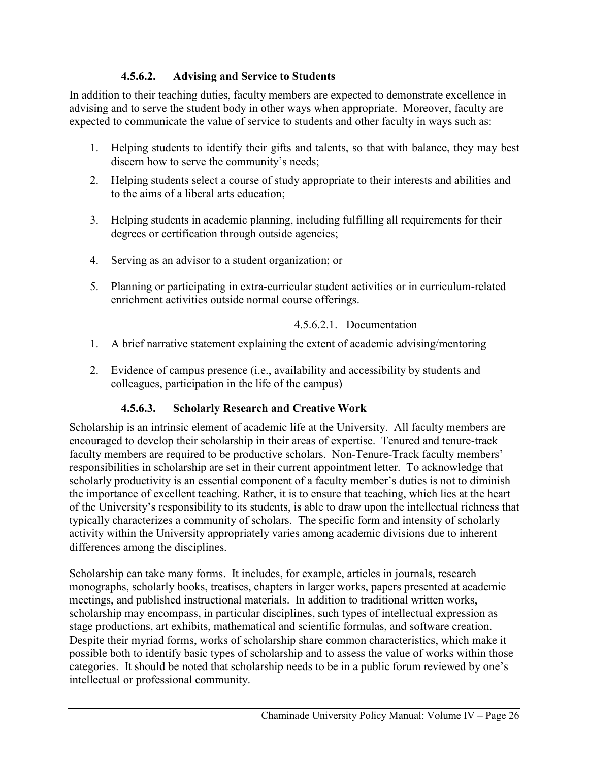#### 4.5.6.2. Advising and Service to Students

In addition to their teaching duties, faculty members are expected to demonstrate excellence in advising and to serve the student body in other ways when appropriate. Moreover, faculty are expected to communicate the value of service to students and other faculty in ways such as:

1. Helping students to identify their gifts and talents, so that with balance, they may best discern how to serve the community's needs;
2. Helping students select a course of study appropriate to their interests and abilities and to the aims of a liberal arts education;
3. Helping students in academic planning, including fulfilling all requirements for their degrees or certification through outside agencies;
4. Serving as an advisor to a student organization; or
5. Planning or participating in extra-curricular student activities or in curriculum-related enrichment activities outside normal course offerings.

##### 4.5.6.2.1. Documentation

1. A brief narrative statement explaining the extent of academic advising/mentoring
2. Evidence of campus presence (i.e., availability and accessibility by students and colleagues, participation in the life of the campus)

#### 4.5.6.3. Scholarly Research and Creative Work

Scholarship is an intrinsic element of academic life at the University. All faculty members are encouraged to develop their scholarship in their areas of expertise. Tenured and tenure-track faculty members are required to be productive scholars. Non-Tenure-Track faculty members' responsibilities in scholarship are set in their current appointment letter. To acknowledge that scholarly productivity is an essential component of a faculty member's duties is not to diminish the importance of excellent teaching. Rather, it is to ensure that teaching, which lies at the heart of the University's responsibility to its students, is able to draw upon the intellectual richness that typically characterizes a community of scholars. The specific form and intensity of scholarly activity within the University appropriately varies among academic divisions due to inherent differences among the disciplines.

Scholarship can take many forms. It includes, for example, articles in journals, research monographs, scholarly books, treatises, chapters in larger works, papers presented at academic meetings, and published instructional materials. In addition to traditional written works, scholarship may encompass, in particular disciplines, such types of intellectual expression as stage productions, art exhibits, mathematical and scientific formulas, and software creation. Despite their myriad forms, works of scholarship share common characteristics, which make it possible both to identify basic types of scholarship and to assess the value of works within those categories. It should be noted that scholarship needs to be in a public forum reviewed by one's intellectual or professional community.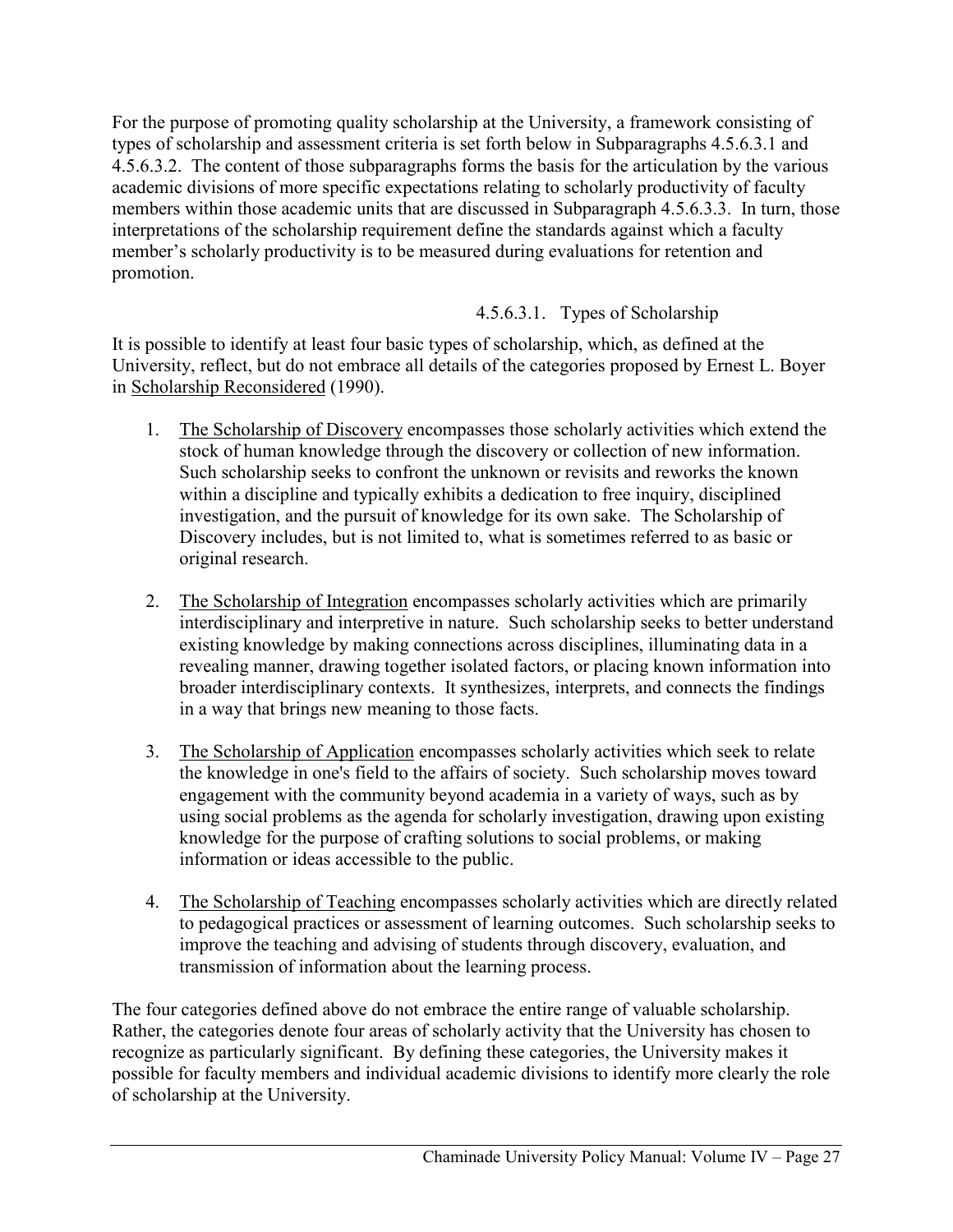For the purpose of promoting quality scholarship at the University, a framework consisting of types of scholarship and assessment criteria is set forth below in Subparagraphs 4.5.6.3.1 and 4.5.6.3.2. The content of those subparagraphs forms the basis for the articulation by the various academic divisions of more specific expectations relating to scholarly productivity of faculty members within those academic units that are discussed in Subparagraph 4.5.6.3.3. In turn, those interpretations of the scholarship requirement define the standards against which a faculty member's scholarly productivity is to be measured during evaluations for retention and promotion.

#### 4.5.6.3.1. Types of Scholarship

It is possible to identify at least four basic types of scholarship, which, as defined at the University, reflect, but do not embrace all details of the categories proposed by Ernest L. Boyer in Scholarship Reconsidered (1990).

1. The Scholarship of Discovery encompasses those scholarly activities which extend the stock of human knowledge through the discovery or collection of new information. Such scholarship seeks to confront the unknown or revisits and reworks the known within a discipline and typically exhibits a dedication to free inquiry, disciplined investigation, and the pursuit of knowledge for its own sake. The Scholarship of Discovery includes, but is not limited to, what is sometimes referred to as basic or original research.

2. The Scholarship of Integration encompasses scholarly activities which are primarily interdisciplinary and interpretive in nature. Such scholarship seeks to better understand existing knowledge by making connections across disciplines, illuminating data in a revealing manner, drawing together isolated factors, or placing known information into broader interdisciplinary contexts. It synthesizes, interprets, and connects the findings in a way that brings new meaning to those facts.

3. The Scholarship of Application encompasses scholarly activities which seek to relate the knowledge in one's field to the affairs of society. Such scholarship moves toward engagement with the community beyond academia in a variety of ways, such as by using social problems as the agenda for scholarly investigation, drawing upon existing knowledge for the purpose of crafting solutions to social problems, or making information or ideas accessible to the public.

4. The Scholarship of Teaching encompasses scholarly activities which are directly related to pedagogical practices or assessment of learning outcomes. Such scholarship seeks to improve the teaching and advising of students through discovery, evaluation, and transmission of information about the learning process.

The four categories defined above do not embrace the entire range of valuable scholarship. Rather, the categories denote four areas of scholarly activity that the University has chosen to recognize as particularly significant. By defining these categories, the University makes it possible for faculty members and individual academic divisions to identify more clearly the role of scholarship at the University.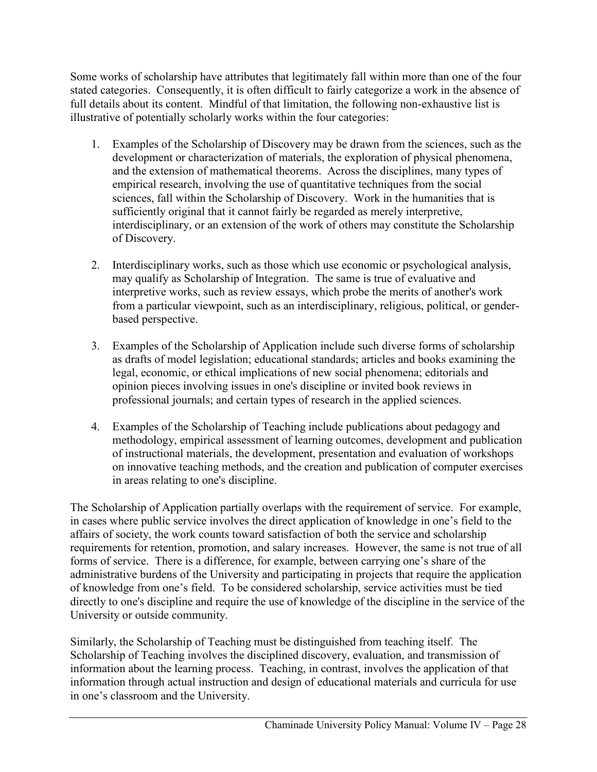Some works of scholarship have attributes that legitimately fall within more than one of the four stated categories. Consequently, it is often difficult to fairly categorize a work in the absence of full details about its content. Mindful of that limitation, the following non-exhaustive list is illustrative of potentially scholarly works within the four categories:

1. Examples of the Scholarship of Discovery may be drawn from the sciences, such as the development or characterization of materials, the exploration of physical phenomena, and the extension of mathematical theorems. Across the disciplines, many types of empirical research, involving the use of quantitative techniques from the social sciences, fall within the Scholarship of Discovery. Work in the humanities that is sufficiently original that it cannot fairly be regarded as merely interpretive, interdisciplinary, or an extension of the work of others may constitute the Scholarship of Discovery.

2. Interdisciplinary works, such as those which use economic or psychological analysis, may qualify as Scholarship of Integration. The same is true of evaluative and interpretive works, such as review essays, which probe the merits of another's work from a particular viewpoint, such as an interdisciplinary, religious, political, or gender-based perspective.

3. Examples of the Scholarship of Application include such diverse forms of scholarship as drafts of model legislation; educational standards; articles and books examining the legal, economic, or ethical implications of new social phenomena; editorials and opinion pieces involving issues in one's discipline or invited book reviews in professional journals; and certain types of research in the applied sciences.

4. Examples of the Scholarship of Teaching include publications about pedagogy and methodology, empirical assessment of learning outcomes, development and publication of instructional materials, the development, presentation and evaluation of workshops on innovative teaching methods, and the creation and publication of computer exercises in areas relating to one's discipline.

The Scholarship of Application partially overlaps with the requirement of service. For example, in cases where public service involves the direct application of knowledge in one's field to the affairs of society, the work counts toward satisfaction of both the service and scholarship requirements for retention, promotion, and salary increases. However, the same is not true of all forms of service. There is a difference, for example, between carrying one's share of the administrative burdens of the University and participating in projects that require the application of knowledge from one's field. To be considered scholarship, service activities must be tied directly to one's discipline and require the use of knowledge of the discipline in the service of the University or outside community.

Similarly, the Scholarship of Teaching must be distinguished from teaching itself. The Scholarship of Teaching involves the disciplined discovery, evaluation, and transmission of information about the learning process. Teaching, in contrast, involves the application of that information through actual instruction and design of educational materials and curricula for use in one's classroom and the University.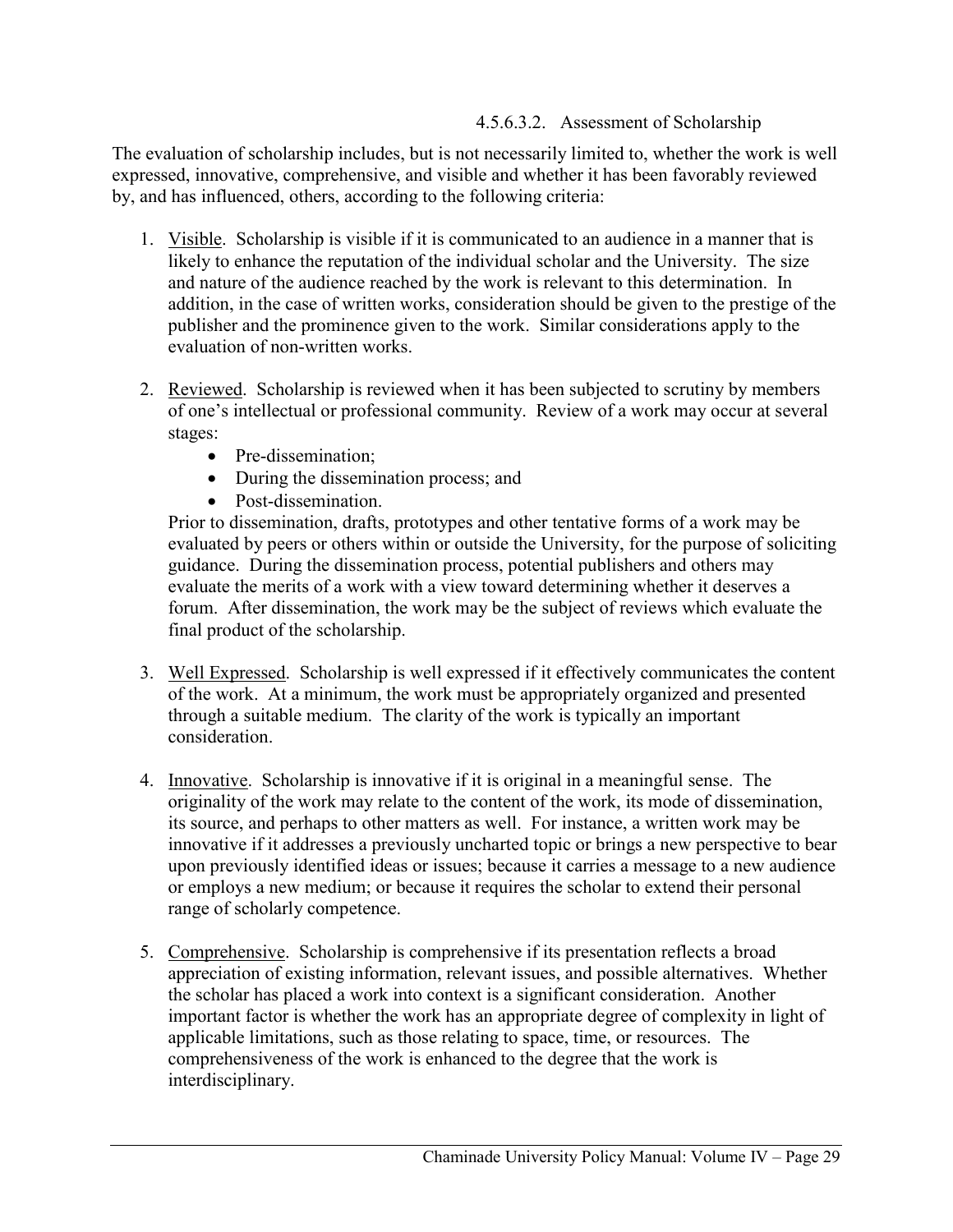#### 4.5.6.3.2. Assessment of Scholarship

The evaluation of scholarship includes, but is not necessarily limited to, whether the work is well expressed, innovative, comprehensive, and visible and whether it has been favorably reviewed by, and has influenced, others, according to the following criteria:

1. Visible. Scholarship is visible if it is communicated to an audience in a manner that is likely to enhance the reputation of the individual scholar and the University. The size and nature of the audience reached by the work is relevant to this determination. In addition, in the case of written works, consideration should be given to the prestige of the publisher and the prominence given to the work. Similar considerations apply to the evaluation of non-written works.

2. Reviewed. Scholarship is reviewed when it has been subjected to scrutiny by members of one's intellectual or professional community. Review of a work may occur at several stages:
   - Pre-dissemination;
   - During the dissemination process; and
   - Post-dissemination.

   Prior to dissemination, drafts, prototypes and other tentative forms of a work may be evaluated by peers or others within or outside the University, for the purpose of soliciting guidance. During the dissemination process, potential publishers and others may evaluate the merits of a work with a view toward determining whether it deserves a forum. After dissemination, the work may be the subject of reviews which evaluate the final product of the scholarship.

3. Well Expressed. Scholarship is well expressed if it effectively communicates the content of the work. At a minimum, the work must be appropriately organized and presented through a suitable medium. The clarity of the work is typically an important consideration.

4. Innovative. Scholarship is innovative if it is original in a meaningful sense. The originality of the work may relate to the content of the work, its mode of dissemination, its source, and perhaps to other matters as well. For instance, a written work may be innovative if it addresses a previously uncharted topic or brings a new perspective to bear upon previously identified ideas or issues; because it carries a message to a new audience or employs a new medium; or because it requires the scholar to extend their personal range of scholarly competence.

5. Comprehensive. Scholarship is comprehensive if its presentation reflects a broad appreciation of existing information, relevant issues, and possible alternatives. Whether the scholar has placed a work into context is a significant consideration. Another important factor is whether the work has an appropriate degree of complexity in light of applicable limitations, such as those relating to space, time, or resources. The comprehensiveness of the work is enhanced to the degree that the work is interdisciplinary.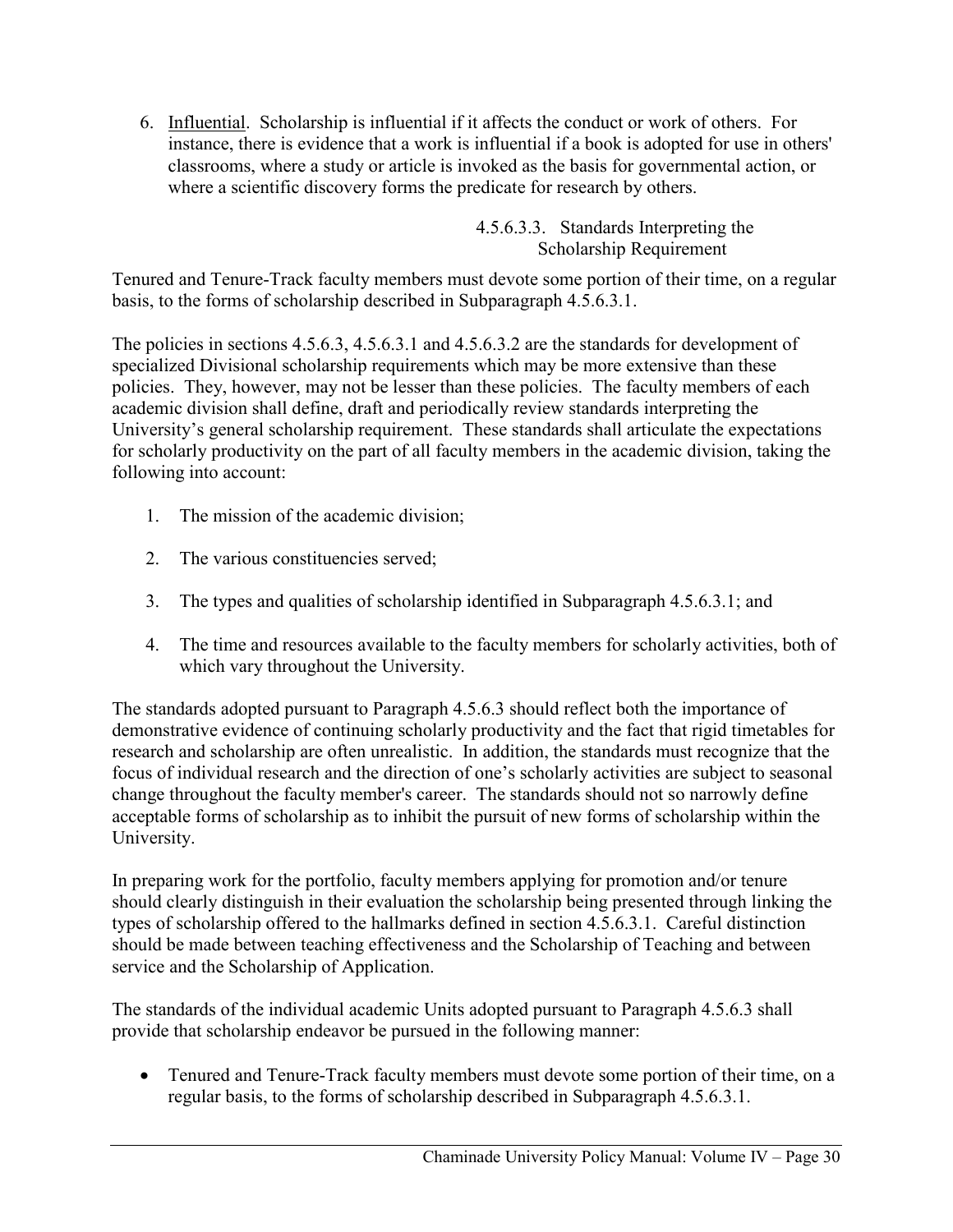6. Influential. Scholarship is influential if it affects the conduct or work of others. For instance, there is evidence that a work is influential if a book is adopted for use in others' classrooms, where a study or article is invoked as the basis for governmental action, or where a scientific discovery forms the predicate for research by others.

#### 4.5.6.3.3. Standards Interpreting the Scholarship Requirement

Tenured and Tenure-Track faculty members must devote some portion of their time, on a regular basis, to the forms of scholarship described in Subparagraph 4.5.6.3.1.

The policies in sections 4.5.6.3, 4.5.6.3.1 and 4.5.6.3.2 are the standards for development of specialized Divisional scholarship requirements which may be more extensive than these policies. They, however, may not be lesser than these policies. The faculty members of each academic division shall define, draft and periodically review standards interpreting the University's general scholarship requirement. These standards shall articulate the expectations for scholarly productivity on the part of all faculty members in the academic division, taking the following into account:

1. The mission of the academic division;
2. The various constituencies served;
3. The types and qualities of scholarship identified in Subparagraph 4.5.6.3.1; and
4. The time and resources available to the faculty members for scholarly activities, both of which vary throughout the University.

The standards adopted pursuant to Paragraph 4.5.6.3 should reflect both the importance of demonstrative evidence of continuing scholarly productivity and the fact that rigid timetables for research and scholarship are often unrealistic. In addition, the standards must recognize that the focus of individual research and the direction of one's scholarly activities are subject to seasonal change throughout the faculty member's career. The standards should not so narrowly define acceptable forms of scholarship as to inhibit the pursuit of new forms of scholarship within the University.

In preparing work for the portfolio, faculty members applying for promotion and/or tenure should clearly distinguish in their evaluation the scholarship being presented through linking the types of scholarship offered to the hallmarks defined in section 4.5.6.3.1. Careful distinction should be made between teaching effectiveness and the Scholarship of Teaching and between service and the Scholarship of Application.

The standards of the individual academic Units adopted pursuant to Paragraph 4.5.6.3 shall provide that scholarship endeavor be pursued in the following manner:

- Tenured and Tenure-Track faculty members must devote some portion of their time, on a regular basis, to the forms of scholarship described in Subparagraph 4.5.6.3.1.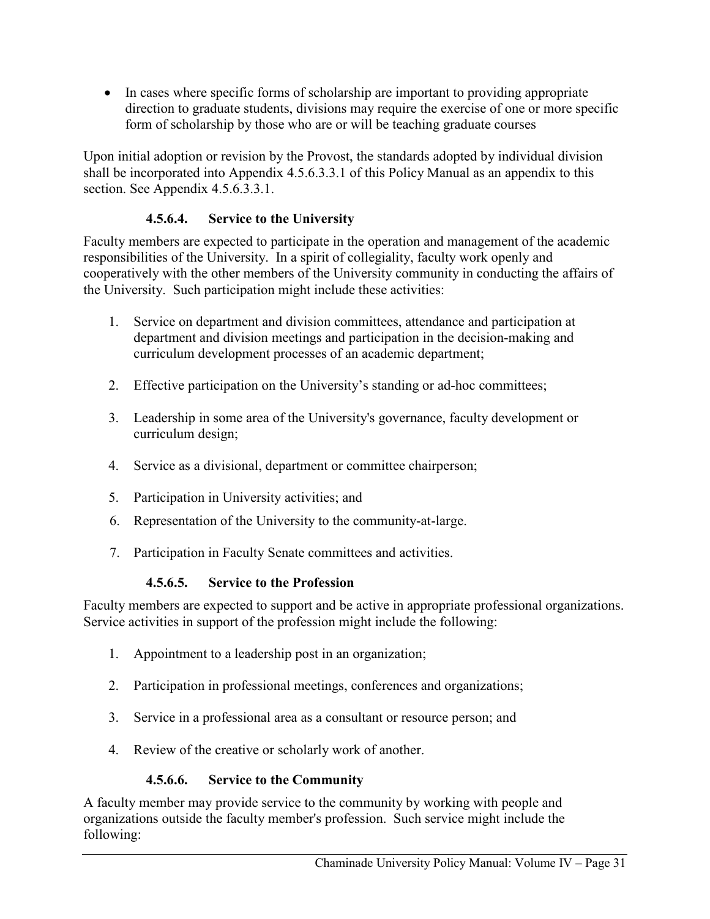- In cases where specific forms of scholarship are important to providing appropriate direction to graduate students, divisions may require the exercise of one or more specific form of scholarship by those who are or will be teaching graduate courses

Upon initial adoption or revision by the Provost, the standards adopted by individual division shall be incorporated into Appendix 4.5.6.3.3.1 of this Policy Manual as an appendix to this section. See Appendix 4.5.6.3.3.1.

#### 4.5.6.4. Service to the University

Faculty members are expected to participate in the operation and management of the academic responsibilities of the University. In a spirit of collegiality, faculty work openly and cooperatively with the other members of the University community in conducting the affairs of the University. Such participation might include these activities:

1. Service on department and division committees, attendance and participation at department and division meetings and participation in the decision-making and curriculum development processes of an academic department;
2. Effective participation on the University's standing or ad-hoc committees;
3. Leadership in some area of the University's governance, faculty development or curriculum design;
4. Service as a divisional, department or committee chairperson;
5. Participation in University activities; and
6. Representation of the University to the community-at-large.
7. Participation in Faculty Senate committees and activities.

#### 4.5.6.5. Service to the Profession

Faculty members are expected to support and be active in appropriate professional organizations. Service activities in support of the profession might include the following:

1. Appointment to a leadership post in an organization;
2. Participation in professional meetings, conferences and organizations;
3. Service in a professional area as a consultant or resource person; and
4. Review of the creative or scholarly work of another.

#### 4.5.6.6. Service to the Community

A faculty member may provide service to the community by working with people and organizations outside the faculty member's profession. Such service might include the following: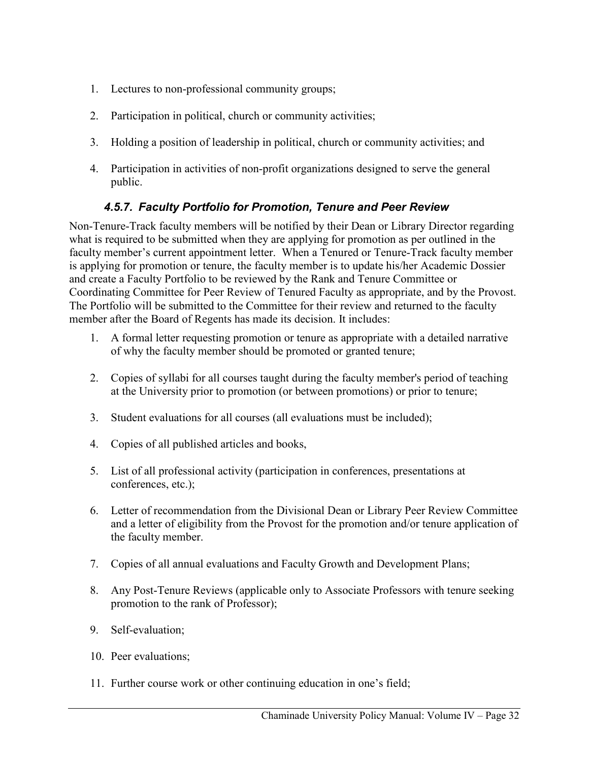1. Lectures to non-professional community groups;
2. Participation in political, church or community activities;
3. Holding a position of leadership in political, church or community activities; and
4. Participation in activities of non-profit organizations designed to serve the general public.

### *4.5.7. Faculty Portfolio for Promotion, Tenure and Peer Review*

Non-Tenure-Track faculty members will be notified by their Dean or Library Director regarding what is required to be submitted when they are applying for promotion as per outlined in the faculty member's current appointment letter. When a Tenured or Tenure-Track faculty member is applying for promotion or tenure, the faculty member is to update his/her Academic Dossier and create a Faculty Portfolio to be reviewed by the Rank and Tenure Committee or Coordinating Committee for Peer Review of Tenured Faculty as appropriate, and by the Provost. The Portfolio will be submitted to the Committee for their review and returned to the faculty member after the Board of Regents has made its decision. It includes:

1. A formal letter requesting promotion or tenure as appropriate with a detailed narrative of why the faculty member should be promoted or granted tenure;
2. Copies of syllabi for all courses taught during the faculty member's period of teaching at the University prior to promotion (or between promotions) or prior to tenure;
3. Student evaluations for all courses (all evaluations must be included);
4. Copies of all published articles and books,
5. List of all professional activity (participation in conferences, presentations at conferences, etc.);
6. Letter of recommendation from the Divisional Dean or Library Peer Review Committee and a letter of eligibility from the Provost for the promotion and/or tenure application of the faculty member.
7. Copies of all annual evaluations and Faculty Growth and Development Plans;
8. Any Post-Tenure Reviews (applicable only to Associate Professors with tenure seeking promotion to the rank of Professor);
9. Self-evaluation;
10. Peer evaluations;
11. Further course work or other continuing education in one's field;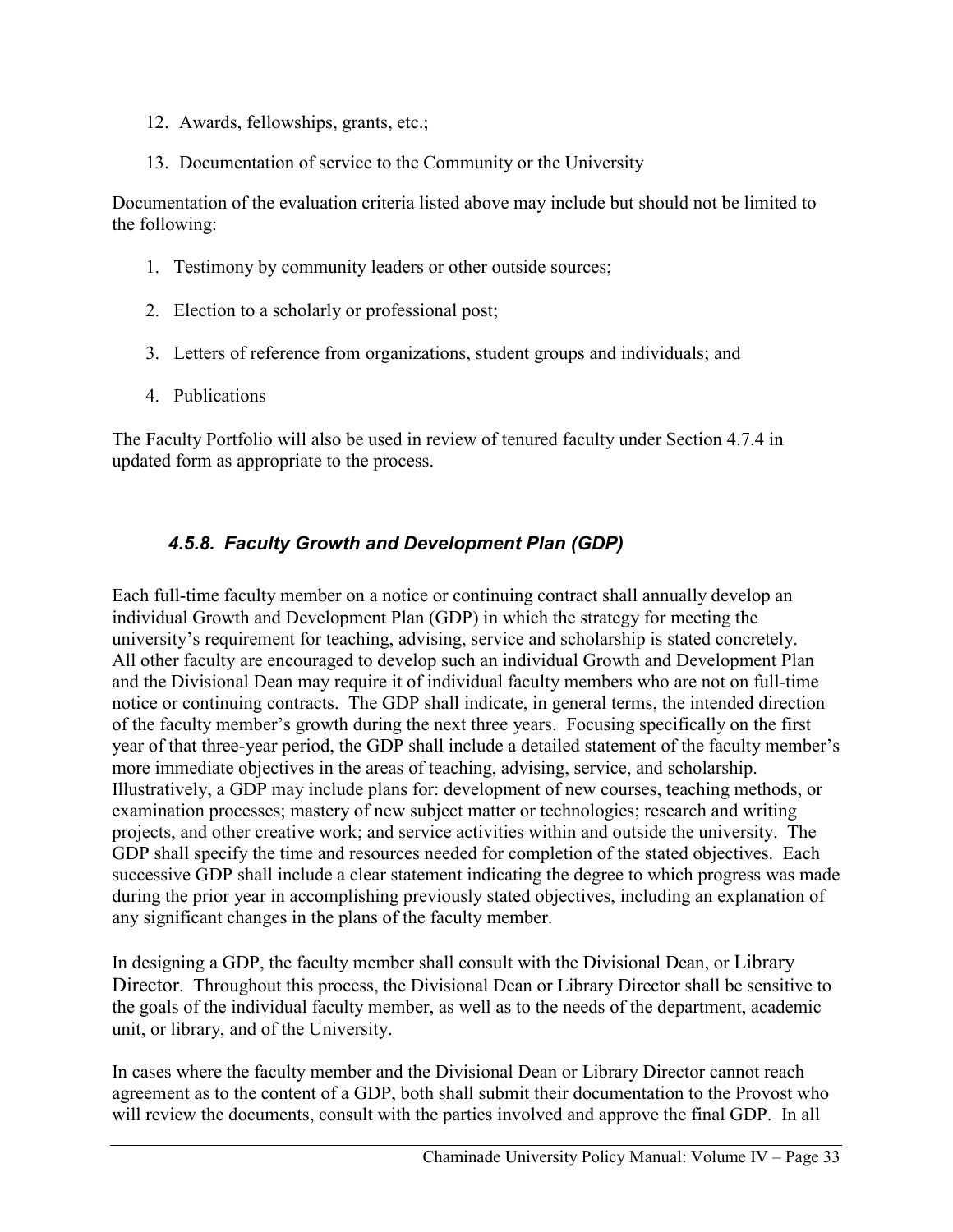12. Awards, fellowships, grants, etc.;
13. Documentation of service to the Community or the University

Documentation of the evaluation criteria listed above may include but should not be limited to the following:

1. Testimony by community leaders or other outside sources;
2. Election to a scholarly or professional post;
3. Letters of reference from organizations, student groups and individuals; and
4. Publications

The Faculty Portfolio will also be used in review of tenured faculty under Section 4.7.4 in updated form as appropriate to the process.

### *4.5.8. Faculty Growth and Development Plan (GDP)*

Each full-time faculty member on a notice or continuing contract shall annually develop an individual Growth and Development Plan (GDP) in which the strategy for meeting the university's requirement for teaching, advising, service and scholarship is stated concretely. All other faculty are encouraged to develop such an individual Growth and Development Plan and the Divisional Dean may require it of individual faculty members who are not on full-time notice or continuing contracts. The GDP shall indicate, in general terms, the intended direction of the faculty member's growth during the next three years. Focusing specifically on the first year of that three-year period, the GDP shall include a detailed statement of the faculty member's more immediate objectives in the areas of teaching, advising, service, and scholarship. Illustratively, a GDP may include plans for: development of new courses, teaching methods, or examination processes; mastery of new subject matter or technologies; research and writing projects, and other creative work; and service activities within and outside the university. The GDP shall specify the time and resources needed for completion of the stated objectives. Each successive GDP shall include a clear statement indicating the degree to which progress was made during the prior year in accomplishing previously stated objectives, including an explanation of any significant changes in the plans of the faculty member.

In designing a GDP, the faculty member shall consult with the Divisional Dean, or Library Director. Throughout this process, the Divisional Dean or Library Director shall be sensitive to the goals of the individual faculty member, as well as to the needs of the department, academic unit, or library, and of the University.

In cases where the faculty member and the Divisional Dean or Library Director cannot reach agreement as to the content of a GDP, both shall submit their documentation to the Provost who will review the documents, consult with the parties involved and approve the final GDP. In all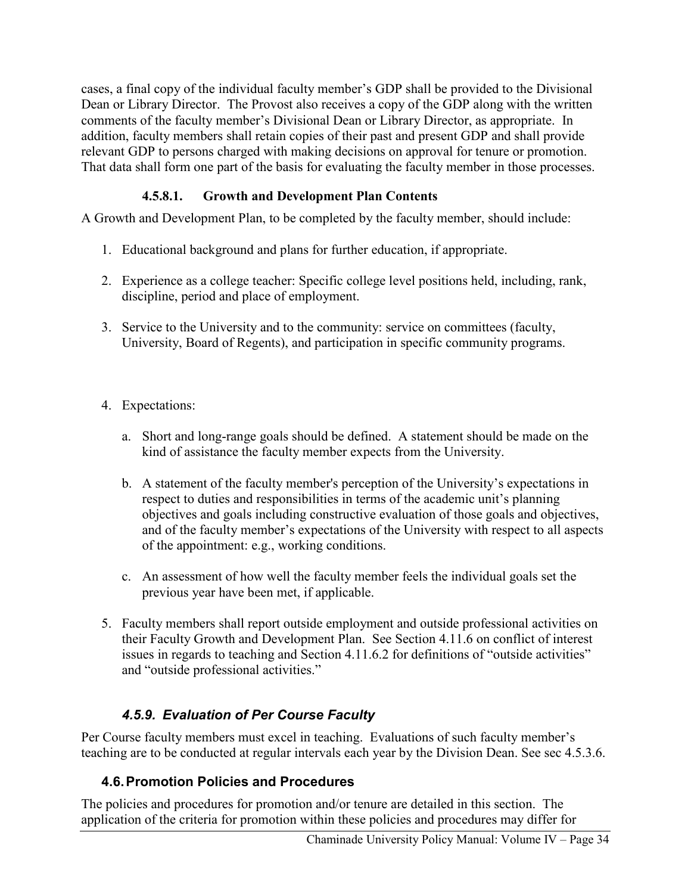cases, a final copy of the individual faculty member's GDP shall be provided to the Divisional Dean or Library Director. The Provost also receives a copy of the GDP along with the written comments of the faculty member's Divisional Dean or Library Director, as appropriate. In addition, faculty members shall retain copies of their past and present GDP and shall provide relevant GDP to persons charged with making decisions on approval for tenure or promotion. That data shall form one part of the basis for evaluating the faculty member in those processes.

#### 4.5.8.1. Growth and Development Plan Contents

A Growth and Development Plan, to be completed by the faculty member, should include:

1. Educational background and plans for further education, if appropriate.

2. Experience as a college teacher: Specific college level positions held, including, rank, discipline, period and place of employment.

3. Service to the University and to the community: service on committees (faculty, University, Board of Regents), and participation in specific community programs.

4. Expectations:

    a. Short and long-range goals should be defined. A statement should be made on the kind of assistance the faculty member expects from the University.

    b. A statement of the faculty member's perception of the University's expectations in respect to duties and responsibilities in terms of the academic unit's planning objectives and goals including constructive evaluation of those goals and objectives, and of the faculty member's expectations of the University with respect to all aspects of the appointment: e.g., working conditions.

    c. An assessment of how well the faculty member feels the individual goals set the previous year have been met, if applicable.

5. Faculty members shall report outside employment and outside professional activities on their Faculty Growth and Development Plan. See Section 4.11.6 on conflict of interest issues in regards to teaching and Section 4.11.6.2 for definitions of "outside activities" and "outside professional activities."

### *4.5.9. Evaluation of Per Course Faculty*

Per Course faculty members must excel in teaching. Evaluations of such faculty member's teaching are to be conducted at regular intervals each year by the Division Dean. See sec 4.5.3.6.

## 4.6. Promotion Policies and Procedures

The policies and procedures for promotion and/or tenure are detailed in this section. The application of the criteria for promotion within these policies and procedures may differ for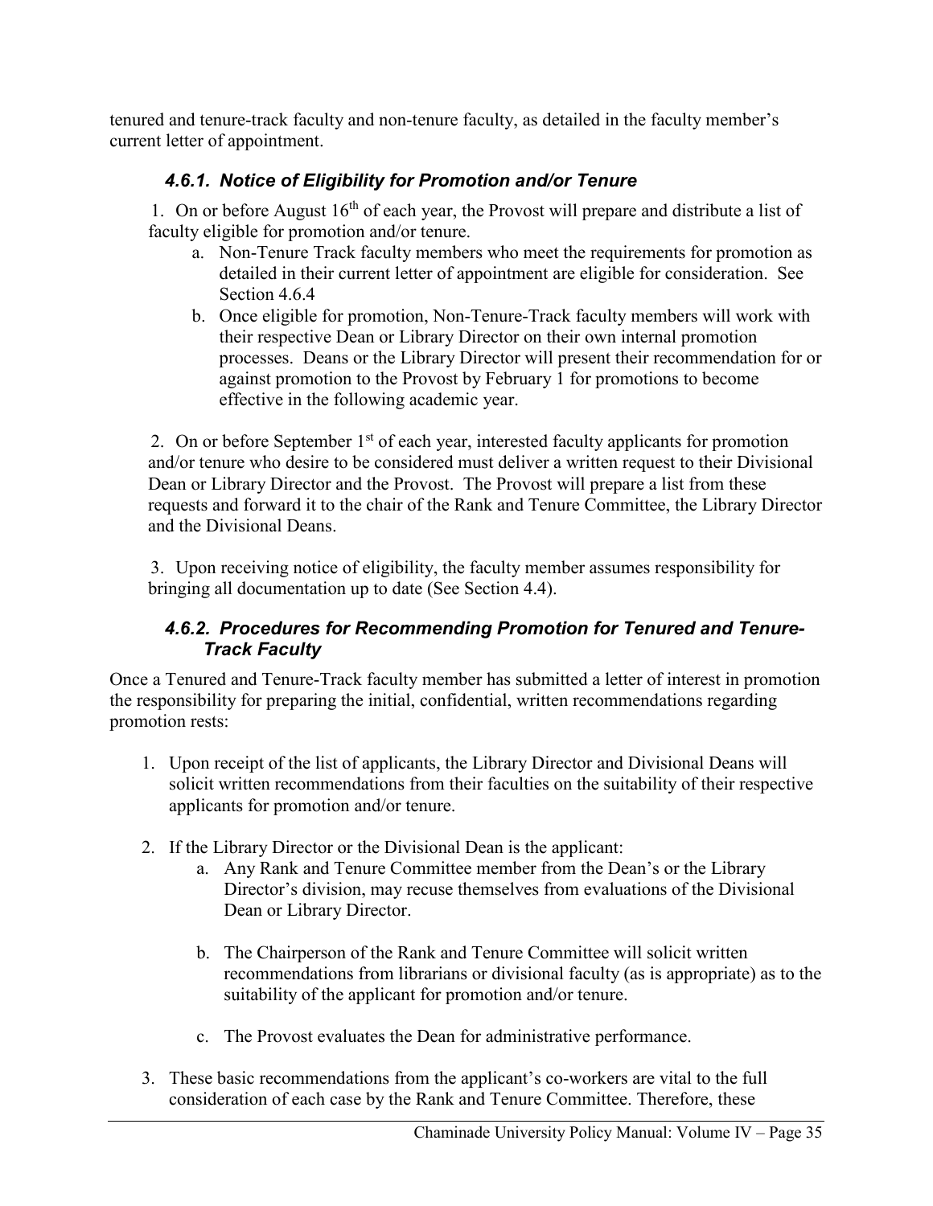tenured and tenure-track faculty and non-tenure faculty, as detailed in the faculty member's current letter of appointment.

#### *4.6.1. Notice of Eligibility for Promotion and/or Tenure*

1. On or before August 16th of each year, the Provost will prepare and distribute a list of faculty eligible for promotion and/or tenure.
   a. Non-Tenure Track faculty members who meet the requirements for promotion as detailed in their current letter of appointment are eligible for consideration. See Section 4.6.4
   b. Once eligible for promotion, Non-Tenure-Track faculty members will work with their respective Dean or Library Director on their own internal promotion processes. Deans or the Library Director will present their recommendation for or against promotion to the Provost by February 1 for promotions to become effective in the following academic year.

2. On or before September 1st of each year, interested faculty applicants for promotion and/or tenure who desire to be considered must deliver a written request to their Divisional Dean or Library Director and the Provost. The Provost will prepare a list from these requests and forward it to the chair of the Rank and Tenure Committee, the Library Director and the Divisional Deans.

3. Upon receiving notice of eligibility, the faculty member assumes responsibility for bringing all documentation up to date (See Section 4.4).

#### *4.6.2. Procedures for Recommending Promotion for Tenured and Tenure-Track Faculty*

Once a Tenured and Tenure-Track faculty member has submitted a letter of interest in promotion the responsibility for preparing the initial, confidential, written recommendations regarding promotion rests:

1. Upon receipt of the list of applicants, the Library Director and Divisional Deans will solicit written recommendations from their faculties on the suitability of their respective applicants for promotion and/or tenure.

2. If the Library Director or the Divisional Dean is the applicant:
   a. Any Rank and Tenure Committee member from the Dean's or the Library Director's division, may recuse themselves from evaluations of the Divisional Dean or Library Director.

   b. The Chairperson of the Rank and Tenure Committee will solicit written recommendations from librarians or divisional faculty (as is appropriate) as to the suitability of the applicant for promotion and/or tenure.

   c. The Provost evaluates the Dean for administrative performance.

3. These basic recommendations from the applicant's co-workers are vital to the full consideration of each case by the Rank and Tenure Committee. Therefore, these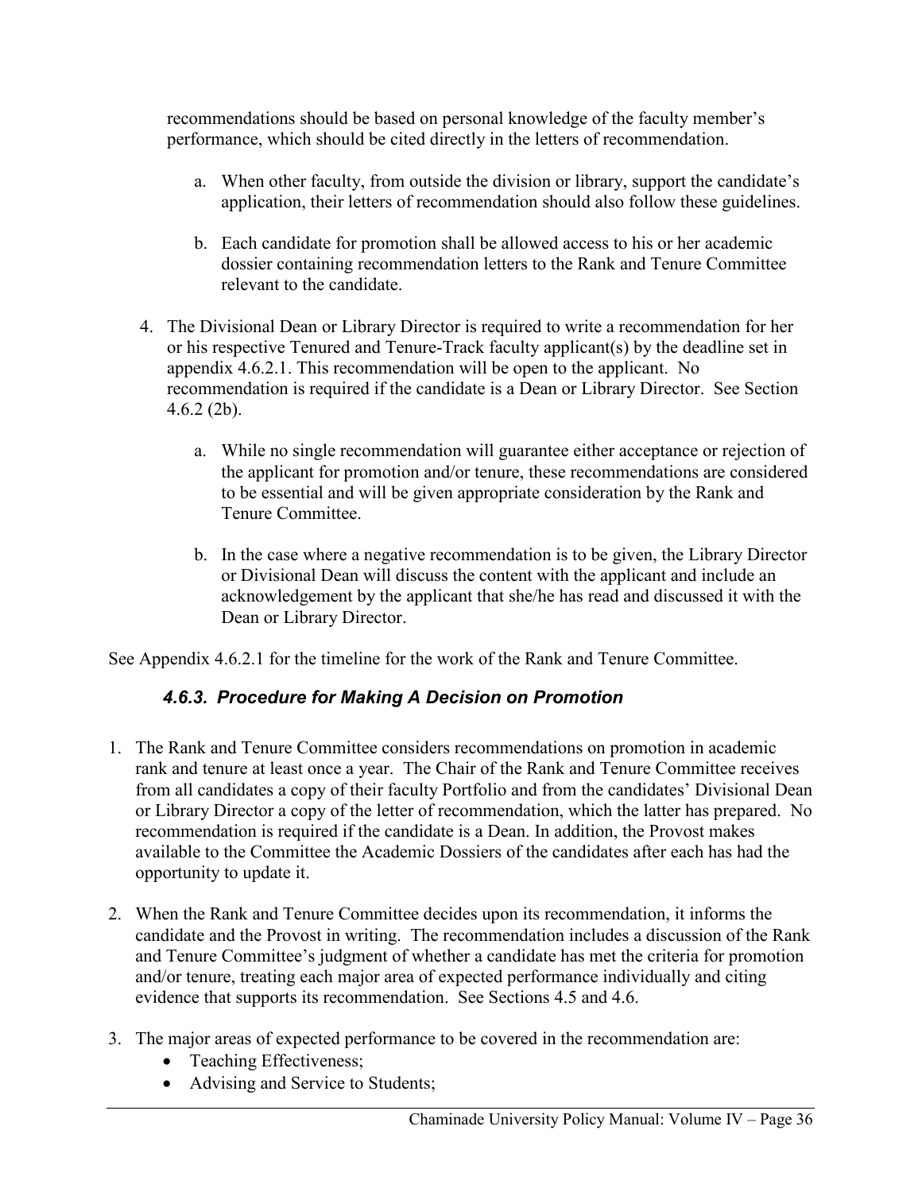recommendations should be based on personal knowledge of the faculty member's performance, which should be cited directly in the letters of recommendation.

   a. When other faculty, from outside the division or library, support the candidate's application, their letters of recommendation should also follow these guidelines.

   b. Each candidate for promotion shall be allowed access to his or her academic dossier containing recommendation letters to the Rank and Tenure Committee relevant to the candidate.

4. The Divisional Dean or Library Director is required to write a recommendation for her or his respective Tenured and Tenure-Track faculty applicant(s) by the deadline set in appendix 4.6.2.1. This recommendation will be open to the applicant. No recommendation is required if the candidate is a Dean or Library Director. See Section 4.6.2 (2b).

   a. While no single recommendation will guarantee either acceptance or rejection of the applicant for promotion and/or tenure, these recommendations are considered to be essential and will be given appropriate consideration by the Rank and Tenure Committee.

   b. In the case where a negative recommendation is to be given, the Library Director or Divisional Dean will discuss the content with the applicant and include an acknowledgement by the applicant that she/he has read and discussed it with the Dean or Library Director.

See Appendix 4.6.2.1 for the timeline for the work of the Rank and Tenure Committee.

### *4.6.3. Procedure for Making A Decision on Promotion*

1. The Rank and Tenure Committee considers recommendations on promotion in academic rank and tenure at least once a year. The Chair of the Rank and Tenure Committee receives from all candidates a copy of their faculty Portfolio and from the candidates' Divisional Dean or Library Director a copy of the letter of recommendation, which the latter has prepared. No recommendation is required if the candidate is a Dean. In addition, the Provost makes available to the Committee the Academic Dossiers of the candidates after each has had the opportunity to update it.

2. When the Rank and Tenure Committee decides upon its recommendation, it informs the candidate and the Provost in writing. The recommendation includes a discussion of the Rank and Tenure Committee's judgment of whether a candidate has met the criteria for promotion and/or tenure, treating each major area of expected performance individually and citing evidence that supports its recommendation. See Sections 4.5 and 4.6.

3. The major areas of expected performance to be covered in the recommendation are:
   - Teaching Effectiveness;
   - Advising and Service to Students;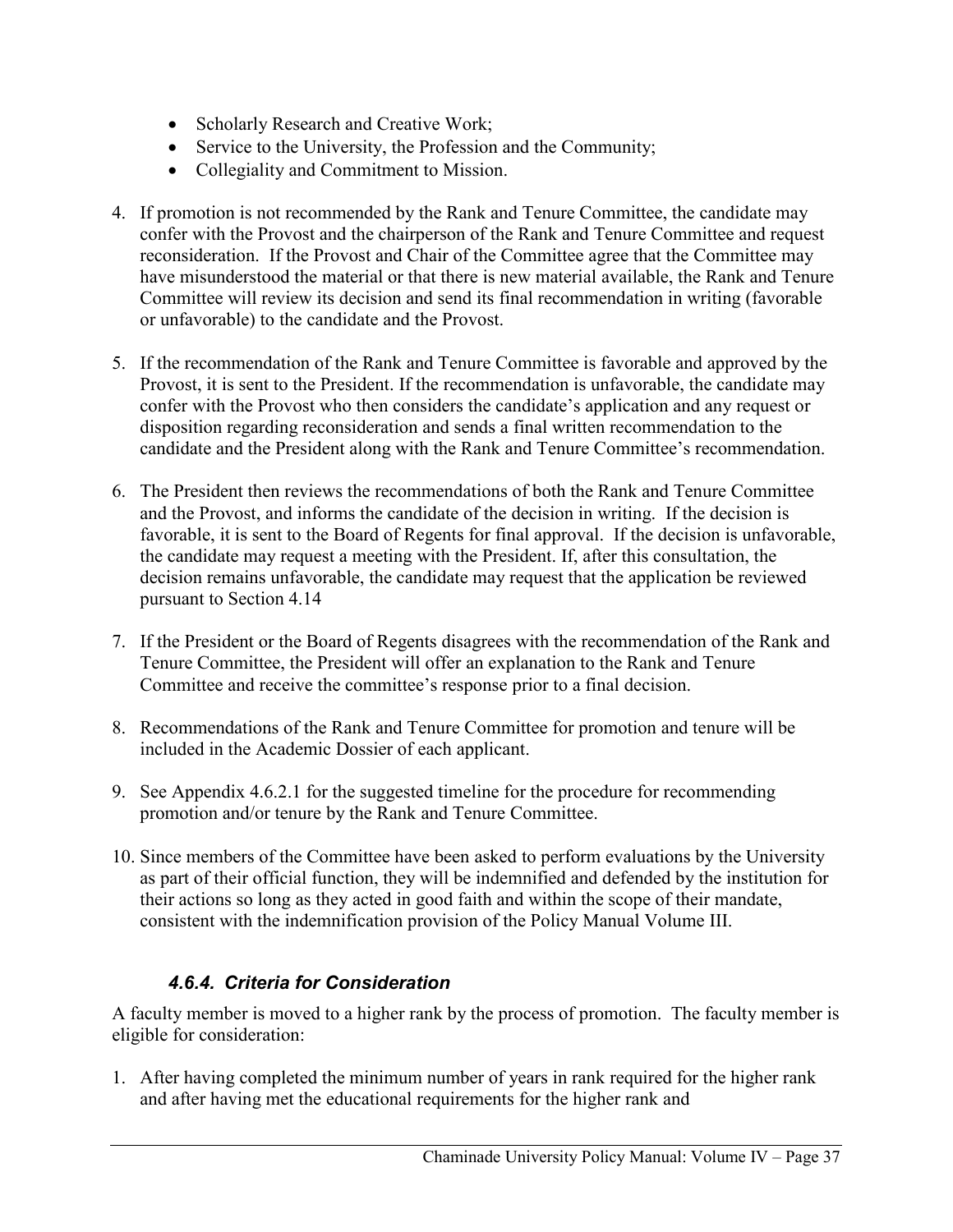- Scholarly Research and Creative Work;
- Service to the University, the Profession and the Community;
- Collegiality and Commitment to Mission.

4. If promotion is not recommended by the Rank and Tenure Committee, the candidate may confer with the Provost and the chairperson of the Rank and Tenure Committee and request reconsideration. If the Provost and Chair of the Committee agree that the Committee may have misunderstood the material or that there is new material available, the Rank and Tenure Committee will review its decision and send its final recommendation in writing (favorable or unfavorable) to the candidate and the Provost.

5. If the recommendation of the Rank and Tenure Committee is favorable and approved by the Provost, it is sent to the President. If the recommendation is unfavorable, the candidate may confer with the Provost who then considers the candidate's application and any request or disposition regarding reconsideration and sends a final written recommendation to the candidate and the President along with the Rank and Tenure Committee's recommendation.

6. The President then reviews the recommendations of both the Rank and Tenure Committee and the Provost, and informs the candidate of the decision in writing. If the decision is favorable, it is sent to the Board of Regents for final approval. If the decision is unfavorable, the candidate may request a meeting with the President. If, after this consultation, the decision remains unfavorable, the candidate may request that the application be reviewed pursuant to Section 4.14

7. If the President or the Board of Regents disagrees with the recommendation of the Rank and Tenure Committee, the President will offer an explanation to the Rank and Tenure Committee and receive the committee's response prior to a final decision.

8. Recommendations of the Rank and Tenure Committee for promotion and tenure will be included in the Academic Dossier of each applicant.

9. See Appendix 4.6.2.1 for the suggested timeline for the procedure for recommending promotion and/or tenure by the Rank and Tenure Committee.

10. Since members of the Committee have been asked to perform evaluations by the University as part of their official function, they will be indemnified and defended by the institution for their actions so long as they acted in good faith and within the scope of their mandate, consistent with the indemnification provision of the Policy Manual Volume III.

### *4.6.4. Criteria for Consideration*

A faculty member is moved to a higher rank by the process of promotion. The faculty member is eligible for consideration:

1. After having completed the minimum number of years in rank required for the higher rank and after having met the educational requirements for the higher rank and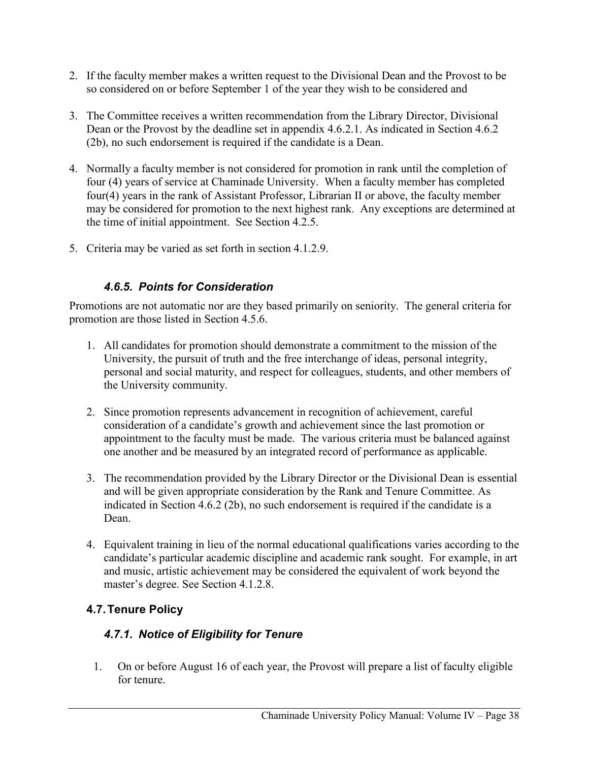2. If the faculty member makes a written request to the Divisional Dean and the Provost to be so considered on or before September 1 of the year they wish to be considered and

3. The Committee receives a written recommendation from the Library Director, Divisional Dean or the Provost by the deadline set in appendix 4.6.2.1. As indicated in Section 4.6.2 (2b), no such endorsement is required if the candidate is a Dean.

4. Normally a faculty member is not considered for promotion in rank until the completion of four (4) years of service at Chaminade University. When a faculty member has completed four(4) years in the rank of Assistant Professor, Librarian II or above, the faculty member may be considered for promotion to the next highest rank. Any exceptions are determined at the time of initial appointment. See Section 4.2.5.

5. Criteria may be varied as set forth in section 4.1.2.9.

### *4.6.5. Points for Consideration*

Promotions are not automatic nor are they based primarily on seniority. The general criteria for promotion are those listed in Section 4.5.6.

1. All candidates for promotion should demonstrate a commitment to the mission of the University, the pursuit of truth and the free interchange of ideas, personal integrity, personal and social maturity, and respect for colleagues, students, and other members of the University community.

2. Since promotion represents advancement in recognition of achievement, careful consideration of a candidate's growth and achievement since the last promotion or appointment to the faculty must be made. The various criteria must be balanced against one another and be measured by an integrated record of performance as applicable.

3. The recommendation provided by the Library Director or the Divisional Dean is essential and will be given appropriate consideration by the Rank and Tenure Committee. As indicated in Section 4.6.2 (2b), no such endorsement is required if the candidate is a Dean.

4. Equivalent training in lieu of the normal educational qualifications varies according to the candidate's particular academic discipline and academic rank sought. For example, in art and music, artistic achievement may be considered the equivalent of work beyond the master's degree. See Section 4.1.2.8.

## 4.7. Tenure Policy

### *4.7.1. Notice of Eligibility for Tenure*

1. On or before August 16 of each year, the Provost will prepare a list of faculty eligible for tenure.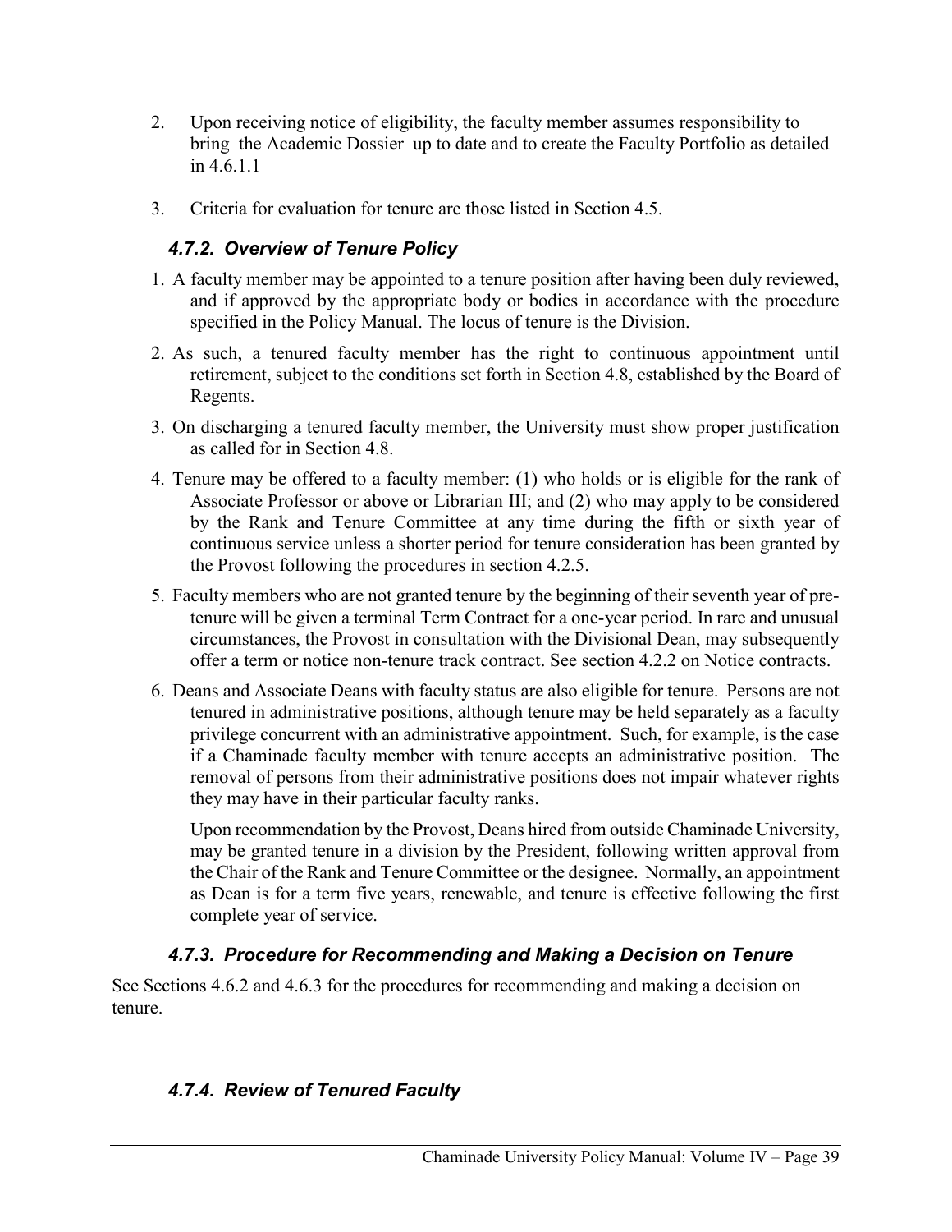2. Upon receiving notice of eligibility, the faculty member assumes responsibility to bring the Academic Dossier up to date and to create the Faculty Portfolio as detailed in 4.6.1.1

3. Criteria for evaluation for tenure are those listed in Section 4.5.

### *4.7.2. Overview of Tenure Policy*

1. A faculty member may be appointed to a tenure position after having been duly reviewed, and if approved by the appropriate body or bodies in accordance with the procedure specified in the Policy Manual. The locus of tenure is the Division.

2. As such, a tenured faculty member has the right to continuous appointment until retirement, subject to the conditions set forth in Section 4.8, established by the Board of Regents.

3. On discharging a tenured faculty member, the University must show proper justification as called for in Section 4.8.

4. Tenure may be offered to a faculty member: (1) who holds or is eligible for the rank of Associate Professor or above or Librarian III; and (2) who may apply to be considered by the Rank and Tenure Committee at any time during the fifth or sixth year of continuous service unless a shorter period for tenure consideration has been granted by the Provost following the procedures in section 4.2.5.

5. Faculty members who are not granted tenure by the beginning of their seventh year of pre-tenure will be given a terminal Term Contract for a one-year period. In rare and unusual circumstances, the Provost in consultation with the Divisional Dean, may subsequently offer a term or notice non-tenure track contract. See section 4.2.2 on Notice contracts.

6. Deans and Associate Deans with faculty status are also eligible for tenure. Persons are not tenured in administrative positions, although tenure may be held separately as a faculty privilege concurrent with an administrative appointment. Such, for example, is the case if a Chaminade faculty member with tenure accepts an administrative position. The removal of persons from their administrative positions does not impair whatever rights they may have in their particular faculty ranks.

   Upon recommendation by the Provost, Deans hired from outside Chaminade University, may be granted tenure in a division by the President, following written approval from the Chair of the Rank and Tenure Committee or the designee. Normally, an appointment as Dean is for a term five years, renewable, and tenure is effective following the first complete year of service.

### *4.7.3. Procedure for Recommending and Making a Decision on Tenure*

See Sections 4.6.2 and 4.6.3 for the procedures for recommending and making a decision on tenure.

### *4.7.4. Review of Tenured Faculty*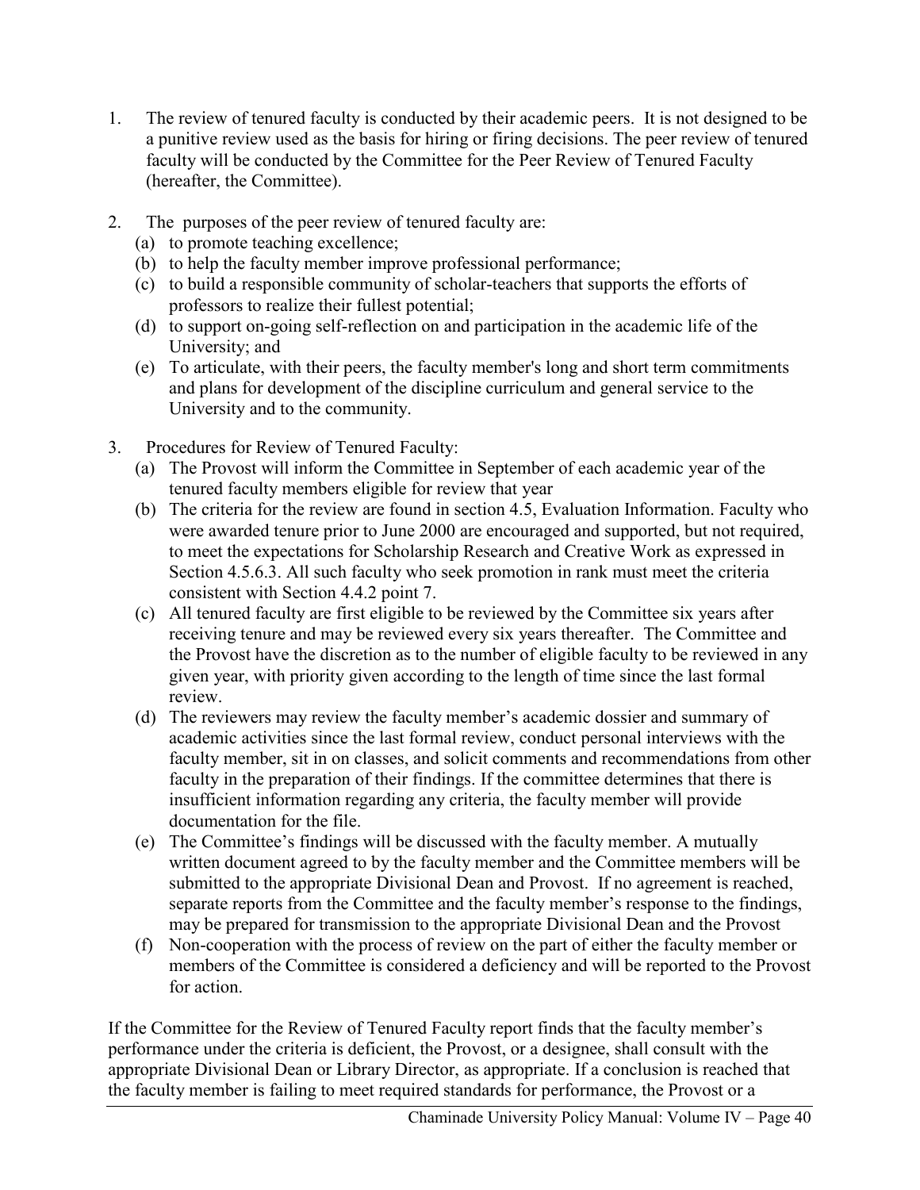1. The review of tenured faculty is conducted by their academic peers. It is not designed to be a punitive review used as the basis for hiring or firing decisions. The peer review of tenured faculty will be conducted by the Committee for the Peer Review of Tenured Faculty (hereafter, the Committee).

2. The purposes of the peer review of tenured faculty are:
   (a) to promote teaching excellence;
   (b) to help the faculty member improve professional performance;
   (c) to build a responsible community of scholar-teachers that supports the efforts of professors to realize their fullest potential;
   (d) to support on-going self-reflection on and participation in the academic life of the University; and
   (e) To articulate, with their peers, the faculty member's long and short term commitments and plans for development of the discipline curriculum and general service to the University and to the community.

3. Procedures for Review of Tenured Faculty:
   (a) The Provost will inform the Committee in September of each academic year of the tenured faculty members eligible for review that year
   (b) The criteria for the review are found in section 4.5, Evaluation Information. Faculty who were awarded tenure prior to June 2000 are encouraged and supported, but not required, to meet the expectations for Scholarship Research and Creative Work as expressed in Section 4.5.6.3. All such faculty who seek promotion in rank must meet the criteria consistent with Section 4.4.2 point 7.
   (c) All tenured faculty are first eligible to be reviewed by the Committee six years after receiving tenure and may be reviewed every six years thereafter. The Committee and the Provost have the discretion as to the number of eligible faculty to be reviewed in any given year, with priority given according to the length of time since the last formal review.
   (d) The reviewers may review the faculty member's academic dossier and summary of academic activities since the last formal review, conduct personal interviews with the faculty member, sit in on classes, and solicit comments and recommendations from other faculty in the preparation of their findings. If the committee determines that there is insufficient information regarding any criteria, the faculty member will provide documentation for the file.
   (e) The Committee's findings will be discussed with the faculty member. A mutually written document agreed to by the faculty member and the Committee members will be submitted to the appropriate Divisional Dean and Provost. If no agreement is reached, separate reports from the Committee and the faculty member's response to the findings, may be prepared for transmission to the appropriate Divisional Dean and the Provost
   (f) Non-cooperation with the process of review on the part of either the faculty member or members of the Committee is considered a deficiency and will be reported to the Provost for action.

If the Committee for the Review of Tenured Faculty report finds that the faculty member's performance under the criteria is deficient, the Provost, or a designee, shall consult with the appropriate Divisional Dean or Library Director, as appropriate. If a conclusion is reached that the faculty member is failing to meet required standards for performance, the Provost or a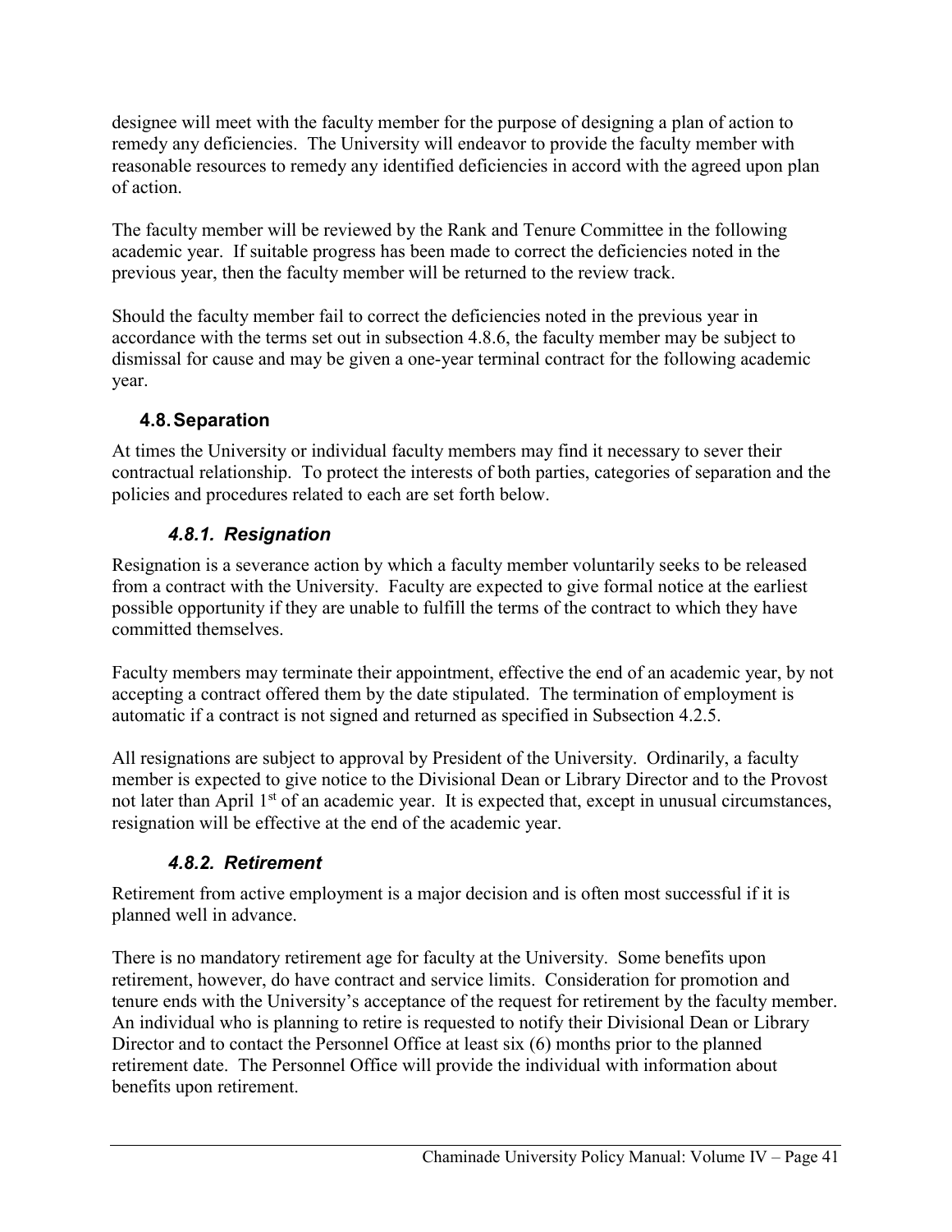designee will meet with the faculty member for the purpose of designing a plan of action to remedy any deficiencies. The University will endeavor to provide the faculty member with reasonable resources to remedy any identified deficiencies in accord with the agreed upon plan of action.

The faculty member will be reviewed by the Rank and Tenure Committee in the following academic year. If suitable progress has been made to correct the deficiencies noted in the previous year, then the faculty member will be returned to the review track.

Should the faculty member fail to correct the deficiencies noted in the previous year in accordance with the terms set out in subsection 4.8.6, the faculty member may be subject to dismissal for cause and may be given a one-year terminal contract for the following academic year.

## 4.8. Separation

At times the University or individual faculty members may find it necessary to sever their contractual relationship. To protect the interests of both parties, categories of separation and the policies and procedures related to each are set forth below.

### *4.8.1. Resignation*

Resignation is a severance action by which a faculty member voluntarily seeks to be released from a contract with the University. Faculty are expected to give formal notice at the earliest possible opportunity if they are unable to fulfill the terms of the contract to which they have committed themselves.

Faculty members may terminate their appointment, effective the end of an academic year, by not accepting a contract offered them by the date stipulated. The termination of employment is automatic if a contract is not signed and returned as specified in Subsection 4.2.5.

All resignations are subject to approval by President of the University. Ordinarily, a faculty member is expected to give notice to the Divisional Dean or Library Director and to the Provost not later than April 1st of an academic year. It is expected that, except in unusual circumstances, resignation will be effective at the end of the academic year.

### *4.8.2. Retirement*

Retirement from active employment is a major decision and is often most successful if it is planned well in advance.

There is no mandatory retirement age for faculty at the University. Some benefits upon retirement, however, do have contract and service limits. Consideration for promotion and tenure ends with the University's acceptance of the request for retirement by the faculty member. An individual who is planning to retire is requested to notify their Divisional Dean or Library Director and to contact the Personnel Office at least six (6) months prior to the planned retirement date. The Personnel Office will provide the individual with information about benefits upon retirement.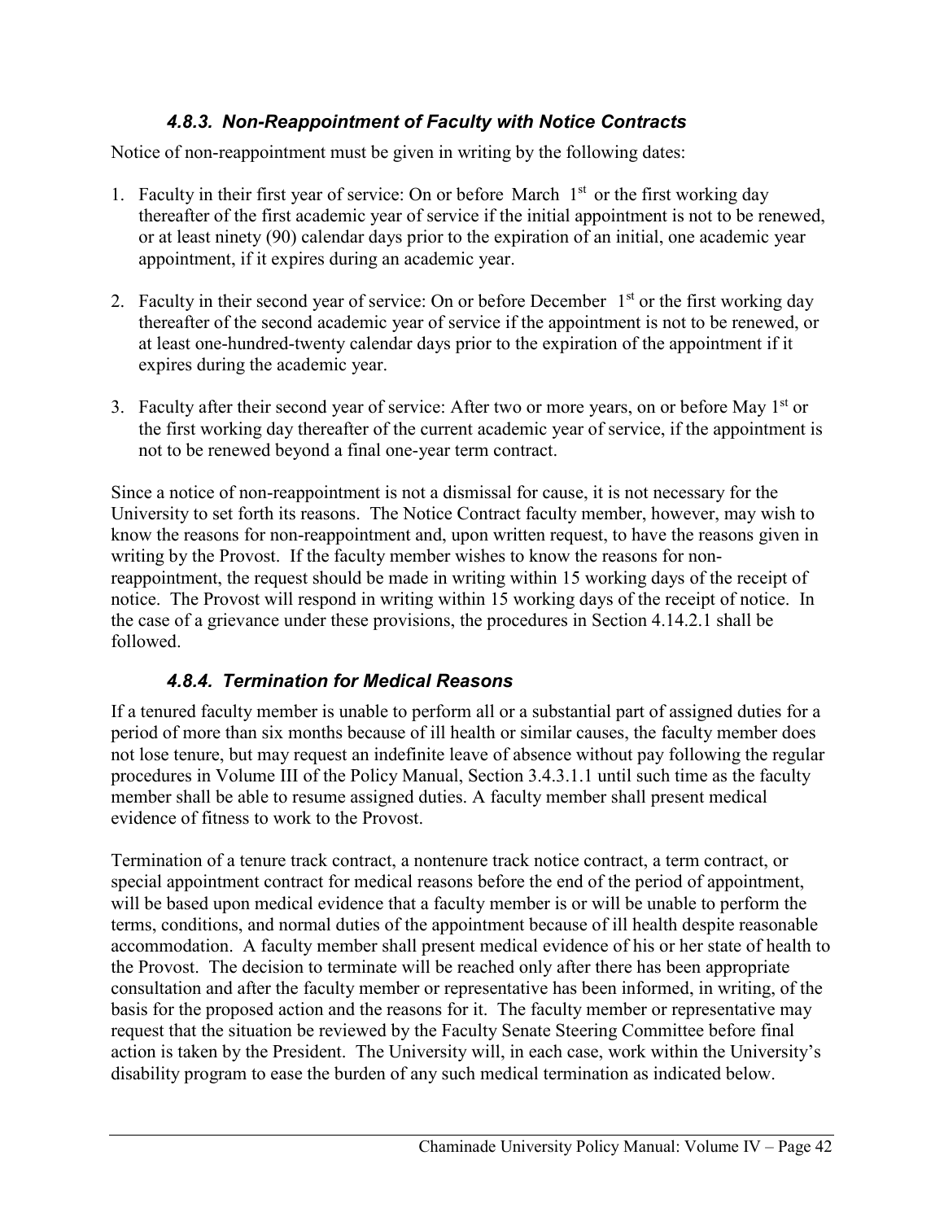### *4.8.3. Non-Reappointment of Faculty with Notice Contracts*

Notice of non-reappointment must be given in writing by the following dates:

1. Faculty in their first year of service: On or before March 1st or the first working day thereafter of the first academic year of service if the initial appointment is not to be renewed, or at least ninety (90) calendar days prior to the expiration of an initial, one academic year appointment, if it expires during an academic year.

2. Faculty in their second year of service: On or before December 1st or the first working day thereafter of the second academic year of service if the appointment is not to be renewed, or at least one-hundred-twenty calendar days prior to the expiration of the appointment if it expires during the academic year.

3. Faculty after their second year of service: After two or more years, on or before May 1st or the first working day thereafter of the current academic year of service, if the appointment is not to be renewed beyond a final one-year term contract.

Since a notice of non-reappointment is not a dismissal for cause, it is not necessary for the University to set forth its reasons. The Notice Contract faculty member, however, may wish to know the reasons for non-reappointment and, upon written request, to have the reasons given in writing by the Provost. If the faculty member wishes to know the reasons for non-reappointment, the request should be made in writing within 15 working days of the receipt of notice. The Provost will respond in writing within 15 working days of the receipt of notice. In the case of a grievance under these provisions, the procedures in Section 4.14.2.1 shall be followed.

### *4.8.4. Termination for Medical Reasons*

If a tenured faculty member is unable to perform all or a substantial part of assigned duties for a period of more than six months because of ill health or similar causes, the faculty member does not lose tenure, but may request an indefinite leave of absence without pay following the regular procedures in Volume III of the Policy Manual, Section 3.4.3.1.1 until such time as the faculty member shall be able to resume assigned duties. A faculty member shall present medical evidence of fitness to work to the Provost.

Termination of a tenure track contract, a nontenure track notice contract, a term contract, or special appointment contract for medical reasons before the end of the period of appointment, will be based upon medical evidence that a faculty member is or will be unable to perform the terms, conditions, and normal duties of the appointment because of ill health despite reasonable accommodation. A faculty member shall present medical evidence of his or her state of health to the Provost. The decision to terminate will be reached only after there has been appropriate consultation and after the faculty member or representative has been informed, in writing, of the basis for the proposed action and the reasons for it. The faculty member or representative may request that the situation be reviewed by the Faculty Senate Steering Committee before final action is taken by the President. The University will, in each case, work within the University's disability program to ease the burden of any such medical termination as indicated below.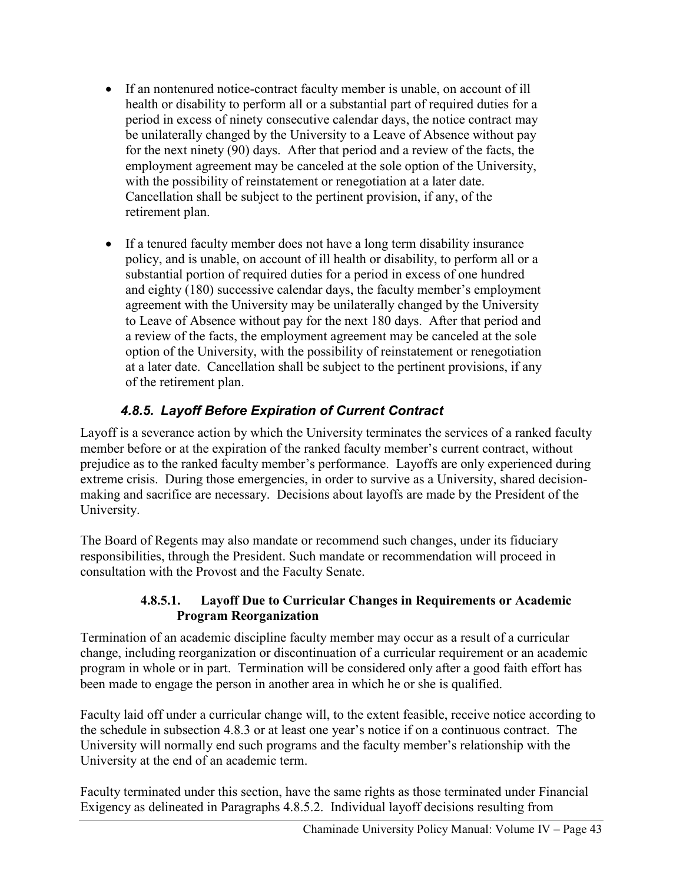- If an nontenured notice-contract faculty member is unable, on account of ill health or disability to perform all or a substantial part of required duties for a period in excess of ninety consecutive calendar days, the notice contract may be unilaterally changed by the University to a Leave of Absence without pay for the next ninety (90) days. After that period and a review of the facts, the employment agreement may be canceled at the sole option of the University, with the possibility of reinstatement or renegotiation at a later date. Cancellation shall be subject to the pertinent provision, if any, of the retirement plan.
- If a tenured faculty member does not have a long term disability insurance policy, and is unable, on account of ill health or disability, to perform all or a substantial portion of required duties for a period in excess of one hundred and eighty (180) successive calendar days, the faculty member's employment agreement with the University may be unilaterally changed by the University to Leave of Absence without pay for the next 180 days. After that period and a review of the facts, the employment agreement may be canceled at the sole option of the University, with the possibility of reinstatement or renegotiation at a later date. Cancellation shall be subject to the pertinent provisions, if any of the retirement plan.

### *4.8.5. Layoff Before Expiration of Current Contract*

Layoff is a severance action by which the University terminates the services of a ranked faculty member before or at the expiration of the ranked faculty member's current contract, without prejudice as to the ranked faculty member's performance. Layoffs are only experienced during extreme crisis. During those emergencies, in order to survive as a University, shared decision-making and sacrifice are necessary. Decisions about layoffs are made by the President of the University.

The Board of Regents may also mandate or recommend such changes, under its fiduciary responsibilities, through the President. Such mandate or recommendation will proceed in consultation with the Provost and the Faculty Senate.

#### 4.8.5.1. Layoff Due to Curricular Changes in Requirements or Academic Program Reorganization

Termination of an academic discipline faculty member may occur as a result of a curricular change, including reorganization or discontinuation of a curricular requirement or an academic program in whole or in part. Termination will be considered only after a good faith effort has been made to engage the person in another area in which he or she is qualified.

Faculty laid off under a curricular change will, to the extent feasible, receive notice according to the schedule in subsection 4.8.3 or at least one year's notice if on a continuous contract. The University will normally end such programs and the faculty member's relationship with the University at the end of an academic term.

Faculty terminated under this section, have the same rights as those terminated under Financial Exigency as delineated in Paragraphs 4.8.5.2. Individual layoff decisions resulting from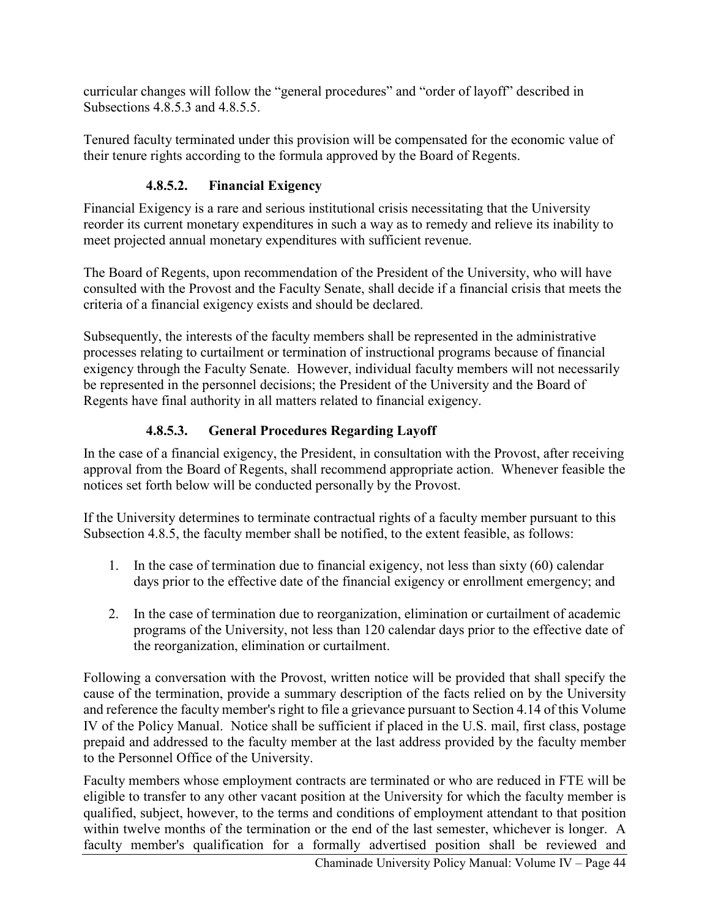curricular changes will follow the "general procedures" and "order of layoff" described in Subsections 4.8.5.3 and 4.8.5.5.

Tenured faculty terminated under this provision will be compensated for the economic value of their tenure rights according to the formula approved by the Board of Regents.

#### 4.8.5.2. Financial Exigency

Financial Exigency is a rare and serious institutional crisis necessitating that the University reorder its current monetary expenditures in such a way as to remedy and relieve its inability to meet projected annual monetary expenditures with sufficient revenue.

The Board of Regents, upon recommendation of the President of the University, who will have consulted with the Provost and the Faculty Senate, shall decide if a financial crisis that meets the criteria of a financial exigency exists and should be declared.

Subsequently, the interests of the faculty members shall be represented in the administrative processes relating to curtailment or termination of instructional programs because of financial exigency through the Faculty Senate. However, individual faculty members will not necessarily be represented in the personnel decisions; the President of the University and the Board of Regents have final authority in all matters related to financial exigency.

#### 4.8.5.3. General Procedures Regarding Layoff

In the case of a financial exigency, the President, in consultation with the Provost, after receiving approval from the Board of Regents, shall recommend appropriate action. Whenever feasible the notices set forth below will be conducted personally by the Provost.

If the University determines to terminate contractual rights of a faculty member pursuant to this Subsection 4.8.5, the faculty member shall be notified, to the extent feasible, as follows:

1. In the case of termination due to financial exigency, not less than sixty (60) calendar days prior to the effective date of the financial exigency or enrollment emergency; and

2. In the case of termination due to reorganization, elimination or curtailment of academic programs of the University, not less than 120 calendar days prior to the effective date of the reorganization, elimination or curtailment.

Following a conversation with the Provost, written notice will be provided that shall specify the cause of the termination, provide a summary description of the facts relied on by the University and reference the faculty member's right to file a grievance pursuant to Section 4.14 of this Volume IV of the Policy Manual. Notice shall be sufficient if placed in the U.S. mail, first class, postage prepaid and addressed to the faculty member at the last address provided by the faculty member to the Personnel Office of the University.

Faculty members whose employment contracts are terminated or who are reduced in FTE will be eligible to transfer to any other vacant position at the University for which the faculty member is qualified, subject, however, to the terms and conditions of employment attendant to that position within twelve months of the termination or the end of the last semester, whichever is longer. A faculty member's qualification for a formally advertised position shall be reviewed and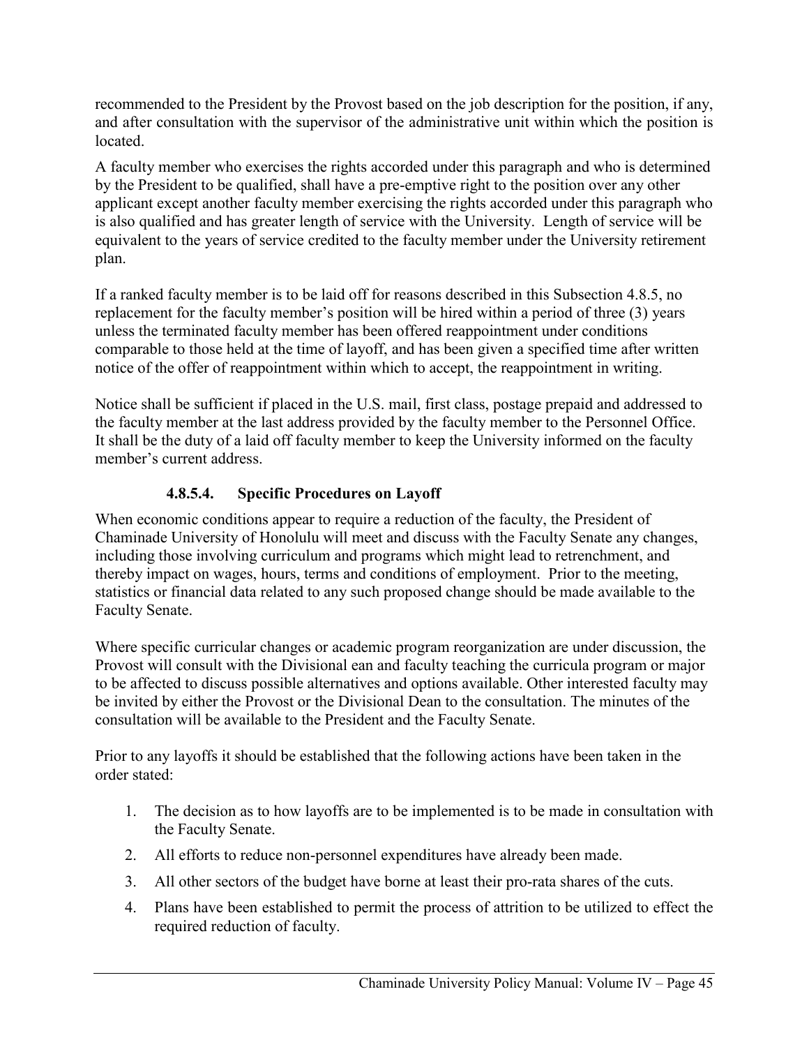recommended to the President by the Provost based on the job description for the position, if any, and after consultation with the supervisor of the administrative unit within which the position is located.

A faculty member who exercises the rights accorded under this paragraph and who is determined by the President to be qualified, shall have a pre-emptive right to the position over any other applicant except another faculty member exercising the rights accorded under this paragraph who is also qualified and has greater length of service with the University. Length of service will be equivalent to the years of service credited to the faculty member under the University retirement plan.

If a ranked faculty member is to be laid off for reasons described in this Subsection 4.8.5, no replacement for the faculty member's position will be hired within a period of three (3) years unless the terminated faculty member has been offered reappointment under conditions comparable to those held at the time of layoff, and has been given a specified time after written notice of the offer of reappointment within which to accept, the reappointment in writing.

Notice shall be sufficient if placed in the U.S. mail, first class, postage prepaid and addressed to the faculty member at the last address provided by the faculty member to the Personnel Office. It shall be the duty of a laid off faculty member to keep the University informed on the faculty member's current address.

#### 4.8.5.4. Specific Procedures on Layoff

When economic conditions appear to require a reduction of the faculty, the President of Chaminade University of Honolulu will meet and discuss with the Faculty Senate any changes, including those involving curriculum and programs which might lead to retrenchment, and thereby impact on wages, hours, terms and conditions of employment. Prior to the meeting, statistics or financial data related to any such proposed change should be made available to the Faculty Senate.

Where specific curricular changes or academic program reorganization are under discussion, the Provost will consult with the Divisional ean and faculty teaching the curricula program or major to be affected to discuss possible alternatives and options available. Other interested faculty may be invited by either the Provost or the Divisional Dean to the consultation. The minutes of the consultation will be available to the President and the Faculty Senate.

Prior to any layoffs it should be established that the following actions have been taken in the order stated:

1. The decision as to how layoffs are to be implemented is to be made in consultation with the Faculty Senate.
2. All efforts to reduce non-personnel expenditures have already been made.
3. All other sectors of the budget have borne at least their pro-rata shares of the cuts.
4. Plans have been established to permit the process of attrition to be utilized to effect the required reduction of faculty.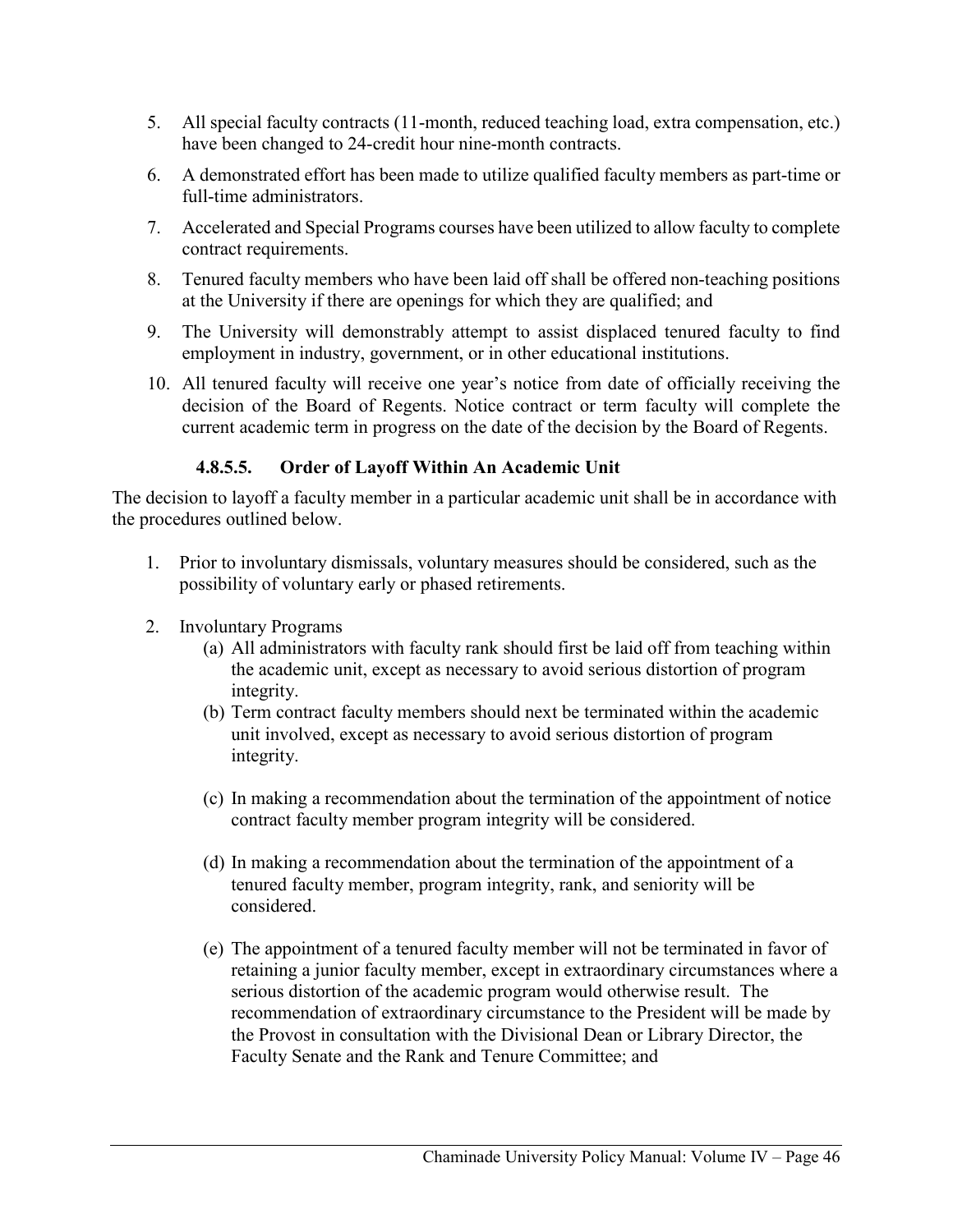5. All special faculty contracts (11-month, reduced teaching load, extra compensation, etc.) have been changed to 24-credit hour nine-month contracts.
6. A demonstrated effort has been made to utilize qualified faculty members as part-time or full-time administrators.
7. Accelerated and Special Programs courses have been utilized to allow faculty to complete contract requirements.
8. Tenured faculty members who have been laid off shall be offered non-teaching positions at the University if there are openings for which they are qualified; and
9. The University will demonstrably attempt to assist displaced tenured faculty to find employment in industry, government, or in other educational institutions.
10. All tenured faculty will receive one year's notice from date of officially receiving the decision of the Board of Regents. Notice contract or term faculty will complete the current academic term in progress on the date of the decision by the Board of Regents.

#### 4.8.5.5. Order of Layoff Within An Academic Unit

The decision to layoff a faculty member in a particular academic unit shall be in accordance with the procedures outlined below.

1. Prior to involuntary dismissals, voluntary measures should be considered, such as the possibility of voluntary early or phased retirements.
2. Involuntary Programs
   - (a) All administrators with faculty rank should first be laid off from teaching within the academic unit, except as necessary to avoid serious distortion of program integrity.
   - (b) Term contract faculty members should next be terminated within the academic unit involved, except as necessary to avoid serious distortion of program integrity.
   - (c) In making a recommendation about the termination of the appointment of notice contract faculty member program integrity will be considered.
   - (d) In making a recommendation about the termination of the appointment of a tenured faculty member, program integrity, rank, and seniority will be considered.
   - (e) The appointment of a tenured faculty member will not be terminated in favor of retaining a junior faculty member, except in extraordinary circumstances where a serious distortion of the academic program would otherwise result. The recommendation of extraordinary circumstance to the President will be made by the Provost in consultation with the Divisional Dean or Library Director, the Faculty Senate and the Rank and Tenure Committee; and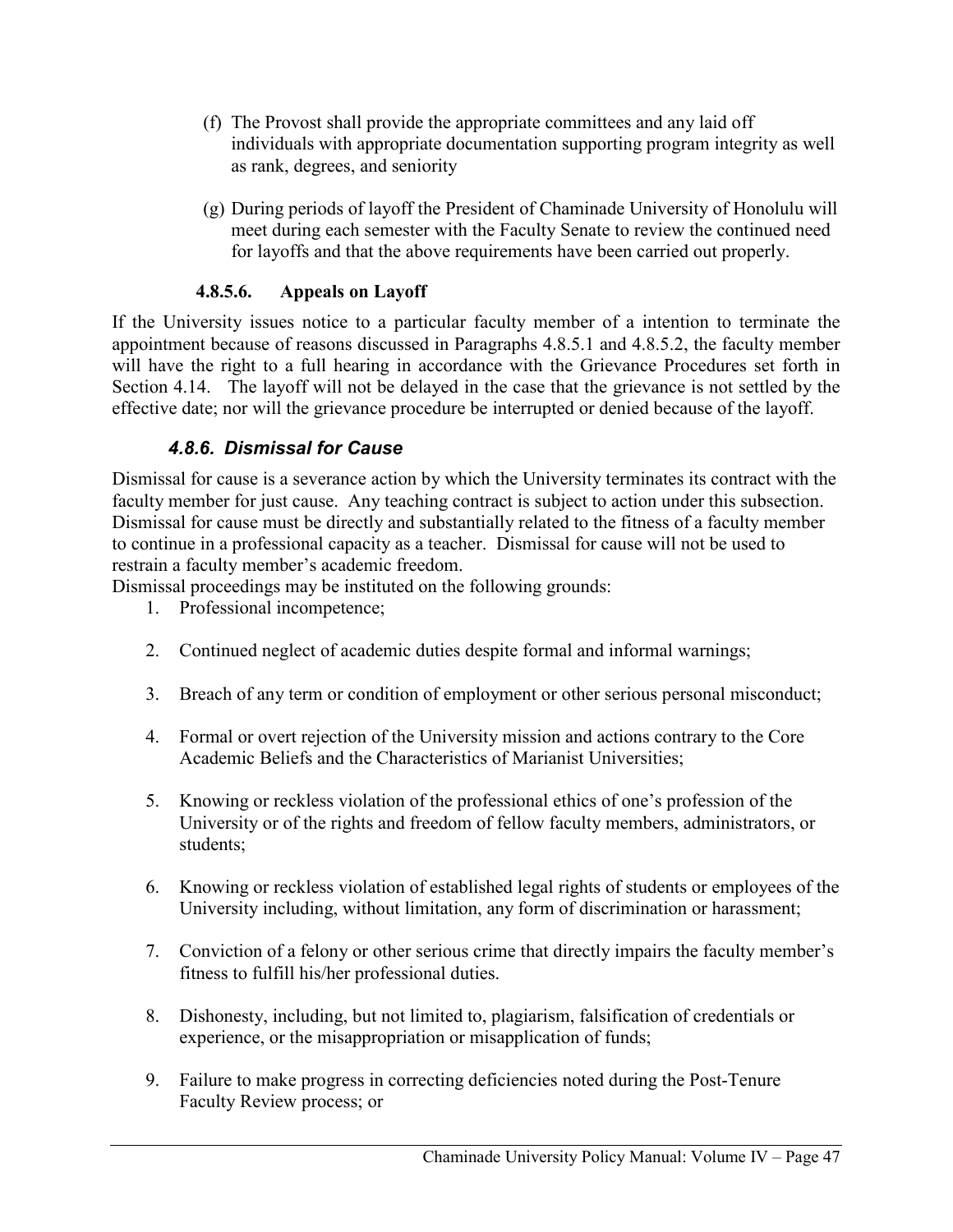(f) The Provost shall provide the appropriate committees and any laid off individuals with appropriate documentation supporting program integrity as well as rank, degrees, and seniority

(g) During periods of layoff the President of Chaminade University of Honolulu will meet during each semester with the Faculty Senate to review the continued need for layoffs and that the above requirements have been carried out properly.

#### 4.8.5.6. Appeals on Layoff

If the University issues notice to a particular faculty member of a intention to terminate the appointment because of reasons discussed in Paragraphs 4.8.5.1 and 4.8.5.2, the faculty member will have the right to a full hearing in accordance with the Grievance Procedures set forth in Section 4.14. The layoff will not be delayed in the case that the grievance is not settled by the effective date; nor will the grievance procedure be interrupted or denied because of the layoff.

### *4.8.6. Dismissal for Cause*

Dismissal for cause is a severance action by which the University terminates its contract with the faculty member for just cause. Any teaching contract is subject to action under this subsection. Dismissal for cause must be directly and substantially related to the fitness of a faculty member to continue in a professional capacity as a teacher. Dismissal for cause will not be used to restrain a faculty member's academic freedom.

Dismissal proceedings may be instituted on the following grounds:

1. Professional incompetence;
2. Continued neglect of academic duties despite formal and informal warnings;
3. Breach of any term or condition of employment or other serious personal misconduct;
4. Formal or overt rejection of the University mission and actions contrary to the Core Academic Beliefs and the Characteristics of Marianist Universities;
5. Knowing or reckless violation of the professional ethics of one's profession of the University or of the rights and freedom of fellow faculty members, administrators, or students;
6. Knowing or reckless violation of established legal rights of students or employees of the University including, without limitation, any form of discrimination or harassment;
7. Conviction of a felony or other serious crime that directly impairs the faculty member's fitness to fulfill his/her professional duties.
8. Dishonesty, including, but not limited to, plagiarism, falsification of credentials or experience, or the misappropriation or misapplication of funds;
9. Failure to make progress in correcting deficiencies noted during the Post-Tenure Faculty Review process; or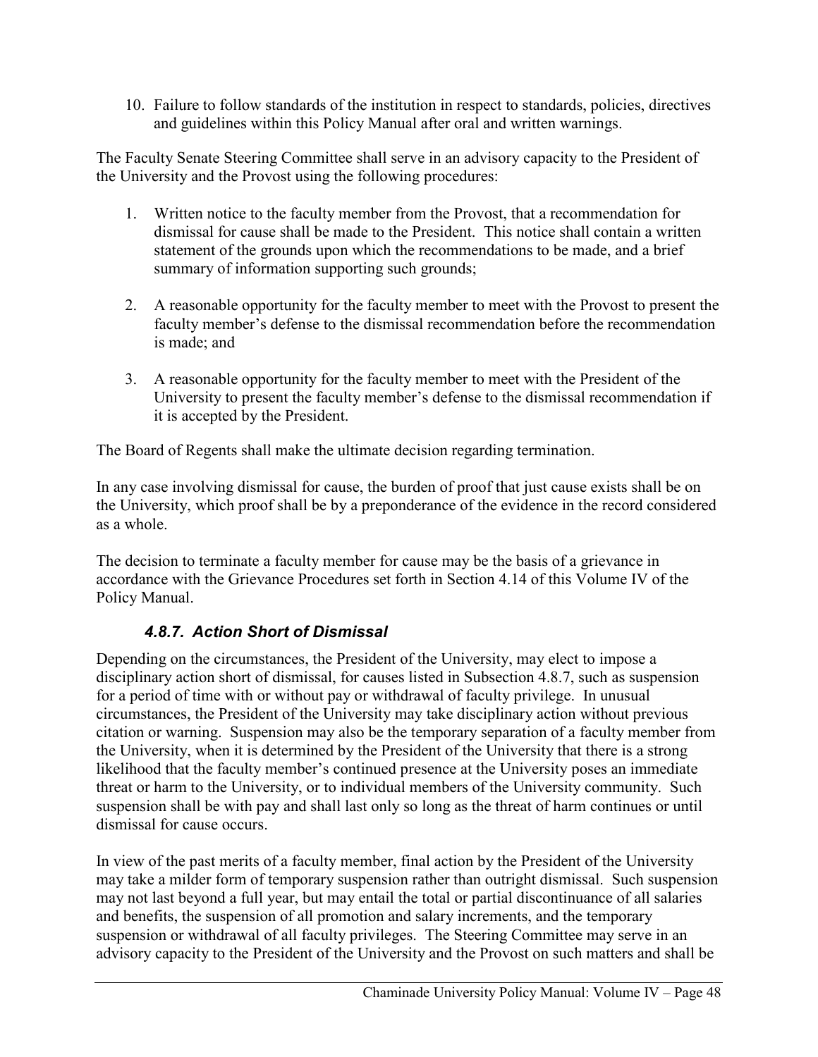10. Failure to follow standards of the institution in respect to standards, policies, directives and guidelines within this Policy Manual after oral and written warnings.

The Faculty Senate Steering Committee shall serve in an advisory capacity to the President of the University and the Provost using the following procedures:

1. Written notice to the faculty member from the Provost, that a recommendation for dismissal for cause shall be made to the President. This notice shall contain a written statement of the grounds upon which the recommendations to be made, and a brief summary of information supporting such grounds;

2. A reasonable opportunity for the faculty member to meet with the Provost to present the faculty member's defense to the dismissal recommendation before the recommendation is made; and

3. A reasonable opportunity for the faculty member to meet with the President of the University to present the faculty member's defense to the dismissal recommendation if it is accepted by the President.

The Board of Regents shall make the ultimate decision regarding termination.

In any case involving dismissal for cause, the burden of proof that just cause exists shall be on the University, which proof shall be by a preponderance of the evidence in the record considered as a whole.

The decision to terminate a faculty member for cause may be the basis of a grievance in accordance with the Grievance Procedures set forth in Section 4.14 of this Volume IV of the Policy Manual.

### *4.8.7. Action Short of Dismissal*

Depending on the circumstances, the President of the University, may elect to impose a disciplinary action short of dismissal, for causes listed in Subsection 4.8.7, such as suspension for a period of time with or without pay or withdrawal of faculty privilege. In unusual circumstances, the President of the University may take disciplinary action without previous citation or warning. Suspension may also be the temporary separation of a faculty member from the University, when it is determined by the President of the University that there is a strong likelihood that the faculty member's continued presence at the University poses an immediate threat or harm to the University, or to individual members of the University community. Such suspension shall be with pay and shall last only so long as the threat of harm continues or until dismissal for cause occurs.

In view of the past merits of a faculty member, final action by the President of the University may take a milder form of temporary suspension rather than outright dismissal. Such suspension may not last beyond a full year, but may entail the total or partial discontinuance of all salaries and benefits, the suspension of all promotion and salary increments, and the temporary suspension or withdrawal of all faculty privileges. The Steering Committee may serve in an advisory capacity to the President of the University and the Provost on such matters and shall be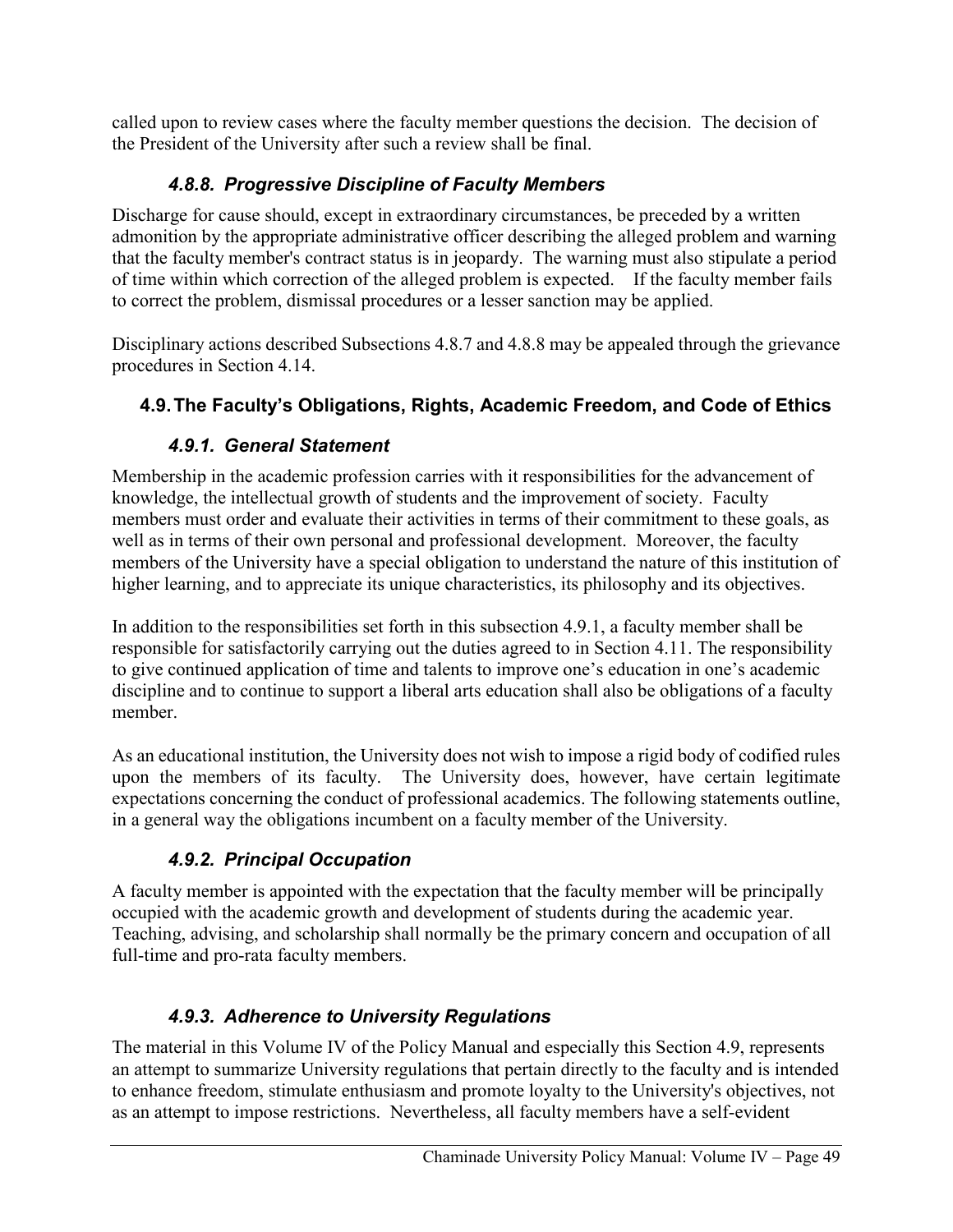called upon to review cases where the faculty member questions the decision. The decision of the President of the University after such a review shall be final.

### *4.8.8. Progressive Discipline of Faculty Members*

Discharge for cause should, except in extraordinary circumstances, be preceded by a written admonition by the appropriate administrative officer describing the alleged problem and warning that the faculty member's contract status is in jeopardy. The warning must also stipulate a period of time within which correction of the alleged problem is expected. If the faculty member fails to correct the problem, dismissal procedures or a lesser sanction may be applied.

Disciplinary actions described Subsections 4.8.7 and 4.8.8 may be appealed through the grievance procedures in Section 4.14.

## 4.9. The Faculty's Obligations, Rights, Academic Freedom, and Code of Ethics

### *4.9.1. General Statement*

Membership in the academic profession carries with it responsibilities for the advancement of knowledge, the intellectual growth of students and the improvement of society. Faculty members must order and evaluate their activities in terms of their commitment to these goals, as well as in terms of their own personal and professional development. Moreover, the faculty members of the University have a special obligation to understand the nature of this institution of higher learning, and to appreciate its unique characteristics, its philosophy and its objectives.

In addition to the responsibilities set forth in this subsection 4.9.1, a faculty member shall be responsible for satisfactorily carrying out the duties agreed to in Section 4.11. The responsibility to give continued application of time and talents to improve one's education in one's academic discipline and to continue to support a liberal arts education shall also be obligations of a faculty member.

As an educational institution, the University does not wish to impose a rigid body of codified rules upon the members of its faculty. The University does, however, have certain legitimate expectations concerning the conduct of professional academics. The following statements outline, in a general way the obligations incumbent on a faculty member of the University.

### *4.9.2. Principal Occupation*

A faculty member is appointed with the expectation that the faculty member will be principally occupied with the academic growth and development of students during the academic year. Teaching, advising, and scholarship shall normally be the primary concern and occupation of all full-time and pro-rata faculty members.

### *4.9.3. Adherence to University Regulations*

The material in this Volume IV of the Policy Manual and especially this Section 4.9, represents an attempt to summarize University regulations that pertain directly to the faculty and is intended to enhance freedom, stimulate enthusiasm and promote loyalty to the University's objectives, not as an attempt to impose restrictions. Nevertheless, all faculty members have a self-evident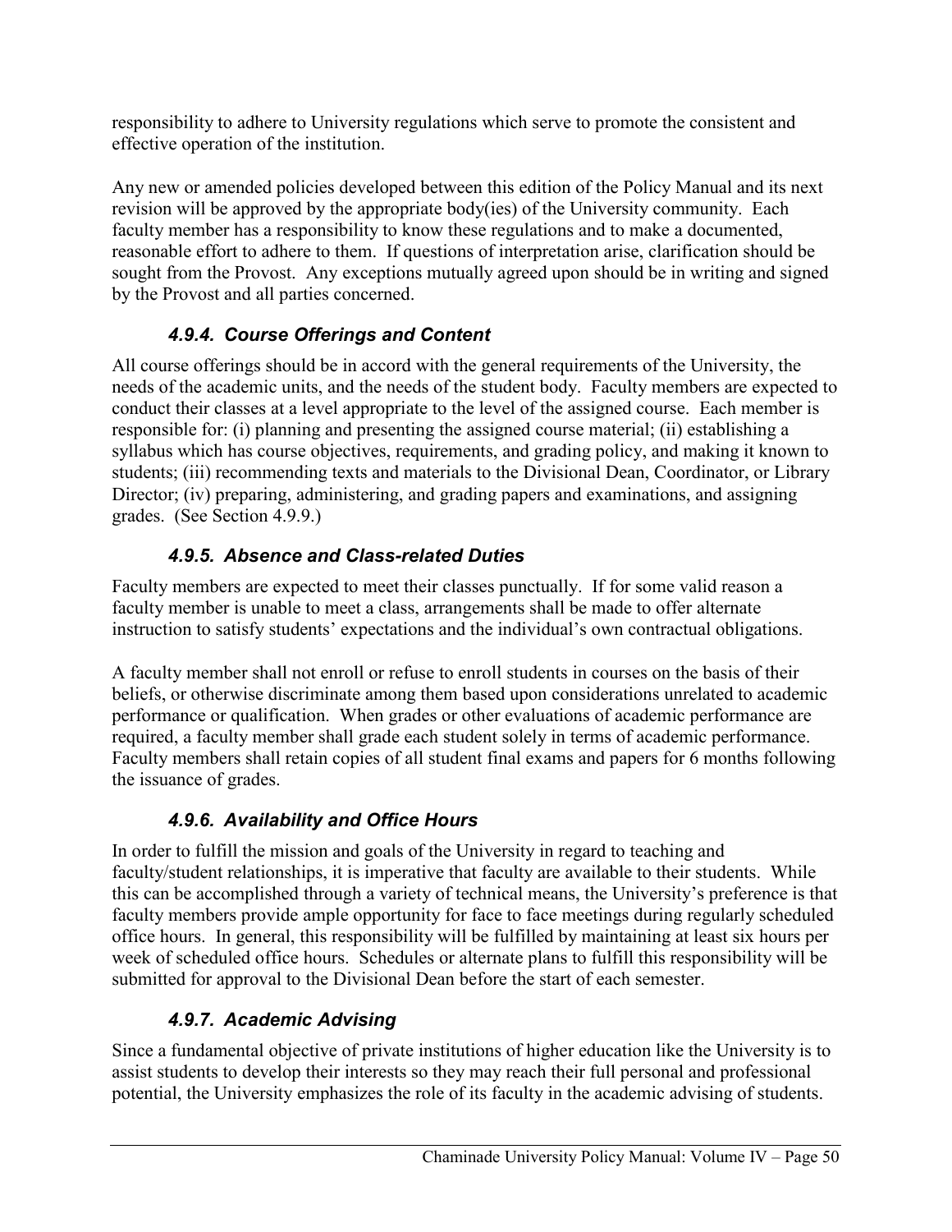responsibility to adhere to University regulations which serve to promote the consistent and effective operation of the institution.

Any new or amended policies developed between this edition of the Policy Manual and its next revision will be approved by the appropriate body(ies) of the University community. Each faculty member has a responsibility to know these regulations and to make a documented, reasonable effort to adhere to them. If questions of interpretation arise, clarification should be sought from the Provost. Any exceptions mutually agreed upon should be in writing and signed by the Provost and all parties concerned.

### *4.9.4. Course Offerings and Content*

All course offerings should be in accord with the general requirements of the University, the needs of the academic units, and the needs of the student body. Faculty members are expected to conduct their classes at a level appropriate to the level of the assigned course. Each member is responsible for: (i) planning and presenting the assigned course material; (ii) establishing a syllabus which has course objectives, requirements, and grading policy, and making it known to students; (iii) recommending texts and materials to the Divisional Dean, Coordinator, or Library Director; (iv) preparing, administering, and grading papers and examinations, and assigning grades. (See Section 4.9.9.)

### *4.9.5. Absence and Class-related Duties*

Faculty members are expected to meet their classes punctually. If for some valid reason a faculty member is unable to meet a class, arrangements shall be made to offer alternate instruction to satisfy students' expectations and the individual's own contractual obligations.

A faculty member shall not enroll or refuse to enroll students in courses on the basis of their beliefs, or otherwise discriminate among them based upon considerations unrelated to academic performance or qualification. When grades or other evaluations of academic performance are required, a faculty member shall grade each student solely in terms of academic performance. Faculty members shall retain copies of all student final exams and papers for 6 months following the issuance of grades.

### *4.9.6. Availability and Office Hours*

In order to fulfill the mission and goals of the University in regard to teaching and faculty/student relationships, it is imperative that faculty are available to their students. While this can be accomplished through a variety of technical means, the University's preference is that faculty members provide ample opportunity for face to face meetings during regularly scheduled office hours. In general, this responsibility will be fulfilled by maintaining at least six hours per week of scheduled office hours. Schedules or alternate plans to fulfill this responsibility will be submitted for approval to the Divisional Dean before the start of each semester.

### *4.9.7. Academic Advising*

Since a fundamental objective of private institutions of higher education like the University is to assist students to develop their interests so they may reach their full personal and professional potential, the University emphasizes the role of its faculty in the academic advising of students.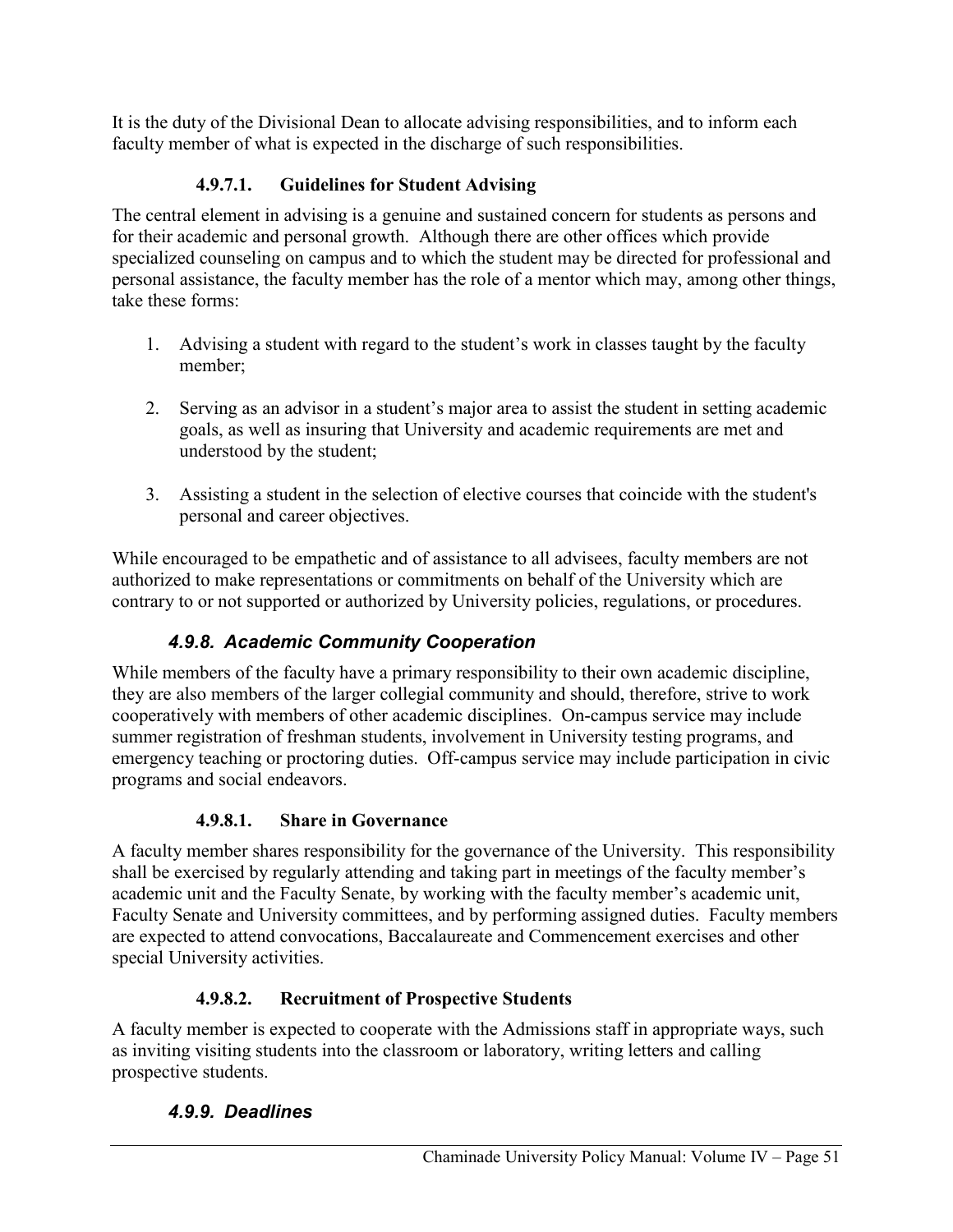It is the duty of the Divisional Dean to allocate advising responsibilities, and to inform each faculty member of what is expected in the discharge of such responsibilities.

#### 4.9.7.1. Guidelines for Student Advising

The central element in advising is a genuine and sustained concern for students as persons and for their academic and personal growth. Although there are other offices which provide specialized counseling on campus and to which the student may be directed for professional and personal assistance, the faculty member has the role of a mentor which may, among other things, take these forms:

1. Advising a student with regard to the student's work in classes taught by the faculty member;

2. Serving as an advisor in a student's major area to assist the student in setting academic goals, as well as insuring that University and academic requirements are met and understood by the student;

3. Assisting a student in the selection of elective courses that coincide with the student's personal and career objectives.

While encouraged to be empathetic and of assistance to all advisees, faculty members are not authorized to make representations or commitments on behalf of the University which are contrary to or not supported or authorized by University policies, regulations, or procedures.

### *4.9.8. Academic Community Cooperation*

While members of the faculty have a primary responsibility to their own academic discipline, they are also members of the larger collegial community and should, therefore, strive to work cooperatively with members of other academic disciplines. On-campus service may include summer registration of freshman students, involvement in University testing programs, and emergency teaching or proctoring duties. Off-campus service may include participation in civic programs and social endeavors.

#### 4.9.8.1. Share in Governance

A faculty member shares responsibility for the governance of the University. This responsibility shall be exercised by regularly attending and taking part in meetings of the faculty member's academic unit and the Faculty Senate, by working with the faculty member's academic unit, Faculty Senate and University committees, and by performing assigned duties. Faculty members are expected to attend convocations, Baccalaureate and Commencement exercises and other special University activities.

#### 4.9.8.2. Recruitment of Prospective Students

A faculty member is expected to cooperate with the Admissions staff in appropriate ways, such as inviting visiting students into the classroom or laboratory, writing letters and calling prospective students.

### *4.9.9. Deadlines*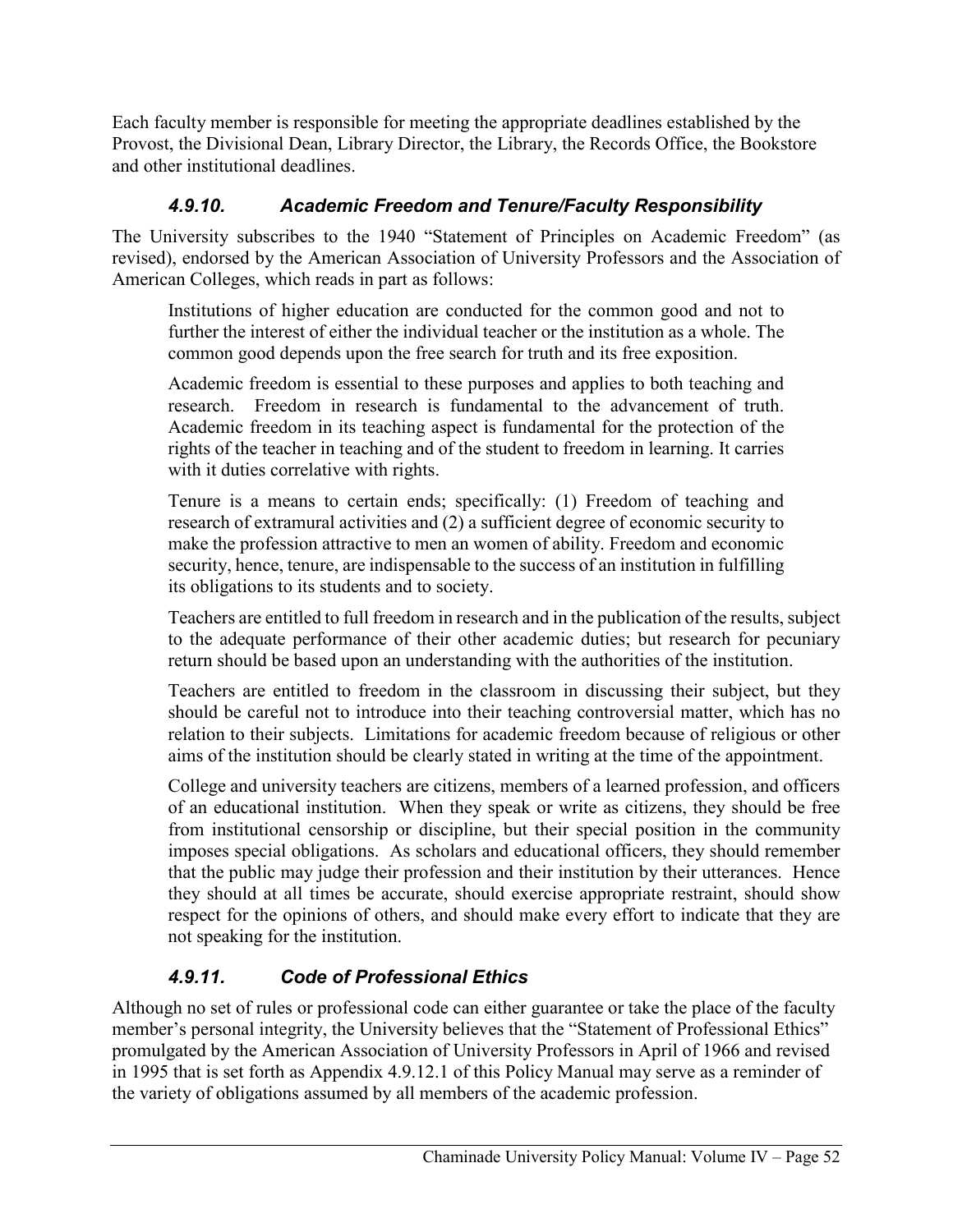Each faculty member is responsible for meeting the appropriate deadlines established by the Provost, the Divisional Dean, Library Director, the Library, the Records Office, the Bookstore and other institutional deadlines.

### *4.9.10. Academic Freedom and Tenure/Faculty Responsibility*

The University subscribes to the 1940 "Statement of Principles on Academic Freedom" (as revised), endorsed by the American Association of University Professors and the Association of American Colleges, which reads in part as follows:

> Institutions of higher education are conducted for the common good and not to further the interest of either the individual teacher or the institution as a whole. The common good depends upon the free search for truth and its free exposition.
>
> Academic freedom is essential to these purposes and applies to both teaching and research. Freedom in research is fundamental to the advancement of truth. Academic freedom in its teaching aspect is fundamental for the protection of the rights of the teacher in teaching and of the student to freedom in learning. It carries with it duties correlative with rights.
>
> Tenure is a means to certain ends; specifically: (1) Freedom of teaching and research of extramural activities and (2) a sufficient degree of economic security to make the profession attractive to men an women of ability. Freedom and economic security, hence, tenure, are indispensable to the success of an institution in fulfilling its obligations to its students and to society.
>
> Teachers are entitled to full freedom in research and in the publication of the results, subject to the adequate performance of their other academic duties; but research for pecuniary return should be based upon an understanding with the authorities of the institution.
>
> Teachers are entitled to freedom in the classroom in discussing their subject, but they should be careful not to introduce into their teaching controversial matter, which has no relation to their subjects. Limitations for academic freedom because of religious or other aims of the institution should be clearly stated in writing at the time of the appointment.
>
> College and university teachers are citizens, members of a learned profession, and officers of an educational institution. When they speak or write as citizens, they should be free from institutional censorship or discipline, but their special position in the community imposes special obligations. As scholars and educational officers, they should remember that the public may judge their profession and their institution by their utterances. Hence they should at all times be accurate, should exercise appropriate restraint, should show respect for the opinions of others, and should make every effort to indicate that they are not speaking for the institution.

### *4.9.11. Code of Professional Ethics*

Although no set of rules or professional code can either guarantee or take the place of the faculty member's personal integrity, the University believes that the "Statement of Professional Ethics" promulgated by the American Association of University Professors in April of 1966 and revised in 1995 that is set forth as Appendix 4.9.12.1 of this Policy Manual may serve as a reminder of the variety of obligations assumed by all members of the academic profession.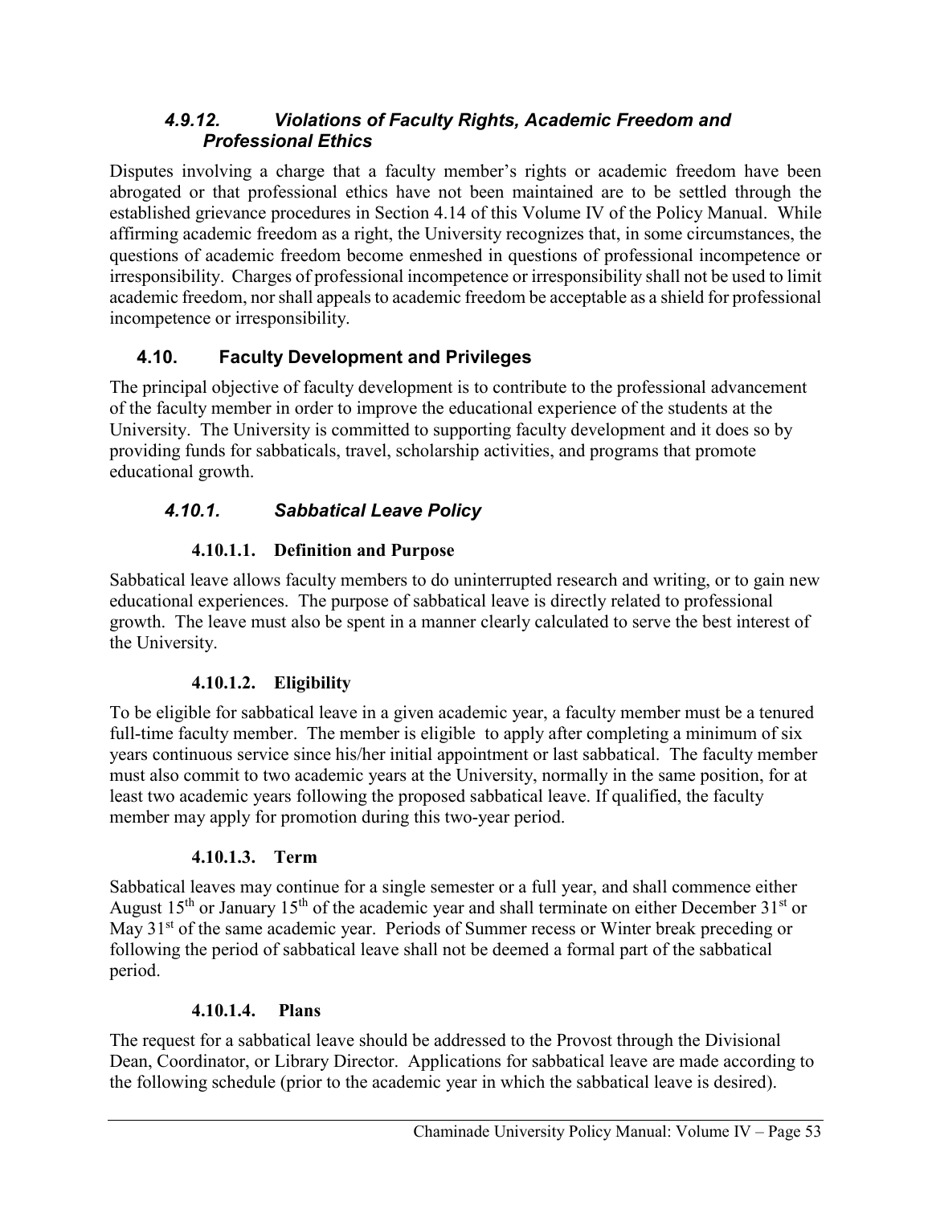### *4.9.12. Violations of Faculty Rights, Academic Freedom and Professional Ethics*

Disputes involving a charge that a faculty member's rights or academic freedom have been abrogated or that professional ethics have not been maintained are to be settled through the established grievance procedures in Section 4.14 of this Volume IV of the Policy Manual. While affirming academic freedom as a right, the University recognizes that, in some circumstances, the questions of academic freedom become enmeshed in questions of professional incompetence or irresponsibility. Charges of professional incompetence or irresponsibility shall not be used to limit academic freedom, nor shall appeals to academic freedom be acceptable as a shield for professional incompetence or irresponsibility.

## 4.10. Faculty Development and Privileges

The principal objective of faculty development is to contribute to the professional advancement of the faculty member in order to improve the educational experience of the students at the University. The University is committed to supporting faculty development and it does so by providing funds for sabbaticals, travel, scholarship activities, and programs that promote educational growth.

### *4.10.1. Sabbatical Leave Policy*

#### 4.10.1.1. Definition and Purpose

Sabbatical leave allows faculty members to do uninterrupted research and writing, or to gain new educational experiences. The purpose of sabbatical leave is directly related to professional growth. The leave must also be spent in a manner clearly calculated to serve the best interest of the University.

#### 4.10.1.2. Eligibility

To be eligible for sabbatical leave in a given academic year, a faculty member must be a tenured full-time faculty member. The member is eligible to apply after completing a minimum of six years continuous service since his/her initial appointment or last sabbatical. The faculty member must also commit to two academic years at the University, normally in the same position, for at least two academic years following the proposed sabbatical leave. If qualified, the faculty member may apply for promotion during this two-year period.

#### 4.10.1.3. Term

Sabbatical leaves may continue for a single semester or a full year, and shall commence either August 15th or January 15th of the academic year and shall terminate on either December 31st or May 31st of the same academic year. Periods of Summer recess or Winter break preceding or following the period of sabbatical leave shall not be deemed a formal part of the sabbatical period.

#### 4.10.1.4. Plans

The request for a sabbatical leave should be addressed to the Provost through the Divisional Dean, Coordinator, or Library Director. Applications for sabbatical leave are made according to the following schedule (prior to the academic year in which the sabbatical leave is desired).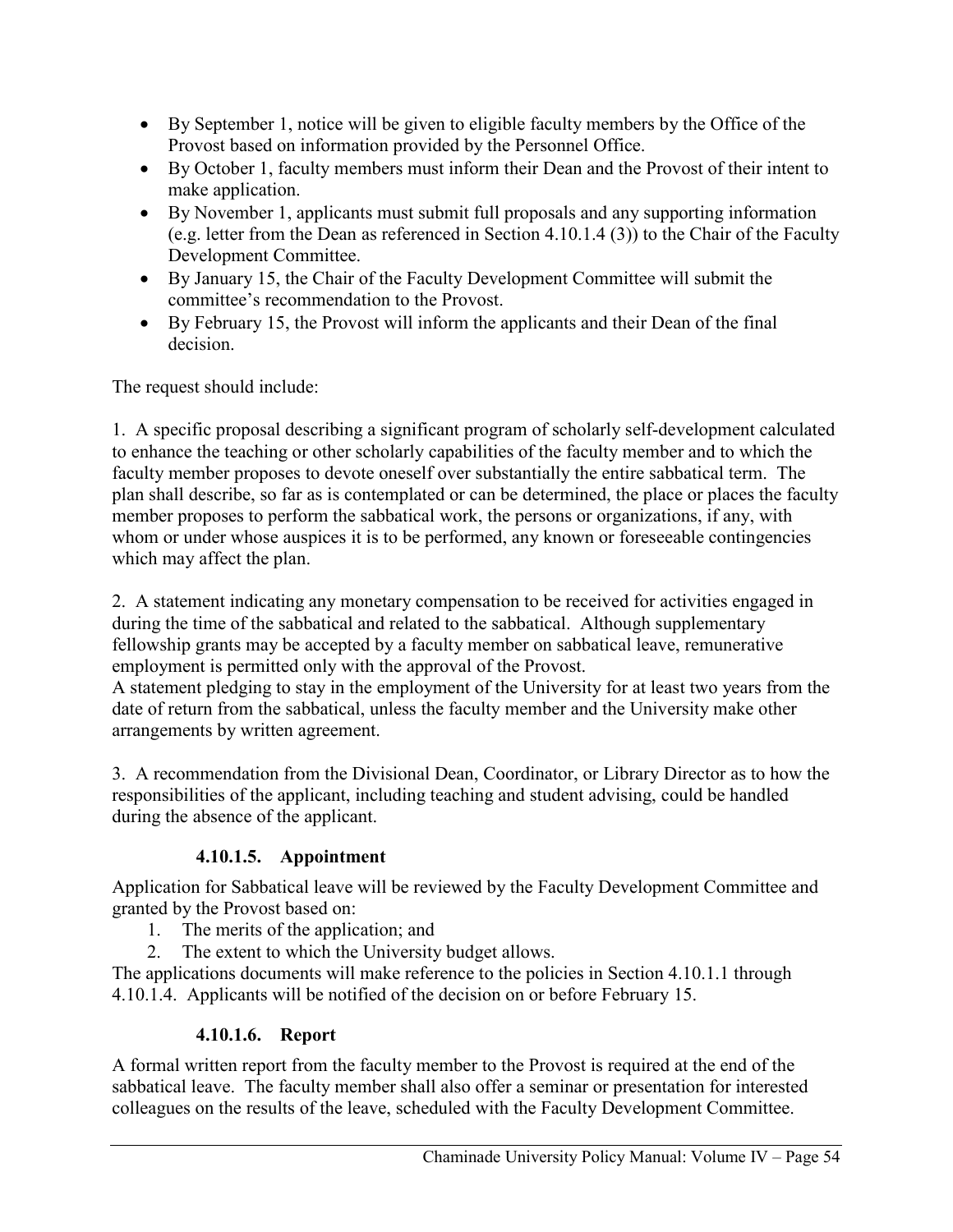- By September 1, notice will be given to eligible faculty members by the Office of the Provost based on information provided by the Personnel Office.
- By October 1, faculty members must inform their Dean and the Provost of their intent to make application.
- By November 1, applicants must submit full proposals and any supporting information (e.g. letter from the Dean as referenced in Section 4.10.1.4 (3)) to the Chair of the Faculty Development Committee.
- By January 15, the Chair of the Faculty Development Committee will submit the committee's recommendation to the Provost.
- By February 15, the Provost will inform the applicants and their Dean of the final decision.

The request should include:

1. A specific proposal describing a significant program of scholarly self-development calculated to enhance the teaching or other scholarly capabilities of the faculty member and to which the faculty member proposes to devote oneself over substantially the entire sabbatical term. The plan shall describe, so far as is contemplated or can be determined, the place or places the faculty member proposes to perform the sabbatical work, the persons or organizations, if any, with whom or under whose auspices it is to be performed, any known or foreseeable contingencies which may affect the plan.

2. A statement indicating any monetary compensation to be received for activities engaged in during the time of the sabbatical and related to the sabbatical. Although supplementary fellowship grants may be accepted by a faculty member on sabbatical leave, remunerative employment is permitted only with the approval of the Provost.
A statement pledging to stay in the employment of the University for at least two years from the date of return from the sabbatical, unless the faculty member and the University make other arrangements by written agreement.

3. A recommendation from the Divisional Dean, Coordinator, or Library Director as to how the responsibilities of the applicant, including teaching and student advising, could be handled during the absence of the applicant.

#### 4.10.1.5. Appointment

Application for Sabbatical leave will be reviewed by the Faculty Development Committee and granted by the Provost based on:

1. The merits of the application; and
2. The extent to which the University budget allows.

The applications documents will make reference to the policies in Section 4.10.1.1 through 4.10.1.4. Applicants will be notified of the decision on or before February 15.

#### 4.10.1.6. Report

A formal written report from the faculty member to the Provost is required at the end of the sabbatical leave. The faculty member shall also offer a seminar or presentation for interested colleagues on the results of the leave, scheduled with the Faculty Development Committee.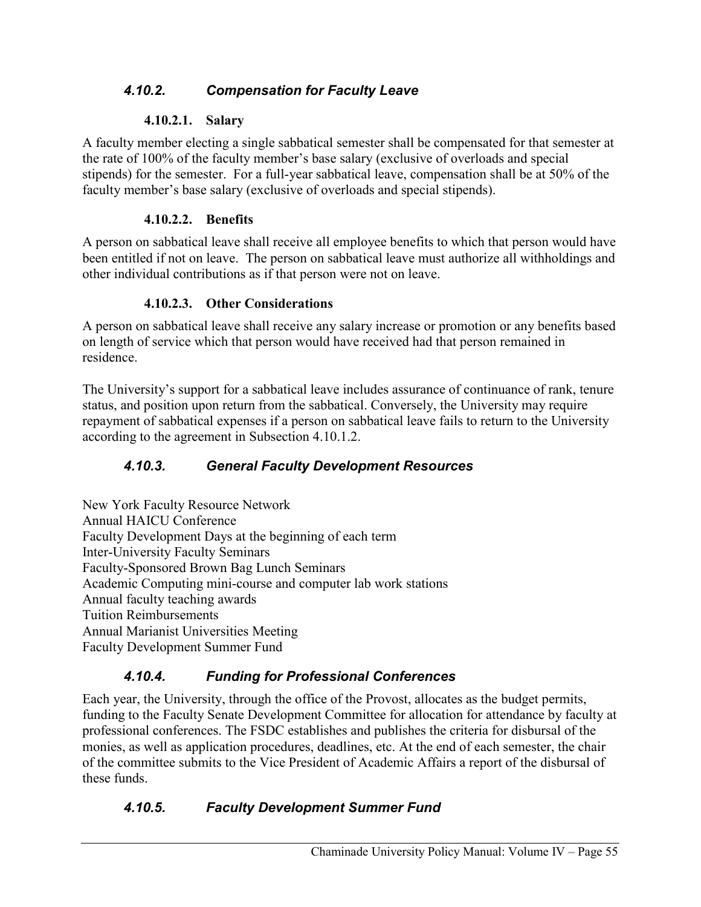### *4.10.2. Compensation for Faculty Leave*

#### **4.10.2.1. Salary**

A faculty member electing a single sabbatical semester shall be compensated for that semester at the rate of 100% of the faculty member's base salary (exclusive of overloads and special stipends) for the semester. For a full-year sabbatical leave, compensation shall be at 50% of the faculty member's base salary (exclusive of overloads and special stipends).

#### **4.10.2.2. Benefits**

A person on sabbatical leave shall receive all employee benefits to which that person would have been entitled if not on leave. The person on sabbatical leave must authorize all withholdings and other individual contributions as if that person were not on leave.

#### **4.10.2.3. Other Considerations**

A person on sabbatical leave shall receive any salary increase or promotion or any benefits based on length of service which that person would have received had that person remained in residence.

The University's support for a sabbatical leave includes assurance of continuance of rank, tenure status, and position upon return from the sabbatical. Conversely, the University may require repayment of sabbatical expenses if a person on sabbatical leave fails to return to the University according to the agreement in Subsection 4.10.1.2.

### *4.10.3. General Faculty Development Resources*

New York Faculty Resource Network
Annual HAICU Conference
Faculty Development Days at the beginning of each term
Inter-University Faculty Seminars
Faculty-Sponsored Brown Bag Lunch Seminars
Academic Computing mini-course and computer lab work stations
Annual faculty teaching awards
Tuition Reimbursements
Annual Marianist Universities Meeting
Faculty Development Summer Fund

### *4.10.4. Funding for Professional Conferences*

Each year, the University, through the office of the Provost, allocates as the budget permits, funding to the Faculty Senate Development Committee for allocation for attendance by faculty at professional conferences. The FSDC establishes and publishes the criteria for disbursal of the monies, as well as application procedures, deadlines, etc. At the end of each semester, the chair of the committee submits to the Vice President of Academic Affairs a report of the disbursal of these funds.

### *4.10.5. Faculty Development Summer Fund*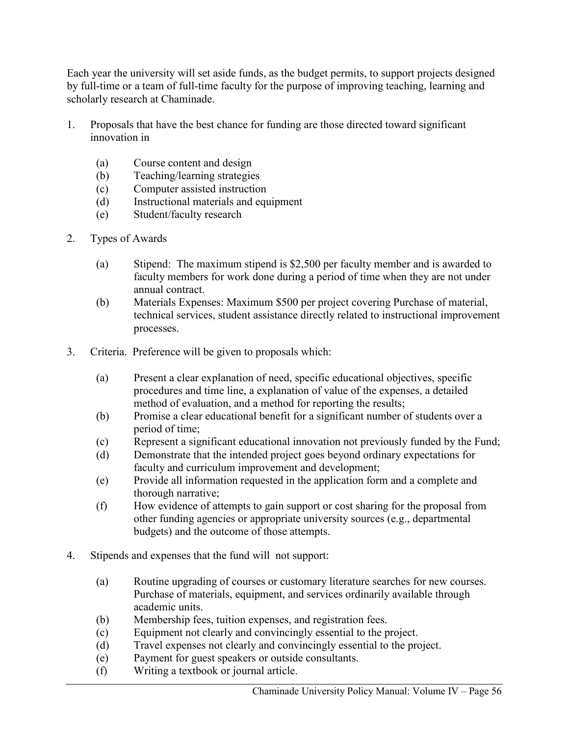Each year the university will set aside funds, as the budget permits, to support projects designed by full-time or a team of full-time faculty for the purpose of improving teaching, learning and scholarly research at Chaminade.

1. Proposals that have the best chance for funding are those directed toward significant innovation in

    (a) Course content and design
    (b) Teaching/learning strategies
    (c) Computer assisted instruction
    (d) Instructional materials and equipment
    (e) Student/faculty research

2. Types of Awards

    (a) Stipend: The maximum stipend is $2,500 per faculty member and is awarded to faculty members for work done during a period of time when they are not under annual contract.
    (b) Materials Expenses: Maximum $500 per project covering Purchase of material, technical services, student assistance directly related to instructional improvement processes.

3. Criteria. Preference will be given to proposals which:

    (a) Present a clear explanation of need, specific educational objectives, specific procedures and time line, a explanation of value of the expenses, a detailed method of evaluation, and a method for reporting the results;
    (b) Promise a clear educational benefit for a significant number of students over a period of time;
    (c) Represent a significant educational innovation not previously funded by the Fund;
    (d) Demonstrate that the intended project goes beyond ordinary expectations for faculty and curriculum improvement and development;
    (e) Provide all information requested in the application form and a complete and thorough narrative;
    (f) How evidence of attempts to gain support or cost sharing for the proposal from other funding agencies or appropriate university sources (e.g., departmental budgets) and the outcome of those attempts.

4. Stipends and expenses that the fund will not support:

    (a) Routine upgrading of courses or customary literature searches for new courses. Purchase of materials, equipment, and services ordinarily available through academic units.
    (b) Membership fees, tuition expenses, and registration fees.
    (c) Equipment not clearly and convincingly essential to the project.
    (d) Travel expenses not clearly and convincingly essential to the project.
    (e) Payment for guest speakers or outside consultants.
    (f) Writing a textbook or journal article.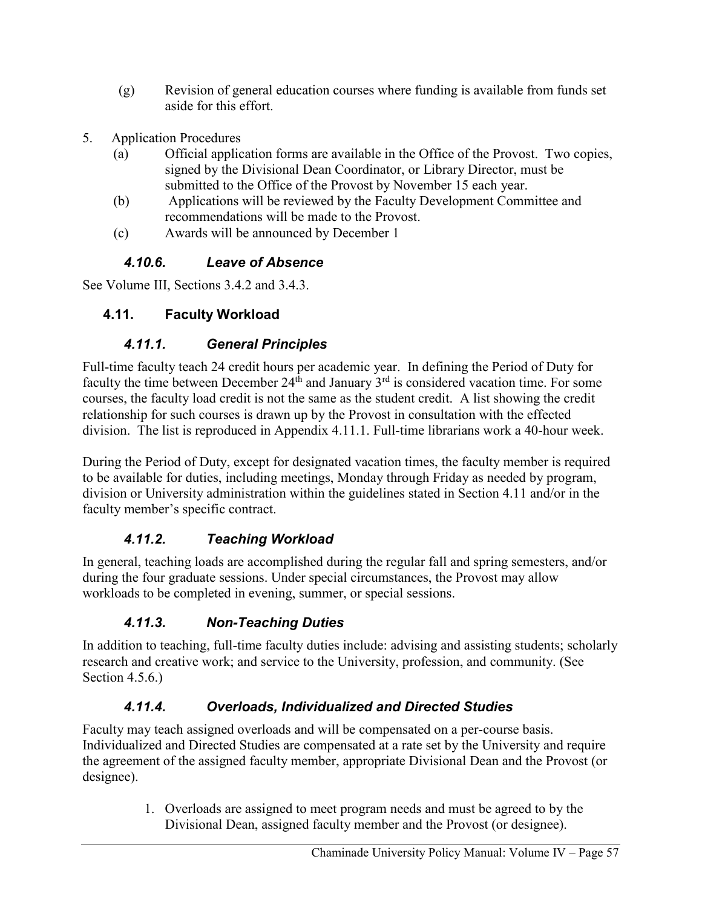(g) Revision of general education courses where funding is available from funds set aside for this effort.

5. Application Procedures
   (a) Official application forms are available in the Office of the Provost. Two copies, signed by the Divisional Dean Coordinator, or Library Director, must be submitted to the Office of the Provost by November 15 each year.
   (b) Applications will be reviewed by the Faculty Development Committee and recommendations will be made to the Provost.
   (c) Awards will be announced by December 1

#### *4.10.6. Leave of Absence*

See Volume III, Sections 3.4.2 and 3.4.3.

### 4.11. Faculty Workload

#### *4.11.1. General Principles*

Full-time faculty teach 24 credit hours per academic year. In defining the Period of Duty for faculty the time between December 24th and January 3rd is considered vacation time. For some courses, the faculty load credit is not the same as the student credit. A list showing the credit relationship for such courses is drawn up by the Provost in consultation with the effected division. The list is reproduced in Appendix 4.11.1. Full-time librarians work a 40-hour week.

During the Period of Duty, except for designated vacation times, the faculty member is required to be available for duties, including meetings, Monday through Friday as needed by program, division or University administration within the guidelines stated in Section 4.11 and/or in the faculty member's specific contract.

#### *4.11.2. Teaching Workload*

In general, teaching loads are accomplished during the regular fall and spring semesters, and/or during the four graduate sessions. Under special circumstances, the Provost may allow workloads to be completed in evening, summer, or special sessions.

#### *4.11.3. Non-Teaching Duties*

In addition to teaching, full-time faculty duties include: advising and assisting students; scholarly research and creative work; and service to the University, profession, and community. (See Section 4.5.6.)

#### *4.11.4. Overloads, Individualized and Directed Studies*

Faculty may teach assigned overloads and will be compensated on a per-course basis. Individualized and Directed Studies are compensated at a rate set by the University and require the agreement of the assigned faculty member, appropriate Divisional Dean and the Provost (or designee).

1. Overloads are assigned to meet program needs and must be agreed to by the Divisional Dean, assigned faculty member and the Provost (or designee).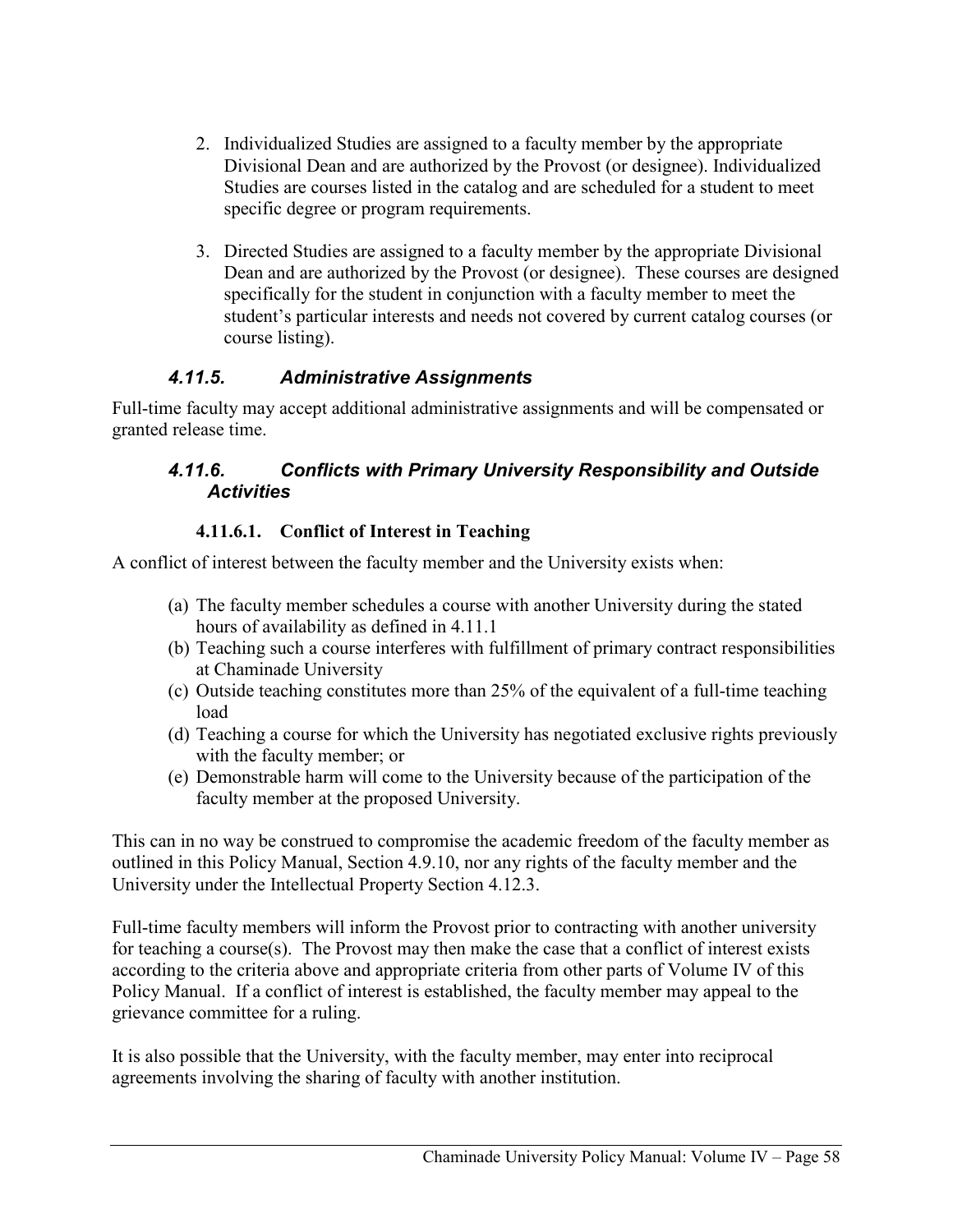2. Individualized Studies are assigned to a faculty member by the appropriate Divisional Dean and are authorized by the Provost (or designee). Individualized Studies are courses listed in the catalog and are scheduled for a student to meet specific degree or program requirements.

3. Directed Studies are assigned to a faculty member by the appropriate Divisional Dean and are authorized by the Provost (or designee). These courses are designed specifically for the student in conjunction with a faculty member to meet the student's particular interests and needs not covered by current catalog courses (or course listing).

### *4.11.5. Administrative Assignments*

Full-time faculty may accept additional administrative assignments and will be compensated or granted release time.

### *4.11.6. Conflicts with Primary University Responsibility and Outside Activities*

#### 4.11.6.1. Conflict of Interest in Teaching

A conflict of interest between the faculty member and the University exists when:

(a) The faculty member schedules a course with another University during the stated hours of availability as defined in 4.11.1
(b) Teaching such a course interferes with fulfillment of primary contract responsibilities at Chaminade University
(c) Outside teaching constitutes more than 25% of the equivalent of a full-time teaching load
(d) Teaching a course for which the University has negotiated exclusive rights previously with the faculty member; or
(e) Demonstrable harm will come to the University because of the participation of the faculty member at the proposed University.

This can in no way be construed to compromise the academic freedom of the faculty member as outlined in this Policy Manual, Section 4.9.10, nor any rights of the faculty member and the University under the Intellectual Property Section 4.12.3.

Full-time faculty members will inform the Provost prior to contracting with another university for teaching a course(s). The Provost may then make the case that a conflict of interest exists according to the criteria above and appropriate criteria from other parts of Volume IV of this Policy Manual. If a conflict of interest is established, the faculty member may appeal to the grievance committee for a ruling.

It is also possible that the University, with the faculty member, may enter into reciprocal agreements involving the sharing of faculty with another institution.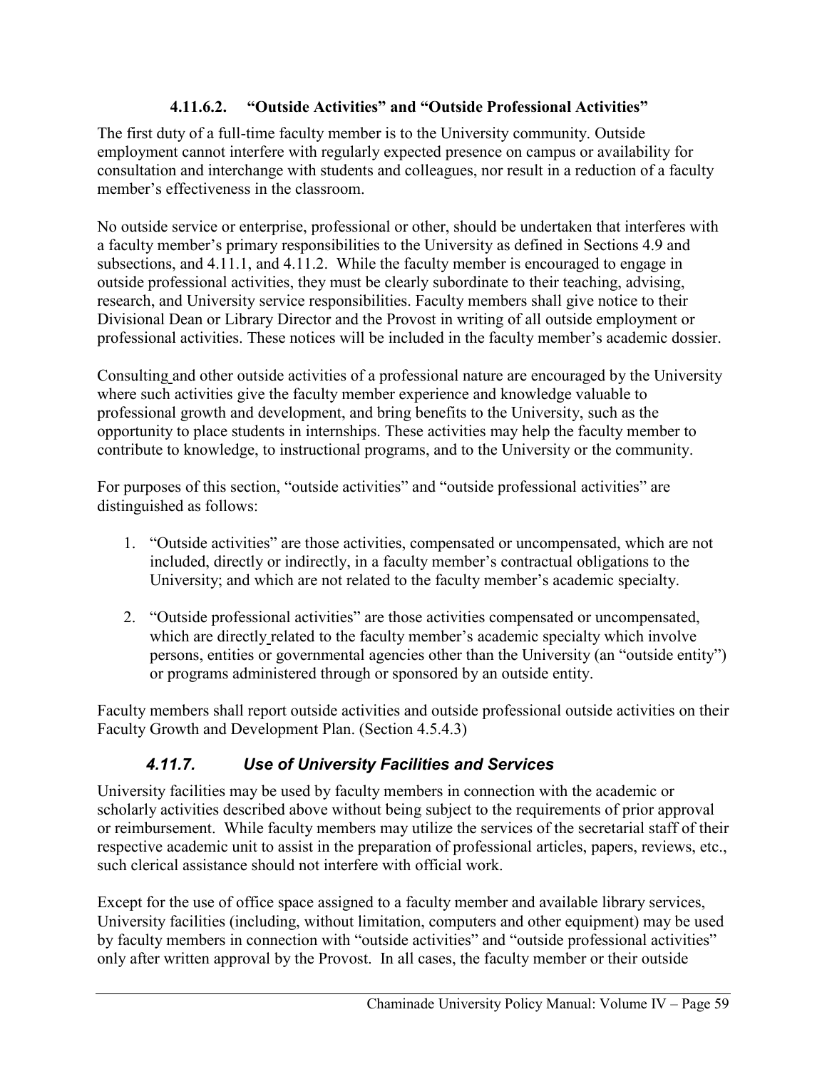#### 4.11.6.2. "Outside Activities" and "Outside Professional Activities"

The first duty of a full-time faculty member is to the University community. Outside employment cannot interfere with regularly expected presence on campus or availability for consultation and interchange with students and colleagues, nor result in a reduction of a faculty member's effectiveness in the classroom.

No outside service or enterprise, professional or other, should be undertaken that interferes with a faculty member's primary responsibilities to the University as defined in Sections 4.9 and subsections, and 4.11.1, and 4.11.2. While the faculty member is encouraged to engage in outside professional activities, they must be clearly subordinate to their teaching, advising, research, and University service responsibilities. Faculty members shall give notice to their Divisional Dean or Library Director and the Provost in writing of all outside employment or professional activities. These notices will be included in the faculty member's academic dossier.

Consulting and other outside activities of a professional nature are encouraged by the University where such activities give the faculty member experience and knowledge valuable to professional growth and development, and bring benefits to the University, such as the opportunity to place students in internships. These activities may help the faculty member to contribute to knowledge, to instructional programs, and to the University or the community.

For purposes of this section, "outside activities" and "outside professional activities" are distinguished as follows:

1. "Outside activities" are those activities, compensated or uncompensated, which are not included, directly or indirectly, in a faculty member's contractual obligations to the University; and which are not related to the faculty member's academic specialty.
2. "Outside professional activities" are those activities compensated or uncompensated, which are directly related to the faculty member's academic specialty which involve persons, entities or governmental agencies other than the University (an "outside entity") or programs administered through or sponsored by an outside entity.

Faculty members shall report outside activities and outside professional outside activities on their Faculty Growth and Development Plan. (Section 4.5.4.3)

### *4.11.7. Use of University Facilities and Services*

University facilities may be used by faculty members in connection with the academic or scholarly activities described above without being subject to the requirements of prior approval or reimbursement. While faculty members may utilize the services of the secretarial staff of their respective academic unit to assist in the preparation of professional articles, papers, reviews, etc., such clerical assistance should not interfere with official work.

Except for the use of office space assigned to a faculty member and available library services, University facilities (including, without limitation, computers and other equipment) may be used by faculty members in connection with "outside activities" and "outside professional activities" only after written approval by the Provost. In all cases, the faculty member or their outside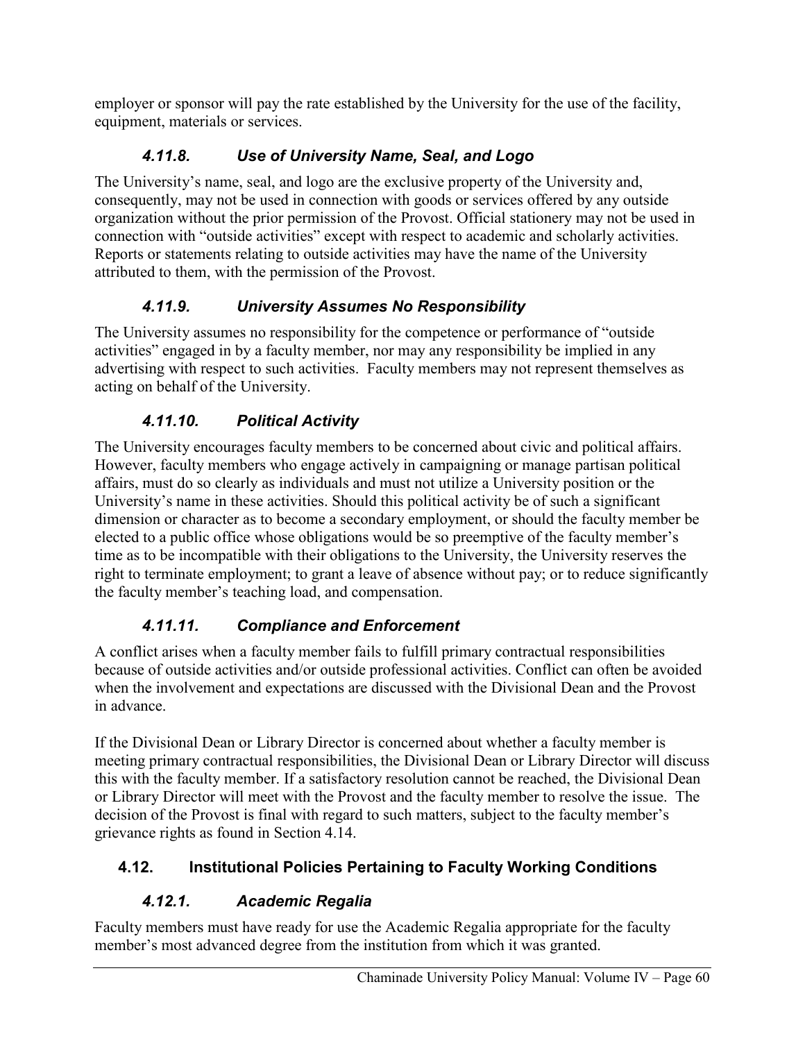employer or sponsor will pay the rate established by the University for the use of the facility, equipment, materials or services.

### *4.11.8. Use of University Name, Seal, and Logo*

The University's name, seal, and logo are the exclusive property of the University and, consequently, may not be used in connection with goods or services offered by any outside organization without the prior permission of the Provost. Official stationery may not be used in connection with "outside activities" except with respect to academic and scholarly activities. Reports or statements relating to outside activities may have the name of the University attributed to them, with the permission of the Provost.

### *4.11.9. University Assumes No Responsibility*

The University assumes no responsibility for the competence or performance of "outside activities" engaged in by a faculty member, nor may any responsibility be implied in any advertising with respect to such activities.  Faculty members may not represent themselves as acting on behalf of the University.

### *4.11.10. Political Activity*

The University encourages faculty members to be concerned about civic and political affairs. However, faculty members who engage actively in campaigning or manage partisan political affairs, must do so clearly as individuals and must not utilize a University position or the University's name in these activities. Should this political activity be of such a significant dimension or character as to become a secondary employment, or should the faculty member be elected to a public office whose obligations would be so preemptive of the faculty member's time as to be incompatible with their obligations to the University, the University reserves the right to terminate employment; to grant a leave of absence without pay; or to reduce significantly the faculty member's teaching load, and compensation.

### *4.11.11. Compliance and Enforcement*

A conflict arises when a faculty member fails to fulfill primary contractual responsibilities because of outside activities and/or outside professional activities. Conflict can often be avoided when the involvement and expectations are discussed with the Divisional Dean and the Provost in advance.

If the Divisional Dean or Library Director is concerned about whether a faculty member is meeting primary contractual responsibilities, the Divisional Dean or Library Director will discuss this with the faculty member. If a satisfactory resolution cannot be reached, the Divisional Dean or Library Director will meet with the Provost and the faculty member to resolve the issue.  The decision of the Provost is final with regard to such matters, subject to the faculty member's grievance rights as found in Section 4.14.

## 4.12. Institutional Policies Pertaining to Faculty Working Conditions

### *4.12.1. Academic Regalia*

Faculty members must have ready for use the Academic Regalia appropriate for the faculty member's most advanced degree from the institution from which it was granted.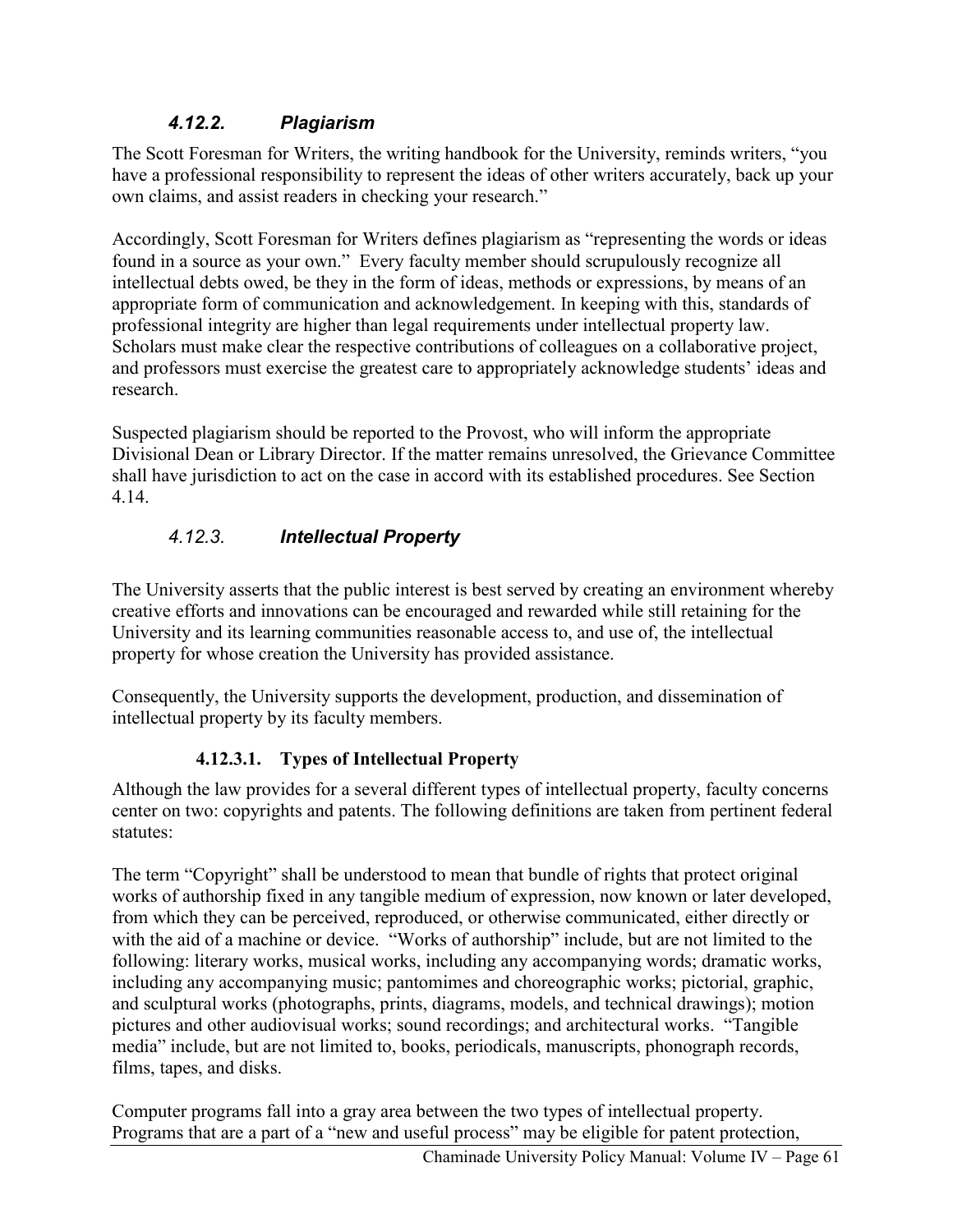### *4.12.2. Plagiarism*

The Scott Foresman for Writers, the writing handbook for the University, reminds writers, "you have a professional responsibility to represent the ideas of other writers accurately, back up your own claims, and assist readers in checking your research."

Accordingly, Scott Foresman for Writers defines plagiarism as "representing the words or ideas found in a source as your own." Every faculty member should scrupulously recognize all intellectual debts owed, be they in the form of ideas, methods or expressions, by means of an appropriate form of communication and acknowledgement. In keeping with this, standards of professional integrity are higher than legal requirements under intellectual property law. Scholars must make clear the respective contributions of colleagues on a collaborative project, and professors must exercise the greatest care to appropriately acknowledge students' ideas and research.

Suspected plagiarism should be reported to the Provost, who will inform the appropriate Divisional Dean or Library Director. If the matter remains unresolved, the Grievance Committee shall have jurisdiction to act on the case in accord with its established procedures. See Section 4.14.

### *4.12.3. Intellectual Property*

The University asserts that the public interest is best served by creating an environment whereby creative efforts and innovations can be encouraged and rewarded while still retaining for the University and its learning communities reasonable access to, and use of, the intellectual property for whose creation the University has provided assistance.

Consequently, the University supports the development, production, and dissemination of intellectual property by its faculty members.

#### 4.12.3.1. Types of Intellectual Property

Although the law provides for a several different types of intellectual property, faculty concerns center on two: copyrights and patents. The following definitions are taken from pertinent federal statutes:

The term "Copyright" shall be understood to mean that bundle of rights that protect original works of authorship fixed in any tangible medium of expression, now known or later developed, from which they can be perceived, reproduced, or otherwise communicated, either directly or with the aid of a machine or device. "Works of authorship" include, but are not limited to the following: literary works, musical works, including any accompanying words; dramatic works, including any accompanying music; pantomimes and choreographic works; pictorial, graphic, and sculptural works (photographs, prints, diagrams, models, and technical drawings); motion pictures and other audiovisual works; sound recordings; and architectural works. "Tangible media" include, but are not limited to, books, periodicals, manuscripts, phonograph records, films, tapes, and disks.

Computer programs fall into a gray area between the two types of intellectual property. Programs that are a part of a "new and useful process" may be eligible for patent protection,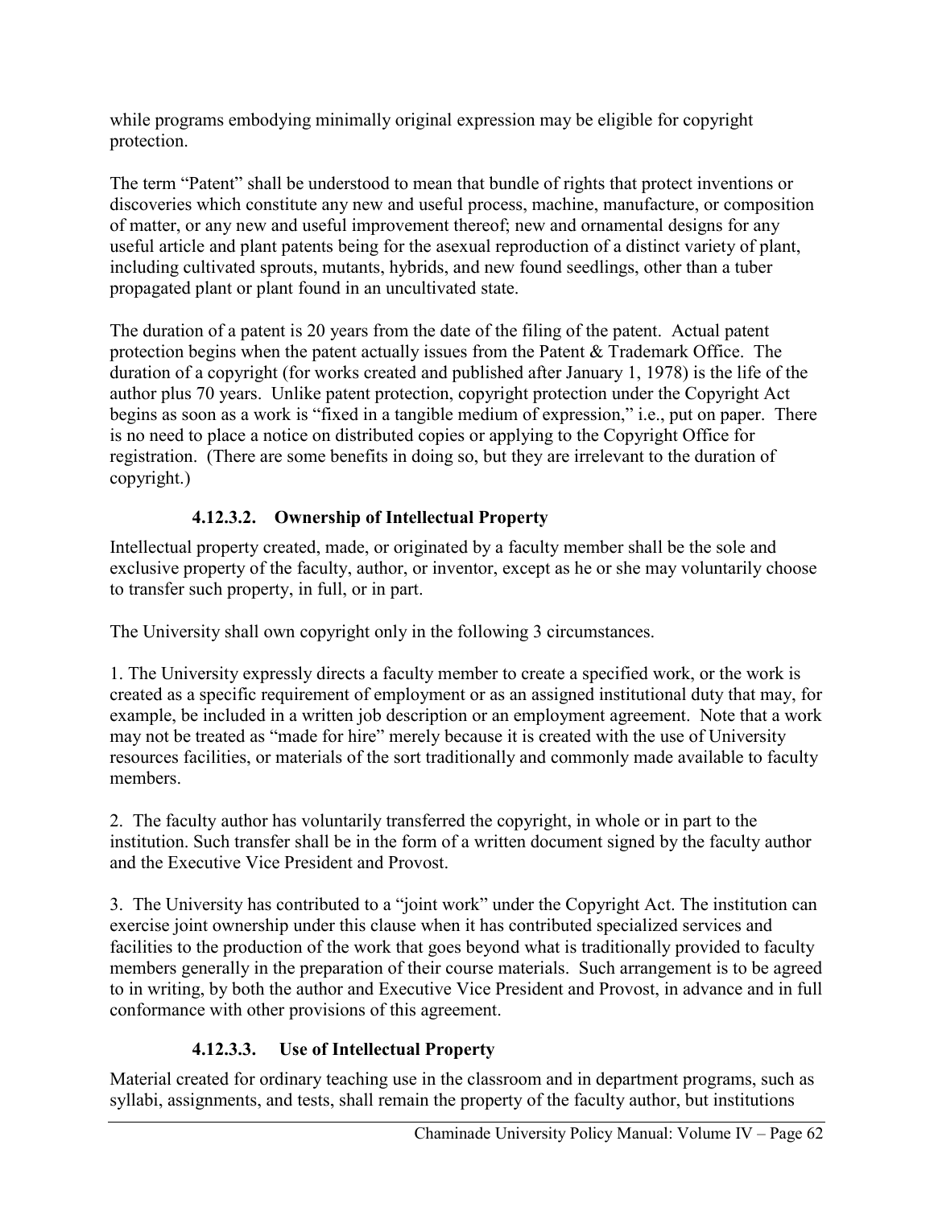while programs embodying minimally original expression may be eligible for copyright protection.

The term "Patent" shall be understood to mean that bundle of rights that protect inventions or discoveries which constitute any new and useful process, machine, manufacture, or composition of matter, or any new and useful improvement thereof; new and ornamental designs for any useful article and plant patents being for the asexual reproduction of a distinct variety of plant, including cultivated sprouts, mutants, hybrids, and new found seedlings, other than a tuber propagated plant or plant found in an uncultivated state.

The duration of a patent is 20 years from the date of the filing of the patent. Actual patent protection begins when the patent actually issues from the Patent & Trademark Office. The duration of a copyright (for works created and published after January 1, 1978) is the life of the author plus 70 years. Unlike patent protection, copyright protection under the Copyright Act begins as soon as a work is "fixed in a tangible medium of expression," i.e., put on paper. There is no need to place a notice on distributed copies or applying to the Copyright Office for registration. (There are some benefits in doing so, but they are irrelevant to the duration of copyright.)

#### 4.12.3.2. Ownership of Intellectual Property

Intellectual property created, made, or originated by a faculty member shall be the sole and exclusive property of the faculty, author, or inventor, except as he or she may voluntarily choose to transfer such property, in full, or in part.

The University shall own copyright only in the following 3 circumstances.

1. The University expressly directs a faculty member to create a specified work, or the work is created as a specific requirement of employment or as an assigned institutional duty that may, for example, be included in a written job description or an employment agreement. Note that a work may not be treated as "made for hire" merely because it is created with the use of University resources facilities, or materials of the sort traditionally and commonly made available to faculty members.

2. The faculty author has voluntarily transferred the copyright, in whole or in part to the institution. Such transfer shall be in the form of a written document signed by the faculty author and the Executive Vice President and Provost.

3. The University has contributed to a "joint work" under the Copyright Act. The institution can exercise joint ownership under this clause when it has contributed specialized services and facilities to the production of the work that goes beyond what is traditionally provided to faculty members generally in the preparation of their course materials. Such arrangement is to be agreed to in writing, by both the author and Executive Vice President and Provost, in advance and in full conformance with other provisions of this agreement.

#### 4.12.3.3. Use of Intellectual Property

Material created for ordinary teaching use in the classroom and in department programs, such as syllabi, assignments, and tests, shall remain the property of the faculty author, but institutions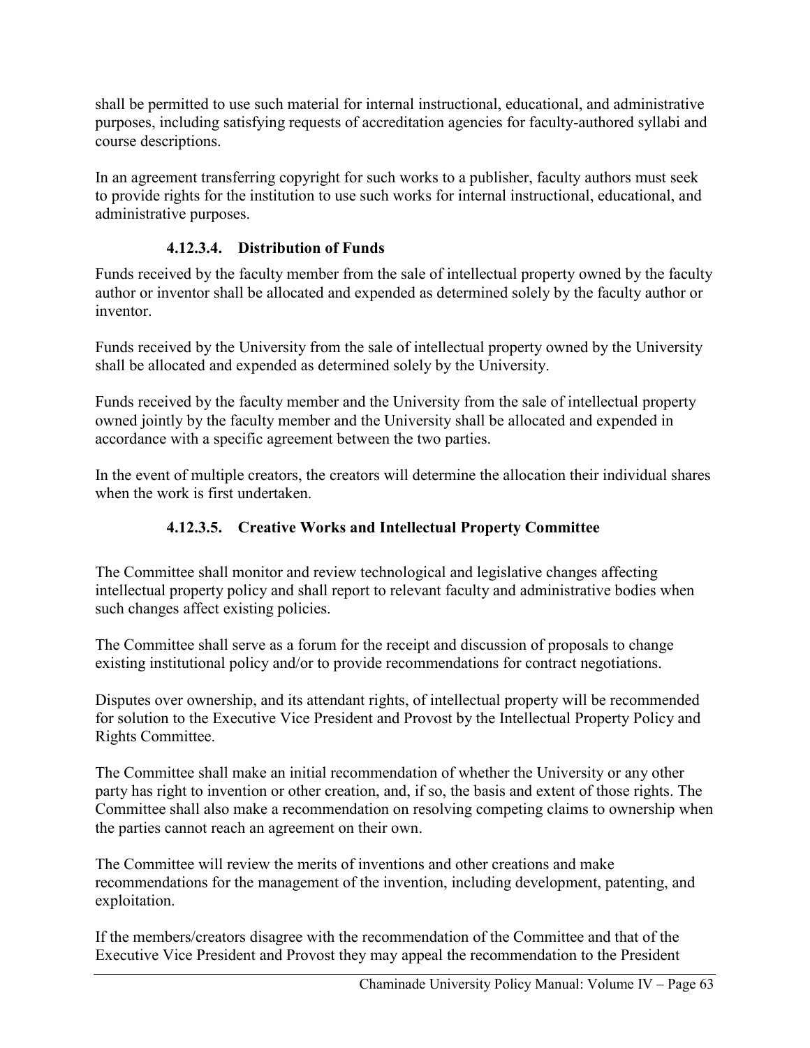shall be permitted to use such material for internal instructional, educational, and administrative purposes, including satisfying requests of accreditation agencies for faculty-authored syllabi and course descriptions.

In an agreement transferring copyright for such works to a publisher, faculty authors must seek to provide rights for the institution to use such works for internal instructional, educational, and administrative purposes.

#### 4.12.3.4. Distribution of Funds

Funds received by the faculty member from the sale of intellectual property owned by the faculty author or inventor shall be allocated and expended as determined solely by the faculty author or inventor.

Funds received by the University from the sale of intellectual property owned by the University shall be allocated and expended as determined solely by the University.

Funds received by the faculty member and the University from the sale of intellectual property owned jointly by the faculty member and the University shall be allocated and expended in accordance with a specific agreement between the two parties.

In the event of multiple creators, the creators will determine the allocation their individual shares when the work is first undertaken.

#### 4.12.3.5. Creative Works and Intellectual Property Committee

The Committee shall monitor and review technological and legislative changes affecting intellectual property policy and shall report to relevant faculty and administrative bodies when such changes affect existing policies.

The Committee shall serve as a forum for the receipt and discussion of proposals to change existing institutional policy and/or to provide recommendations for contract negotiations.

Disputes over ownership, and its attendant rights, of intellectual property will be recommended for solution to the Executive Vice President and Provost by the Intellectual Property Policy and Rights Committee.

The Committee shall make an initial recommendation of whether the University or any other party has right to invention or other creation, and, if so, the basis and extent of those rights. The Committee shall also make a recommendation on resolving competing claims to ownership when the parties cannot reach an agreement on their own.

The Committee will review the merits of inventions and other creations and make recommendations for the management of the invention, including development, patenting, and exploitation.

If the members/creators disagree with the recommendation of the Committee and that of the Executive Vice President and Provost they may appeal the recommendation to the President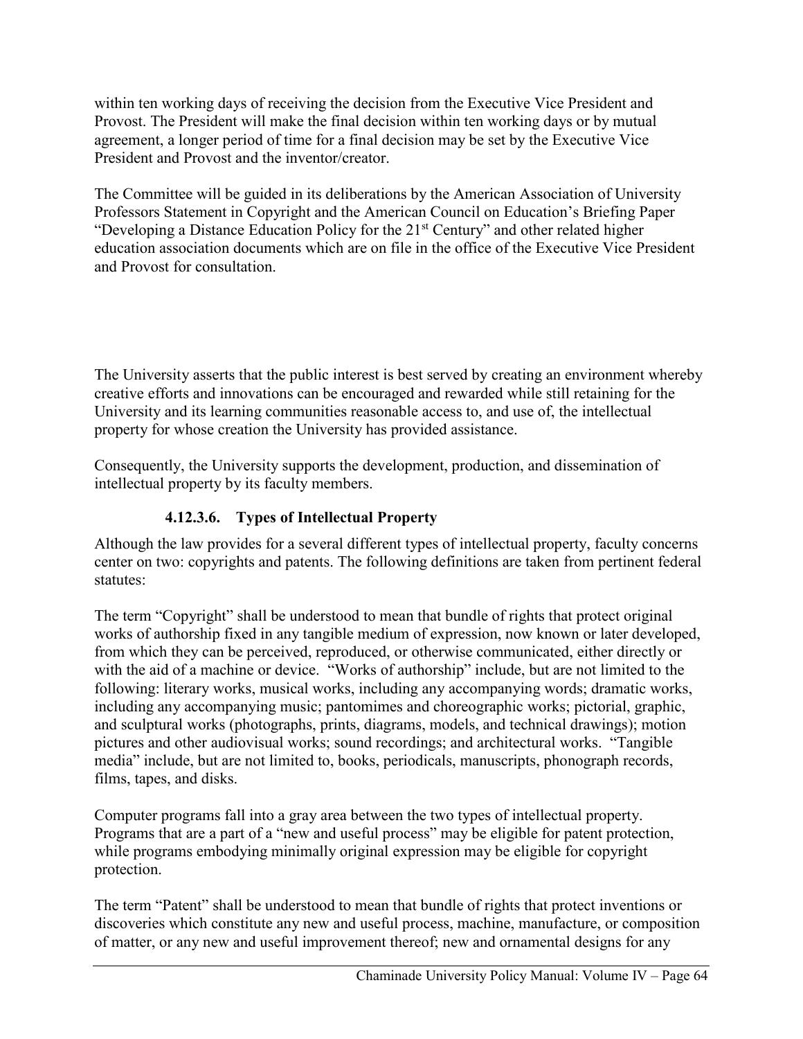within ten working days of receiving the decision from the Executive Vice President and Provost. The President will make the final decision within ten working days or by mutual agreement, a longer period of time for a final decision may be set by the Executive Vice President and Provost and the inventor/creator.

The Committee will be guided in its deliberations by the American Association of University Professors Statement in Copyright and the American Council on Education's Briefing Paper "Developing a Distance Education Policy for the 21st Century" and other related higher education association documents which are on file in the office of the Executive Vice President and Provost for consultation.

The University asserts that the public interest is best served by creating an environment whereby creative efforts and innovations can be encouraged and rewarded while still retaining for the University and its learning communities reasonable access to, and use of, the intellectual property for whose creation the University has provided assistance.

Consequently, the University supports the development, production, and dissemination of intellectual property by its faculty members.

#### 4.12.3.6. Types of Intellectual Property

Although the law provides for a several different types of intellectual property, faculty concerns center on two: copyrights and patents. The following definitions are taken from pertinent federal statutes:

The term "Copyright" shall be understood to mean that bundle of rights that protect original works of authorship fixed in any tangible medium of expression, now known or later developed, from which they can be perceived, reproduced, or otherwise communicated, either directly or with the aid of a machine or device. "Works of authorship" include, but are not limited to the following: literary works, musical works, including any accompanying words; dramatic works, including any accompanying music; pantomimes and choreographic works; pictorial, graphic, and sculptural works (photographs, prints, diagrams, models, and technical drawings); motion pictures and other audiovisual works; sound recordings; and architectural works. "Tangible media" include, but are not limited to, books, periodicals, manuscripts, phonograph records, films, tapes, and disks.

Computer programs fall into a gray area between the two types of intellectual property. Programs that are a part of a "new and useful process" may be eligible for patent protection, while programs embodying minimally original expression may be eligible for copyright protection.

The term "Patent" shall be understood to mean that bundle of rights that protect inventions or discoveries which constitute any new and useful process, machine, manufacture, or composition of matter, or any new and useful improvement thereof; new and ornamental designs for any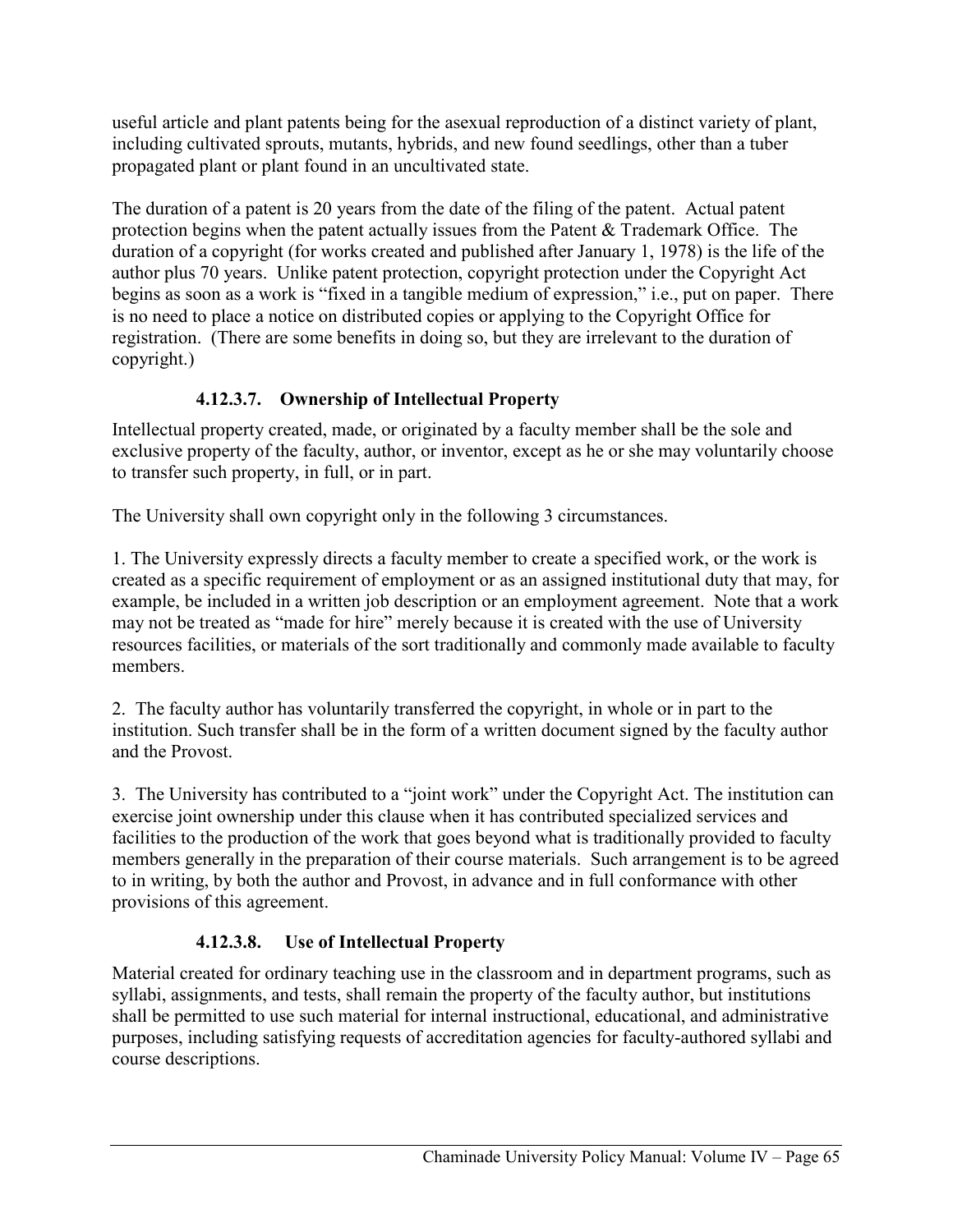useful article and plant patents being for the asexual reproduction of a distinct variety of plant, including cultivated sprouts, mutants, hybrids, and new found seedlings, other than a tuber propagated plant or plant found in an uncultivated state.

The duration of a patent is 20 years from the date of the filing of the patent. Actual patent protection begins when the patent actually issues from the Patent & Trademark Office. The duration of a copyright (for works created and published after January 1, 1978) is the life of the author plus 70 years. Unlike patent protection, copyright protection under the Copyright Act begins as soon as a work is "fixed in a tangible medium of expression," i.e., put on paper. There is no need to place a notice on distributed copies or applying to the Copyright Office for registration. (There are some benefits in doing so, but they are irrelevant to the duration of copyright.)

#### 4.12.3.7. Ownership of Intellectual Property

Intellectual property created, made, or originated by a faculty member shall be the sole and exclusive property of the faculty, author, or inventor, except as he or she may voluntarily choose to transfer such property, in full, or in part.

The University shall own copyright only in the following 3 circumstances.

1. The University expressly directs a faculty member to create a specified work, or the work is created as a specific requirement of employment or as an assigned institutional duty that may, for example, be included in a written job description or an employment agreement. Note that a work may not be treated as "made for hire" merely because it is created with the use of University resources facilities, or materials of the sort traditionally and commonly made available to faculty members.

2. The faculty author has voluntarily transferred the copyright, in whole or in part to the institution. Such transfer shall be in the form of a written document signed by the faculty author and the Provost.

3. The University has contributed to a "joint work" under the Copyright Act. The institution can exercise joint ownership under this clause when it has contributed specialized services and facilities to the production of the work that goes beyond what is traditionally provided to faculty members generally in the preparation of their course materials. Such arrangement is to be agreed to in writing, by both the author and Provost, in advance and in full conformance with other provisions of this agreement.

#### 4.12.3.8. Use of Intellectual Property

Material created for ordinary teaching use in the classroom and in department programs, such as syllabi, assignments, and tests, shall remain the property of the faculty author, but institutions shall be permitted to use such material for internal instructional, educational, and administrative purposes, including satisfying requests of accreditation agencies for faculty-authored syllabi and course descriptions.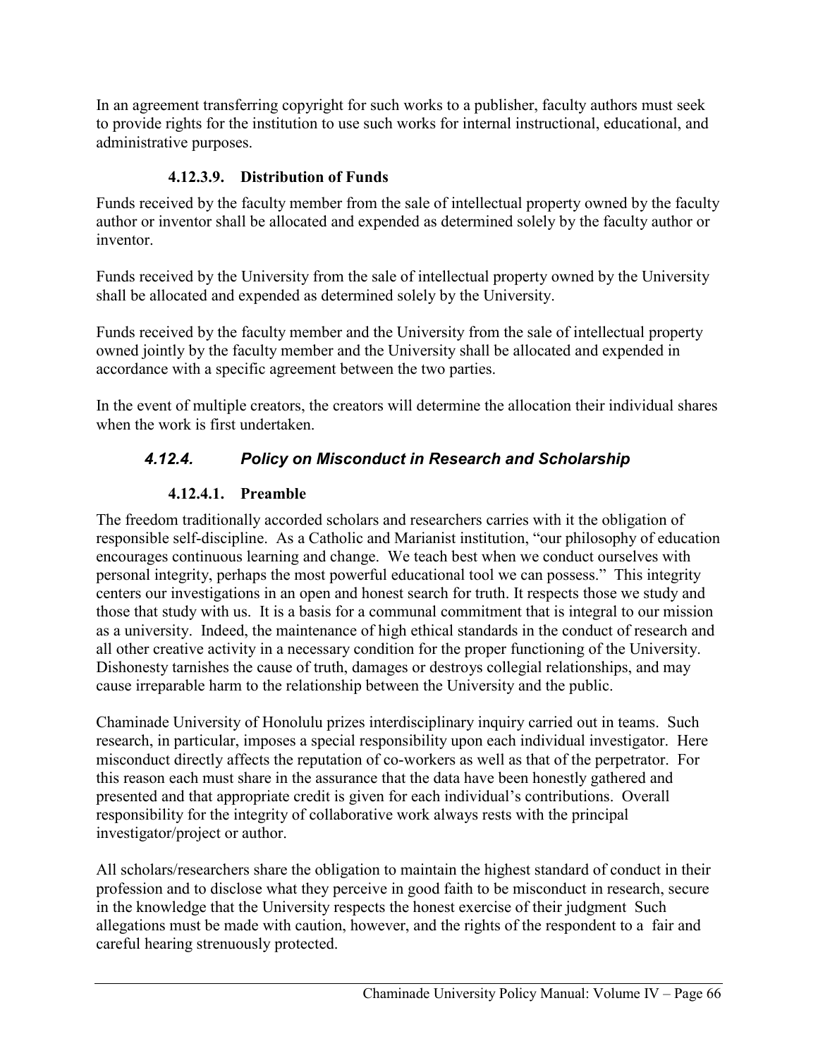In an agreement transferring copyright for such works to a publisher, faculty authors must seek to provide rights for the institution to use such works for internal instructional, educational, and administrative purposes.

#### 4.12.3.9. Distribution of Funds

Funds received by the faculty member from the sale of intellectual property owned by the faculty author or inventor shall be allocated and expended as determined solely by the faculty author or inventor.

Funds received by the University from the sale of intellectual property owned by the University shall be allocated and expended as determined solely by the University.

Funds received by the faculty member and the University from the sale of intellectual property owned jointly by the faculty member and the University shall be allocated and expended in accordance with a specific agreement between the two parties.

In the event of multiple creators, the creators will determine the allocation their individual shares when the work is first undertaken.

### *4.12.4. Policy on Misconduct in Research and Scholarship*

#### 4.12.4.1. Preamble

The freedom traditionally accorded scholars and researchers carries with it the obligation of responsible self-discipline. As a Catholic and Marianist institution, "our philosophy of education encourages continuous learning and change. We teach best when we conduct ourselves with personal integrity, perhaps the most powerful educational tool we can possess." This integrity centers our investigations in an open and honest search for truth. It respects those we study and those that study with us. It is a basis for a communal commitment that is integral to our mission as a university. Indeed, the maintenance of high ethical standards in the conduct of research and all other creative activity in a necessary condition for the proper functioning of the University. Dishonesty tarnishes the cause of truth, damages or destroys collegial relationships, and may cause irreparable harm to the relationship between the University and the public.

Chaminade University of Honolulu prizes interdisciplinary inquiry carried out in teams. Such research, in particular, imposes a special responsibility upon each individual investigator. Here misconduct directly affects the reputation of co-workers as well as that of the perpetrator. For this reason each must share in the assurance that the data have been honestly gathered and presented and that appropriate credit is given for each individual's contributions. Overall responsibility for the integrity of collaborative work always rests with the principal investigator/project or author.

All scholars/researchers share the obligation to maintain the highest standard of conduct in their profession and to disclose what they perceive in good faith to be misconduct in research, secure in the knowledge that the University respects the honest exercise of their judgment Such allegations must be made with caution, however, and the rights of the respondent to a fair and careful hearing strenuously protected.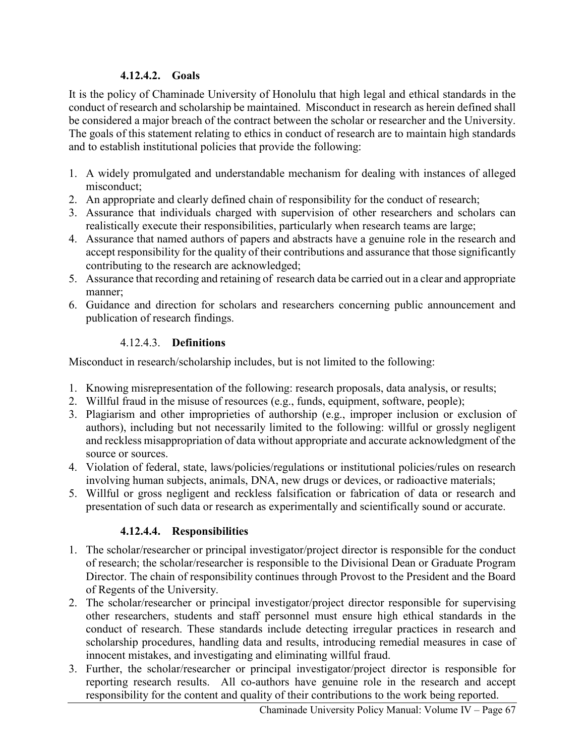#### 4.12.4.2. Goals

It is the policy of Chaminade University of Honolulu that high legal and ethical standards in the conduct of research and scholarship be maintained. Misconduct in research as herein defined shall be considered a major breach of the contract between the scholar or researcher and the University. The goals of this statement relating to ethics in conduct of research are to maintain high standards and to establish institutional policies that provide the following:

1. A widely promulgated and understandable mechanism for dealing with instances of alleged misconduct;
2. An appropriate and clearly defined chain of responsibility for the conduct of research;
3. Assurance that individuals charged with supervision of other researchers and scholars can realistically execute their responsibilities, particularly when research teams are large;
4. Assurance that named authors of papers and abstracts have a genuine role in the research and accept responsibility for the quality of their contributions and assurance that those significantly contributing to the research are acknowledged;
5. Assurance that recording and retaining of research data be carried out in a clear and appropriate manner;
6. Guidance and direction for scholars and researchers concerning public announcement and publication of research findings.

#### 4.12.4.3. Definitions

Misconduct in research/scholarship includes, but is not limited to the following:

1. Knowing misrepresentation of the following: research proposals, data analysis, or results;
2. Willful fraud in the misuse of resources (e.g., funds, equipment, software, people);
3. Plagiarism and other improprieties of authorship (e.g., improper inclusion or exclusion of authors), including but not necessarily limited to the following: willful or grossly negligent and reckless misappropriation of data without appropriate and accurate acknowledgment of the source or sources.
4. Violation of federal, state, laws/policies/regulations or institutional policies/rules on research involving human subjects, animals, DNA, new drugs or devices, or radioactive materials;
5. Willful or gross negligent and reckless falsification or fabrication of data or research and presentation of such data or research as experimentally and scientifically sound or accurate.

#### 4.12.4.4. Responsibilities

1. The scholar/researcher or principal investigator/project director is responsible for the conduct of research; the scholar/researcher is responsible to the Divisional Dean or Graduate Program Director. The chain of responsibility continues through Provost to the President and the Board of Regents of the University.
2. The scholar/researcher or principal investigator/project director responsible for supervising other researchers, students and staff personnel must ensure high ethical standards in the conduct of research. These standards include detecting irregular practices in research and scholarship procedures, handling data and results, introducing remedial measures in case of innocent mistakes, and investigating and eliminating willful fraud.
3. Further, the scholar/researcher or principal investigator/project director is responsible for reporting research results. All co-authors have genuine role in the research and accept responsibility for the content and quality of their contributions to the work being reported.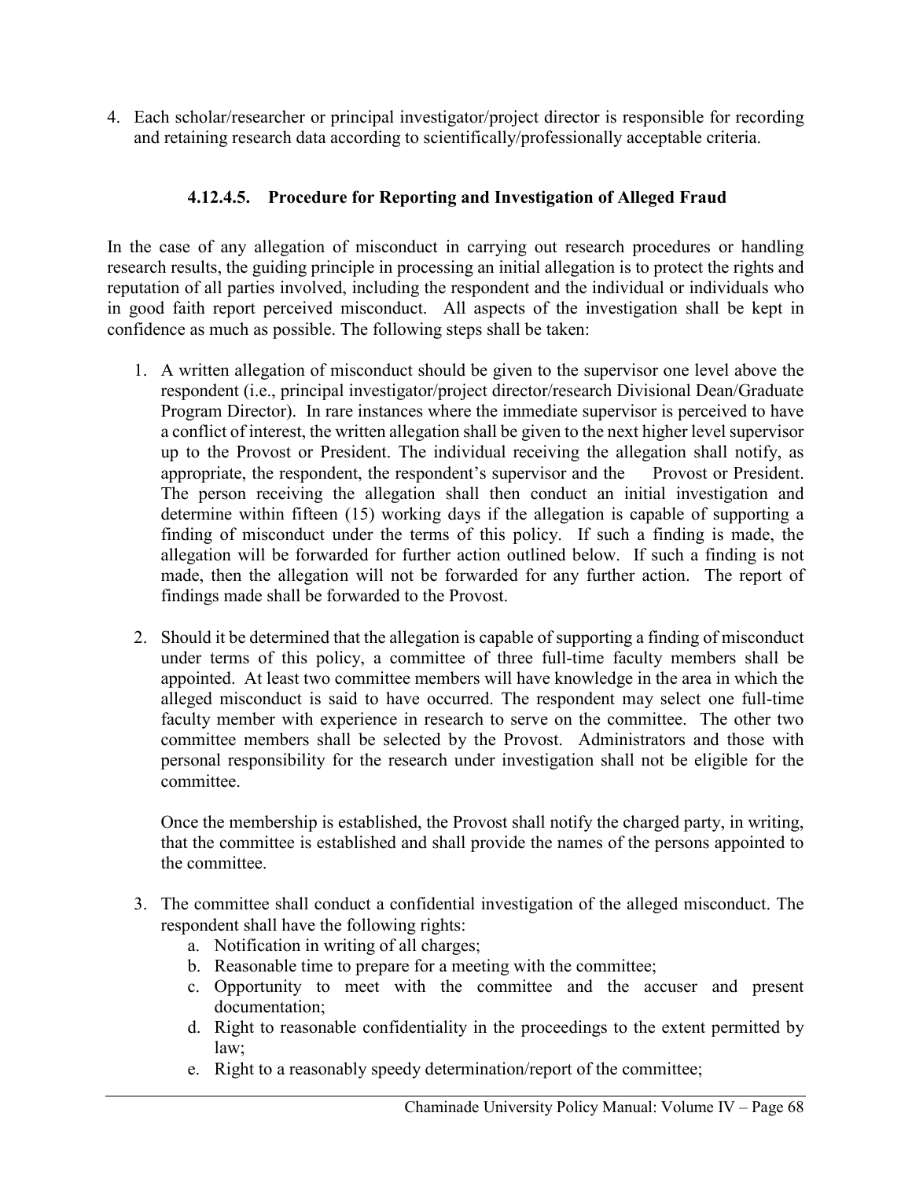4. Each scholar/researcher or principal investigator/project director is responsible for recording and retaining research data according to scientifically/professionally acceptable criteria.

#### 4.12.4.5. Procedure for Reporting and Investigation of Alleged Fraud

In the case of any allegation of misconduct in carrying out research procedures or handling research results, the guiding principle in processing an initial allegation is to protect the rights and reputation of all parties involved, including the respondent and the individual or individuals who in good faith report perceived misconduct. All aspects of the investigation shall be kept in confidence as much as possible. The following steps shall be taken:

1. A written allegation of misconduct should be given to the supervisor one level above the respondent (i.e., principal investigator/project director/research Divisional Dean/Graduate Program Director). In rare instances where the immediate supervisor is perceived to have a conflict of interest, the written allegation shall be given to the next higher level supervisor up to the Provost or President. The individual receiving the allegation shall notify, as appropriate, the respondent, the respondent's supervisor and the Provost or President. The person receiving the allegation shall then conduct an initial investigation and determine within fifteen (15) working days if the allegation is capable of supporting a finding of misconduct under the terms of this policy. If such a finding is made, the allegation will be forwarded for further action outlined below. If such a finding is not made, then the allegation will not be forwarded for any further action. The report of findings made shall be forwarded to the Provost.

2. Should it be determined that the allegation is capable of supporting a finding of misconduct under terms of this policy, a committee of three full-time faculty members shall be appointed. At least two committee members will have knowledge in the area in which the alleged misconduct is said to have occurred. The respondent may select one full-time faculty member with experience in research to serve on the committee. The other two committee members shall be selected by the Provost. Administrators and those with personal responsibility for the research under investigation shall not be eligible for the committee.

   Once the membership is established, the Provost shall notify the charged party, in writing, that the committee is established and shall provide the names of the persons appointed to the committee.

3. The committee shall conduct a confidential investigation of the alleged misconduct. The respondent shall have the following rights:
   a. Notification in writing of all charges;
   b. Reasonable time to prepare for a meeting with the committee;
   c. Opportunity to meet with the committee and the accuser and present documentation;
   d. Right to reasonable confidentiality in the proceedings to the extent permitted by law;
   e. Right to a reasonably speedy determination/report of the committee;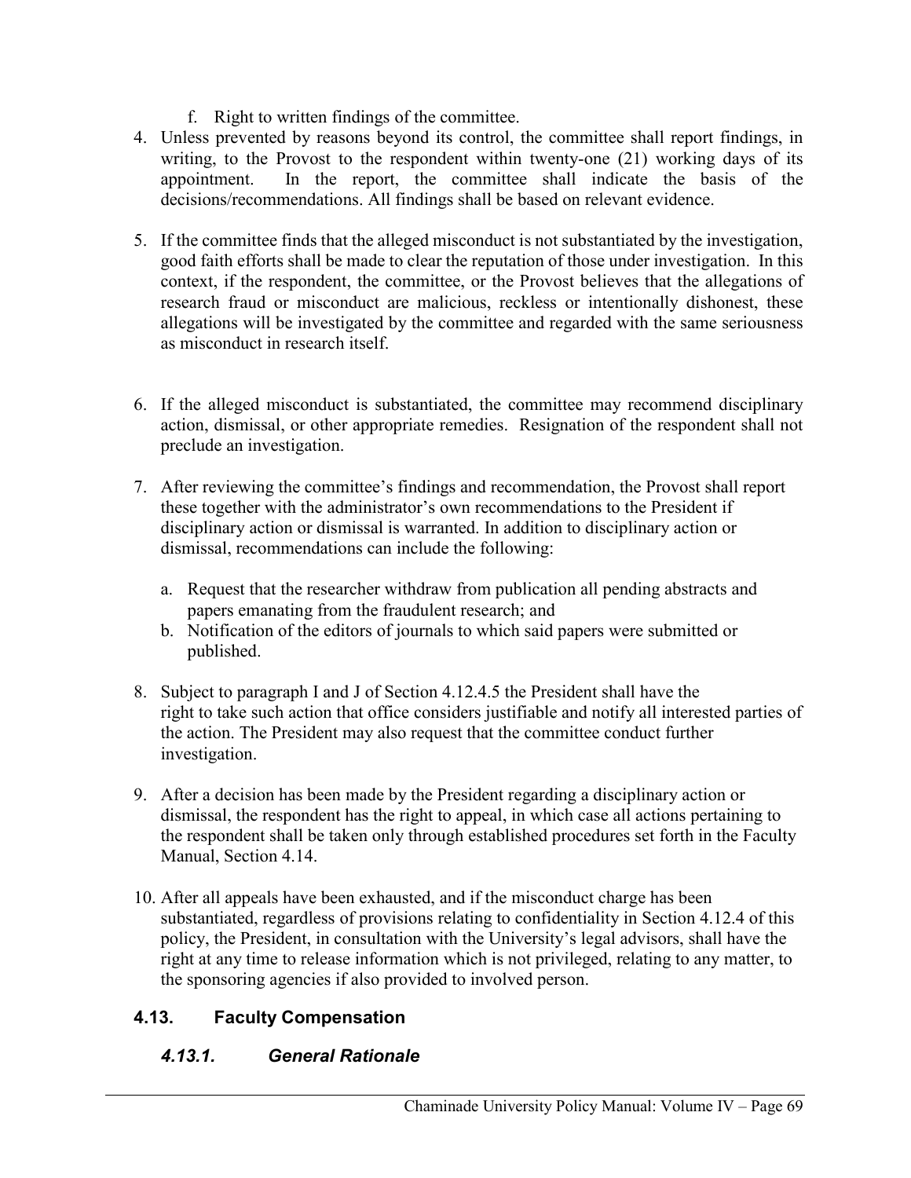f. Right to written findings of the committee.

4. Unless prevented by reasons beyond its control, the committee shall report findings, in writing, to the Provost to the respondent within twenty-one (21) working days of its appointment. In the report, the committee shall indicate the basis of the decisions/recommendations. All findings shall be based on relevant evidence.

5. If the committee finds that the alleged misconduct is not substantiated by the investigation, good faith efforts shall be made to clear the reputation of those under investigation. In this context, if the respondent, the committee, or the Provost believes that the allegations of research fraud or misconduct are malicious, reckless or intentionally dishonest, these allegations will be investigated by the committee and regarded with the same seriousness as misconduct in research itself.

6. If the alleged misconduct is substantiated, the committee may recommend disciplinary action, dismissal, or other appropriate remedies. Resignation of the respondent shall not preclude an investigation.

7. After reviewing the committee's findings and recommendation, the Provost shall report these together with the administrator's own recommendations to the President if disciplinary action or dismissal is warranted. In addition to disciplinary action or dismissal, recommendations can include the following:

   a. Request that the researcher withdraw from publication all pending abstracts and papers emanating from the fraudulent research; and
   b. Notification of the editors of journals to which said papers were submitted or published.

8. Subject to paragraph I and J of Section 4.12.4.5 the President shall have the right to take such action that office considers justifiable and notify all interested parties of the action. The President may also request that the committee conduct further investigation.

9. After a decision has been made by the President regarding a disciplinary action or dismissal, the respondent has the right to appeal, in which case all actions pertaining to the respondent shall be taken only through established procedures set forth in the Faculty Manual, Section 4.14.

10. After all appeals have been exhausted, and if the misconduct charge has been substantiated, regardless of provisions relating to confidentiality in Section 4.12.4 of this policy, the President, in consultation with the University's legal advisors, shall have the right at any time to release information which is not privileged, relating to any matter, to the sponsoring agencies if also provided to involved person.

## 4.13. Faculty Compensation

### *4.13.1. General Rationale*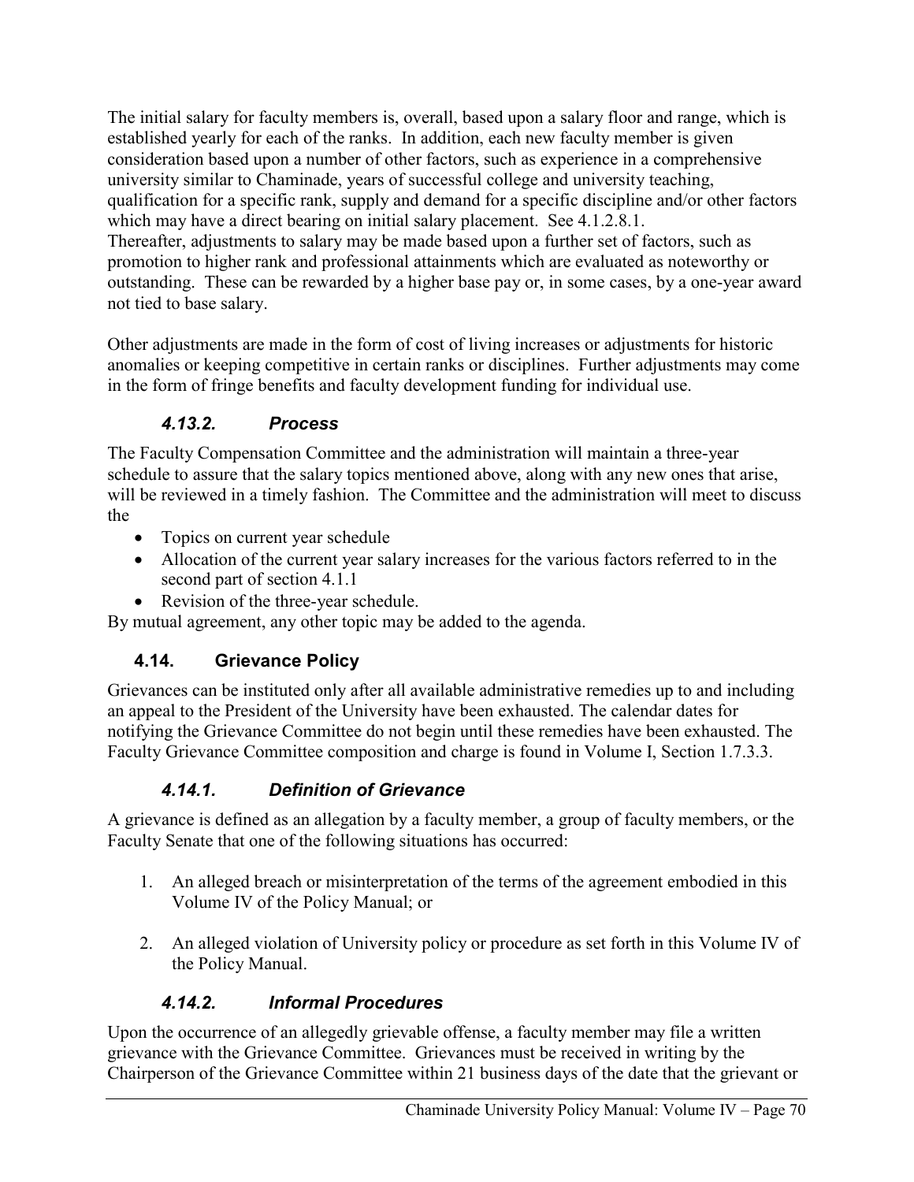The initial salary for faculty members is, overall, based upon a salary floor and range, which is established yearly for each of the ranks. In addition, each new faculty member is given consideration based upon a number of other factors, such as experience in a comprehensive university similar to Chaminade, years of successful college and university teaching, qualification for a specific rank, supply and demand for a specific discipline and/or other factors which may have a direct bearing on initial salary placement. See 4.1.2.8.1.
Thereafter, adjustments to salary may be made based upon a further set of factors, such as promotion to higher rank and professional attainments which are evaluated as noteworthy or outstanding. These can be rewarded by a higher base pay or, in some cases, by a one-year award not tied to base salary.

Other adjustments are made in the form of cost of living increases or adjustments for historic anomalies or keeping competitive in certain ranks or disciplines. Further adjustments may come in the form of fringe benefits and faculty development funding for individual use.

### *4.13.2. Process*

The Faculty Compensation Committee and the administration will maintain a three-year schedule to assure that the salary topics mentioned above, along with any new ones that arise, will be reviewed in a timely fashion. The Committee and the administration will meet to discuss the

- Topics on current year schedule
- Allocation of the current year salary increases for the various factors referred to in the second part of section 4.1.1
- Revision of the three-year schedule.

By mutual agreement, any other topic may be added to the agenda.

## 4.14. Grievance Policy

Grievances can be instituted only after all available administrative remedies up to and including an appeal to the President of the University have been exhausted. The calendar dates for notifying the Grievance Committee do not begin until these remedies have been exhausted. The Faculty Grievance Committee composition and charge is found in Volume I, Section 1.7.3.3.

### *4.14.1. Definition of Grievance*

A grievance is defined as an allegation by a faculty member, a group of faculty members, or the Faculty Senate that one of the following situations has occurred:

1. An alleged breach or misinterpretation of the terms of the agreement embodied in this Volume IV of the Policy Manual; or
2. An alleged violation of University policy or procedure as set forth in this Volume IV of the Policy Manual.

### *4.14.2. Informal Procedures*

Upon the occurrence of an allegedly grievable offense, a faculty member may file a written grievance with the Grievance Committee. Grievances must be received in writing by the Chairperson of the Grievance Committee within 21 business days of the date that the grievant or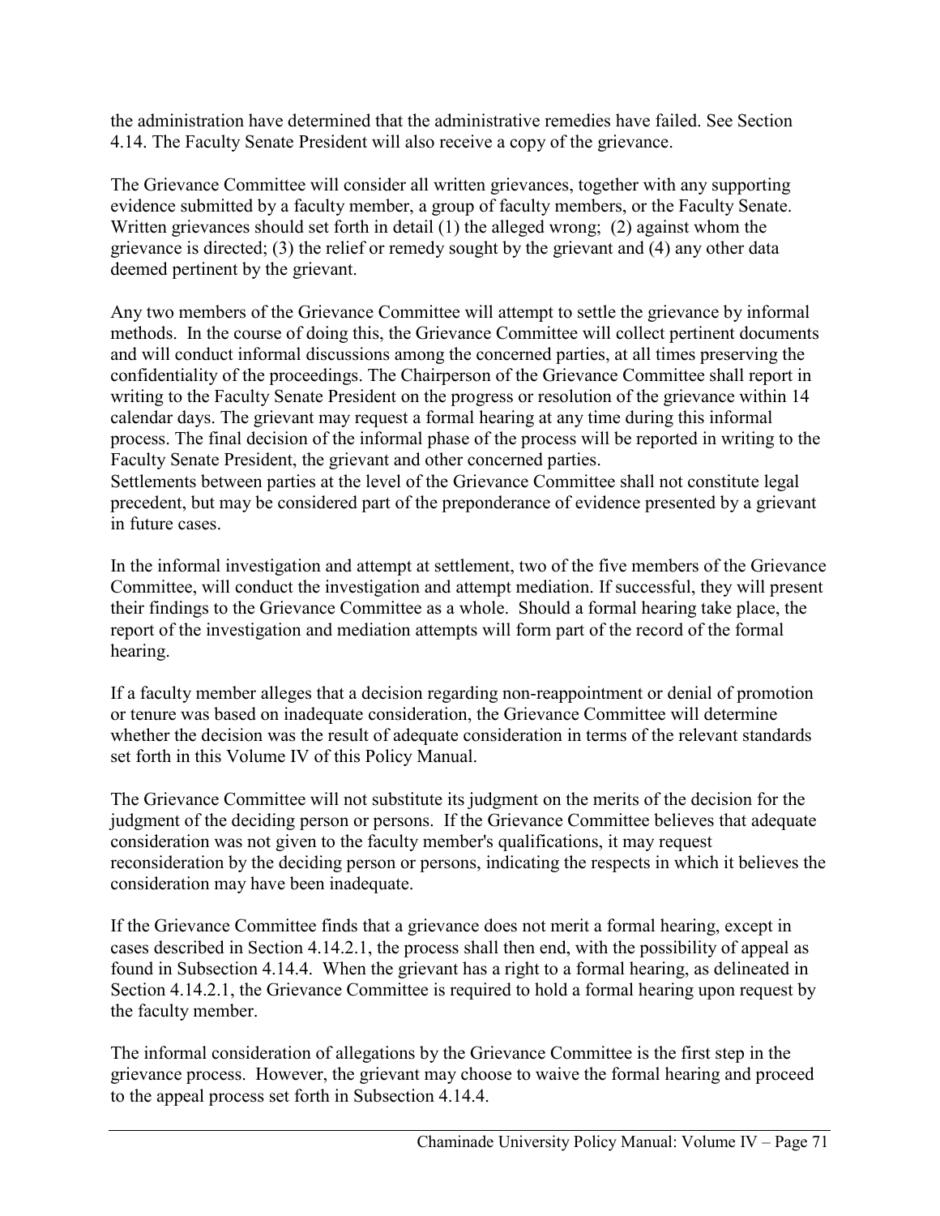the administration have determined that the administrative remedies have failed. See Section 4.14. The Faculty Senate President will also receive a copy of the grievance.

The Grievance Committee will consider all written grievances, together with any supporting evidence submitted by a faculty member, a group of faculty members, or the Faculty Senate. Written grievances should set forth in detail (1) the alleged wrong; (2) against whom the grievance is directed; (3) the relief or remedy sought by the grievant and (4) any other data deemed pertinent by the grievant.

Any two members of the Grievance Committee will attempt to settle the grievance by informal methods. In the course of doing this, the Grievance Committee will collect pertinent documents and will conduct informal discussions among the concerned parties, at all times preserving the confidentiality of the proceedings. The Chairperson of the Grievance Committee shall report in writing to the Faculty Senate President on the progress or resolution of the grievance within 14 calendar days. The grievant may request a formal hearing at any time during this informal process. The final decision of the informal phase of the process will be reported in writing to the Faculty Senate President, the grievant and other concerned parties.
Settlements between parties at the level of the Grievance Committee shall not constitute legal precedent, but may be considered part of the preponderance of evidence presented by a grievant in future cases.

In the informal investigation and attempt at settlement, two of the five members of the Grievance Committee, will conduct the investigation and attempt mediation. If successful, they will present their findings to the Grievance Committee as a whole. Should a formal hearing take place, the report of the investigation and mediation attempts will form part of the record of the formal hearing.

If a faculty member alleges that a decision regarding non-reappointment or denial of promotion or tenure was based on inadequate consideration, the Grievance Committee will determine whether the decision was the result of adequate consideration in terms of the relevant standards set forth in this Volume IV of this Policy Manual.

The Grievance Committee will not substitute its judgment on the merits of the decision for the judgment of the deciding person or persons. If the Grievance Committee believes that adequate consideration was not given to the faculty member's qualifications, it may request reconsideration by the deciding person or persons, indicating the respects in which it believes the consideration may have been inadequate.

If the Grievance Committee finds that a grievance does not merit a formal hearing, except in cases described in Section 4.14.2.1, the process shall then end, with the possibility of appeal as found in Subsection 4.14.4. When the grievant has a right to a formal hearing, as delineated in Section 4.14.2.1, the Grievance Committee is required to hold a formal hearing upon request by the faculty member.

The informal consideration of allegations by the Grievance Committee is the first step in the grievance process. However, the grievant may choose to waive the formal hearing and proceed to the appeal process set forth in Subsection 4.14.4.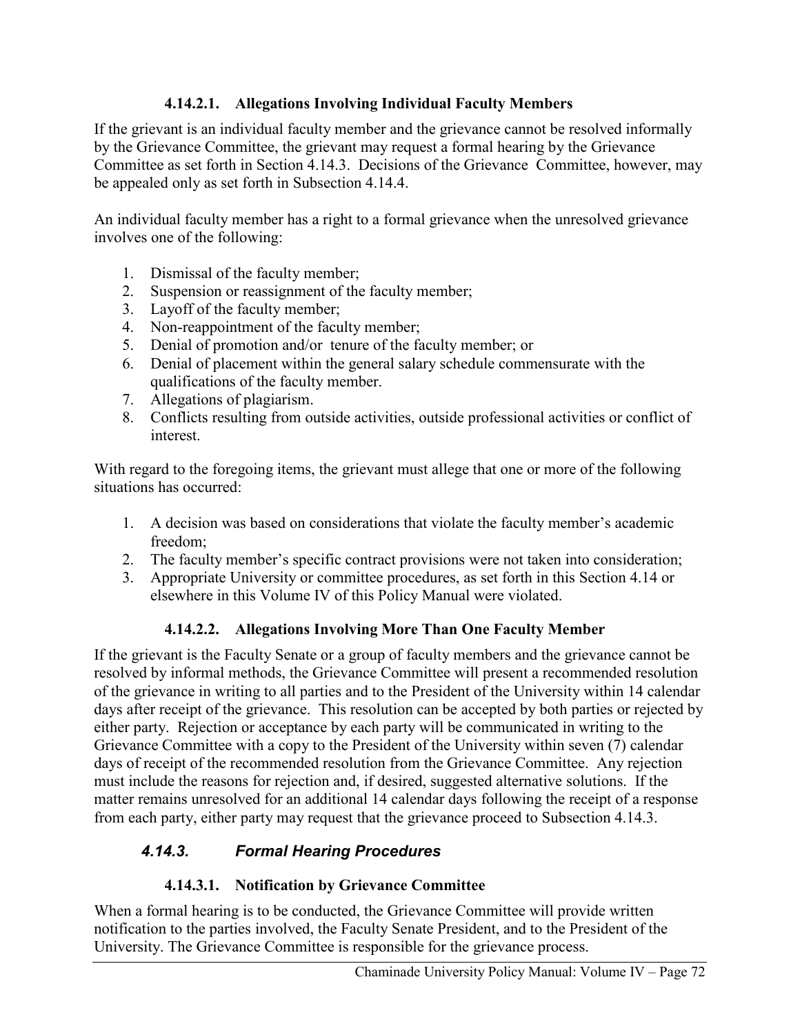#### 4.14.2.1. Allegations Involving Individual Faculty Members

If the grievant is an individual faculty member and the grievance cannot be resolved informally by the Grievance Committee, the grievant may request a formal hearing by the Grievance Committee as set forth in Section 4.14.3. Decisions of the Grievance Committee, however, may be appealed only as set forth in Subsection 4.14.4.

An individual faculty member has a right to a formal grievance when the unresolved grievance involves one of the following:

1. Dismissal of the faculty member;
2. Suspension or reassignment of the faculty member;
3. Layoff of the faculty member;
4. Non-reappointment of the faculty member;
5. Denial of promotion and/or tenure of the faculty member; or
6. Denial of placement within the general salary schedule commensurate with the qualifications of the faculty member.
7. Allegations of plagiarism.
8. Conflicts resulting from outside activities, outside professional activities or conflict of interest.

With regard to the foregoing items, the grievant must allege that one or more of the following situations has occurred:

1. A decision was based on considerations that violate the faculty member's academic freedom;
2. The faculty member's specific contract provisions were not taken into consideration;
3. Appropriate University or committee procedures, as set forth in this Section 4.14 or elsewhere in this Volume IV of this Policy Manual were violated.

#### 4.14.2.2. Allegations Involving More Than One Faculty Member

If the grievant is the Faculty Senate or a group of faculty members and the grievance cannot be resolved by informal methods, the Grievance Committee will present a recommended resolution of the grievance in writing to all parties and to the President of the University within 14 calendar days after receipt of the grievance. This resolution can be accepted by both parties or rejected by either party. Rejection or acceptance by each party will be communicated in writing to the Grievance Committee with a copy to the President of the University within seven (7) calendar days of receipt of the recommended resolution from the Grievance Committee. Any rejection must include the reasons for rejection and, if desired, suggested alternative solutions. If the matter remains unresolved for an additional 14 calendar days following the receipt of a response from each party, either party may request that the grievance proceed to Subsection 4.14.3.

### *4.14.3. Formal Hearing Procedures*

#### 4.14.3.1. Notification by Grievance Committee

When a formal hearing is to be conducted, the Grievance Committee will provide written notification to the parties involved, the Faculty Senate President, and to the President of the University. The Grievance Committee is responsible for the grievance process.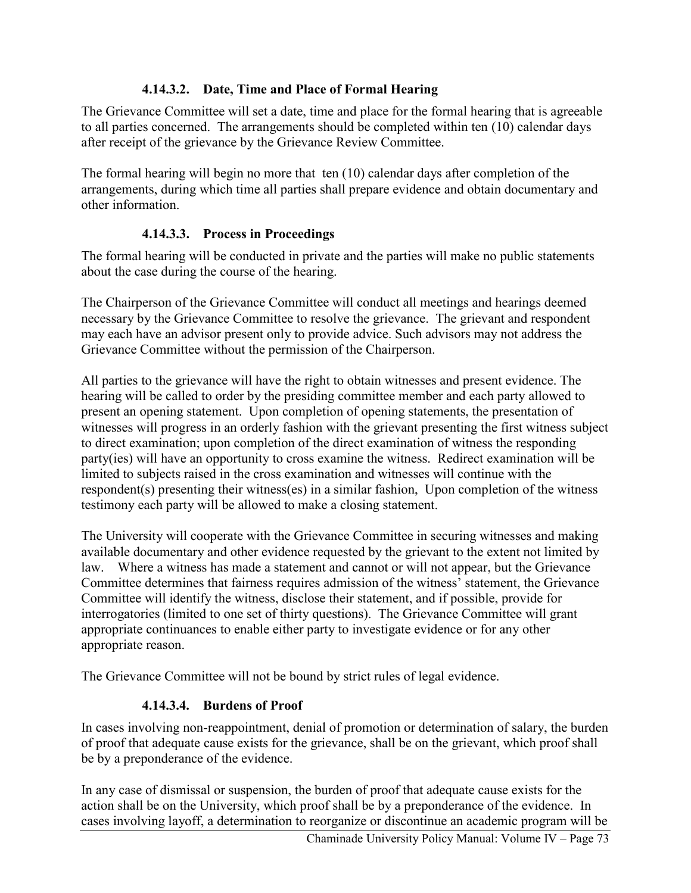#### 4.14.3.2. Date, Time and Place of Formal Hearing

The Grievance Committee will set a date, time and place for the formal hearing that is agreeable to all parties concerned. The arrangements should be completed within ten (10) calendar days after receipt of the grievance by the Grievance Review Committee.

The formal hearing will begin no more that ten (10) calendar days after completion of the arrangements, during which time all parties shall prepare evidence and obtain documentary and other information.

#### 4.14.3.3. Process in Proceedings

The formal hearing will be conducted in private and the parties will make no public statements about the case during the course of the hearing.

The Chairperson of the Grievance Committee will conduct all meetings and hearings deemed necessary by the Grievance Committee to resolve the grievance. The grievant and respondent may each have an advisor present only to provide advice. Such advisors may not address the Grievance Committee without the permission of the Chairperson.

All parties to the grievance will have the right to obtain witnesses and present evidence. The hearing will be called to order by the presiding committee member and each party allowed to present an opening statement. Upon completion of opening statements, the presentation of witnesses will progress in an orderly fashion with the grievant presenting the first witness subject to direct examination; upon completion of the direct examination of witness the responding party(ies) will have an opportunity to cross examine the witness. Redirect examination will be limited to subjects raised in the cross examination and witnesses will continue with the respondent(s) presenting their witness(es) in a similar fashion, Upon completion of the witness testimony each party will be allowed to make a closing statement.

The University will cooperate with the Grievance Committee in securing witnesses and making available documentary and other evidence requested by the grievant to the extent not limited by law. Where a witness has made a statement and cannot or will not appear, but the Grievance Committee determines that fairness requires admission of the witness' statement, the Grievance Committee will identify the witness, disclose their statement, and if possible, provide for interrogatories (limited to one set of thirty questions). The Grievance Committee will grant appropriate continuances to enable either party to investigate evidence or for any other appropriate reason.

The Grievance Committee will not be bound by strict rules of legal evidence.

#### 4.14.3.4. Burdens of Proof

In cases involving non-reappointment, denial of promotion or determination of salary, the burden of proof that adequate cause exists for the grievance, shall be on the grievant, which proof shall be by a preponderance of the evidence.

In any case of dismissal or suspension, the burden of proof that adequate cause exists for the action shall be on the University, which proof shall be by a preponderance of the evidence. In cases involving layoff, a determination to reorganize or discontinue an academic program will be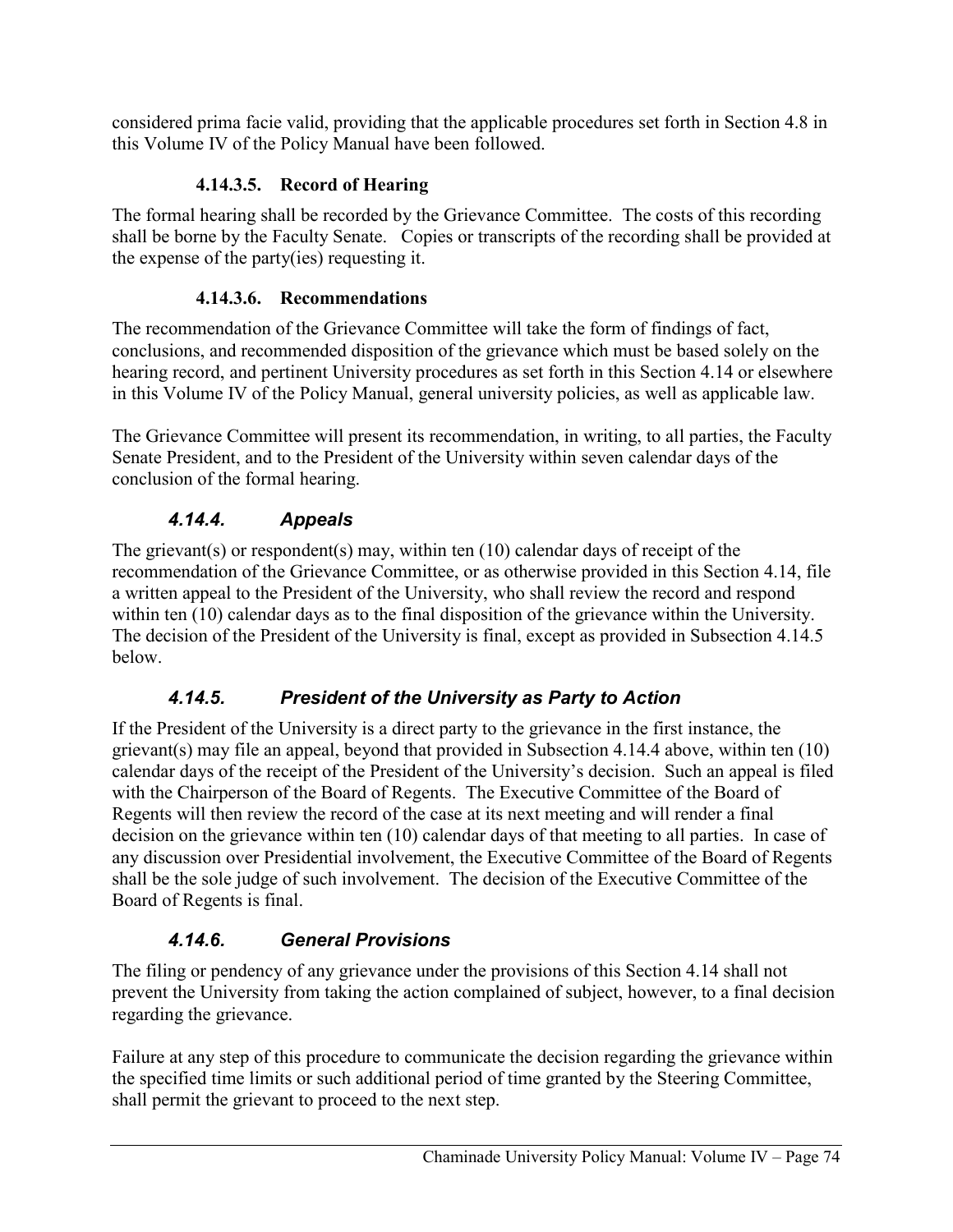considered prima facie valid, providing that the applicable procedures set forth in Section 4.8 in this Volume IV of the Policy Manual have been followed.

#### 4.14.3.5. Record of Hearing

The formal hearing shall be recorded by the Grievance Committee. The costs of this recording shall be borne by the Faculty Senate. Copies or transcripts of the recording shall be provided at the expense of the party(ies) requesting it.

#### 4.14.3.6. Recommendations

The recommendation of the Grievance Committee will take the form of findings of fact, conclusions, and recommended disposition of the grievance which must be based solely on the hearing record, and pertinent University procedures as set forth in this Section 4.14 or elsewhere in this Volume IV of the Policy Manual, general university policies, as well as applicable law.

The Grievance Committee will present its recommendation, in writing, to all parties, the Faculty Senate President, and to the President of the University within seven calendar days of the conclusion of the formal hearing.

### *4.14.4. Appeals*

The grievant(s) or respondent(s) may, within ten (10) calendar days of receipt of the recommendation of the Grievance Committee, or as otherwise provided in this Section 4.14, file a written appeal to the President of the University, who shall review the record and respond within ten (10) calendar days as to the final disposition of the grievance within the University. The decision of the President of the University is final, except as provided in Subsection 4.14.5 below.

### *4.14.5. President of the University as Party to Action*

If the President of the University is a direct party to the grievance in the first instance, the grievant(s) may file an appeal, beyond that provided in Subsection 4.14.4 above, within ten (10) calendar days of the receipt of the President of the University's decision. Such an appeal is filed with the Chairperson of the Board of Regents. The Executive Committee of the Board of Regents will then review the record of the case at its next meeting and will render a final decision on the grievance within ten (10) calendar days of that meeting to all parties. In case of any discussion over Presidential involvement, the Executive Committee of the Board of Regents shall be the sole judge of such involvement. The decision of the Executive Committee of the Board of Regents is final.

### *4.14.6. General Provisions*

The filing or pendency of any grievance under the provisions of this Section 4.14 shall not prevent the University from taking the action complained of subject, however, to a final decision regarding the grievance.

Failure at any step of this procedure to communicate the decision regarding the grievance within the specified time limits or such additional period of time granted by the Steering Committee, shall permit the grievant to proceed to the next step.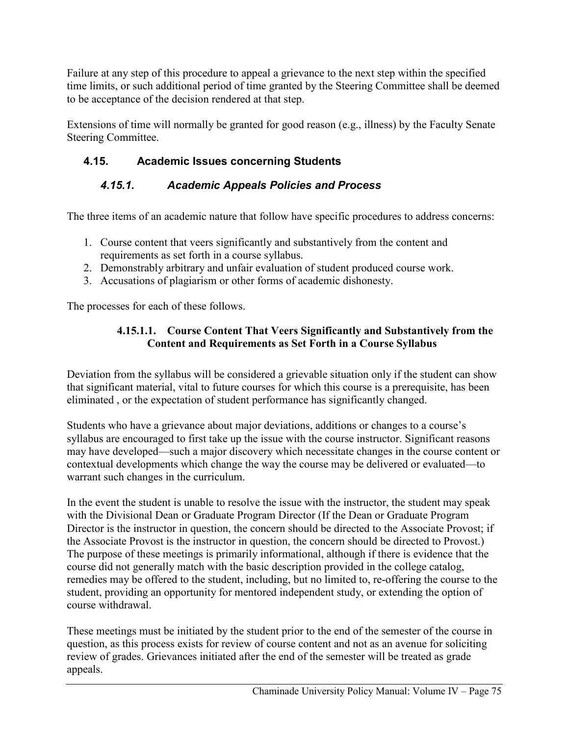Failure at any step of this procedure to appeal a grievance to the next step within the specified time limits, or such additional period of time granted by the Steering Committee shall be deemed to be acceptance of the decision rendered at that step.

Extensions of time will normally be granted for good reason (e.g., illness) by the Faculty Senate Steering Committee.

## 4.15. Academic Issues concerning Students

### *4.15.1. Academic Appeals Policies and Process*

The three items of an academic nature that follow have specific procedures to address concerns:

1. Course content that veers significantly and substantively from the content and requirements as set forth in a course syllabus.
2. Demonstrably arbitrary and unfair evaluation of student produced course work.
3. Accusations of plagiarism or other forms of academic dishonesty.

The processes for each of these follows.

#### 4.15.1.1. Course Content That Veers Significantly and Substantively from the Content and Requirements as Set Forth in a Course Syllabus

Deviation from the syllabus will be considered a grievable situation only if the student can show that significant material, vital to future courses for which this course is a prerequisite, has been eliminated , or the expectation of student performance has significantly changed.

Students who have a grievance about major deviations, additions or changes to a course's syllabus are encouraged to first take up the issue with the course instructor. Significant reasons may have developed—such a major discovery which necessitate changes in the course content or contextual developments which change the way the course may be delivered or evaluated—to warrant such changes in the curriculum.

In the event the student is unable to resolve the issue with the instructor, the student may speak with the Divisional Dean or Graduate Program Director (If the Dean or Graduate Program Director is the instructor in question, the concern should be directed to the Associate Provost; if the Associate Provost is the instructor in question, the concern should be directed to Provost.) The purpose of these meetings is primarily informational, although if there is evidence that the course did not generally match with the basic description provided in the college catalog, remedies may be offered to the student, including, but no limited to, re-offering the course to the student, providing an opportunity for mentored independent study, or extending the option of course withdrawal.

These meetings must be initiated by the student prior to the end of the semester of the course in question, as this process exists for review of course content and not as an avenue for soliciting review of grades. Grievances initiated after the end of the semester will be treated as grade appeals.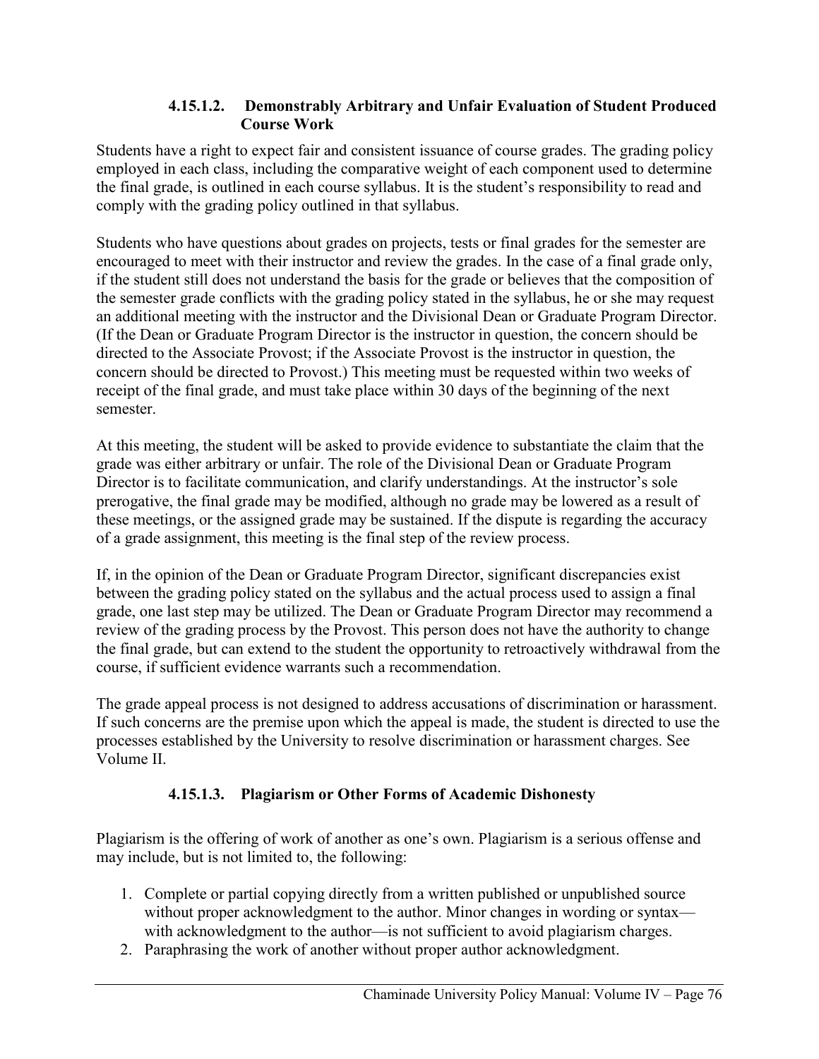#### 4.15.1.2. Demonstrably Arbitrary and Unfair Evaluation of Student Produced Course Work

Students have a right to expect fair and consistent issuance of course grades. The grading policy employed in each class, including the comparative weight of each component used to determine the final grade, is outlined in each course syllabus. It is the student's responsibility to read and comply with the grading policy outlined in that syllabus.

Students who have questions about grades on projects, tests or final grades for the semester are encouraged to meet with their instructor and review the grades. In the case of a final grade only, if the student still does not understand the basis for the grade or believes that the composition of the semester grade conflicts with the grading policy stated in the syllabus, he or she may request an additional meeting with the instructor and the Divisional Dean or Graduate Program Director. (If the Dean or Graduate Program Director is the instructor in question, the concern should be directed to the Associate Provost; if the Associate Provost is the instructor in question, the concern should be directed to Provost.) This meeting must be requested within two weeks of receipt of the final grade, and must take place within 30 days of the beginning of the next semester.

At this meeting, the student will be asked to provide evidence to substantiate the claim that the grade was either arbitrary or unfair. The role of the Divisional Dean or Graduate Program Director is to facilitate communication, and clarify understandings. At the instructor's sole prerogative, the final grade may be modified, although no grade may be lowered as a result of these meetings, or the assigned grade may be sustained. If the dispute is regarding the accuracy of a grade assignment, this meeting is the final step of the review process.

If, in the opinion of the Dean or Graduate Program Director, significant discrepancies exist between the grading policy stated on the syllabus and the actual process used to assign a final grade, one last step may be utilized. The Dean or Graduate Program Director may recommend a review of the grading process by the Provost. This person does not have the authority to change the final grade, but can extend to the student the opportunity to retroactively withdrawal from the course, if sufficient evidence warrants such a recommendation.

The grade appeal process is not designed to address accusations of discrimination or harassment. If such concerns are the premise upon which the appeal is made, the student is directed to use the processes established by the University to resolve discrimination or harassment charges. See Volume II.

#### 4.15.1.3. Plagiarism or Other Forms of Academic Dishonesty

Plagiarism is the offering of work of another as one's own. Plagiarism is a serious offense and may include, but is not limited to, the following:

1. Complete or partial copying directly from a written published or unpublished source without proper acknowledgment to the author. Minor changes in wording or syntax—with acknowledgment to the author—is not sufficient to avoid plagiarism charges.
2. Paraphrasing the work of another without proper author acknowledgment.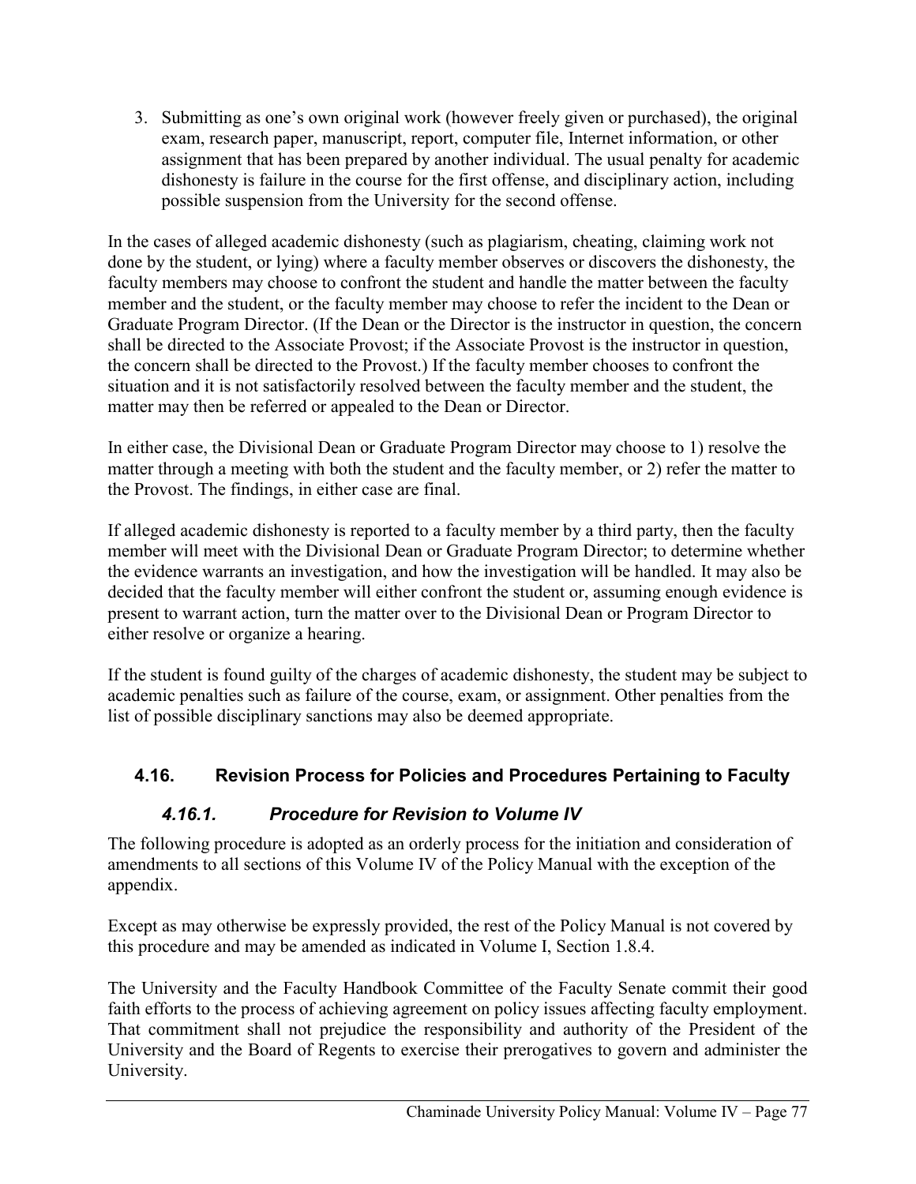3. Submitting as one's own original work (however freely given or purchased), the original exam, research paper, manuscript, report, computer file, Internet information, or other assignment that has been prepared by another individual. The usual penalty for academic dishonesty is failure in the course for the first offense, and disciplinary action, including possible suspension from the University for the second offense.

In the cases of alleged academic dishonesty (such as plagiarism, cheating, claiming work not done by the student, or lying) where a faculty member observes or discovers the dishonesty, the faculty members may choose to confront the student and handle the matter between the faculty member and the student, or the faculty member may choose to refer the incident to the Dean or Graduate Program Director. (If the Dean or the Director is the instructor in question, the concern shall be directed to the Associate Provost; if the Associate Provost is the instructor in question, the concern shall be directed to the Provost.) If the faculty member chooses to confront the situation and it is not satisfactorily resolved between the faculty member and the student, the matter may then be referred or appealed to the Dean or Director.

In either case, the Divisional Dean or Graduate Program Director may choose to 1) resolve the matter through a meeting with both the student and the faculty member, or 2) refer the matter to the Provost. The findings, in either case are final.

If alleged academic dishonesty is reported to a faculty member by a third party, then the faculty member will meet with the Divisional Dean or Graduate Program Director; to determine whether the evidence warrants an investigation, and how the investigation will be handled. It may also be decided that the faculty member will either confront the student or, assuming enough evidence is present to warrant action, turn the matter over to the Divisional Dean or Program Director to either resolve or organize a hearing.

If the student is found guilty of the charges of academic dishonesty, the student may be subject to academic penalties such as failure of the course, exam, or assignment. Other penalties from the list of possible disciplinary sanctions may also be deemed appropriate.

## 4.16. Revision Process for Policies and Procedures Pertaining to Faculty

### *4.16.1. Procedure for Revision to Volume IV*

The following procedure is adopted as an orderly process for the initiation and consideration of amendments to all sections of this Volume IV of the Policy Manual with the exception of the appendix.

Except as may otherwise be expressly provided, the rest of the Policy Manual is not covered by this procedure and may be amended as indicated in Volume I, Section 1.8.4.

The University and the Faculty Handbook Committee of the Faculty Senate commit their good faith efforts to the process of achieving agreement on policy issues affecting faculty employment. That commitment shall not prejudice the responsibility and authority of the President of the University and the Board of Regents to exercise their prerogatives to govern and administer the University.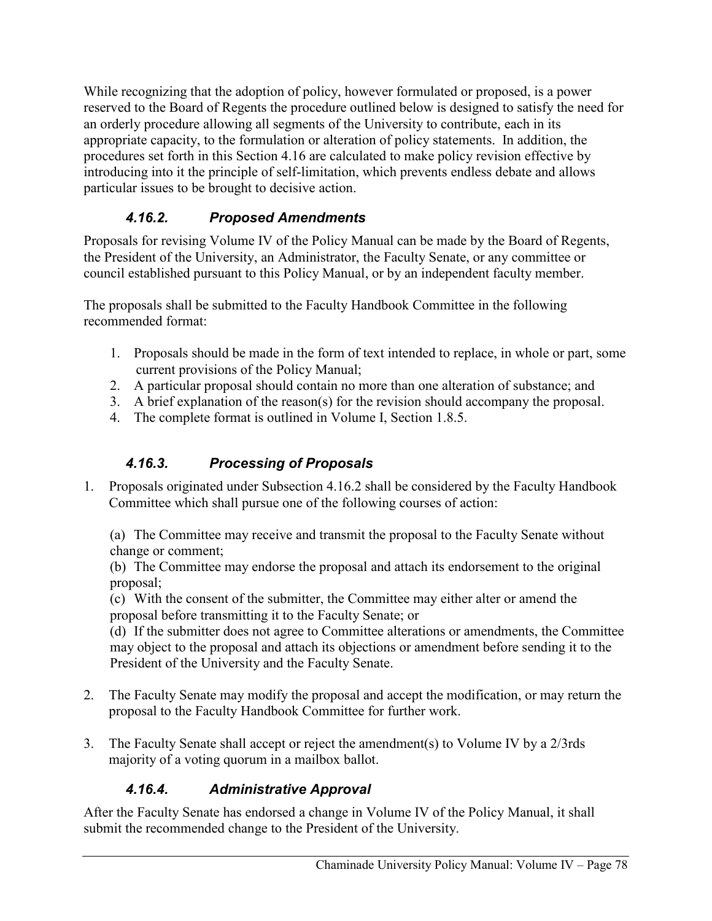While recognizing that the adoption of policy, however formulated or proposed, is a power reserved to the Board of Regents the procedure outlined below is designed to satisfy the need for an orderly procedure allowing all segments of the University to contribute, each in its appropriate capacity, to the formulation or alteration of policy statements. In addition, the procedures set forth in this Section 4.16 are calculated to make policy revision effective by introducing into it the principle of self-limitation, which prevents endless debate and allows particular issues to be brought to decisive action.

### *4.16.2. Proposed Amendments*

Proposals for revising Volume IV of the Policy Manual can be made by the Board of Regents, the President of the University, an Administrator, the Faculty Senate, or any committee or council established pursuant to this Policy Manual, or by an independent faculty member.

The proposals shall be submitted to the Faculty Handbook Committee in the following recommended format:

1. Proposals should be made in the form of text intended to replace, in whole or part, some current provisions of the Policy Manual;
2. A particular proposal should contain no more than one alteration of substance; and
3. A brief explanation of the reason(s) for the revision should accompany the proposal.
4. The complete format is outlined in Volume I, Section 1.8.5.

### *4.16.3. Processing of Proposals*

1. Proposals originated under Subsection 4.16.2 shall be considered by the Faculty Handbook Committee which shall pursue one of the following courses of action:

   (a) The Committee may receive and transmit the proposal to the Faculty Senate without change or comment;
   (b) The Committee may endorse the proposal and attach its endorsement to the original proposal;
   (c) With the consent of the submitter, the Committee may either alter or amend the proposal before transmitting it to the Faculty Senate; or
   (d) If the submitter does not agree to Committee alterations or amendments, the Committee may object to the proposal and attach its objections or amendment before sending it to the President of the University and the Faculty Senate.

2. The Faculty Senate may modify the proposal and accept the modification, or may return the proposal to the Faculty Handbook Committee for further work.

3. The Faculty Senate shall accept or reject the amendment(s) to Volume IV by a 2/3rds majority of a voting quorum in a mailbox ballot.

### *4.16.4. Administrative Approval*

After the Faculty Senate has endorsed a change in Volume IV of the Policy Manual, it shall submit the recommended change to the President of the University.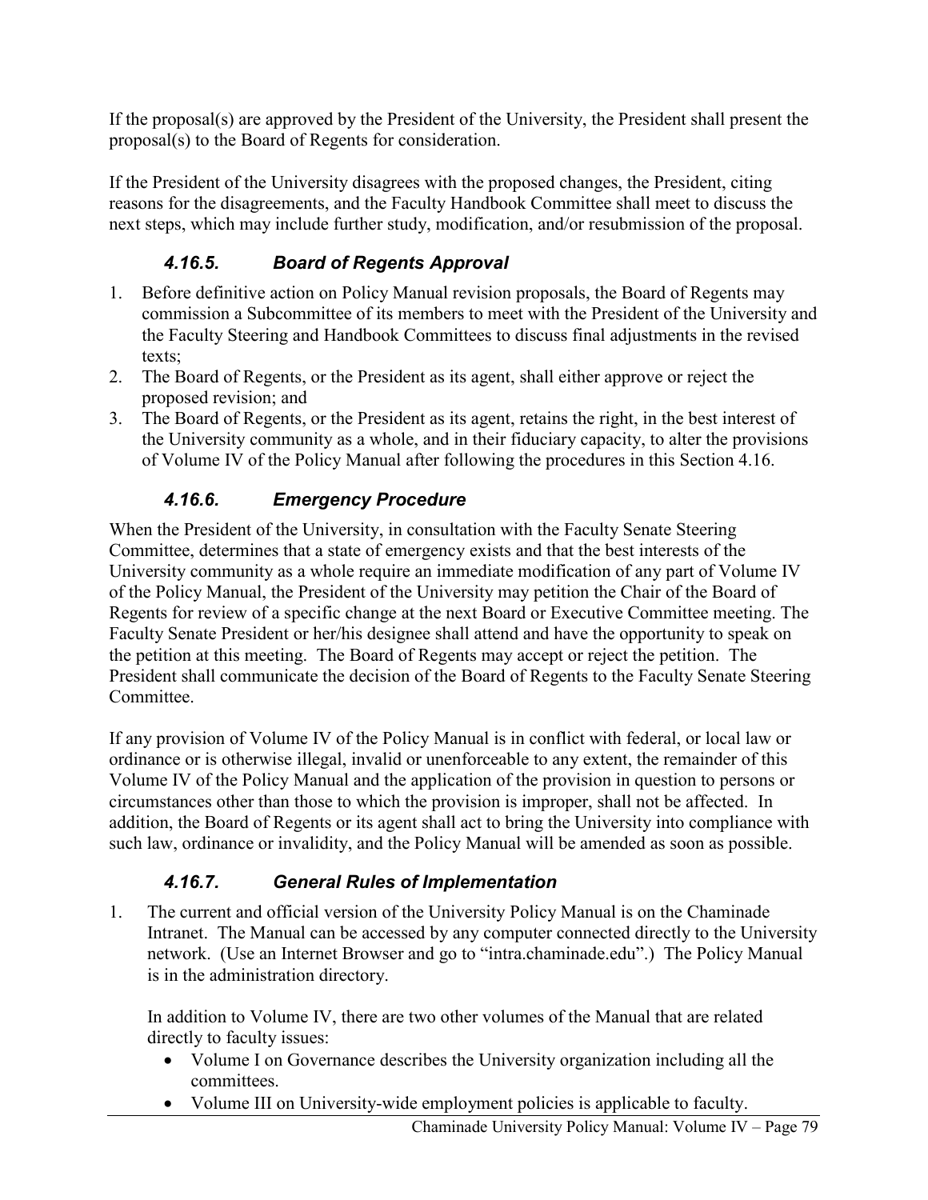If the proposal(s) are approved by the President of the University, the President shall present the proposal(s) to the Board of Regents for consideration.

If the President of the University disagrees with the proposed changes, the President, citing reasons for the disagreements, and the Faculty Handbook Committee shall meet to discuss the next steps, which may include further study, modification, and/or resubmission of the proposal.

### *4.16.5. Board of Regents Approval*

1. Before definitive action on Policy Manual revision proposals, the Board of Regents may commission a Subcommittee of its members to meet with the President of the University and the Faculty Steering and Handbook Committees to discuss final adjustments in the revised texts;
2. The Board of Regents, or the President as its agent, shall either approve or reject the proposed revision; and
3. The Board of Regents, or the President as its agent, retains the right, in the best interest of the University community as a whole, and in their fiduciary capacity, to alter the provisions of Volume IV of the Policy Manual after following the procedures in this Section 4.16.

### *4.16.6. Emergency Procedure*

When the President of the University, in consultation with the Faculty Senate Steering Committee, determines that a state of emergency exists and that the best interests of the University community as a whole require an immediate modification of any part of Volume IV of the Policy Manual, the President of the University may petition the Chair of the Board of Regents for review of a specific change at the next Board or Executive Committee meeting. The Faculty Senate President or her/his designee shall attend and have the opportunity to speak on the petition at this meeting. The Board of Regents may accept or reject the petition. The President shall communicate the decision of the Board of Regents to the Faculty Senate Steering Committee.

If any provision of Volume IV of the Policy Manual is in conflict with federal, or local law or ordinance or is otherwise illegal, invalid or unenforceable to any extent, the remainder of this Volume IV of the Policy Manual and the application of the provision in question to persons or circumstances other than those to which the provision is improper, shall not be affected. In addition, the Board of Regents or its agent shall act to bring the University into compliance with such law, ordinance or invalidity, and the Policy Manual will be amended as soon as possible.

### *4.16.7. General Rules of Implementation*

1. The current and official version of the University Policy Manual is on the Chaminade Intranet. The Manual can be accessed by any computer connected directly to the University network. (Use an Internet Browser and go to "intra.chaminade.edu".) The Policy Manual is in the administration directory.

   In addition to Volume IV, there are two other volumes of the Manual that are related directly to faculty issues:
   - Volume I on Governance describes the University organization including all the committees.
   - Volume III on University-wide employment policies is applicable to faculty.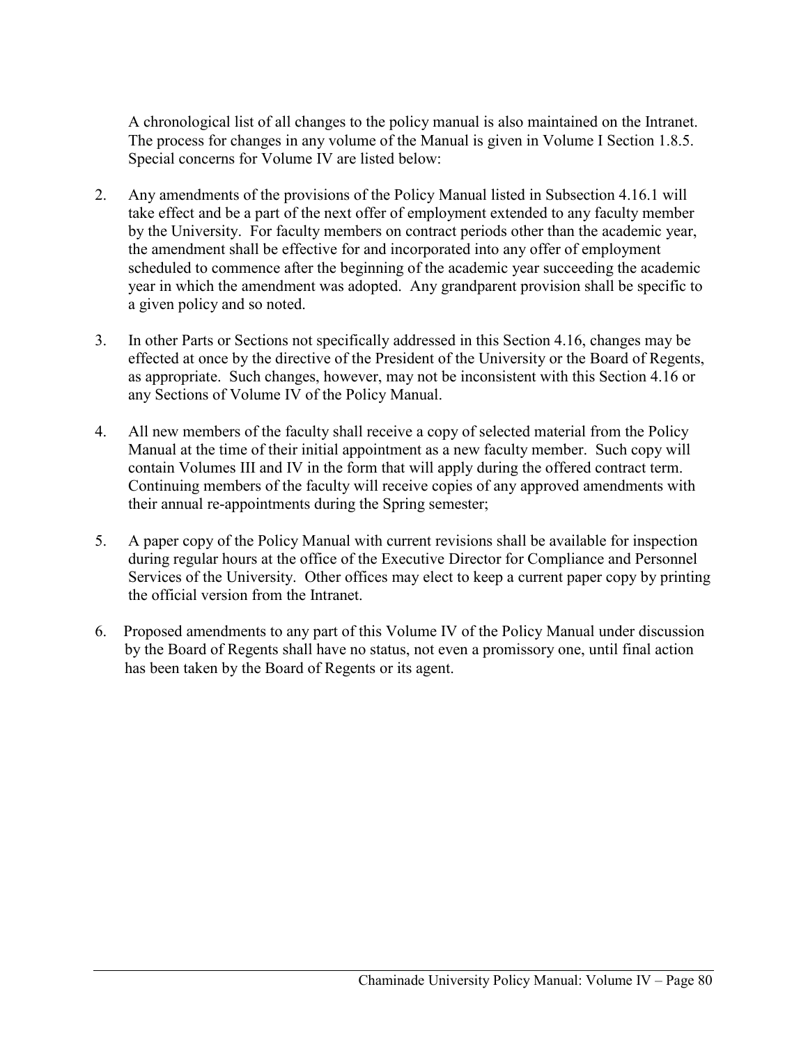A chronological list of all changes to the policy manual is also maintained on the Intranet. The process for changes in any volume of the Manual is given in Volume I Section 1.8.5. Special concerns for Volume IV are listed below:

2. Any amendments of the provisions of the Policy Manual listed in Subsection 4.16.1 will take effect and be a part of the next offer of employment extended to any faculty member by the University. For faculty members on contract periods other than the academic year, the amendment shall be effective for and incorporated into any offer of employment scheduled to commence after the beginning of the academic year succeeding the academic year in which the amendment was adopted. Any grandparent provision shall be specific to a given policy and so noted.

3. In other Parts or Sections not specifically addressed in this Section 4.16, changes may be effected at once by the directive of the President of the University or the Board of Regents, as appropriate. Such changes, however, may not be inconsistent with this Section 4.16 or any Sections of Volume IV of the Policy Manual.

4. All new members of the faculty shall receive a copy of selected material from the Policy Manual at the time of their initial appointment as a new faculty member. Such copy will contain Volumes III and IV in the form that will apply during the offered contract term. Continuing members of the faculty will receive copies of any approved amendments with their annual re-appointments during the Spring semester;

5. A paper copy of the Policy Manual with current revisions shall be available for inspection during regular hours at the office of the Executive Director for Compliance and Personnel Services of the University. Other offices may elect to keep a current paper copy by printing the official version from the Intranet.

6. Proposed amendments to any part of this Volume IV of the Policy Manual under discussion by the Board of Regents shall have no status, not even a promissory one, until final action has been taken by the Board of Regents or its agent.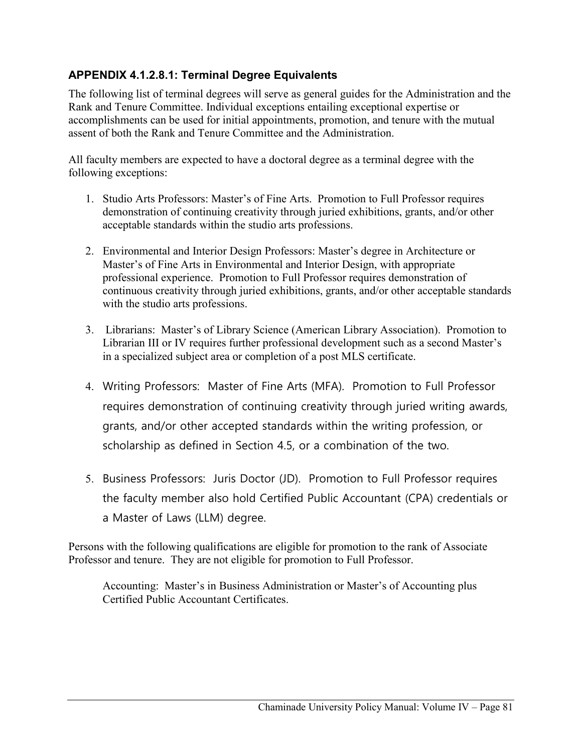### APPENDIX 4.1.2.8.1: Terminal Degree Equivalents

The following list of terminal degrees will serve as general guides for the Administration and the Rank and Tenure Committee. Individual exceptions entailing exceptional expertise or accomplishments can be used for initial appointments, promotion, and tenure with the mutual assent of both the Rank and Tenure Committee and the Administration.

All faculty members are expected to have a doctoral degree as a terminal degree with the following exceptions:

1. Studio Arts Professors: Master's of Fine Arts. Promotion to Full Professor requires demonstration of continuing creativity through juried exhibitions, grants, and/or other acceptable standards within the studio arts professions.

2. Environmental and Interior Design Professors: Master's degree in Architecture or Master's of Fine Arts in Environmental and Interior Design, with appropriate professional experience. Promotion to Full Professor requires demonstration of continuous creativity through juried exhibitions, grants, and/or other acceptable standards with the studio arts professions.

3. Librarians: Master's of Library Science (American Library Association). Promotion to Librarian III or IV requires further professional development such as a second Master's in a specialized subject area or completion of a post MLS certificate.

4. Writing Professors: Master of Fine Arts (MFA). Promotion to Full Professor requires demonstration of continuing creativity through juried writing awards, grants, and/or other accepted standards within the writing profession, or scholarship as defined in Section 4.5, or a combination of the two.

5. Business Professors: Juris Doctor (JD). Promotion to Full Professor requires the faculty member also hold Certified Public Accountant (CPA) credentials or a Master of Laws (LLM) degree.

Persons with the following qualifications are eligible for promotion to the rank of Associate Professor and tenure. They are not eligible for promotion to Full Professor.

> Accounting: Master's in Business Administration or Master's of Accounting plus Certified Public Accountant Certificates.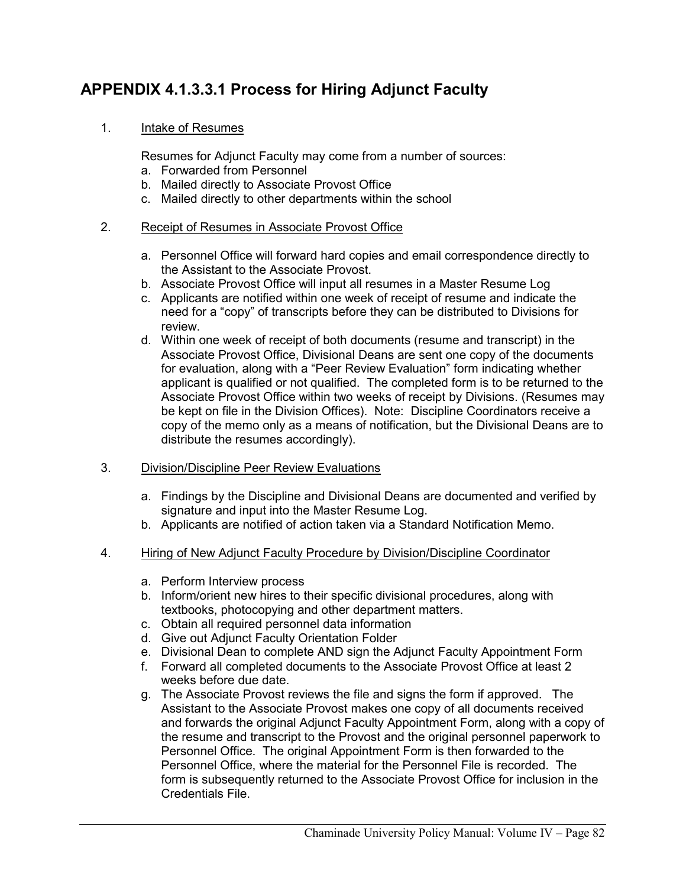## APPENDIX 4.1.3.3.1 Process for Hiring Adjunct Faculty

1. Intake of Resumes

   Resumes for Adjunct Faculty may come from a number of sources:

   a. Forwarded from Personnel
   b. Mailed directly to Associate Provost Office
   c. Mailed directly to other departments within the school

2. Receipt of Resumes in Associate Provost Office

   a. Personnel Office will forward hard copies and email correspondence directly to the Assistant to the Associate Provost.
   b. Associate Provost Office will input all resumes in a Master Resume Log
   c. Applicants are notified within one week of receipt of resume and indicate the need for a "copy" of transcripts before they can be distributed to Divisions for review.
   d. Within one week of receipt of both documents (resume and transcript) in the Associate Provost Office, Divisional Deans are sent one copy of the documents for evaluation, along with a "Peer Review Evaluation" form indicating whether applicant is qualified or not qualified. The completed form is to be returned to the Associate Provost Office within two weeks of receipt by Divisions. (Resumes may be kept on file in the Division Offices). Note: Discipline Coordinators receive a copy of the memo only as a means of notification, but the Divisional Deans are to distribute the resumes accordingly).

3. Division/Discipline Peer Review Evaluations

   a. Findings by the Discipline and Divisional Deans are documented and verified by signature and input into the Master Resume Log.
   b. Applicants are notified of action taken via a Standard Notification Memo.

4. Hiring of New Adjunct Faculty Procedure by Division/Discipline Coordinator

   a. Perform Interview process
   b. Inform/orient new hires to their specific divisional procedures, along with textbooks, photocopying and other department matters.
   c. Obtain all required personnel data information
   d. Give out Adjunct Faculty Orientation Folder
   e. Divisional Dean to complete AND sign the Adjunct Faculty Appointment Form
   f. Forward all completed documents to the Associate Provost Office at least 2 weeks before due date.
   g. The Associate Provost reviews the file and signs the form if approved. The Assistant to the Associate Provost makes one copy of all documents received and forwards the original Adjunct Faculty Appointment Form, along with a copy of the resume and transcript to the Provost and the original personnel paperwork to Personnel Office. The original Appointment Form is then forwarded to the Personnel Office, where the material for the Personnel File is recorded. The form is subsequently returned to the Associate Provost Office for inclusion in the Credentials File.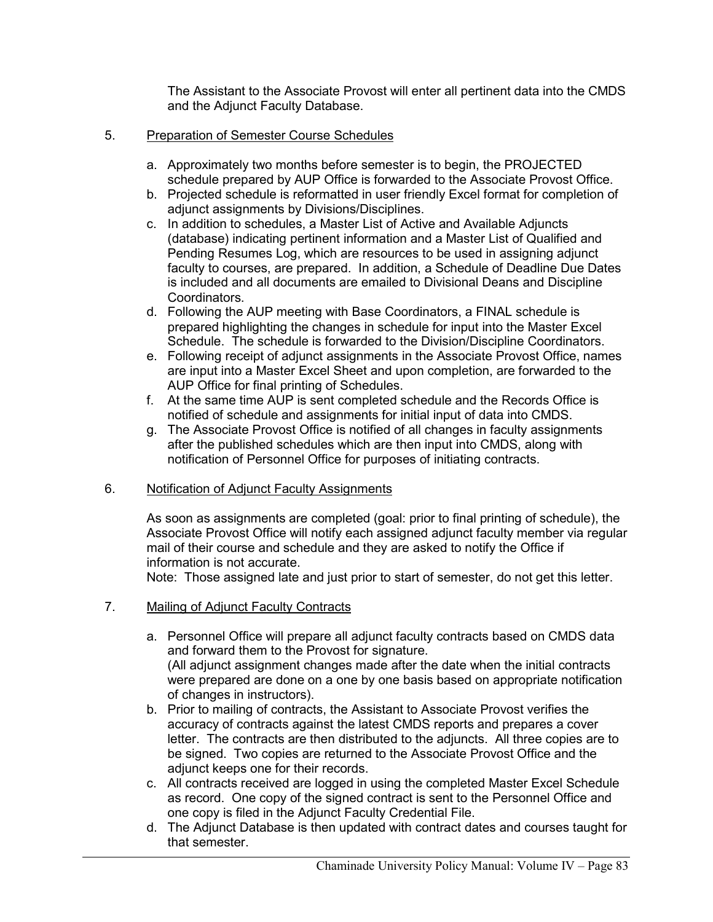The Assistant to the Associate Provost will enter all pertinent data into the CMDS and the Adjunct Faculty Database.

5. <u>Preparation of Semester Course Schedules</u>

   a. Approximately two months before semester is to begin, the PROJECTED schedule prepared by AUP Office is forwarded to the Associate Provost Office.
   b. Projected schedule is reformatted in user friendly Excel format for completion of adjunct assignments by Divisions/Disciplines.
   c. In addition to schedules, a Master List of Active and Available Adjuncts (database) indicating pertinent information and a Master List of Qualified and Pending Resumes Log, which are resources to be used in assigning adjunct faculty to courses, are prepared. In addition, a Schedule of Deadline Due Dates is included and all documents are emailed to Divisional Deans and Discipline Coordinators.
   d. Following the AUP meeting with Base Coordinators, a FINAL schedule is prepared highlighting the changes in schedule for input into the Master Excel Schedule. The schedule is forwarded to the Division/Discipline Coordinators.
   e. Following receipt of adjunct assignments in the Associate Provost Office, names are input into a Master Excel Sheet and upon completion, are forwarded to the AUP Office for final printing of Schedules.
   f. At the same time AUP is sent completed schedule and the Records Office is notified of schedule and assignments for initial input of data into CMDS.
   g. The Associate Provost Office is notified of all changes in faculty assignments after the published schedules which are then input into CMDS, along with notification of Personnel Office for purposes of initiating contracts.

6. <u>Notification of Adjunct Faculty Assignments</u>

   As soon as assignments are completed (goal: prior to final printing of schedule), the Associate Provost Office will notify each assigned adjunct faculty member via regular mail of their course and schedule and they are asked to notify the Office if information is not accurate.
   Note: Those assigned late and just prior to start of semester, do not get this letter.

7. <u>Mailing of Adjunct Faculty Contracts</u>

   a. Personnel Office will prepare all adjunct faculty contracts based on CMDS data and forward them to the Provost for signature.
      (All adjunct assignment changes made after the date when the initial contracts were prepared are done on a one by one basis based on appropriate notification of changes in instructors).
   b. Prior to mailing of contracts, the Assistant to Associate Provost verifies the accuracy of contracts against the latest CMDS reports and prepares a cover letter. The contracts are then distributed to the adjuncts. All three copies are to be signed. Two copies are returned to the Associate Provost Office and the adjunct keeps one for their records.
   c. All contracts received are logged in using the completed Master Excel Schedule as record. One copy of the signed contract is sent to the Personnel Office and one copy is filed in the Adjunct Faculty Credential File.
   d. The Adjunct Database is then updated with contract dates and courses taught for that semester.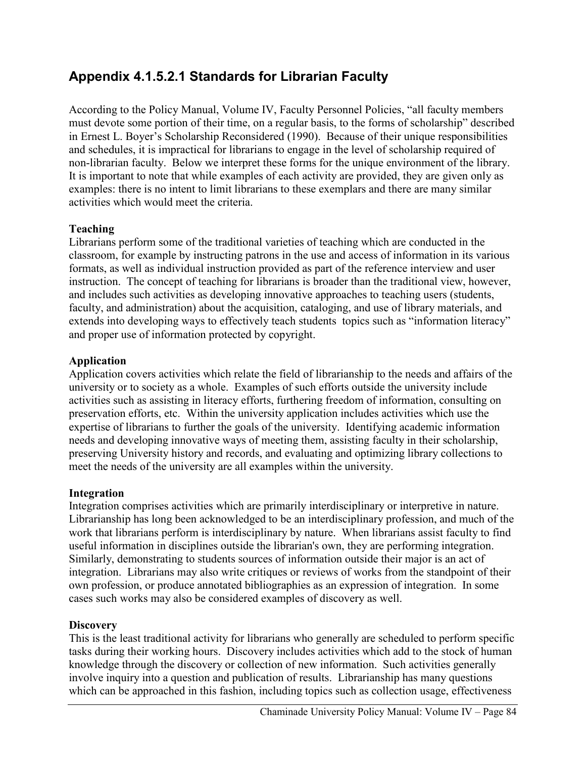## Appendix 4.1.5.2.1 Standards for Librarian Faculty

According to the Policy Manual, Volume IV, Faculty Personnel Policies, "all faculty members must devote some portion of their time, on a regular basis, to the forms of scholarship" described in Ernest L. Boyer's Scholarship Reconsidered (1990). Because of their unique responsibilities and schedules, it is impractical for librarians to engage in the level of scholarship required of non-librarian faculty. Below we interpret these forms for the unique environment of the library. It is important to note that while examples of each activity are provided, they are given only as examples: there is no intent to limit librarians to these exemplars and there are many similar activities which would meet the criteria.

**Teaching**
Librarians perform some of the traditional varieties of teaching which are conducted in the classroom, for example by instructing patrons in the use and access of information in its various formats, as well as individual instruction provided as part of the reference interview and user instruction. The concept of teaching for librarians is broader than the traditional view, however, and includes such activities as developing innovative approaches to teaching users (students, faculty, and administration) about the acquisition, cataloging, and use of library materials, and extends into developing ways to effectively teach students topics such as "information literacy" and proper use of information protected by copyright.

**Application**
Application covers activities which relate the field of librarianship to the needs and affairs of the university or to society as a whole. Examples of such efforts outside the university include activities such as assisting in literacy efforts, furthering freedom of information, consulting on preservation efforts, etc. Within the university application includes activities which use the expertise of librarians to further the goals of the university. Identifying academic information needs and developing innovative ways of meeting them, assisting faculty in their scholarship, preserving University history and records, and evaluating and optimizing library collections to meet the needs of the university are all examples within the university.

**Integration**
Integration comprises activities which are primarily interdisciplinary or interpretive in nature. Librarianship has long been acknowledged to be an interdisciplinary profession, and much of the work that librarians perform is interdisciplinary by nature. When librarians assist faculty to find useful information in disciplines outside the librarian's own, they are performing integration. Similarly, demonstrating to students sources of information outside their major is an act of integration. Librarians may also write critiques or reviews of works from the standpoint of their own profession, or produce annotated bibliographies as an expression of integration. In some cases such works may also be considered examples of discovery as well.

**Discovery**
This is the least traditional activity for librarians who generally are scheduled to perform specific tasks during their working hours. Discovery includes activities which add to the stock of human knowledge through the discovery or collection of new information. Such activities generally involve inquiry into a question and publication of results. Librarianship has many questions which can be approached in this fashion, including topics such as collection usage, effectiveness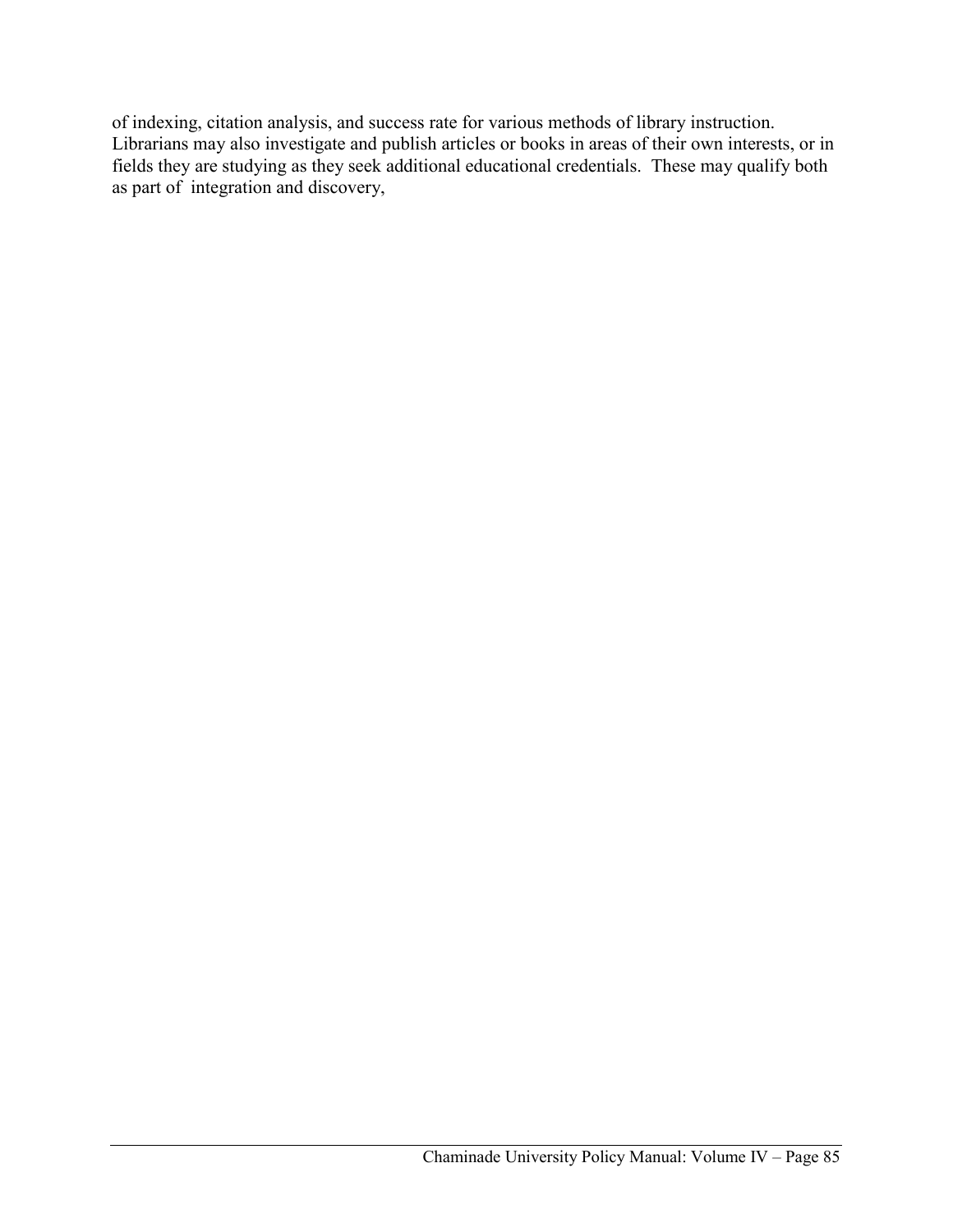of indexing, citation analysis, and success rate for various methods of library instruction. Librarians may also investigate and publish articles or books in areas of their own interests, or in fields they are studying as they seek additional educational credentials. These may qualify both as part of integration and discovery,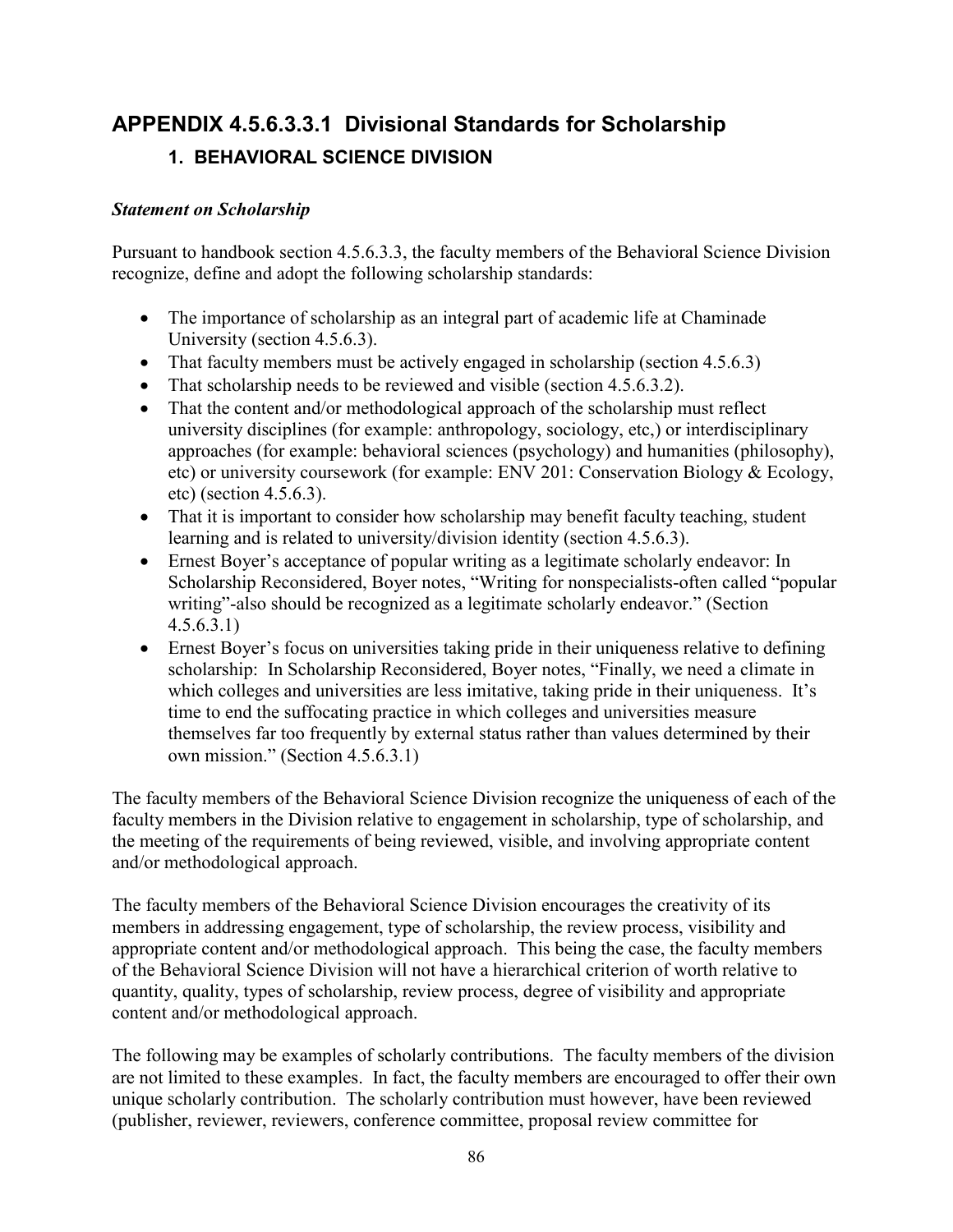## APPENDIX 4.5.6.3.3.1 Divisional Standards for Scholarship

### 1. BEHAVIORAL SCIENCE DIVISION

***Statement on Scholarship***

Pursuant to handbook section 4.5.6.3.3, the faculty members of the Behavioral Science Division recognize, define and adopt the following scholarship standards:

- The importance of scholarship as an integral part of academic life at Chaminade University (section 4.5.6.3).
- That faculty members must be actively engaged in scholarship (section 4.5.6.3)
- That scholarship needs to be reviewed and visible (section 4.5.6.3.2).
- That the content and/or methodological approach of the scholarship must reflect university disciplines (for example: anthropology, sociology, etc,) or interdisciplinary approaches (for example: behavioral sciences (psychology) and humanities (philosophy), etc) or university coursework (for example: ENV 201: Conservation Biology & Ecology, etc) (section 4.5.6.3).
- That it is important to consider how scholarship may benefit faculty teaching, student learning and is related to university/division identity (section 4.5.6.3).
- Ernest Boyer's acceptance of popular writing as a legitimate scholarly endeavor: In Scholarship Reconsidered, Boyer notes, "Writing for nonspecialists-often called "popular writing"-also should be recognized as a legitimate scholarly endeavor." (Section 4.5.6.3.1)
- Ernest Boyer's focus on universities taking pride in their uniqueness relative to defining scholarship: In Scholarship Reconsidered, Boyer notes, "Finally, we need a climate in which colleges and universities are less imitative, taking pride in their uniqueness. It's time to end the suffocating practice in which colleges and universities measure themselves far too frequently by external status rather than values determined by their own mission." (Section 4.5.6.3.1)

The faculty members of the Behavioral Science Division recognize the uniqueness of each of the faculty members in the Division relative to engagement in scholarship, type of scholarship, and the meeting of the requirements of being reviewed, visible, and involving appropriate content and/or methodological approach.

The faculty members of the Behavioral Science Division encourages the creativity of its members in addressing engagement, type of scholarship, the review process, visibility and appropriate content and/or methodological approach. This being the case, the faculty members of the Behavioral Science Division will not have a hierarchical criterion of worth relative to quantity, quality, types of scholarship, review process, degree of visibility and appropriate content and/or methodological approach.

The following may be examples of scholarly contributions. The faculty members of the division are not limited to these examples. In fact, the faculty members are encouraged to offer their own unique scholarly contribution. The scholarly contribution must however, have been reviewed (publisher, reviewer, reviewers, conference committee, proposal review committee for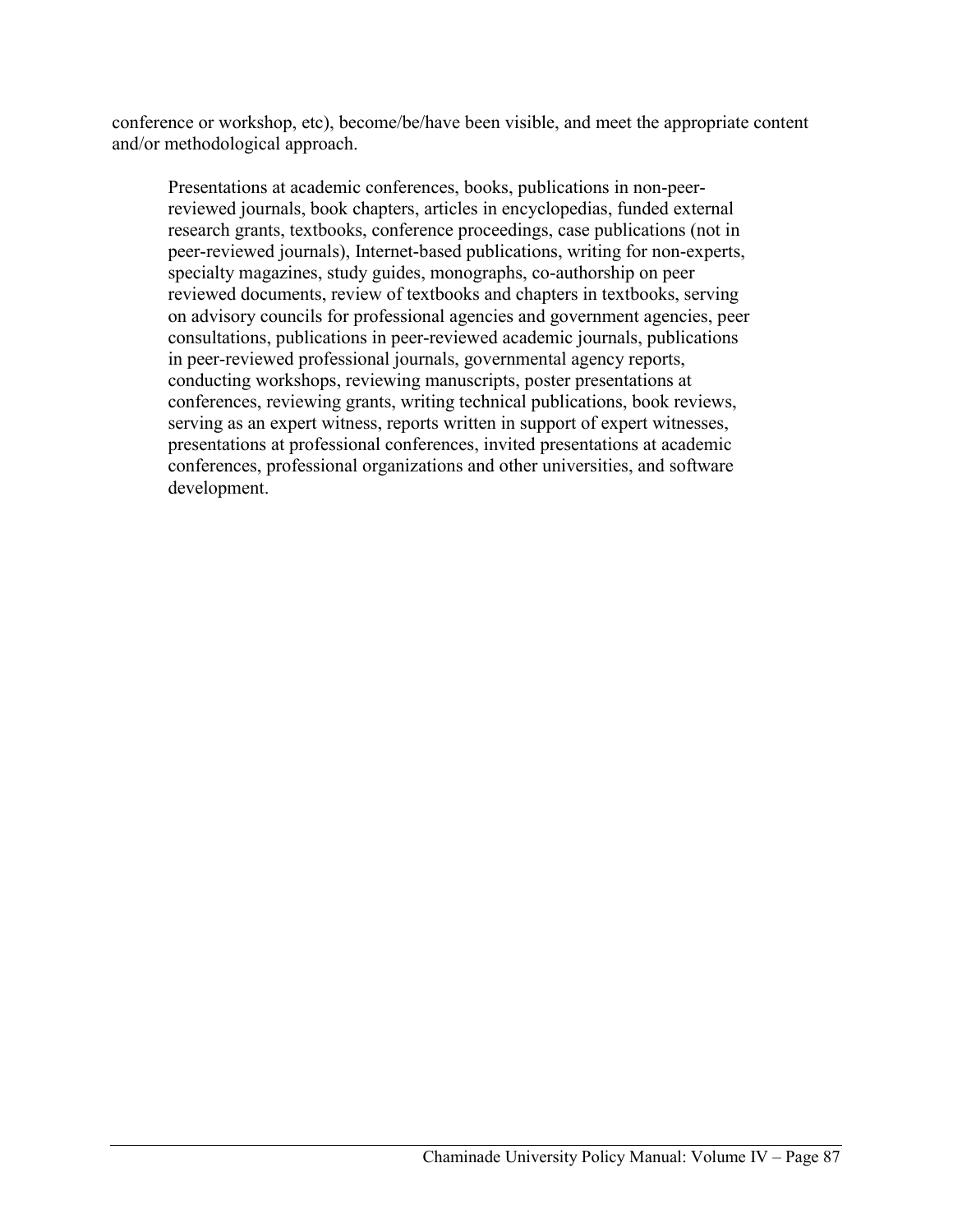conference or workshop, etc), become/be/have been visible, and meet the appropriate content and/or methodological approach.

> Presentations at academic conferences, books, publications in non-peer-reviewed journals, book chapters, articles in encyclopedias, funded external research grants, textbooks, conference proceedings, case publications (not in peer-reviewed journals), Internet-based publications, writing for non-experts, specialty magazines, study guides, monographs, co-authorship on peer reviewed documents, review of textbooks and chapters in textbooks, serving on advisory councils for professional agencies and government agencies, peer consultations, publications in peer-reviewed academic journals, publications in peer-reviewed professional journals, governmental agency reports, conducting workshops, reviewing manuscripts, poster presentations at conferences, reviewing grants, writing technical publications, book reviews, serving as an expert witness, reports written in support of expert witnesses, presentations at professional conferences, invited presentations at academic conferences, professional organizations and other universities, and software development.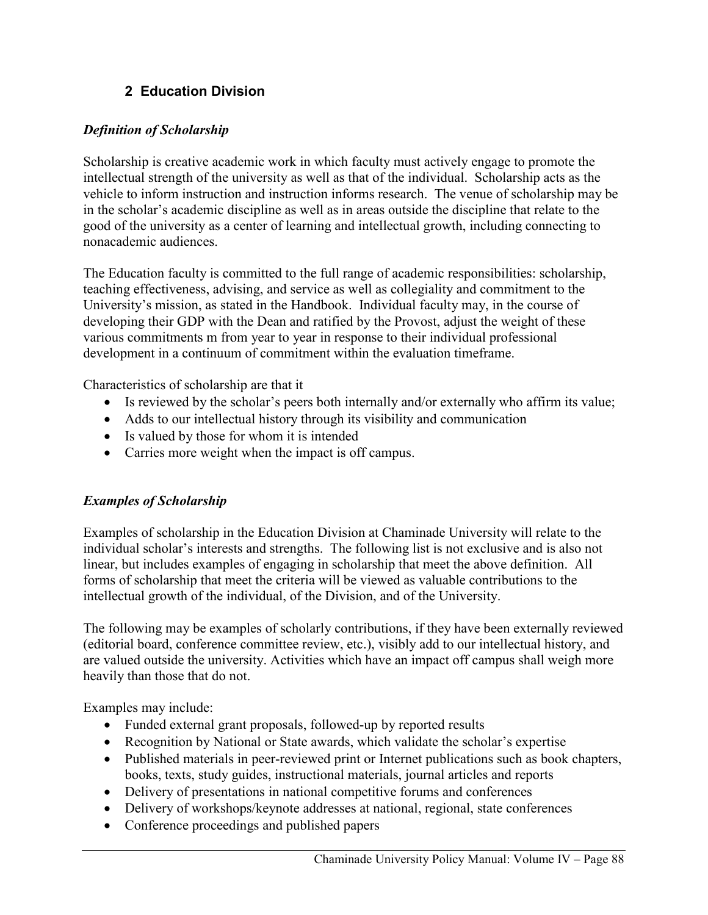## 2 Education Division

### *Definition of Scholarship*

Scholarship is creative academic work in which faculty must actively engage to promote the intellectual strength of the university as well as that of the individual. Scholarship acts as the vehicle to inform instruction and instruction informs research. The venue of scholarship may be in the scholar's academic discipline as well as in areas outside the discipline that relate to the good of the university as a center of learning and intellectual growth, including connecting to nonacademic audiences.

The Education faculty is committed to the full range of academic responsibilities: scholarship, teaching effectiveness, advising, and service as well as collegiality and commitment to the University's mission, as stated in the Handbook. Individual faculty may, in the course of developing their GDP with the Dean and ratified by the Provost, adjust the weight of these various commitments m from year to year in response to their individual professional development in a continuum of commitment within the evaluation timeframe.

Characteristics of scholarship are that it

- Is reviewed by the scholar's peers both internally and/or externally who affirm its value;
- Adds to our intellectual history through its visibility and communication
- Is valued by those for whom it is intended
- Carries more weight when the impact is off campus.

### *Examples of Scholarship*

Examples of scholarship in the Education Division at Chaminade University will relate to the individual scholar's interests and strengths. The following list is not exclusive and is also not linear, but includes examples of engaging in scholarship that meet the above definition. All forms of scholarship that meet the criteria will be viewed as valuable contributions to the intellectual growth of the individual, of the Division, and of the University.

The following may be examples of scholarly contributions, if they have been externally reviewed (editorial board, conference committee review, etc.), visibly add to our intellectual history, and are valued outside the university. Activities which have an impact off campus shall weigh more heavily than those that do not.

Examples may include:

- Funded external grant proposals, followed-up by reported results
- Recognition by National or State awards, which validate the scholar's expertise
- Published materials in peer-reviewed print or Internet publications such as book chapters, books, texts, study guides, instructional materials, journal articles and reports
- Delivery of presentations in national competitive forums and conferences
- Delivery of workshops/keynote addresses at national, regional, state conferences
- Conference proceedings and published papers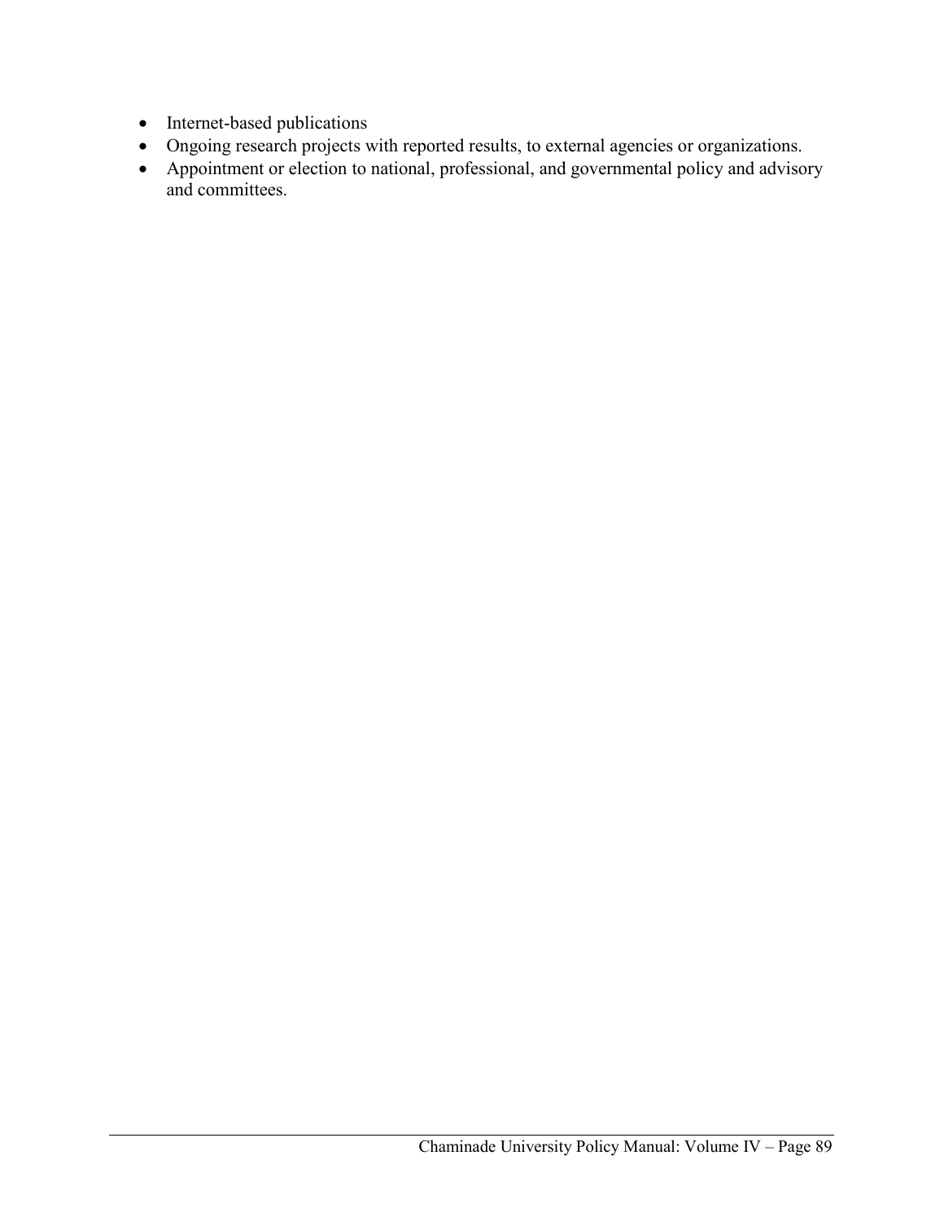- Internet-based publications
- Ongoing research projects with reported results, to external agencies or organizations.
- Appointment or election to national, professional, and governmental policy and advisory and committees.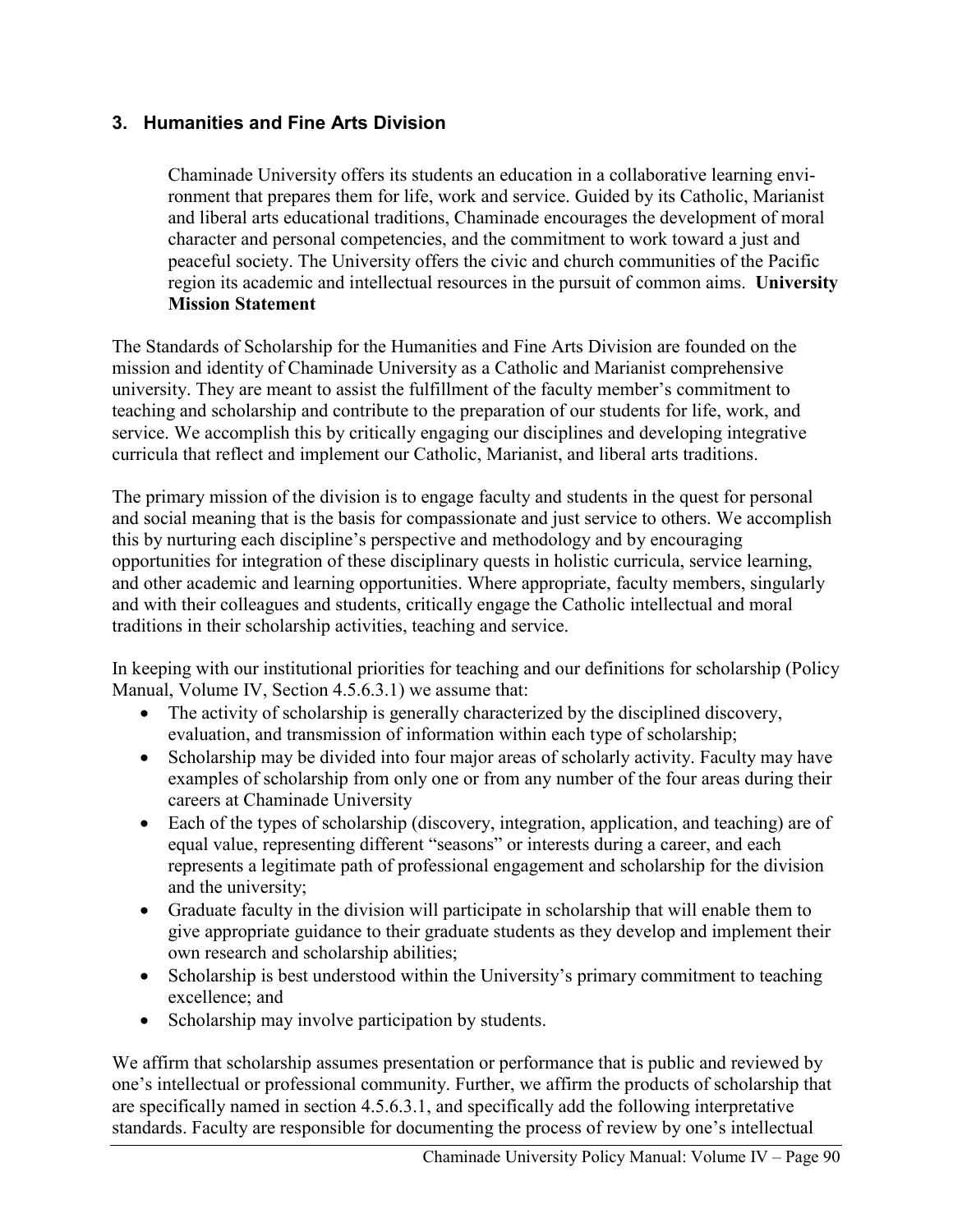### 3. Humanities and Fine Arts Division

> Chaminade University offers its students an education in a collaborative learning environment that prepares them for life, work and service. Guided by its Catholic, Marianist and liberal arts educational traditions, Chaminade encourages the development of moral character and personal competencies, and the commitment to work toward a just and peaceful society. The University offers the civic and church communities of the Pacific region its academic and intellectual resources in the pursuit of common aims. **University Mission Statement**

The Standards of Scholarship for the Humanities and Fine Arts Division are founded on the mission and identity of Chaminade University as a Catholic and Marianist comprehensive university. They are meant to assist the fulfillment of the faculty member's commitment to teaching and scholarship and contribute to the preparation of our students for life, work, and service. We accomplish this by critically engaging our disciplines and developing integrative curricula that reflect and implement our Catholic, Marianist, and liberal arts traditions.

The primary mission of the division is to engage faculty and students in the quest for personal and social meaning that is the basis for compassionate and just service to others. We accomplish this by nurturing each discipline's perspective and methodology and by encouraging opportunities for integration of these disciplinary quests in holistic curricula, service learning, and other academic and learning opportunities. Where appropriate, faculty members, singularly and with their colleagues and students, critically engage the Catholic intellectual and moral traditions in their scholarship activities, teaching and service.

In keeping with our institutional priorities for teaching and our definitions for scholarship (Policy Manual, Volume IV, Section 4.5.6.3.1) we assume that:

- The activity of scholarship is generally characterized by the disciplined discovery, evaluation, and transmission of information within each type of scholarship;
- Scholarship may be divided into four major areas of scholarly activity. Faculty may have examples of scholarship from only one or from any number of the four areas during their careers at Chaminade University
- Each of the types of scholarship (discovery, integration, application, and teaching) are of equal value, representing different "seasons" or interests during a career, and each represents a legitimate path of professional engagement and scholarship for the division and the university;
- Graduate faculty in the division will participate in scholarship that will enable them to give appropriate guidance to their graduate students as they develop and implement their own research and scholarship abilities;
- Scholarship is best understood within the University's primary commitment to teaching excellence; and
- Scholarship may involve participation by students.

We affirm that scholarship assumes presentation or performance that is public and reviewed by one's intellectual or professional community. Further, we affirm the products of scholarship that are specifically named in section 4.5.6.3.1, and specifically add the following interpretative standards. Faculty are responsible for documenting the process of review by one's intellectual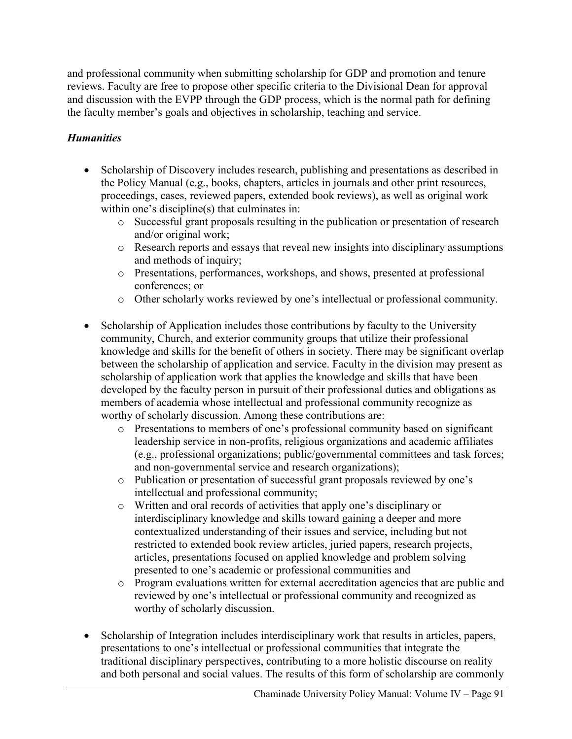and professional community when submitting scholarship for GDP and promotion and tenure reviews. Faculty are free to propose other specific criteria to the Divisional Dean for approval and discussion with the EVPP through the GDP process, which is the normal path for defining the faculty member's goals and objectives in scholarship, teaching and service.

### *Humanities*

- Scholarship of Discovery includes research, publishing and presentations as described in the Policy Manual (e.g., books, chapters, articles in journals and other print resources, proceedings, cases, reviewed papers, extended book reviews), as well as original work within one's discipline(s) that culminates in:
  - Successful grant proposals resulting in the publication or presentation of research and/or original work;
  - Research reports and essays that reveal new insights into disciplinary assumptions and methods of inquiry;
  - Presentations, performances, workshops, and shows, presented at professional conferences; or
  - Other scholarly works reviewed by one's intellectual or professional community.

- Scholarship of Application includes those contributions by faculty to the University community, Church, and exterior community groups that utilize their professional knowledge and skills for the benefit of others in society. There may be significant overlap between the scholarship of application and service. Faculty in the division may present as scholarship of application work that applies the knowledge and skills that have been developed by the faculty person in pursuit of their professional duties and obligations as members of academia whose intellectual and professional community recognize as worthy of scholarly discussion. Among these contributions are:
  - Presentations to members of one's professional community based on significant leadership service in non-profits, religious organizations and academic affiliates (e.g., professional organizations; public/governmental committees and task forces; and non-governmental service and research organizations);
  - Publication or presentation of successful grant proposals reviewed by one's intellectual and professional community;
  - Written and oral records of activities that apply one's disciplinary or interdisciplinary knowledge and skills toward gaining a deeper and more contextualized understanding of their issues and service, including but not restricted to extended book review articles, juried papers, research projects, articles, presentations focused on applied knowledge and problem solving presented to one's academic or professional communities and
  - Program evaluations written for external accreditation agencies that are public and reviewed by one's intellectual or professional community and recognized as worthy of scholarly discussion.

- Scholarship of Integration includes interdisciplinary work that results in articles, papers, presentations to one's intellectual or professional communities that integrate the traditional disciplinary perspectives, contributing to a more holistic discourse on reality and both personal and social values. The results of this form of scholarship are commonly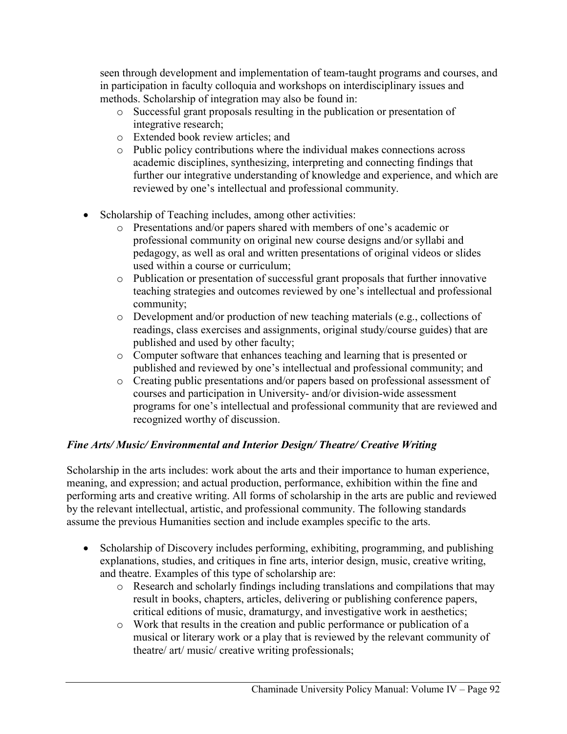seen through development and implementation of team-taught programs and courses, and in participation in faculty colloquia and workshops on interdisciplinary issues and methods. Scholarship of integration may also be found in:
  - Successful grant proposals resulting in the publication or presentation of integrative research;
  - Extended book review articles; and
  - Public policy contributions where the individual makes connections across academic disciplines, synthesizing, interpreting and connecting findings that further our integrative understanding of knowledge and experience, and which are reviewed by one's intellectual and professional community.

- Scholarship of Teaching includes, among other activities:
  - Presentations and/or papers shared with members of one's academic or professional community on original new course designs and/or syllabi and pedagogy, as well as oral and written presentations of original videos or slides used within a course or curriculum;
  - Publication or presentation of successful grant proposals that further innovative teaching strategies and outcomes reviewed by one's intellectual and professional community;
  - Development and/or production of new teaching materials (e.g., collections of readings, class exercises and assignments, original study/course guides) that are published and used by other faculty;
  - Computer software that enhances teaching and learning that is presented or published and reviewed by one's intellectual and professional community; and
  - Creating public presentations and/or papers based on professional assessment of courses and participation in University- and/or division-wide assessment programs for one's intellectual and professional community that are reviewed and recognized worthy of discussion.

### *Fine Arts/ Music/ Environmental and Interior Design/ Theatre/ Creative Writing*

Scholarship in the arts includes: work about the arts and their importance to human experience, meaning, and expression; and actual production, performance, exhibition within the fine and performing arts and creative writing. All forms of scholarship in the arts are public and reviewed by the relevant intellectual, artistic, and professional community. The following standards assume the previous Humanities section and include examples specific to the arts.

- Scholarship of Discovery includes performing, exhibiting, programming, and publishing explanations, studies, and critiques in fine arts, interior design, music, creative writing, and theatre. Examples of this type of scholarship are:
  - Research and scholarly findings including translations and compilations that may result in books, chapters, articles, delivering or publishing conference papers, critical editions of music, dramaturgy, and investigative work in aesthetics;
  - Work that results in the creation and public performance or publication of a musical or literary work or a play that is reviewed by the relevant community of theatre/ art/ music/ creative writing professionals;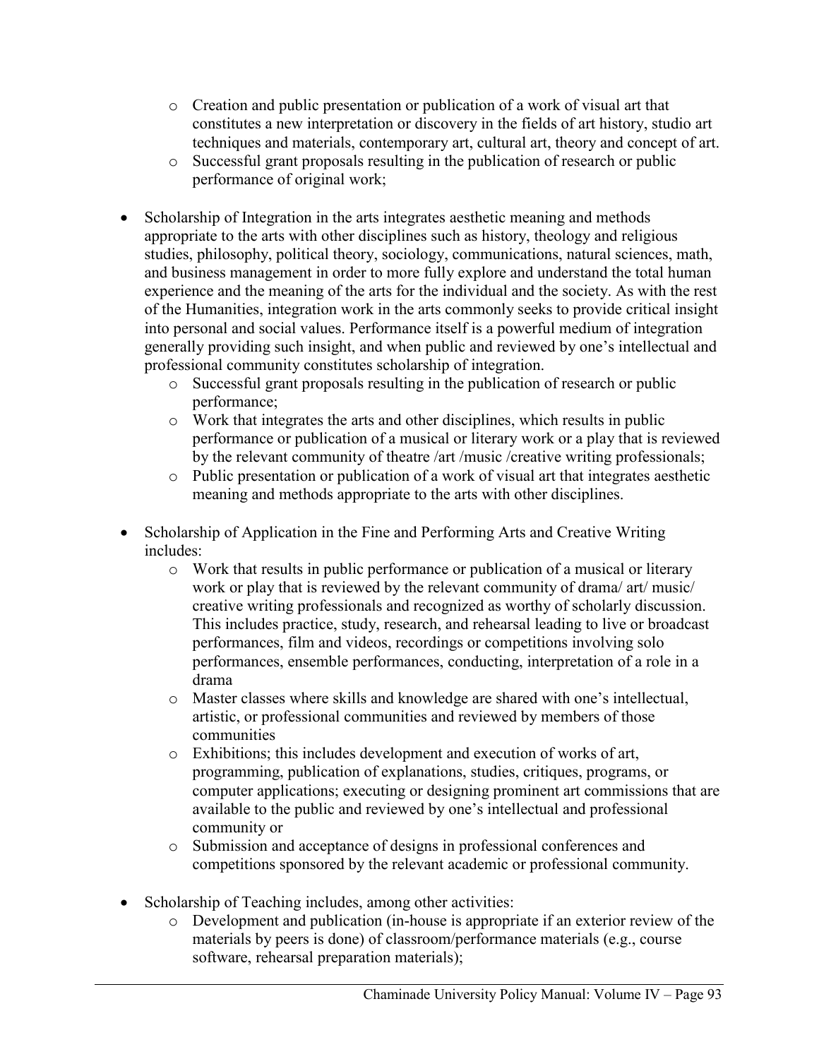- Creation and public presentation or publication of a work of visual art that constitutes a new interpretation or discovery in the fields of art history, studio art techniques and materials, contemporary art, cultural art, theory and concept of art.
    - Successful grant proposals resulting in the publication of research or public performance of original work;

- Scholarship of Integration in the arts integrates aesthetic meaning and methods appropriate to the arts with other disciplines such as history, theology and religious studies, philosophy, political theory, sociology, communications, natural sciences, math, and business management in order to more fully explore and understand the total human experience and the meaning of the arts for the individual and the society. As with the rest of the Humanities, integration work in the arts commonly seeks to provide critical insight into personal and social values. Performance itself is a powerful medium of integration generally providing such insight, and when public and reviewed by one's intellectual and professional community constitutes scholarship of integration.
    - Successful grant proposals resulting in the publication of research or public performance;
    - Work that integrates the arts and other disciplines, which results in public performance or publication of a musical or literary work or a play that is reviewed by the relevant community of theatre /art /music /creative writing professionals;
    - Public presentation or publication of a work of visual art that integrates aesthetic meaning and methods appropriate to the arts with other disciplines.

- Scholarship of Application in the Fine and Performing Arts and Creative Writing includes:
    - Work that results in public performance or publication of a musical or literary work or play that is reviewed by the relevant community of drama/ art/ music/ creative writing professionals and recognized as worthy of scholarly discussion. This includes practice, study, research, and rehearsal leading to live or broadcast performances, film and videos, recordings or competitions involving solo performances, ensemble performances, conducting, interpretation of a role in a drama
    - Master classes where skills and knowledge are shared with one's intellectual, artistic, or professional communities and reviewed by members of those communities
    - Exhibitions; this includes development and execution of works of art, programming, publication of explanations, studies, critiques, programs, or computer applications; executing or designing prominent art commissions that are available to the public and reviewed by one's intellectual and professional community or
    - Submission and acceptance of designs in professional conferences and competitions sponsored by the relevant academic or professional community.

- Scholarship of Teaching includes, among other activities:
    - Development and publication (in-house is appropriate if an exterior review of the materials by peers is done) of classroom/performance materials (e.g., course software, rehearsal preparation materials);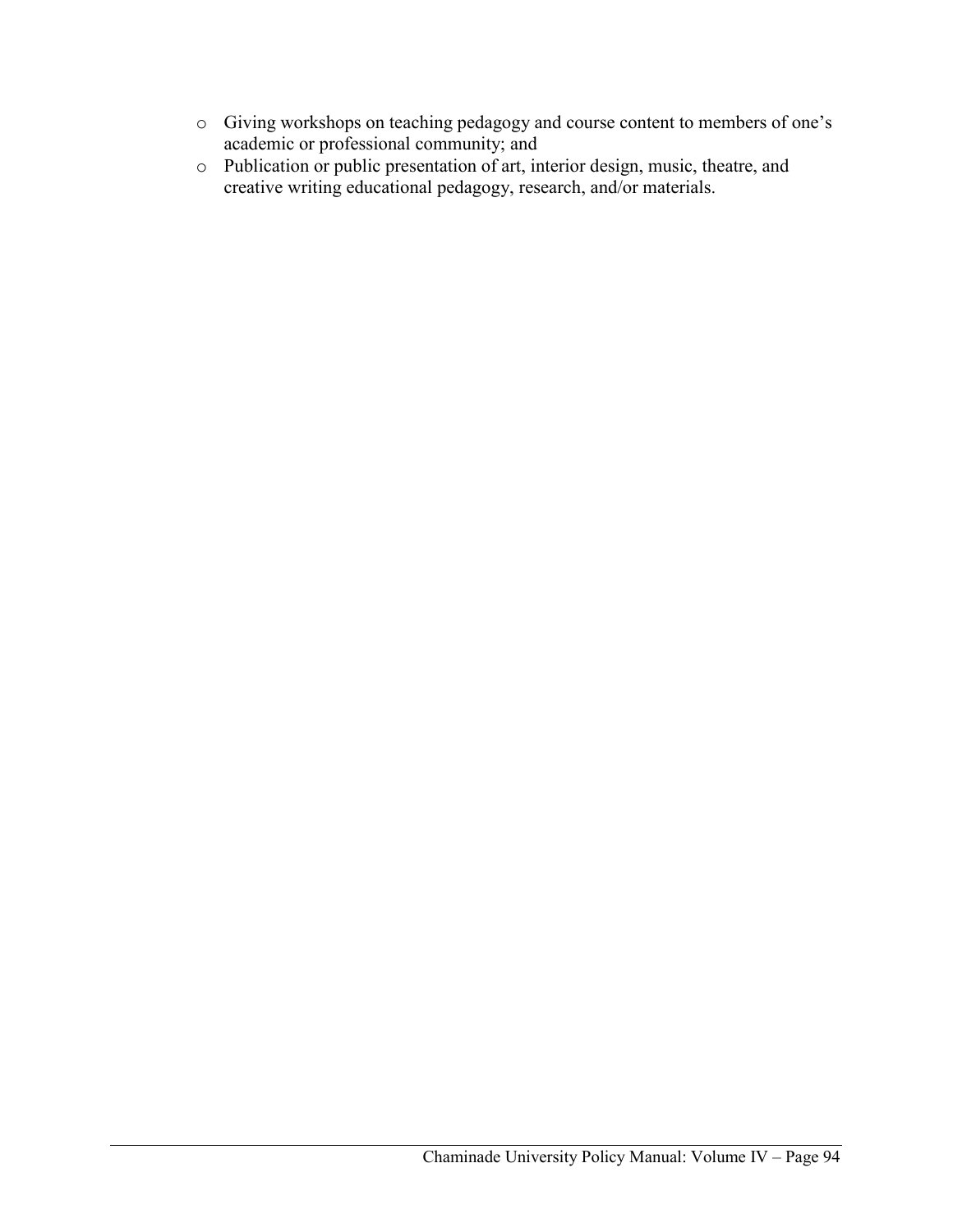- Giving workshops on teaching pedagogy and course content to members of one's academic or professional community; and
- Publication or public presentation of art, interior design, music, theatre, and creative writing educational pedagogy, research, and/or materials.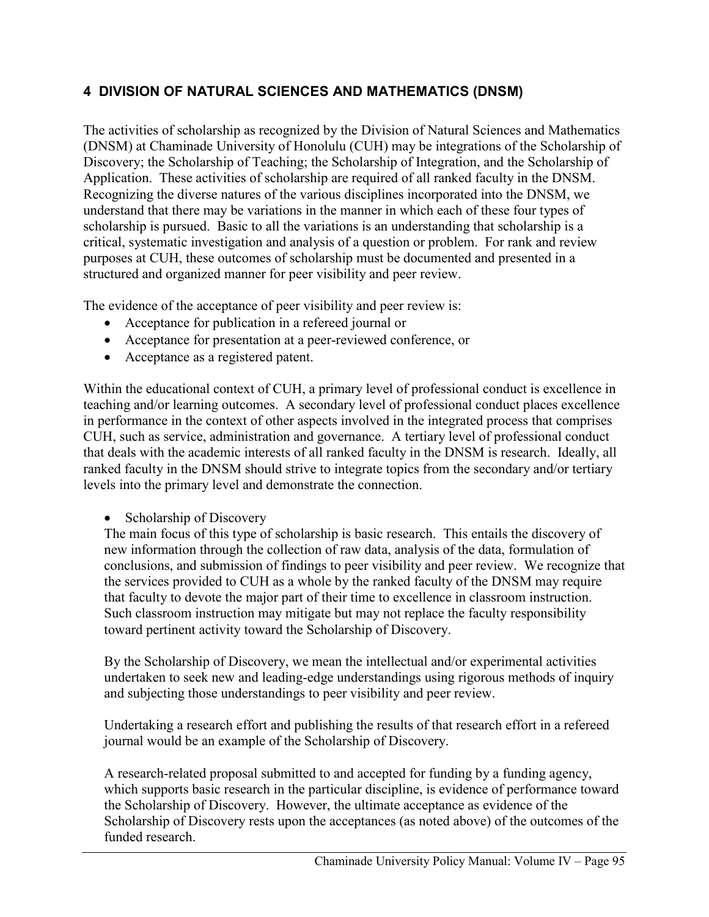## 4 DIVISION OF NATURAL SCIENCES AND MATHEMATICS (DNSM)

The activities of scholarship as recognized by the Division of Natural Sciences and Mathematics (DNSM) at Chaminade University of Honolulu (CUH) may be integrations of the Scholarship of Discovery; the Scholarship of Teaching; the Scholarship of Integration, and the Scholarship of Application. These activities of scholarship are required of all ranked faculty in the DNSM. Recognizing the diverse natures of the various disciplines incorporated into the DNSM, we understand that there may be variations in the manner in which each of these four types of scholarship is pursued. Basic to all the variations is an understanding that scholarship is a critical, systematic investigation and analysis of a question or problem. For rank and review purposes at CUH, these outcomes of scholarship must be documented and presented in a structured and organized manner for peer visibility and peer review.

The evidence of the acceptance of peer visibility and peer review is:

- Acceptance for publication in a refereed journal or
- Acceptance for presentation at a peer-reviewed conference, or
- Acceptance as a registered patent.

Within the educational context of CUH, a primary level of professional conduct is excellence in teaching and/or learning outcomes. A secondary level of professional conduct places excellence in performance in the context of other aspects involved in the integrated process that comprises CUH, such as service, administration and governance. A tertiary level of professional conduct that deals with the academic interests of all ranked faculty in the DNSM is research. Ideally, all ranked faculty in the DNSM should strive to integrate topics from the secondary and/or tertiary levels into the primary level and demonstrate the connection.

- Scholarship of Discovery

  The main focus of this type of scholarship is basic research. This entails the discovery of new information through the collection of raw data, analysis of the data, formulation of conclusions, and submission of findings to peer visibility and peer review. We recognize that the services provided to CUH as a whole by the ranked faculty of the DNSM may require that faculty to devote the major part of their time to excellence in classroom instruction. Such classroom instruction may mitigate but may not replace the faculty responsibility toward pertinent activity toward the Scholarship of Discovery.

  By the Scholarship of Discovery, we mean the intellectual and/or experimental activities undertaken to seek new and leading-edge understandings using rigorous methods of inquiry and subjecting those understandings to peer visibility and peer review.

  Undertaking a research effort and publishing the results of that research effort in a refereed journal would be an example of the Scholarship of Discovery.

  A research-related proposal submitted to and accepted for funding by a funding agency, which supports basic research in the particular discipline, is evidence of performance toward the Scholarship of Discovery. However, the ultimate acceptance as evidence of the Scholarship of Discovery rests upon the acceptances (as noted above) of the outcomes of the funded research.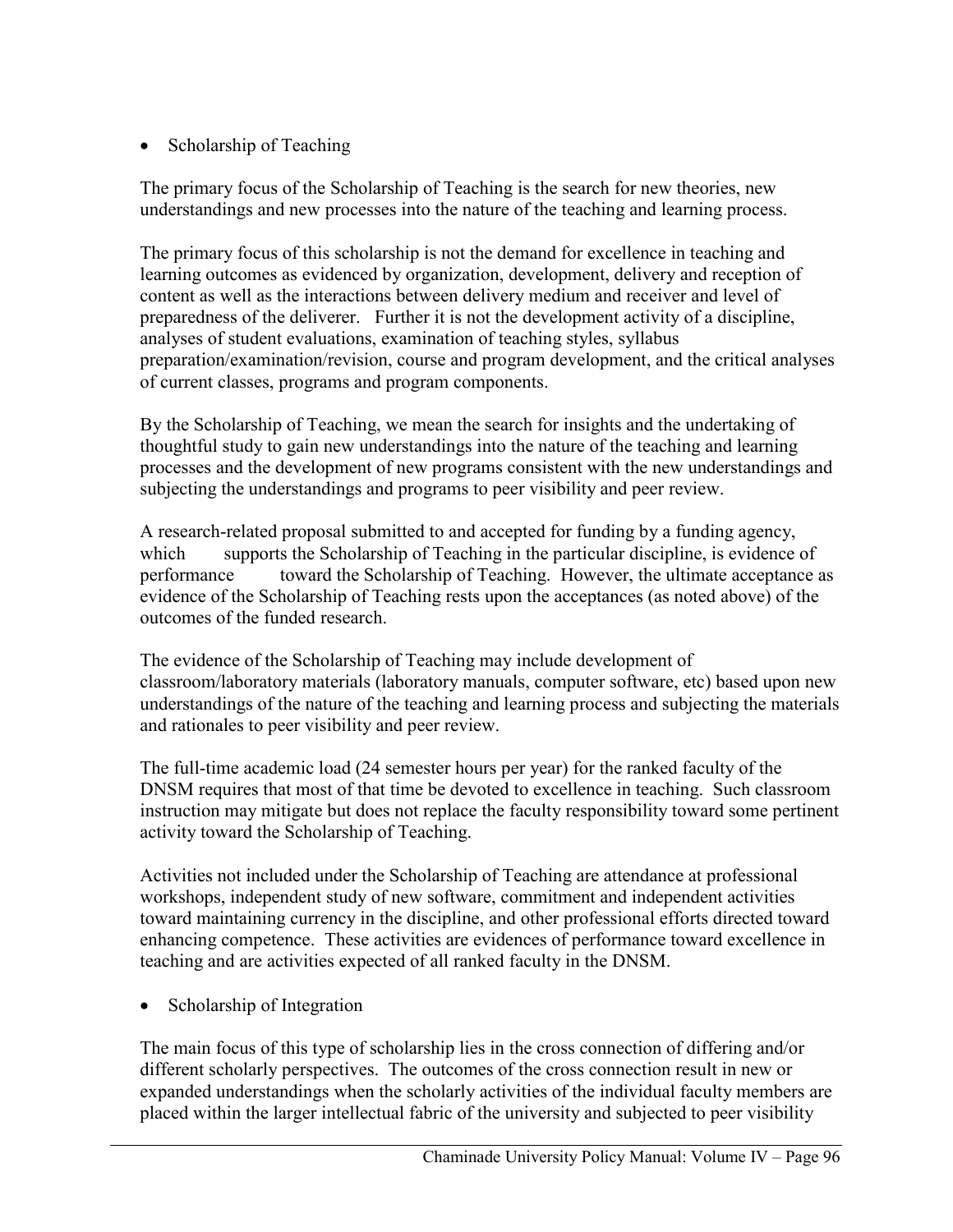- Scholarship of Teaching

The primary focus of the Scholarship of Teaching is the search for new theories, new understandings and new processes into the nature of the teaching and learning process.

The primary focus of this scholarship is not the demand for excellence in teaching and learning outcomes as evidenced by organization, development, delivery and reception of content as well as the interactions between delivery medium and receiver and level of preparedness of the deliverer. Further it is not the development activity of a discipline, analyses of student evaluations, examination of teaching styles, syllabus preparation/examination/revision, course and program development, and the critical analyses of current classes, programs and program components.

By the Scholarship of Teaching, we mean the search for insights and the undertaking of thoughtful study to gain new understandings into the nature of the teaching and learning processes and the development of new programs consistent with the new understandings and subjecting the understandings and programs to peer visibility and peer review.

A research-related proposal submitted to and accepted for funding by a funding agency, which supports the Scholarship of Teaching in the particular discipline, is evidence of performance toward the Scholarship of Teaching. However, the ultimate acceptance as evidence of the Scholarship of Teaching rests upon the acceptances (as noted above) of the outcomes of the funded research.

The evidence of the Scholarship of Teaching may include development of classroom/laboratory materials (laboratory manuals, computer software, etc) based upon new understandings of the nature of the teaching and learning process and subjecting the materials and rationales to peer visibility and peer review.

The full-time academic load (24 semester hours per year) for the ranked faculty of the DNSM requires that most of that time be devoted to excellence in teaching. Such classroom instruction may mitigate but does not replace the faculty responsibility toward some pertinent activity toward the Scholarship of Teaching.

Activities not included under the Scholarship of Teaching are attendance at professional workshops, independent study of new software, commitment and independent activities toward maintaining currency in the discipline, and other professional efforts directed toward enhancing competence. These activities are evidences of performance toward excellence in teaching and are activities expected of all ranked faculty in the DNSM.

- Scholarship of Integration

The main focus of this type of scholarship lies in the cross connection of differing and/or different scholarly perspectives. The outcomes of the cross connection result in new or expanded understandings when the scholarly activities of the individual faculty members are placed within the larger intellectual fabric of the university and subjected to peer visibility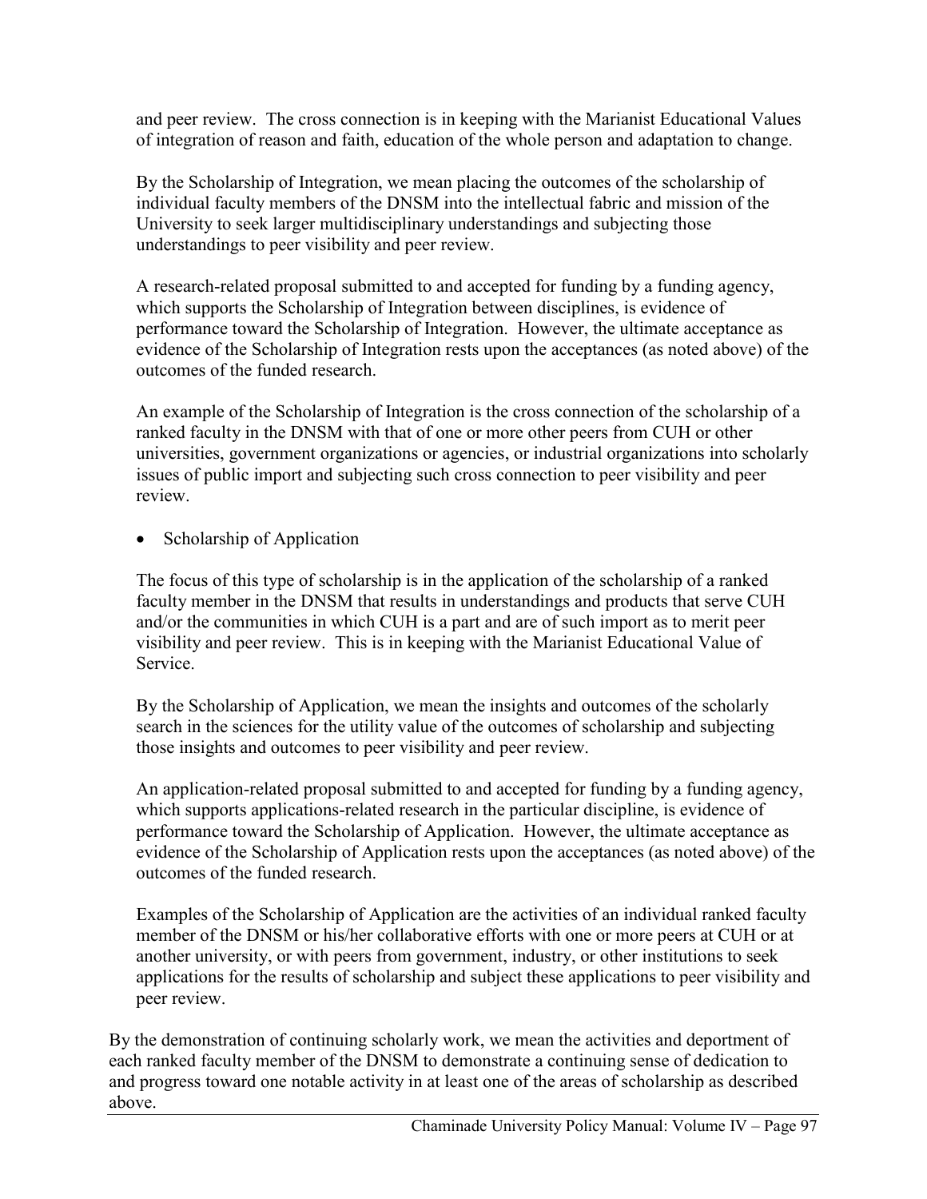and peer review. The cross connection is in keeping with the Marianist Educational Values of integration of reason and faith, education of the whole person and adaptation to change.

By the Scholarship of Integration, we mean placing the outcomes of the scholarship of individual faculty members of the DNSM into the intellectual fabric and mission of the University to seek larger multidisciplinary understandings and subjecting those understandings to peer visibility and peer review.

A research-related proposal submitted to and accepted for funding by a funding agency, which supports the Scholarship of Integration between disciplines, is evidence of performance toward the Scholarship of Integration. However, the ultimate acceptance as evidence of the Scholarship of Integration rests upon the acceptances (as noted above) of the outcomes of the funded research.

An example of the Scholarship of Integration is the cross connection of the scholarship of a ranked faculty in the DNSM with that of one or more other peers from CUH or other universities, government organizations or agencies, or industrial organizations into scholarly issues of public import and subjecting such cross connection to peer visibility and peer review.

- Scholarship of Application

The focus of this type of scholarship is in the application of the scholarship of a ranked faculty member in the DNSM that results in understandings and products that serve CUH and/or the communities in which CUH is a part and are of such import as to merit peer visibility and peer review. This is in keeping with the Marianist Educational Value of Service.

By the Scholarship of Application, we mean the insights and outcomes of the scholarly search in the sciences for the utility value of the outcomes of scholarship and subjecting those insights and outcomes to peer visibility and peer review.

An application-related proposal submitted to and accepted for funding by a funding agency, which supports applications-related research in the particular discipline, is evidence of performance toward the Scholarship of Application. However, the ultimate acceptance as evidence of the Scholarship of Application rests upon the acceptances (as noted above) of the outcomes of the funded research.

Examples of the Scholarship of Application are the activities of an individual ranked faculty member of the DNSM or his/her collaborative efforts with one or more peers at CUH or at another university, or with peers from government, industry, or other institutions to seek applications for the results of scholarship and subject these applications to peer visibility and peer review.

By the demonstration of continuing scholarly work, we mean the activities and deportment of each ranked faculty member of the DNSM to demonstrate a continuing sense of dedication to and progress toward one notable activity in at least one of the areas of scholarship as described above.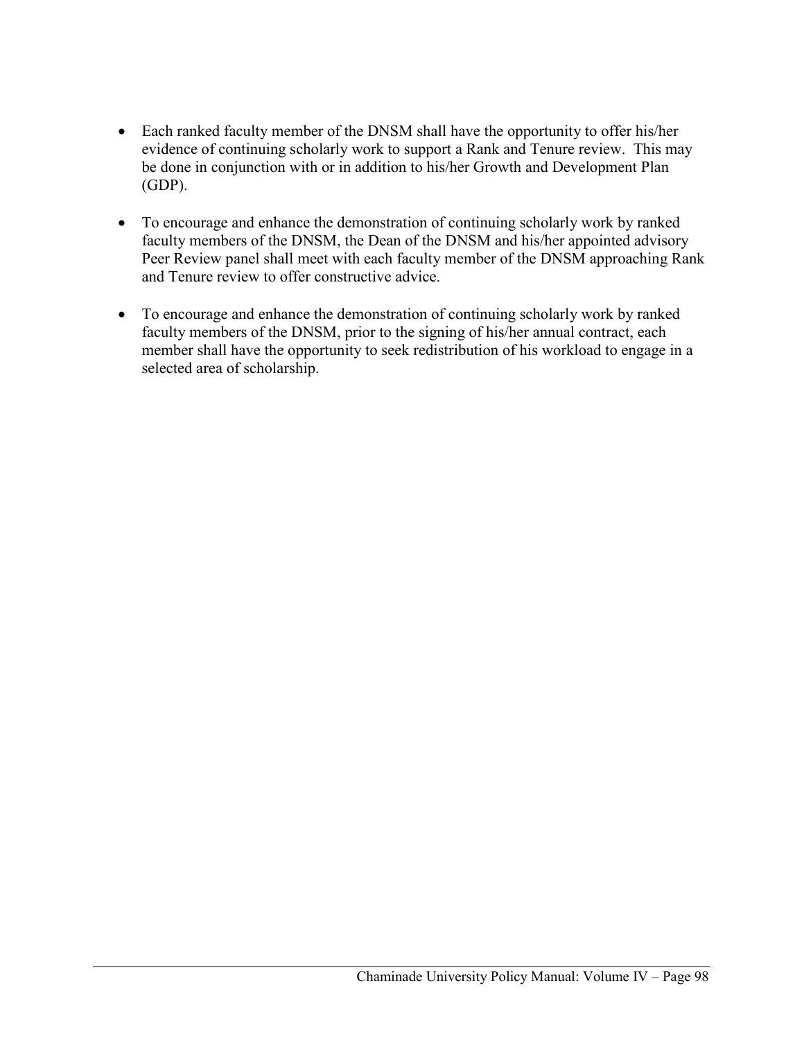- Each ranked faculty member of the DNSM shall have the opportunity to offer his/her evidence of continuing scholarly work to support a Rank and Tenure review. This may be done in conjunction with or in addition to his/her Growth and Development Plan (GDP).

- To encourage and enhance the demonstration of continuing scholarly work by ranked faculty members of the DNSM, the Dean of the DNSM and his/her appointed advisory Peer Review panel shall meet with each faculty member of the DNSM approaching Rank and Tenure review to offer constructive advice.

- To encourage and enhance the demonstration of continuing scholarly work by ranked faculty members of the DNSM, prior to the signing of his/her annual contract, each member shall have the opportunity to seek redistribution of his workload to engage in a selected area of scholarship.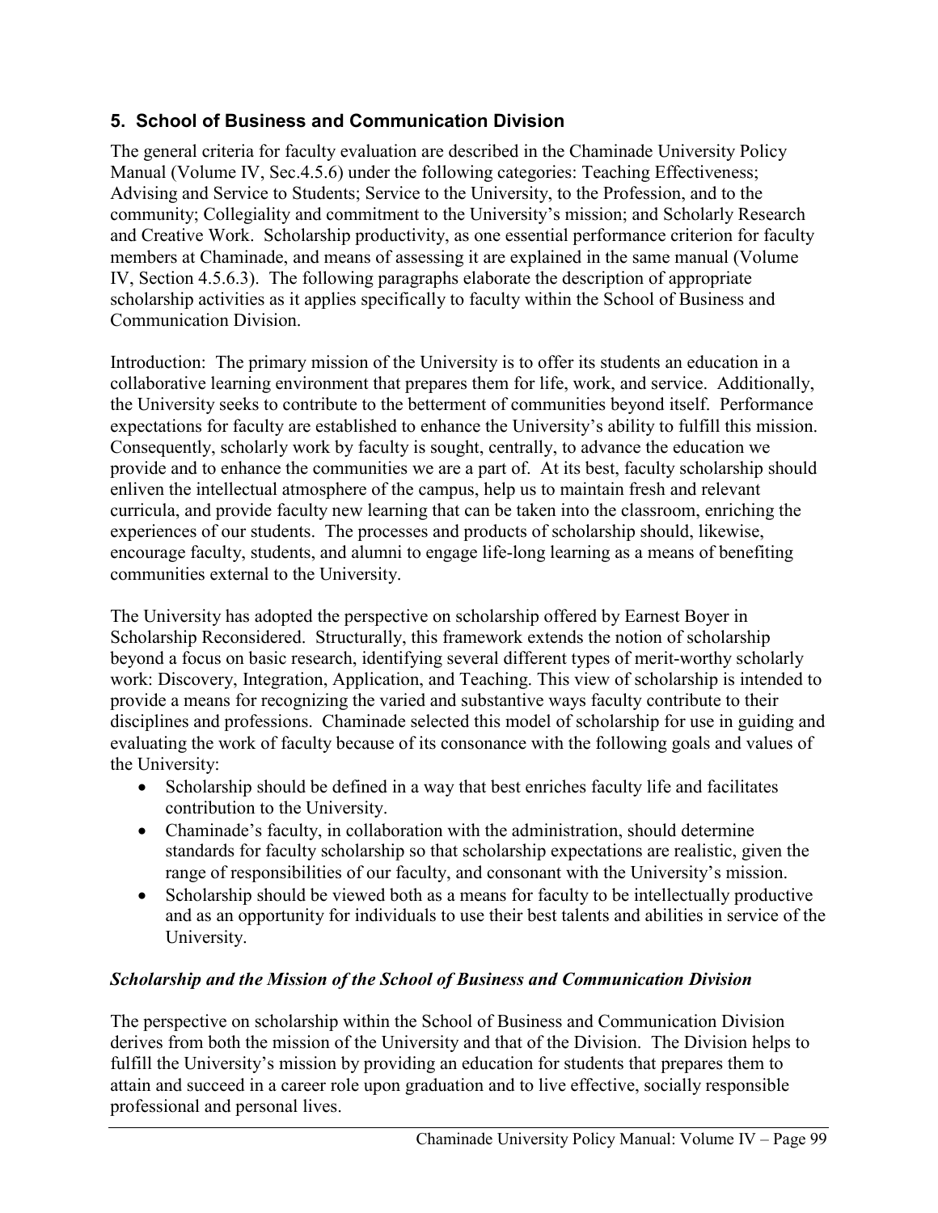## 5. School of Business and Communication Division

The general criteria for faculty evaluation are described in the Chaminade University Policy Manual (Volume IV, Sec.4.5.6) under the following categories: Teaching Effectiveness; Advising and Service to Students; Service to the University, to the Profession, and to the community; Collegiality and commitment to the University's mission; and Scholarly Research and Creative Work. Scholarship productivity, as one essential performance criterion for faculty members at Chaminade, and means of assessing it are explained in the same manual (Volume IV, Section 4.5.6.3). The following paragraphs elaborate the description of appropriate scholarship activities as it applies specifically to faculty within the School of Business and Communication Division.

Introduction: The primary mission of the University is to offer its students an education in a collaborative learning environment that prepares them for life, work, and service. Additionally, the University seeks to contribute to the betterment of communities beyond itself. Performance expectations for faculty are established to enhance the University's ability to fulfill this mission. Consequently, scholarly work by faculty is sought, centrally, to advance the education we provide and to enhance the communities we are a part of. At its best, faculty scholarship should enliven the intellectual atmosphere of the campus, help us to maintain fresh and relevant curricula, and provide faculty new learning that can be taken into the classroom, enriching the experiences of our students. The processes and products of scholarship should, likewise, encourage faculty, students, and alumni to engage life-long learning as a means of benefiting communities external to the University.

The University has adopted the perspective on scholarship offered by Earnest Boyer in Scholarship Reconsidered. Structurally, this framework extends the notion of scholarship beyond a focus on basic research, identifying several different types of merit-worthy scholarly work: Discovery, Integration, Application, and Teaching. This view of scholarship is intended to provide a means for recognizing the varied and substantive ways faculty contribute to their disciplines and professions. Chaminade selected this model of scholarship for use in guiding and evaluating the work of faculty because of its consonance with the following goals and values of the University:

- Scholarship should be defined in a way that best enriches faculty life and facilitates contribution to the University.
- Chaminade's faculty, in collaboration with the administration, should determine standards for faculty scholarship so that scholarship expectations are realistic, given the range of responsibilities of our faculty, and consonant with the University's mission.
- Scholarship should be viewed both as a means for faculty to be intellectually productive and as an opportunity for individuals to use their best talents and abilities in service of the University.

### *Scholarship and the Mission of the School of Business and Communication Division*

The perspective on scholarship within the School of Business and Communication Division derives from both the mission of the University and that of the Division. The Division helps to fulfill the University's mission by providing an education for students that prepares them to attain and succeed in a career role upon graduation and to live effective, socially responsible professional and personal lives.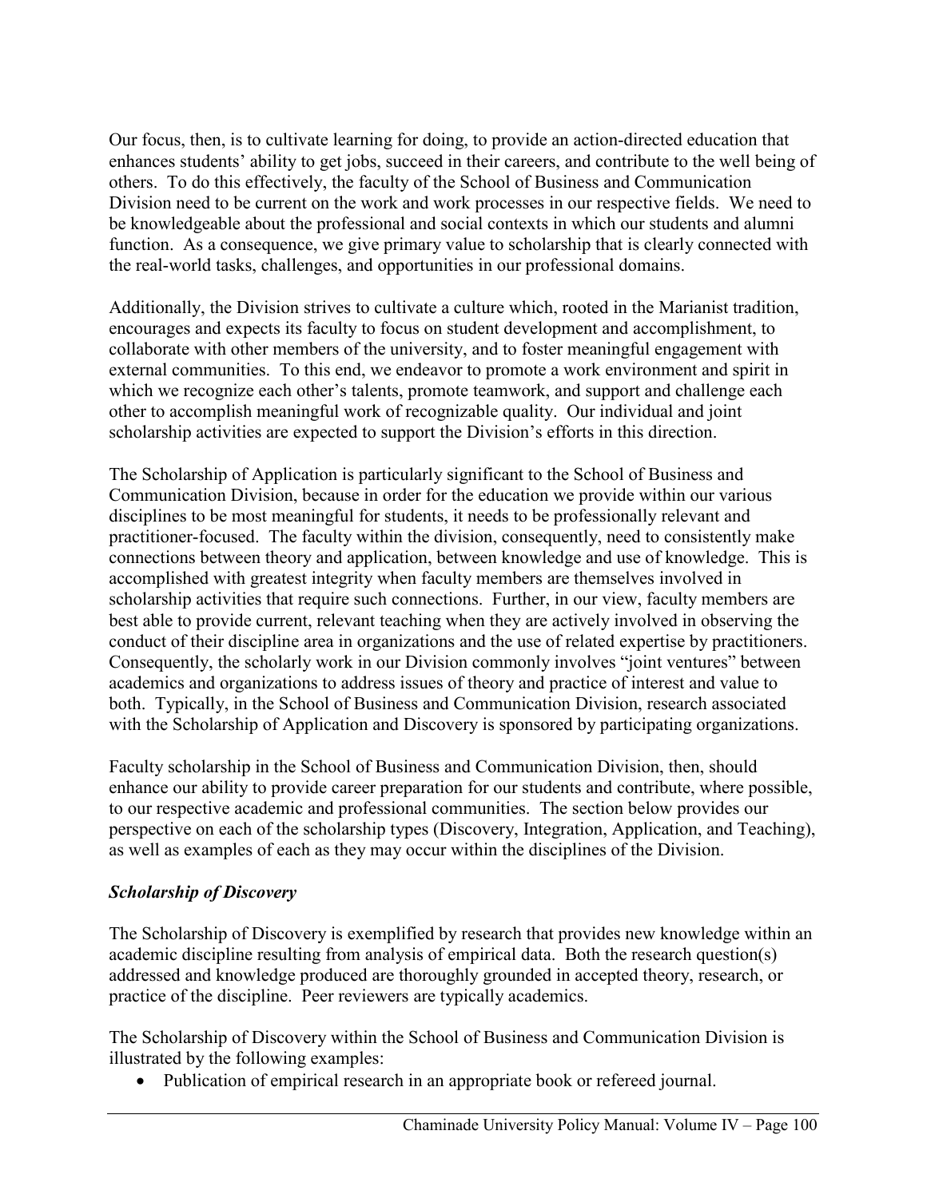Our focus, then, is to cultivate learning for doing, to provide an action-directed education that enhances students' ability to get jobs, succeed in their careers, and contribute to the well being of others. To do this effectively, the faculty of the School of Business and Communication Division need to be current on the work and work processes in our respective fields. We need to be knowledgeable about the professional and social contexts in which our students and alumni function. As a consequence, we give primary value to scholarship that is clearly connected with the real-world tasks, challenges, and opportunities in our professional domains.

Additionally, the Division strives to cultivate a culture which, rooted in the Marianist tradition, encourages and expects its faculty to focus on student development and accomplishment, to collaborate with other members of the university, and to foster meaningful engagement with external communities. To this end, we endeavor to promote a work environment and spirit in which we recognize each other's talents, promote teamwork, and support and challenge each other to accomplish meaningful work of recognizable quality. Our individual and joint scholarship activities are expected to support the Division's efforts in this direction.

The Scholarship of Application is particularly significant to the School of Business and Communication Division, because in order for the education we provide within our various disciplines to be most meaningful for students, it needs to be professionally relevant and practitioner-focused. The faculty within the division, consequently, need to consistently make connections between theory and application, between knowledge and use of knowledge. This is accomplished with greatest integrity when faculty members are themselves involved in scholarship activities that require such connections. Further, in our view, faculty members are best able to provide current, relevant teaching when they are actively involved in observing the conduct of their discipline area in organizations and the use of related expertise by practitioners. Consequently, the scholarly work in our Division commonly involves "joint ventures" between academics and organizations to address issues of theory and practice of interest and value to both. Typically, in the School of Business and Communication Division, research associated with the Scholarship of Application and Discovery is sponsored by participating organizations.

Faculty scholarship in the School of Business and Communication Division, then, should enhance our ability to provide career preparation for our students and contribute, where possible, to our respective academic and professional communities. The section below provides our perspective on each of the scholarship types (Discovery, Integration, Application, and Teaching), as well as examples of each as they may occur within the disciplines of the Division.

### *Scholarship of Discovery*

The Scholarship of Discovery is exemplified by research that provides new knowledge within an academic discipline resulting from analysis of empirical data. Both the research question(s) addressed and knowledge produced are thoroughly grounded in accepted theory, research, or practice of the discipline. Peer reviewers are typically academics.

The Scholarship of Discovery within the School of Business and Communication Division is illustrated by the following examples:

- Publication of empirical research in an appropriate book or refereed journal.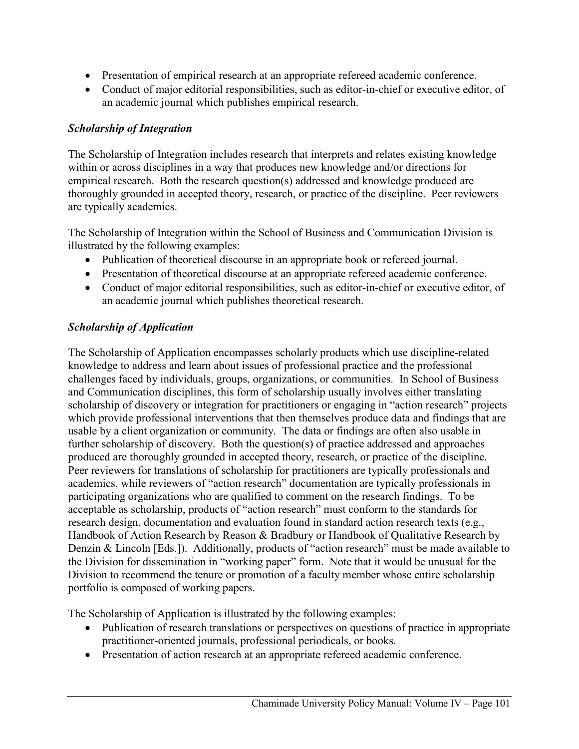- Presentation of empirical research at an appropriate refereed academic conference.
- Conduct of major editorial responsibilities, such as editor-in-chief or executive editor, of an academic journal which publishes empirical research.

### *Scholarship of Integration*

The Scholarship of Integration includes research that interprets and relates existing knowledge within or across disciplines in a way that produces new knowledge and/or directions for empirical research. Both the research question(s) addressed and knowledge produced are thoroughly grounded in accepted theory, research, or practice of the discipline. Peer reviewers are typically academics.

The Scholarship of Integration within the School of Business and Communication Division is illustrated by the following examples:

- Publication of theoretical discourse in an appropriate book or refereed journal.
- Presentation of theoretical discourse at an appropriate refereed academic conference.
- Conduct of major editorial responsibilities, such as editor-in-chief or executive editor, of an academic journal which publishes theoretical research.

### *Scholarship of Application*

The Scholarship of Application encompasses scholarly products which use discipline-related knowledge to address and learn about issues of professional practice and the professional challenges faced by individuals, groups, organizations, or communities. In School of Business and Communication disciplines, this form of scholarship usually involves either translating scholarship of discovery or integration for practitioners or engaging in "action research" projects which provide professional interventions that then themselves produce data and findings that are usable by a client organization or community. The data or findings are often also usable in further scholarship of discovery. Both the question(s) of practice addressed and approaches produced are thoroughly grounded in accepted theory, research, or practice of the discipline. Peer reviewers for translations of scholarship for practitioners are typically professionals and academics, while reviewers of "action research" documentation are typically professionals in participating organizations who are qualified to comment on the research findings. To be acceptable as scholarship, products of "action research" must conform to the standards for research design, documentation and evaluation found in standard action research texts (e.g., Handbook of Action Research by Reason & Bradbury or Handbook of Qualitative Research by Denzin & Lincoln [Eds.]). Additionally, products of "action research" must be made available to the Division for dissemination in "working paper" form. Note that it would be unusual for the Division to recommend the tenure or promotion of a faculty member whose entire scholarship portfolio is composed of working papers.

The Scholarship of Application is illustrated by the following examples:

- Publication of research translations or perspectives on questions of practice in appropriate practitioner-oriented journals, professional periodicals, or books.
- Presentation of action research at an appropriate refereed academic conference.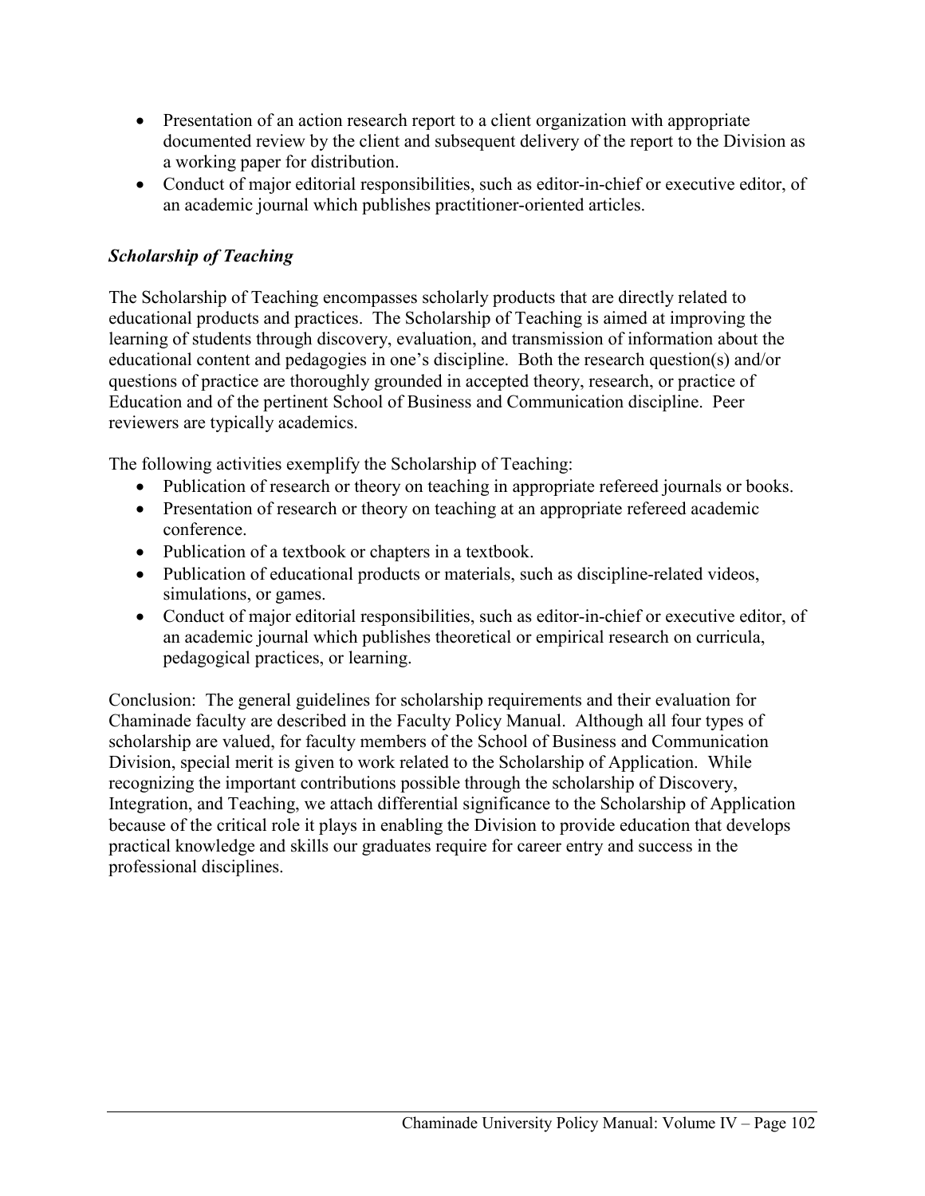- Presentation of an action research report to a client organization with appropriate documented review by the client and subsequent delivery of the report to the Division as a working paper for distribution.
- Conduct of major editorial responsibilities, such as editor-in-chief or executive editor, of an academic journal which publishes practitioner-oriented articles.

***Scholarship of Teaching***

The Scholarship of Teaching encompasses scholarly products that are directly related to educational products and practices. The Scholarship of Teaching is aimed at improving the learning of students through discovery, evaluation, and transmission of information about the educational content and pedagogies in one's discipline. Both the research question(s) and/or questions of practice are thoroughly grounded in accepted theory, research, or practice of Education and of the pertinent School of Business and Communication discipline. Peer reviewers are typically academics.

The following activities exemplify the Scholarship of Teaching:

- Publication of research or theory on teaching in appropriate refereed journals or books.
- Presentation of research or theory on teaching at an appropriate refereed academic conference.
- Publication of a textbook or chapters in a textbook.
- Publication of educational products or materials, such as discipline-related videos, simulations, or games.
- Conduct of major editorial responsibilities, such as editor-in-chief or executive editor, of an academic journal which publishes theoretical or empirical research on curricula, pedagogical practices, or learning.

Conclusion: The general guidelines for scholarship requirements and their evaluation for Chaminade faculty are described in the Faculty Policy Manual. Although all four types of scholarship are valued, for faculty members of the School of Business and Communication Division, special merit is given to work related to the Scholarship of Application. While recognizing the important contributions possible through the scholarship of Discovery, Integration, and Teaching, we attach differential significance to the Scholarship of Application because of the critical role it plays in enabling the Division to provide education that develops practical knowledge and skills our graduates require for career entry and success in the professional disciplines.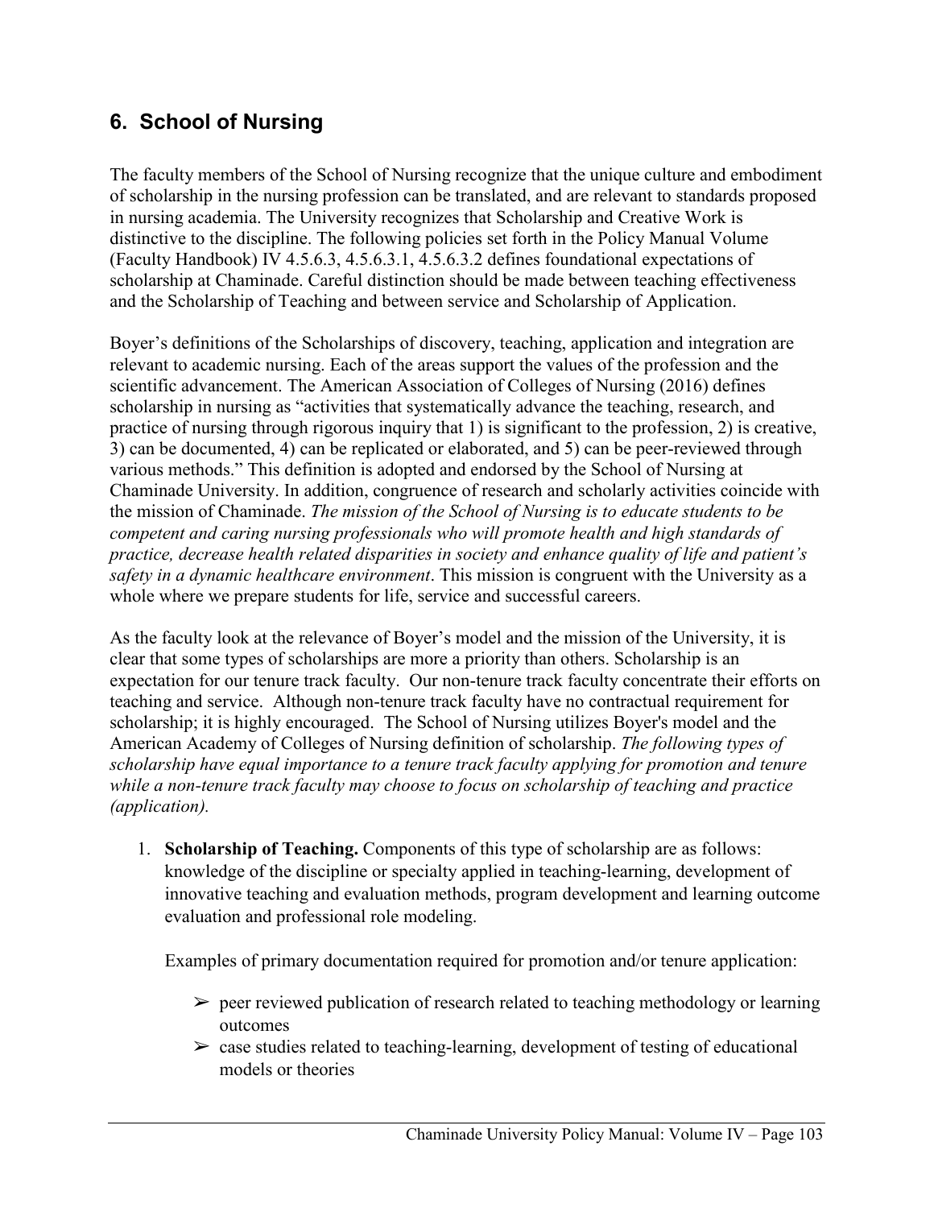## 6. School of Nursing

The faculty members of the School of Nursing recognize that the unique culture and embodiment of scholarship in the nursing profession can be translated, and are relevant to standards proposed in nursing academia. The University recognizes that Scholarship and Creative Work is distinctive to the discipline. The following policies set forth in the Policy Manual Volume (Faculty Handbook) IV 4.5.6.3, 4.5.6.3.1, 4.5.6.3.2 defines foundational expectations of scholarship at Chaminade. Careful distinction should be made between teaching effectiveness and the Scholarship of Teaching and between service and Scholarship of Application.

Boyer's definitions of the Scholarships of discovery, teaching, application and integration are relevant to academic nursing. Each of the areas support the values of the profession and the scientific advancement. The American Association of Colleges of Nursing (2016) defines scholarship in nursing as "activities that systematically advance the teaching, research, and practice of nursing through rigorous inquiry that 1) is significant to the profession, 2) is creative, 3) can be documented, 4) can be replicated or elaborated, and 5) can be peer-reviewed through various methods." This definition is adopted and endorsed by the School of Nursing at Chaminade University. In addition, congruence of research and scholarly activities coincide with the mission of Chaminade. *The mission of the School of Nursing is to educate students to be competent and caring nursing professionals who will promote health and high standards of practice, decrease health related disparities in society and enhance quality of life and patient's safety in a dynamic healthcare environment*. This mission is congruent with the University as a whole where we prepare students for life, service and successful careers.

As the faculty look at the relevance of Boyer's model and the mission of the University, it is clear that some types of scholarships are more a priority than others. Scholarship is an expectation for our tenure track faculty. Our non-tenure track faculty concentrate their efforts on teaching and service. Although non-tenure track faculty have no contractual requirement for scholarship; it is highly encouraged. The School of Nursing utilizes Boyer's model and the American Academy of Colleges of Nursing definition of scholarship. *The following types of scholarship have equal importance to a tenure track faculty applying for promotion and tenure while a non-tenure track faculty may choose to focus on scholarship of teaching and practice (application).*

1. **Scholarship of Teaching.** Components of this type of scholarship are as follows: knowledge of the discipline or specialty applied in teaching-learning, development of innovative teaching and evaluation methods, program development and learning outcome evaluation and professional role modeling.

   Examples of primary documentation required for promotion and/or tenure application:

   - ➢ peer reviewed publication of research related to teaching methodology or learning outcomes
   - ➢ case studies related to teaching-learning, development of testing of educational models or theories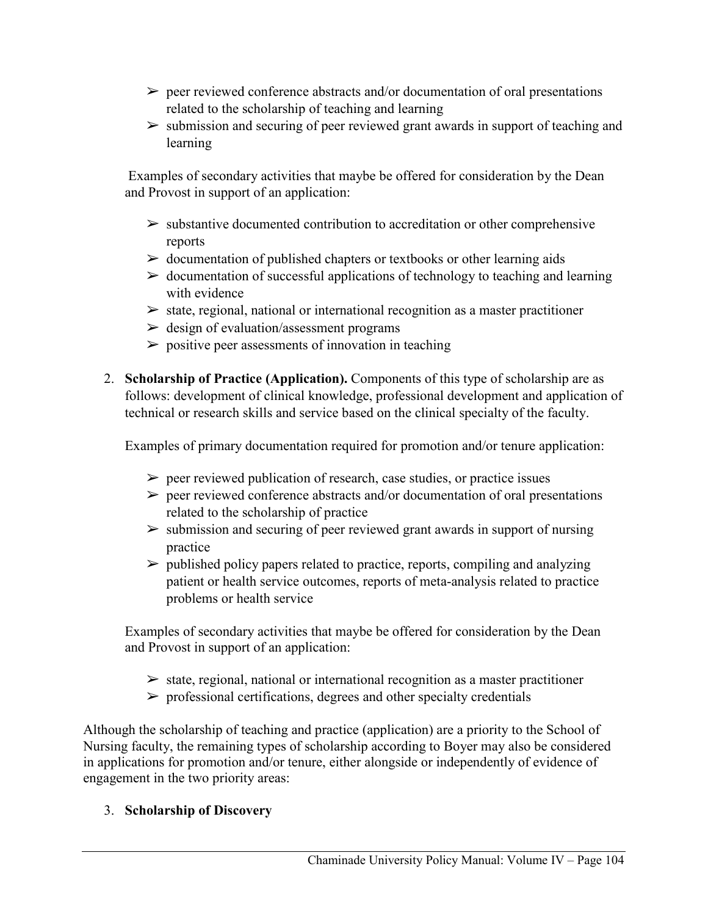- peer reviewed conference abstracts and/or documentation of oral presentations related to the scholarship of teaching and learning
- submission and securing of peer reviewed grant awards in support of teaching and learning

Examples of secondary activities that maybe be offered for consideration by the Dean and Provost in support of an application:

- substantive documented contribution to accreditation or other comprehensive reports
- documentation of published chapters or textbooks or other learning aids
- documentation of successful applications of technology to teaching and learning with evidence
- state, regional, national or international recognition as a master practitioner
- design of evaluation/assessment programs
- positive peer assessments of innovation in teaching

2. **Scholarship of Practice (Application).** Components of this type of scholarship are as follows: development of clinical knowledge, professional development and application of technical or research skills and service based on the clinical specialty of the faculty.

   Examples of primary documentation required for promotion and/or tenure application:

   - peer reviewed publication of research, case studies, or practice issues
   - peer reviewed conference abstracts and/or documentation of oral presentations related to the scholarship of practice
   - submission and securing of peer reviewed grant awards in support of nursing practice
   - published policy papers related to practice, reports, compiling and analyzing patient or health service outcomes, reports of meta-analysis related to practice problems or health service

   Examples of secondary activities that maybe be offered for consideration by the Dean and Provost in support of an application:

   - state, regional, national or international recognition as a master practitioner
   - professional certifications, degrees and other specialty credentials

Although the scholarship of teaching and practice (application) are a priority to the School of Nursing faculty, the remaining types of scholarship according to Boyer may also be considered in applications for promotion and/or tenure, either alongside or independently of evidence of engagement in the two priority areas:

3. **Scholarship of Discovery**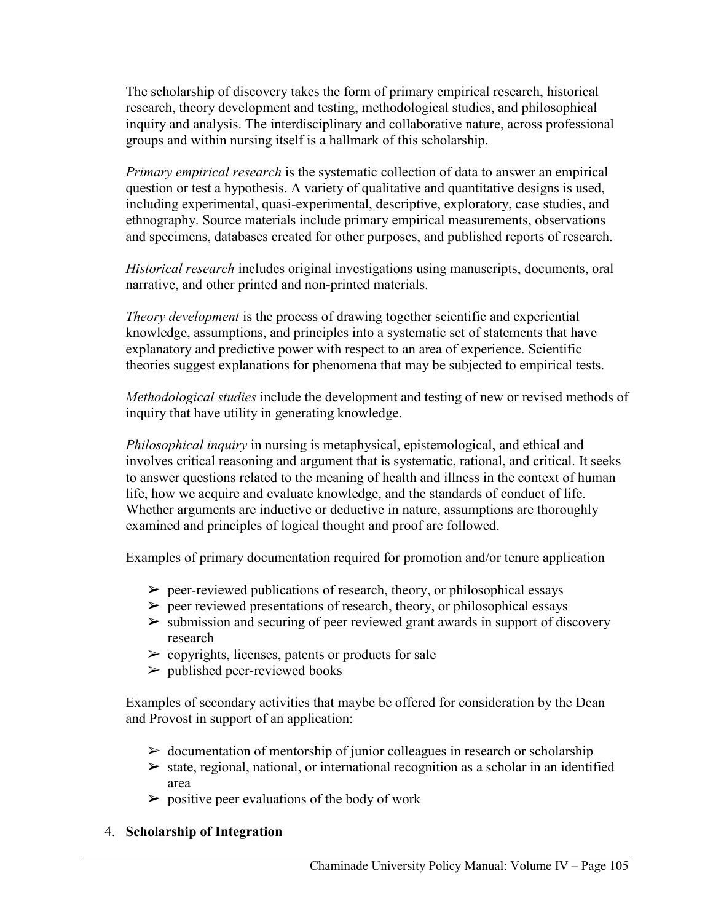The scholarship of discovery takes the form of primary empirical research, historical research, theory development and testing, methodological studies, and philosophical inquiry and analysis. The interdisciplinary and collaborative nature, across professional groups and within nursing itself is a hallmark of this scholarship.

*Primary empirical research* is the systematic collection of data to answer an empirical question or test a hypothesis. A variety of qualitative and quantitative designs is used, including experimental, quasi-experimental, descriptive, exploratory, case studies, and ethnography. Source materials include primary empirical measurements, observations and specimens, databases created for other purposes, and published reports of research.

*Historical research* includes original investigations using manuscripts, documents, oral narrative, and other printed and non-printed materials.

*Theory development* is the process of drawing together scientific and experiential knowledge, assumptions, and principles into a systematic set of statements that have explanatory and predictive power with respect to an area of experience. Scientific theories suggest explanations for phenomena that may be subjected to empirical tests.

*Methodological studies* include the development and testing of new or revised methods of inquiry that have utility in generating knowledge.

*Philosophical inquiry* in nursing is metaphysical, epistemological, and ethical and involves critical reasoning and argument that is systematic, rational, and critical. It seeks to answer questions related to the meaning of health and illness in the context of human life, how we acquire and evaluate knowledge, and the standards of conduct of life. Whether arguments are inductive or deductive in nature, assumptions are thoroughly examined and principles of logical thought and proof are followed.

Examples of primary documentation required for promotion and/or tenure application

- ➢ peer-reviewed publications of research, theory, or philosophical essays
- ➢ peer reviewed presentations of research, theory, or philosophical essays
- ➢ submission and securing of peer reviewed grant awards in support of discovery research
- ➢ copyrights, licenses, patents or products for sale
- ➢ published peer-reviewed books

Examples of secondary activities that maybe be offered for consideration by the Dean and Provost in support of an application:

- ➢ documentation of mentorship of junior colleagues in research or scholarship
- ➢ state, regional, national, or international recognition as a scholar in an identified area
- ➢ positive peer evaluations of the body of work

4. **Scholarship of Integration**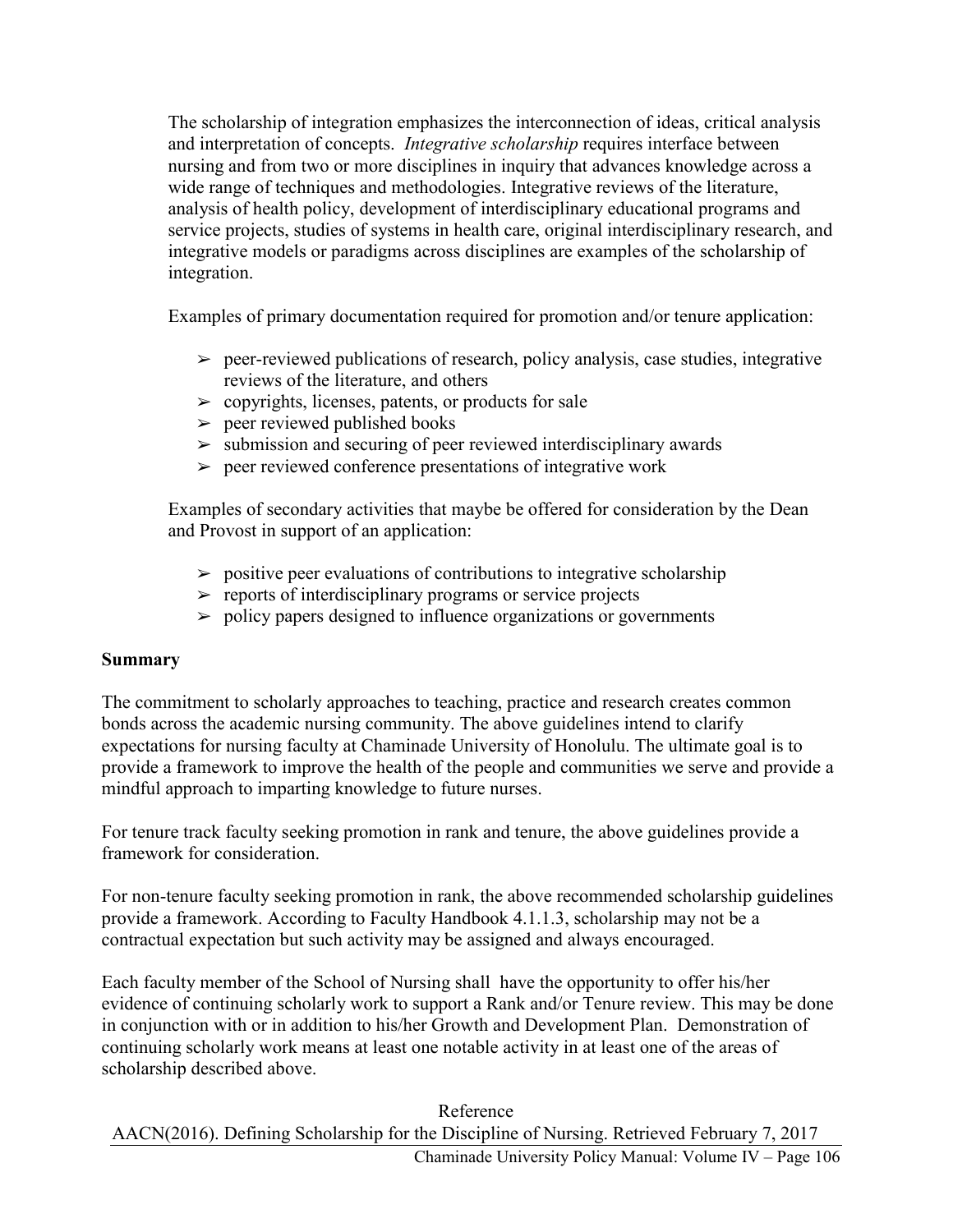The scholarship of integration emphasizes the interconnection of ideas, critical analysis and interpretation of concepts. *Integrative scholarship* requires interface between nursing and from two or more disciplines in inquiry that advances knowledge across a wide range of techniques and methodologies. Integrative reviews of the literature, analysis of health policy, development of interdisciplinary educational programs and service projects, studies of systems in health care, original interdisciplinary research, and integrative models or paradigms across disciplines are examples of the scholarship of integration.

Examples of primary documentation required for promotion and/or tenure application:

- peer-reviewed publications of research, policy analysis, case studies, integrative reviews of the literature, and others
- copyrights, licenses, patents, or products for sale
- peer reviewed published books
- submission and securing of peer reviewed interdisciplinary awards
- peer reviewed conference presentations of integrative work

Examples of secondary activities that maybe be offered for consideration by the Dean and Provost in support of an application:

- positive peer evaluations of contributions to integrative scholarship
- reports of interdisciplinary programs or service projects
- policy papers designed to influence organizations or governments

**Summary**

The commitment to scholarly approaches to teaching, practice and research creates common bonds across the academic nursing community. The above guidelines intend to clarify expectations for nursing faculty at Chaminade University of Honolulu. The ultimate goal is to provide a framework to improve the health of the people and communities we serve and provide a mindful approach to imparting knowledge to future nurses.

For tenure track faculty seeking promotion in rank and tenure, the above guidelines provide a framework for consideration.

For non-tenure faculty seeking promotion in rank, the above recommended scholarship guidelines provide a framework. According to Faculty Handbook 4.1.1.3, scholarship may not be a contractual expectation but such activity may be assigned and always encouraged.

Each faculty member of the School of Nursing shall have the opportunity to offer his/her evidence of continuing scholarly work to support a Rank and/or Tenure review. This may be done in conjunction with or in addition to his/her Growth and Development Plan. Demonstration of continuing scholarly work means at least one notable activity in at least one of the areas of scholarship described above.

Reference

AACN(2016). Defining Scholarship for the Discipline of Nursing. Retrieved February 7, 2017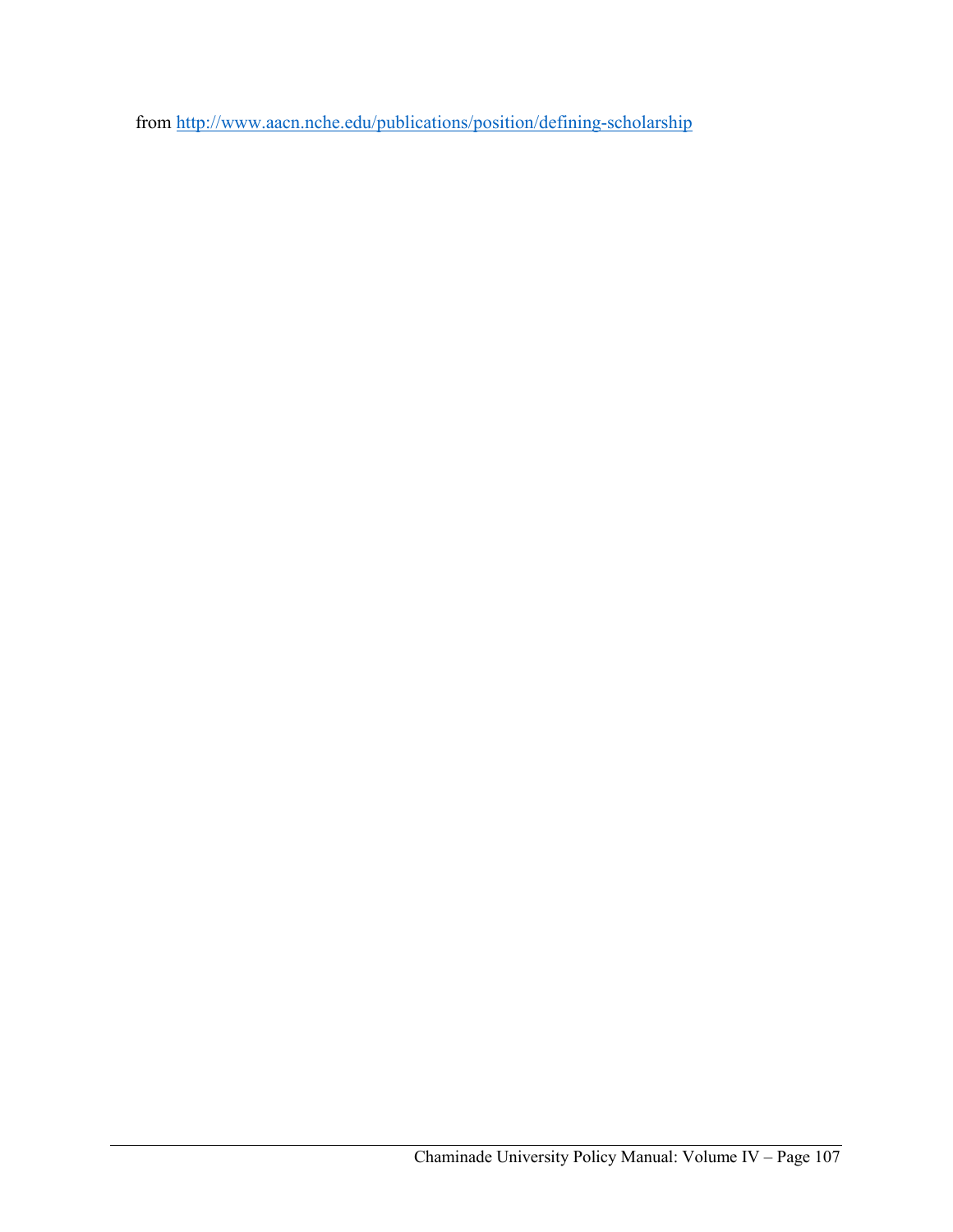from http://www.aacn.nche.edu/publications/position/defining-scholarship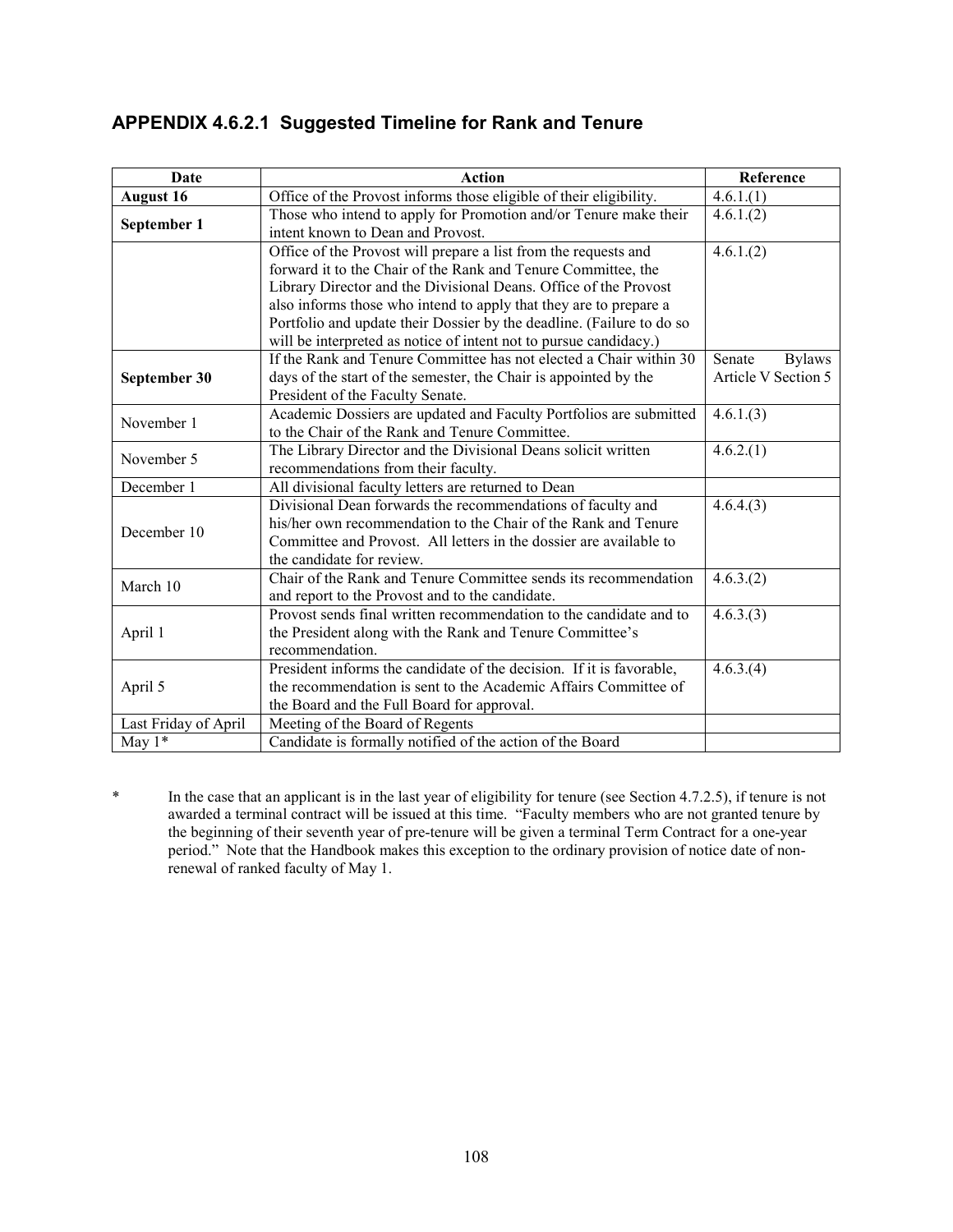## APPENDIX 4.6.2.1 Suggested Timeline for Rank and Tenure

| Date | Action | Reference |
|---|---|---|
| **August 16** | Office of the Provost informs those eligible of their eligibility. | 4.6.1.(1) |
| **September 1** | Those who intend to apply for Promotion and/or Tenure make their intent known to Dean and Provost. | 4.6.1.(2) |
| | Office of the Provost will prepare a list from the requests and forward it to the Chair of the Rank and Tenure Committee, the Library Director and the Divisional Deans. Office of the Provost also informs those who intend to apply that they are to prepare a Portfolio and update their Dossier by the deadline. (Failure to do so will be interpreted as notice of intent not to pursue candidacy.) | 4.6.1.(2) |
| **September 30** | If the Rank and Tenure Committee has not elected a Chair within 30 days of the start of the semester, the Chair is appointed by the President of the Faculty Senate. | Senate Bylaws Article V Section 5 |
| November 1 | Academic Dossiers are updated and Faculty Portfolios are submitted to the Chair of the Rank and Tenure Committee. | 4.6.1.(3) |
| November 5 | The Library Director and the Divisional Deans solicit written recommendations from their faculty. | 4.6.2.(1) |
| December 1 | All divisional faculty letters are returned to Dean | |
| December 10 | Divisional Dean forwards the recommendations of faculty and his/her own recommendation to the Chair of the Rank and Tenure Committee and Provost. All letters in the dossier are available to the candidate for review. | 4.6.4.(3) |
| March 10 | Chair of the Rank and Tenure Committee sends its recommendation and report to the Provost and to the candidate. | 4.6.3.(2) |
| April 1 | Provost sends final written recommendation to the candidate and to the President along with the Rank and Tenure Committee's recommendation. | 4.6.3.(3) |
| April 5 | President informs the candidate of the decision. If it is favorable, the recommendation is sent to the Academic Affairs Committee of the Board and the Full Board for approval. | 4.6.3.(4) |
| Last Friday of April | Meeting of the Board of Regents | |
| May 1* | Candidate is formally notified of the action of the Board | |

\* In the case that an applicant is in the last year of eligibility for tenure (see Section 4.7.2.5), if tenure is not awarded a terminal contract will be issued at this time. "Faculty members who are not granted tenure by the beginning of their seventh year of pre-tenure will be given a terminal Term Contract for a one-year period." Note that the Handbook makes this exception to the ordinary provision of notice date of non-renewal of ranked faculty of May 1.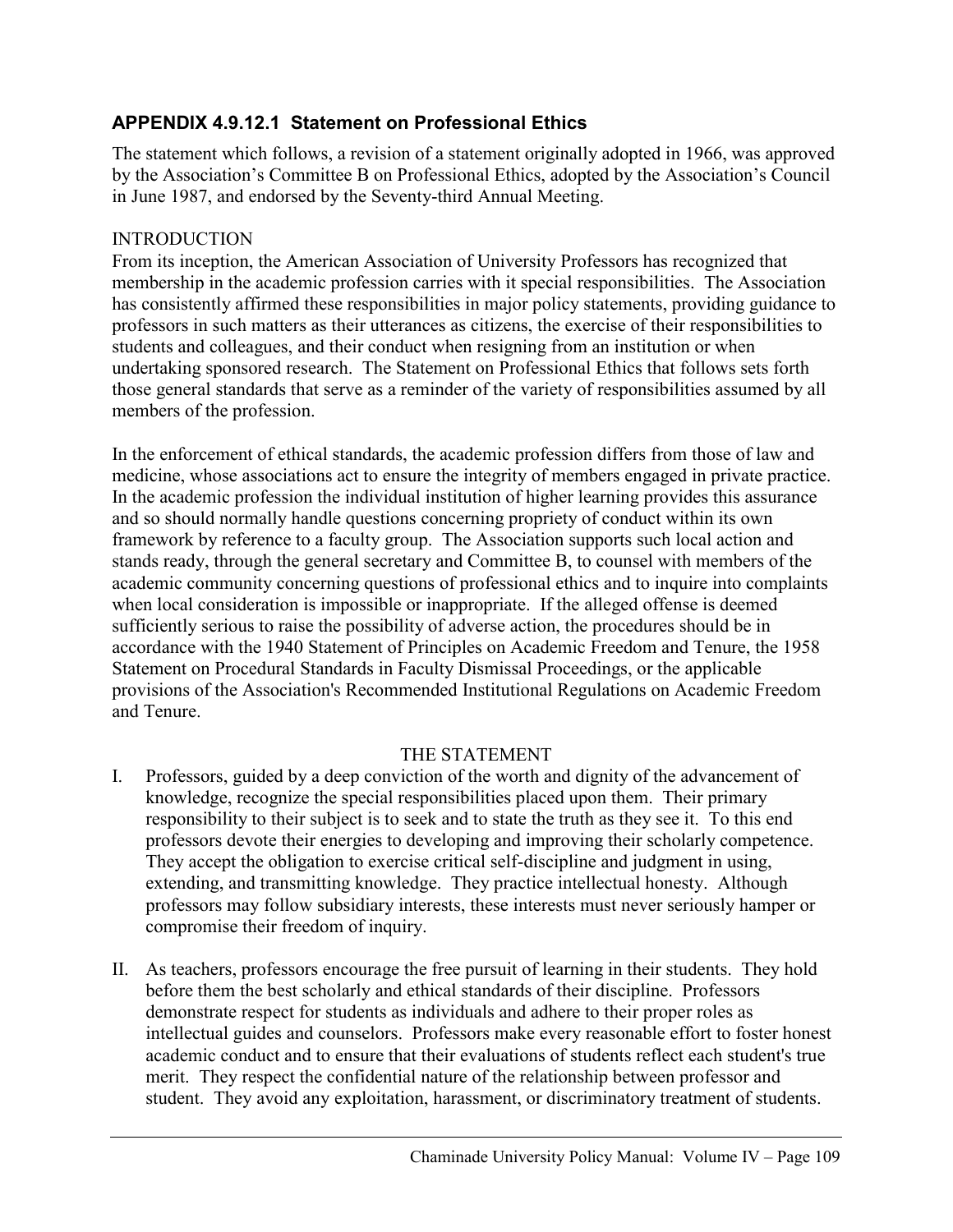## APPENDIX 4.9.12.1 Statement on Professional Ethics

The statement which follows, a revision of a statement originally adopted in 1966, was approved by the Association's Committee B on Professional Ethics, adopted by the Association's Council in June 1987, and endorsed by the Seventy-third Annual Meeting.

INTRODUCTION

From its inception, the American Association of University Professors has recognized that membership in the academic profession carries with it special responsibilities. The Association has consistently affirmed these responsibilities in major policy statements, providing guidance to professors in such matters as their utterances as citizens, the exercise of their responsibilities to students and colleagues, and their conduct when resigning from an institution or when undertaking sponsored research. The Statement on Professional Ethics that follows sets forth those general standards that serve as a reminder of the variety of responsibilities assumed by all members of the profession.

In the enforcement of ethical standards, the academic profession differs from those of law and medicine, whose associations act to ensure the integrity of members engaged in private practice. In the academic profession the individual institution of higher learning provides this assurance and so should normally handle questions concerning propriety of conduct within its own framework by reference to a faculty group. The Association supports such local action and stands ready, through the general secretary and Committee B, to counsel with members of the academic community concerning questions of professional ethics and to inquire into complaints when local consideration is impossible or inappropriate. If the alleged offense is deemed sufficiently serious to raise the possibility of adverse action, the procedures should be in accordance with the 1940 Statement of Principles on Academic Freedom and Tenure, the 1958 Statement on Procedural Standards in Faculty Dismissal Proceedings, or the applicable provisions of the Association's Recommended Institutional Regulations on Academic Freedom and Tenure.

THE STATEMENT

I. Professors, guided by a deep conviction of the worth and dignity of the advancement of knowledge, recognize the special responsibilities placed upon them. Their primary responsibility to their subject is to seek and to state the truth as they see it. To this end professors devote their energies to developing and improving their scholarly competence. They accept the obligation to exercise critical self-discipline and judgment in using, extending, and transmitting knowledge. They practice intellectual honesty. Although professors may follow subsidiary interests, these interests must never seriously hamper or compromise their freedom of inquiry.

II. As teachers, professors encourage the free pursuit of learning in their students. They hold before them the best scholarly and ethical standards of their discipline. Professors demonstrate respect for students as individuals and adhere to their proper roles as intellectual guides and counselors. Professors make every reasonable effort to foster honest academic conduct and to ensure that their evaluations of students reflect each student's true merit. They respect the confidential nature of the relationship between professor and student. They avoid any exploitation, harassment, or discriminatory treatment of students.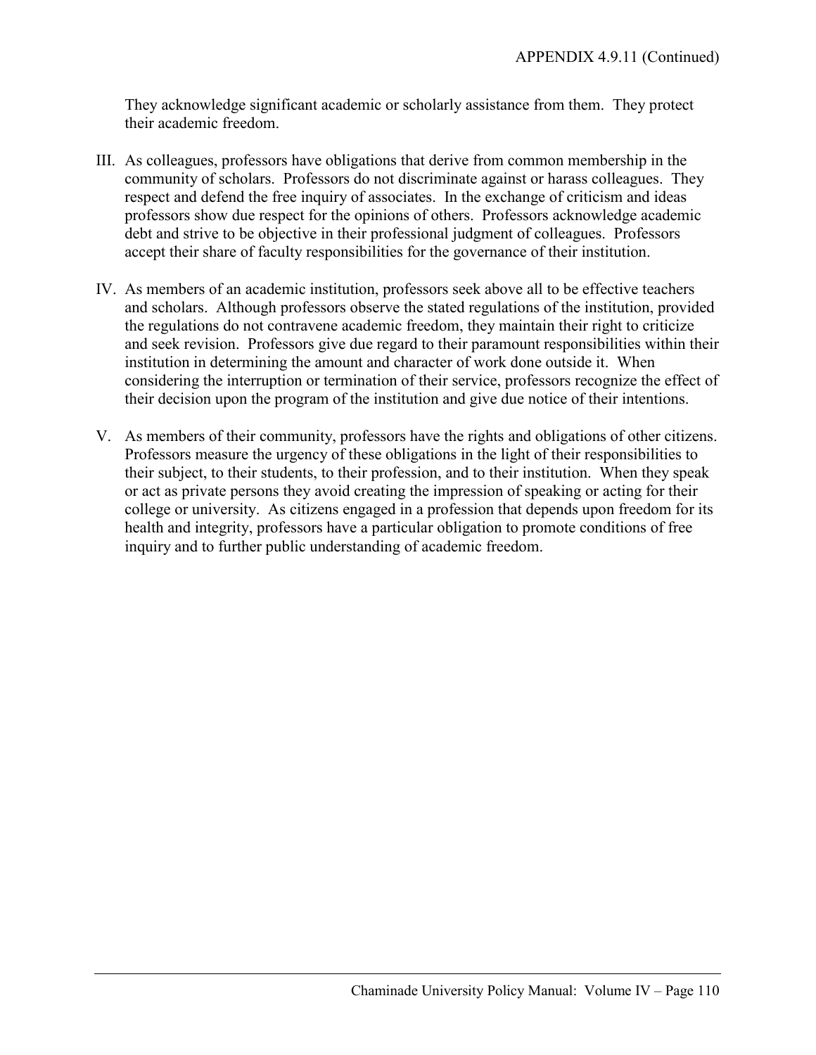They acknowledge significant academic or scholarly assistance from them. They protect their academic freedom.

III. As colleagues, professors have obligations that derive from common membership in the community of scholars. Professors do not discriminate against or harass colleagues. They respect and defend the free inquiry of associates. In the exchange of criticism and ideas professors show due respect for the opinions of others. Professors acknowledge academic debt and strive to be objective in their professional judgment of colleagues. Professors accept their share of faculty responsibilities for the governance of their institution.

IV. As members of an academic institution, professors seek above all to be effective teachers and scholars. Although professors observe the stated regulations of the institution, provided the regulations do not contravene academic freedom, they maintain their right to criticize and seek revision. Professors give due regard to their paramount responsibilities within their institution in determining the amount and character of work done outside it. When considering the interruption or termination of their service, professors recognize the effect of their decision upon the program of the institution and give due notice of their intentions.

V. As members of their community, professors have the rights and obligations of other citizens. Professors measure the urgency of these obligations in the light of their responsibilities to their subject, to their students, to their profession, and to their institution. When they speak or act as private persons they avoid creating the impression of speaking or acting for their college or university. As citizens engaged in a profession that depends upon freedom for its health and integrity, professors have a particular obligation to promote conditions of free inquiry and to further public understanding of academic freedom.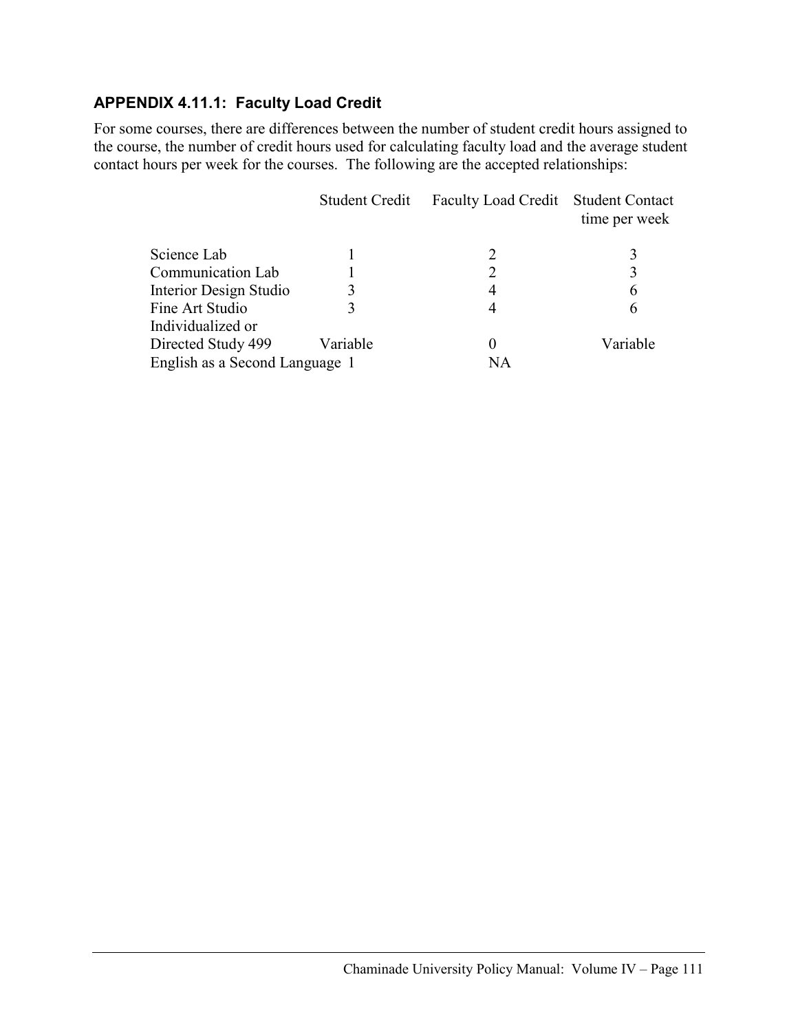### APPENDIX 4.11.1: Faculty Load Credit

For some courses, there are differences between the number of student credit hours assigned to the course, the number of credit hours used for calculating faculty load and the average student contact hours per week for the courses. The following are the accepted relationships:

| | Student Credit | Faculty Load Credit | Student Contact time per week |
|---|---|---|---|
| Science Lab | 1 | 2 | 3 |
| Communication Lab | 1 | 2 | 3 |
| Interior Design Studio | 3 | 4 | 6 |
| Fine Art Studio | 3 | 4 | 6 |
| Individualized or Directed Study 499 | Variable | 0 | Variable |
| English as a Second Language | 1 | NA | |